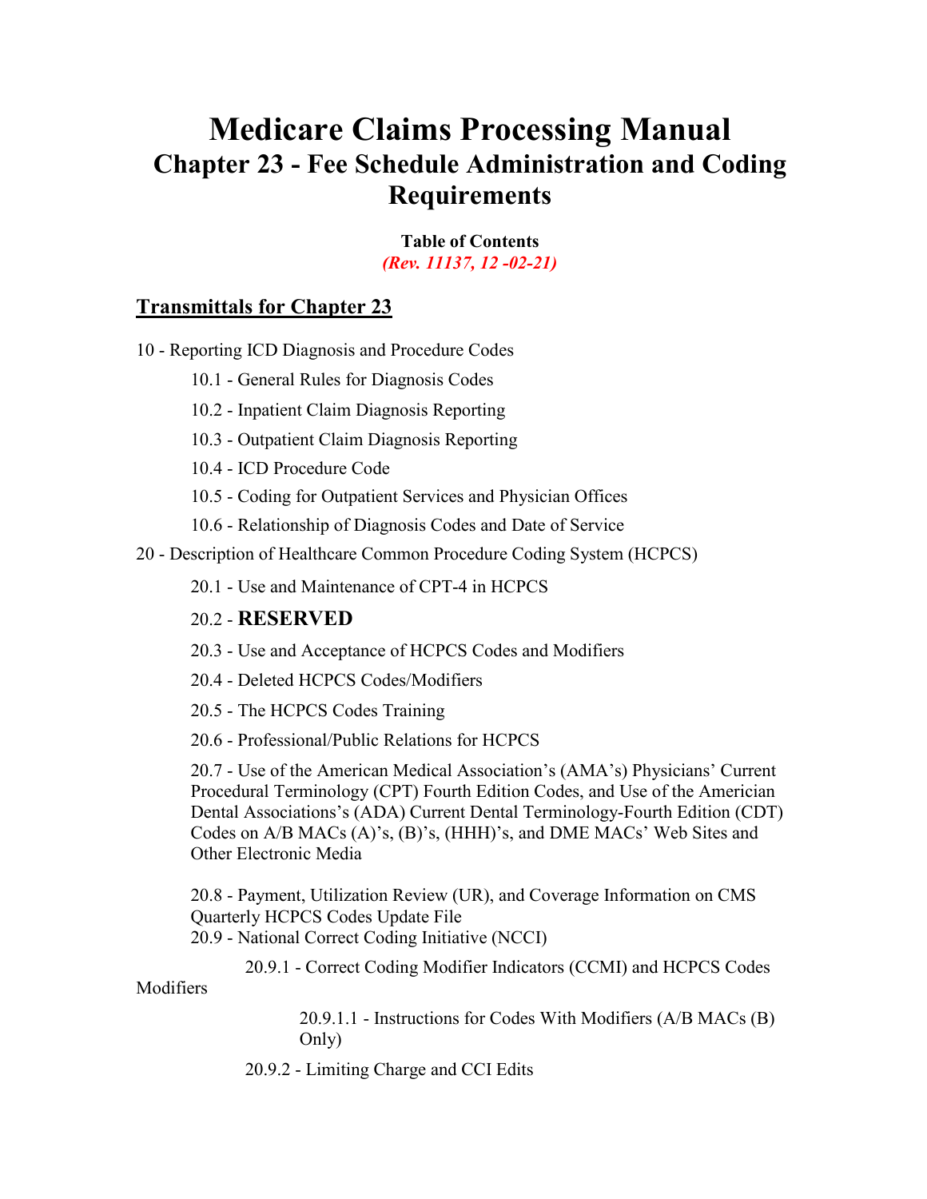# Medicare Claims Processing Manual
## Chapter 23 - Fee Schedule Administration and Coding Requirements

**Table of Contents**
*(Rev. 11137, 12 -02-21)*

**Transmittals for Chapter 23**

10 - Reporting ICD Diagnosis and Procedure Codes

- 10.1 - General Rules for Diagnosis Codes
- 10.2 - Inpatient Claim Diagnosis Reporting
- 10.3 - Outpatient Claim Diagnosis Reporting
- 10.4 - ICD Procedure Code
- 10.5 - Coding for Outpatient Services and Physician Offices
- 10.6 - Relationship of Diagnosis Codes and Date of Service

20 - Description of Healthcare Common Procedure Coding System (HCPCS)

- 20.1 - Use and Maintenance of CPT-4 in HCPCS
- 20.2 - **RESERVED**
- 20.3 - Use and Acceptance of HCPCS Codes and Modifiers
- 20.4 - Deleted HCPCS Codes/Modifiers
- 20.5 - The HCPCS Codes Training
- 20.6 - Professional/Public Relations for HCPCS
- 20.7 - Use of the American Medical Association's (AMA's) Physicians' Current Procedural Terminology (CPT) Fourth Edition Codes, and Use of the American Dental Associations's (ADA) Current Dental Terminology-Fourth Edition (CDT) Codes on A/B MACs (A)'s, (B)'s, (HHH)'s, and DME MACs' Web Sites and Other Electronic Media
- 20.8 - Payment, Utilization Review (UR), and Coverage Information on CMS Quarterly HCPCS Codes Update File
- 20.9 - National Correct Coding Initiative (NCCI)
  - 20.9.1 - Correct Coding Modifier Indicators (CCMI) and HCPCS Codes Modifiers
    - 20.9.1.1 - Instructions for Codes With Modifiers (A/B MACs (B) Only)
  - 20.9.2 - Limiting Charge and CCI Edits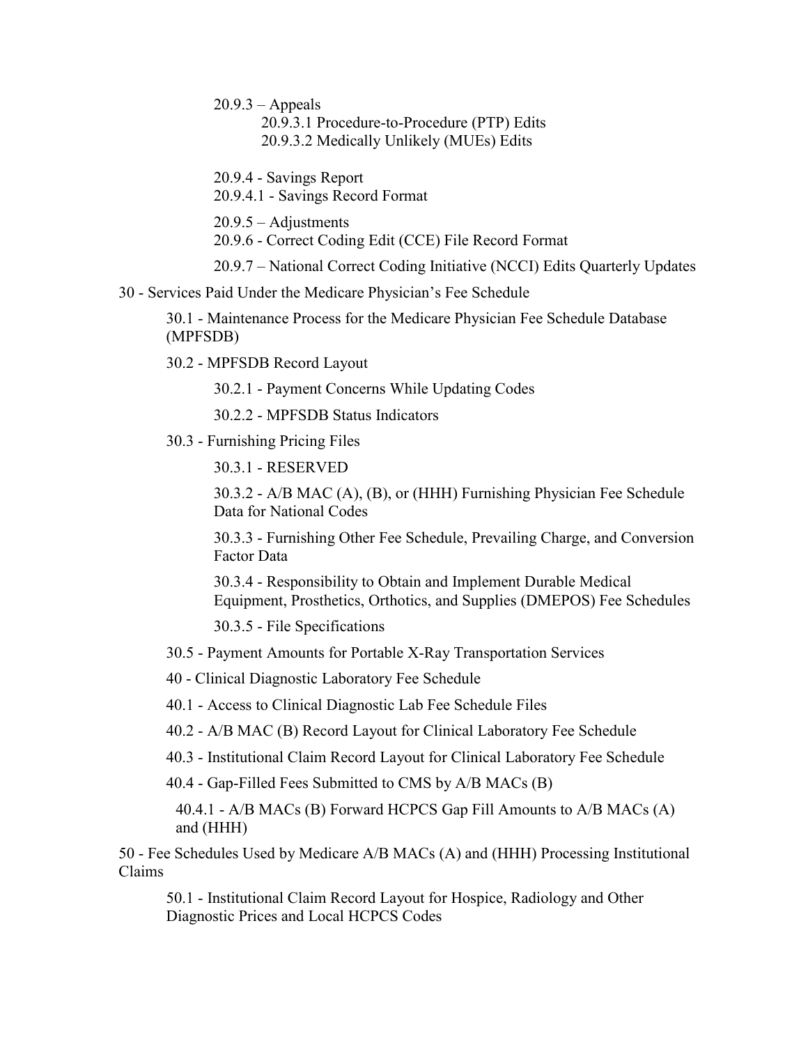20.9.3 – Appeals

20.9.3.1 Procedure-to-Procedure (PTP) Edits

20.9.3.2 Medically Unlikely (MUEs) Edits

20.9.4 - Savings Report

20.9.4.1 - Savings Record Format

20.9.5 – Adjustments

20.9.6 - Correct Coding Edit (CCE) File Record Format

20.9.7 – National Correct Coding Initiative (NCCI) Edits Quarterly Updates

30 - Services Paid Under the Medicare Physician's Fee Schedule

30.1 - Maintenance Process for the Medicare Physician Fee Schedule Database (MPFSDB)

30.2 - MPFSDB Record Layout

30.2.1 - Payment Concerns While Updating Codes

30.2.2 - MPFSDB Status Indicators

30.3 - Furnishing Pricing Files

30.3.1 - RESERVED

30.3.2 - A/B MAC (A), (B), or (HHH) Furnishing Physician Fee Schedule Data for National Codes

30.3.3 - Furnishing Other Fee Schedule, Prevailing Charge, and Conversion Factor Data

30.3.4 - Responsibility to Obtain and Implement Durable Medical Equipment, Prosthetics, Orthotics, and Supplies (DMEPOS) Fee Schedules

30.3.5 - File Specifications

30.5 - Payment Amounts for Portable X-Ray Transportation Services

40 - Clinical Diagnostic Laboratory Fee Schedule

40.1 - Access to Clinical Diagnostic Lab Fee Schedule Files

40.2 - A/B MAC (B) Record Layout for Clinical Laboratory Fee Schedule

40.3 - Institutional Claim Record Layout for Clinical Laboratory Fee Schedule

40.4 - Gap-Filled Fees Submitted to CMS by A/B MACs (B)

40.4.1 - A/B MACs (B) Forward HCPCS Gap Fill Amounts to A/B MACs (A) and (HHH)

50 - Fee Schedules Used by Medicare A/B MACs (A) and (HHH) Processing Institutional Claims

50.1 - Institutional Claim Record Layout for Hospice, Radiology and Other Diagnostic Prices and Local HCPCS Codes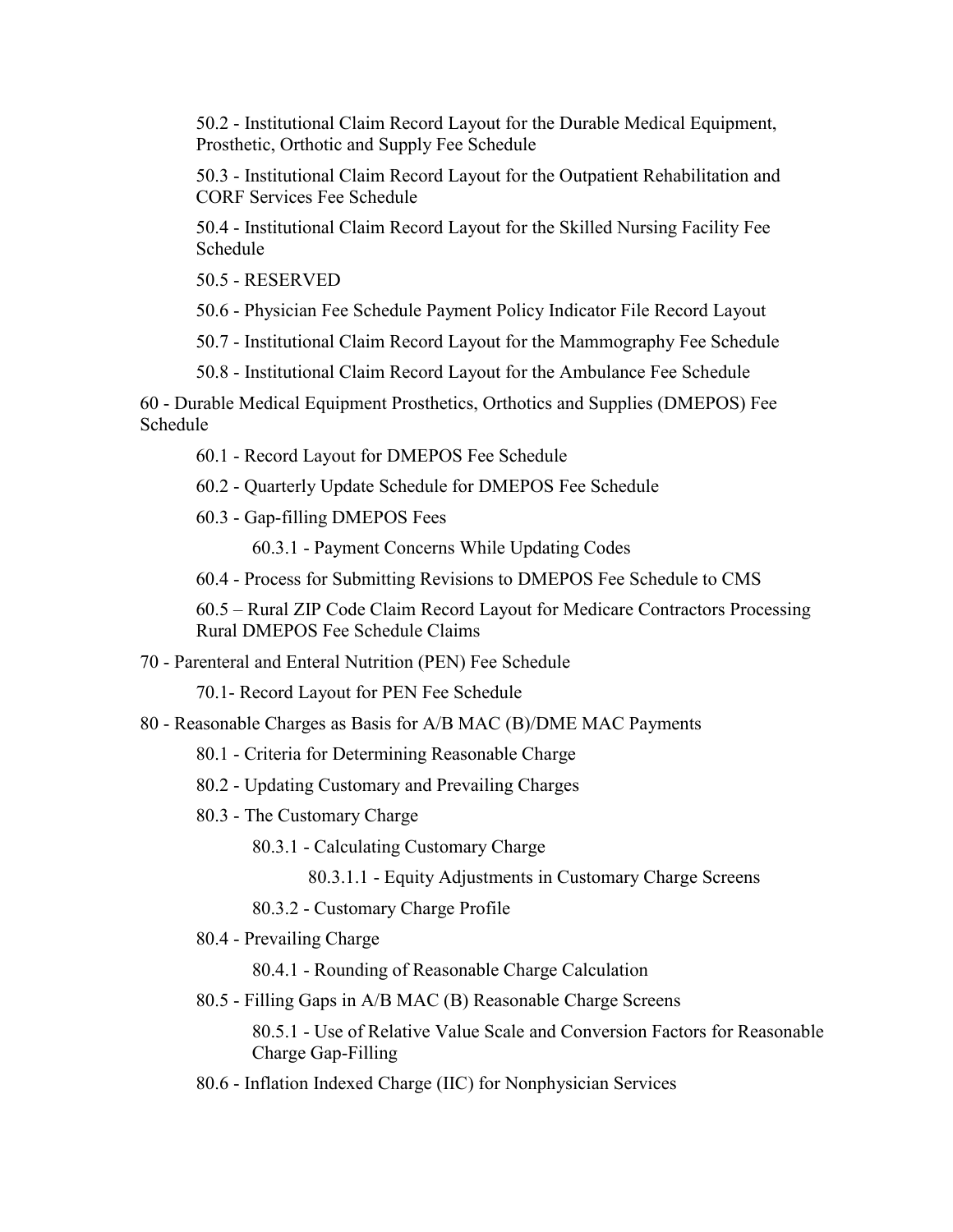50.2 - Institutional Claim Record Layout for the Durable Medical Equipment, Prosthetic, Orthotic and Supply Fee Schedule

50.3 - Institutional Claim Record Layout for the Outpatient Rehabilitation and CORF Services Fee Schedule

50.4 - Institutional Claim Record Layout for the Skilled Nursing Facility Fee Schedule

50.5 - RESERVED

50.6 - Physician Fee Schedule Payment Policy Indicator File Record Layout

50.7 - Institutional Claim Record Layout for the Mammography Fee Schedule

50.8 - Institutional Claim Record Layout for the Ambulance Fee Schedule

60 - Durable Medical Equipment Prosthetics, Orthotics and Supplies (DMEPOS) Fee Schedule

60.1 - Record Layout for DMEPOS Fee Schedule

60.2 - Quarterly Update Schedule for DMEPOS Fee Schedule

60.3 - Gap-filling DMEPOS Fees

60.3.1 - Payment Concerns While Updating Codes

60.4 - Process for Submitting Revisions to DMEPOS Fee Schedule to CMS

60.5 – Rural ZIP Code Claim Record Layout for Medicare Contractors Processing Rural DMEPOS Fee Schedule Claims

70 - Parenteral and Enteral Nutrition (PEN) Fee Schedule

70.1- Record Layout for PEN Fee Schedule

80 - Reasonable Charges as Basis for A/B MAC (B)/DME MAC Payments

80.1 - Criteria for Determining Reasonable Charge

80.2 - Updating Customary and Prevailing Charges

80.3 - The Customary Charge

80.3.1 - Calculating Customary Charge

80.3.1.1 - Equity Adjustments in Customary Charge Screens

80.3.2 - Customary Charge Profile

80.4 - Prevailing Charge

80.4.1 - Rounding of Reasonable Charge Calculation

80.5 - Filling Gaps in A/B MAC (B) Reasonable Charge Screens

80.5.1 - Use of Relative Value Scale and Conversion Factors for Reasonable Charge Gap-Filling

80.6 - Inflation Indexed Charge (IIC) for Nonphysician Services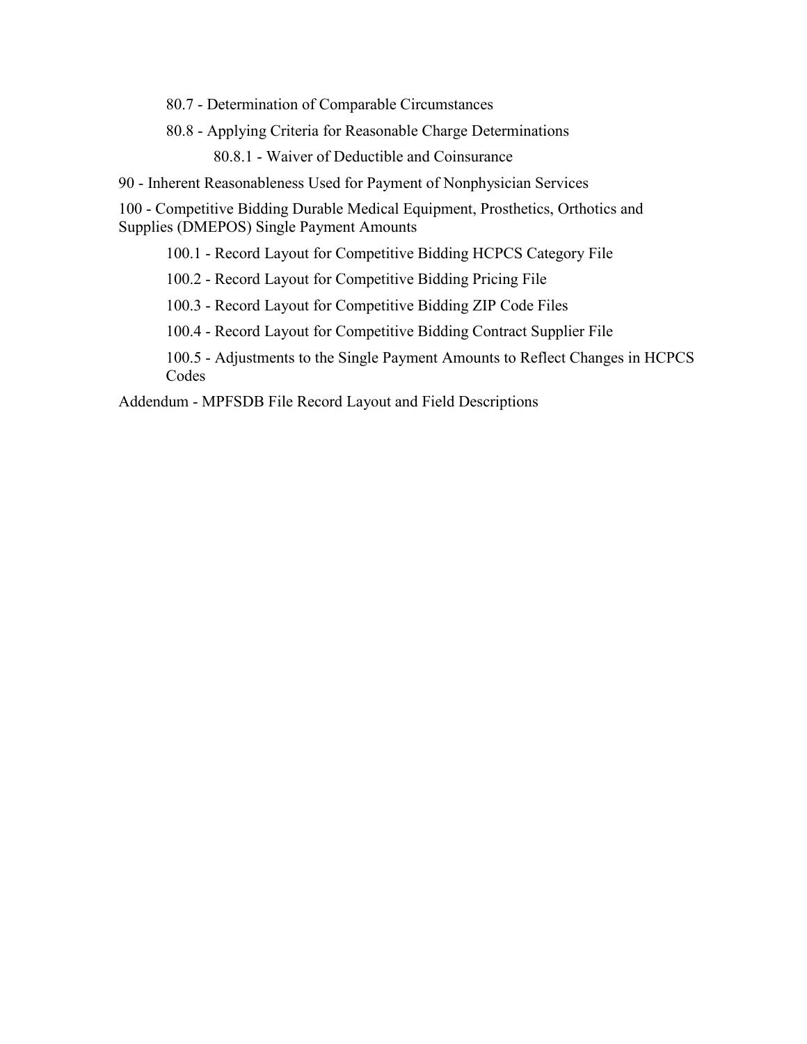80.7 - Determination of Comparable Circumstances

80.8 - Applying Criteria for Reasonable Charge Determinations

80.8.1 - Waiver of Deductible and Coinsurance

90 - Inherent Reasonableness Used for Payment of Nonphysician Services

100 - Competitive Bidding Durable Medical Equipment, Prosthetics, Orthotics and Supplies (DMEPOS) Single Payment Amounts

100.1 - Record Layout for Competitive Bidding HCPCS Category File

100.2 - Record Layout for Competitive Bidding Pricing File

100.3 - Record Layout for Competitive Bidding ZIP Code Files

100.4 - Record Layout for Competitive Bidding Contract Supplier File

100.5 - Adjustments to the Single Payment Amounts to Reflect Changes in HCPCS Codes

Addendum - MPFSDB File Record Layout and Field Descriptions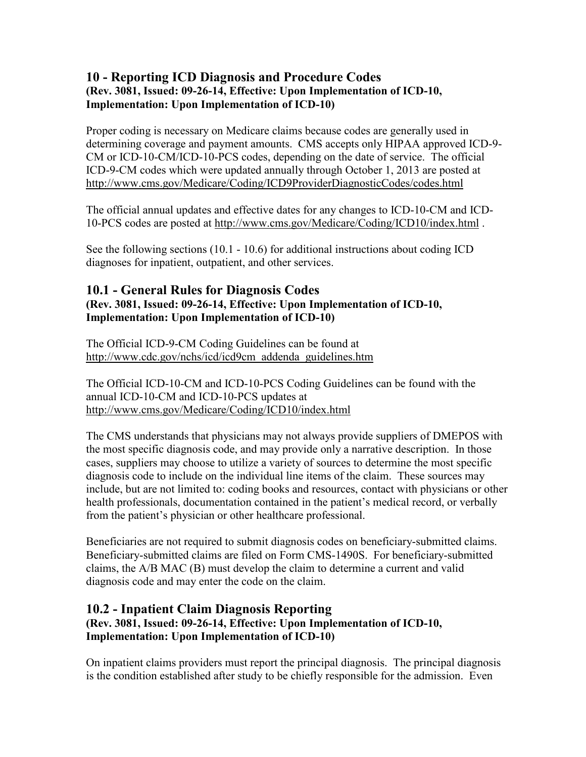## 10 - Reporting ICD Diagnosis and Procedure Codes

**(Rev. 3081, Issued: 09-26-14, Effective: Upon Implementation of ICD-10, Implementation: Upon Implementation of ICD-10)**

Proper coding is necessary on Medicare claims because codes are generally used in determining coverage and payment amounts. CMS accepts only HIPAA approved ICD-9-CM or ICD-10-CM/ICD-10-PCS codes, depending on the date of service. The official ICD-9-CM codes which were updated annually through October 1, 2013 are posted at http://www.cms.gov/Medicare/Coding/ICD9ProviderDiagnosticCodes/codes.html

The official annual updates and effective dates for any changes to ICD-10-CM and ICD-10-PCS codes are posted at http://www.cms.gov/Medicare/Coding/ICD10/index.html .

See the following sections (10.1 - 10.6) for additional instructions about coding ICD diagnoses for inpatient, outpatient, and other services.

## 10.1 - General Rules for Diagnosis Codes

**(Rev. 3081, Issued: 09-26-14, Effective: Upon Implementation of ICD-10, Implementation: Upon Implementation of ICD-10)**

The Official ICD-9-CM Coding Guidelines can be found at http://www.cdc.gov/nchs/icd/icd9cm_addenda_guidelines.htm

The Official ICD-10-CM and ICD-10-PCS Coding Guidelines can be found with the annual ICD-10-CM and ICD-10-PCS updates at http://www.cms.gov/Medicare/Coding/ICD10/index.html

The CMS understands that physicians may not always provide suppliers of DMEPOS with the most specific diagnosis code, and may provide only a narrative description. In those cases, suppliers may choose to utilize a variety of sources to determine the most specific diagnosis code to include on the individual line items of the claim. These sources may include, but are not limited to: coding books and resources, contact with physicians or other health professionals, documentation contained in the patient's medical record, or verbally from the patient's physician or other healthcare professional.

Beneficiaries are not required to submit diagnosis codes on beneficiary-submitted claims. Beneficiary-submitted claims are filed on Form CMS-1490S. For beneficiary-submitted claims, the A/B MAC (B) must develop the claim to determine a current and valid diagnosis code and may enter the code on the claim.

## 10.2 - Inpatient Claim Diagnosis Reporting

**(Rev. 3081, Issued: 09-26-14, Effective: Upon Implementation of ICD-10, Implementation: Upon Implementation of ICD-10)**

On inpatient claims providers must report the principal diagnosis. The principal diagnosis is the condition established after study to be chiefly responsible for the admission. Even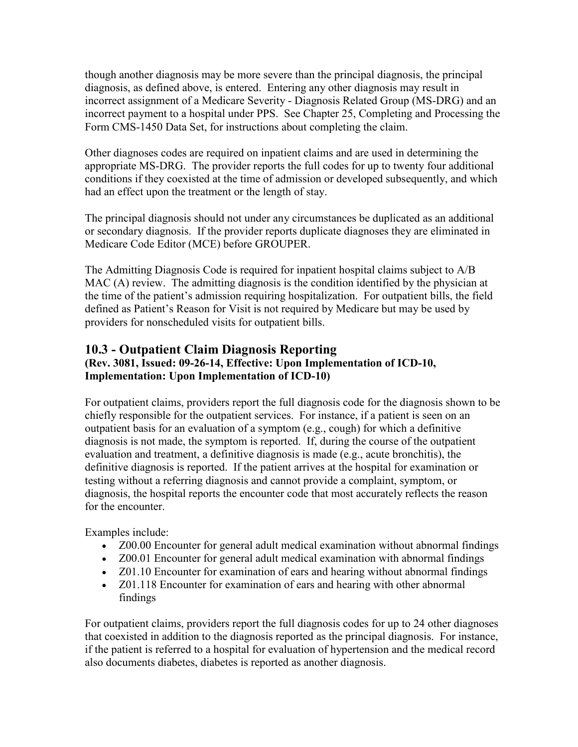though another diagnosis may be more severe than the principal diagnosis, the principal diagnosis, as defined above, is entered. Entering any other diagnosis may result in incorrect assignment of a Medicare Severity - Diagnosis Related Group (MS-DRG) and an incorrect payment to a hospital under PPS. See Chapter 25, Completing and Processing the Form CMS-1450 Data Set, for instructions about completing the claim.

Other diagnoses codes are required on inpatient claims and are used in determining the appropriate MS-DRG. The provider reports the full codes for up to twenty four additional conditions if they coexisted at the time of admission or developed subsequently, and which had an effect upon the treatment or the length of stay.

The principal diagnosis should not under any circumstances be duplicated as an additional or secondary diagnosis. If the provider reports duplicate diagnoses they are eliminated in Medicare Code Editor (MCE) before GROUPER.

The Admitting Diagnosis Code is required for inpatient hospital claims subject to A/B MAC (A) review. The admitting diagnosis is the condition identified by the physician at the time of the patient's admission requiring hospitalization. For outpatient bills, the field defined as Patient's Reason for Visit is not required by Medicare but may be used by providers for nonscheduled visits for outpatient bills.

## 10.3 - Outpatient Claim Diagnosis Reporting

**(Rev. 3081, Issued: 09-26-14, Effective: Upon Implementation of ICD-10, Implementation: Upon Implementation of ICD-10)**

For outpatient claims, providers report the full diagnosis code for the diagnosis shown to be chiefly responsible for the outpatient services. For instance, if a patient is seen on an outpatient basis for an evaluation of a symptom (e.g., cough) for which a definitive diagnosis is not made, the symptom is reported. If, during the course of the outpatient evaluation and treatment, a definitive diagnosis is made (e.g., acute bronchitis), the definitive diagnosis is reported. If the patient arrives at the hospital for examination or testing without a referring diagnosis and cannot provide a complaint, symptom, or diagnosis, the hospital reports the encounter code that most accurately reflects the reason for the encounter.

Examples include:

- Z00.00 Encounter for general adult medical examination without abnormal findings
- Z00.01 Encounter for general adult medical examination with abnormal findings
- Z01.10 Encounter for examination of ears and hearing without abnormal findings
- Z01.118 Encounter for examination of ears and hearing with other abnormal findings

For outpatient claims, providers report the full diagnosis codes for up to 24 other diagnoses that coexisted in addition to the diagnosis reported as the principal diagnosis. For instance, if the patient is referred to a hospital for evaluation of hypertension and the medical record also documents diabetes, diabetes is reported as another diagnosis.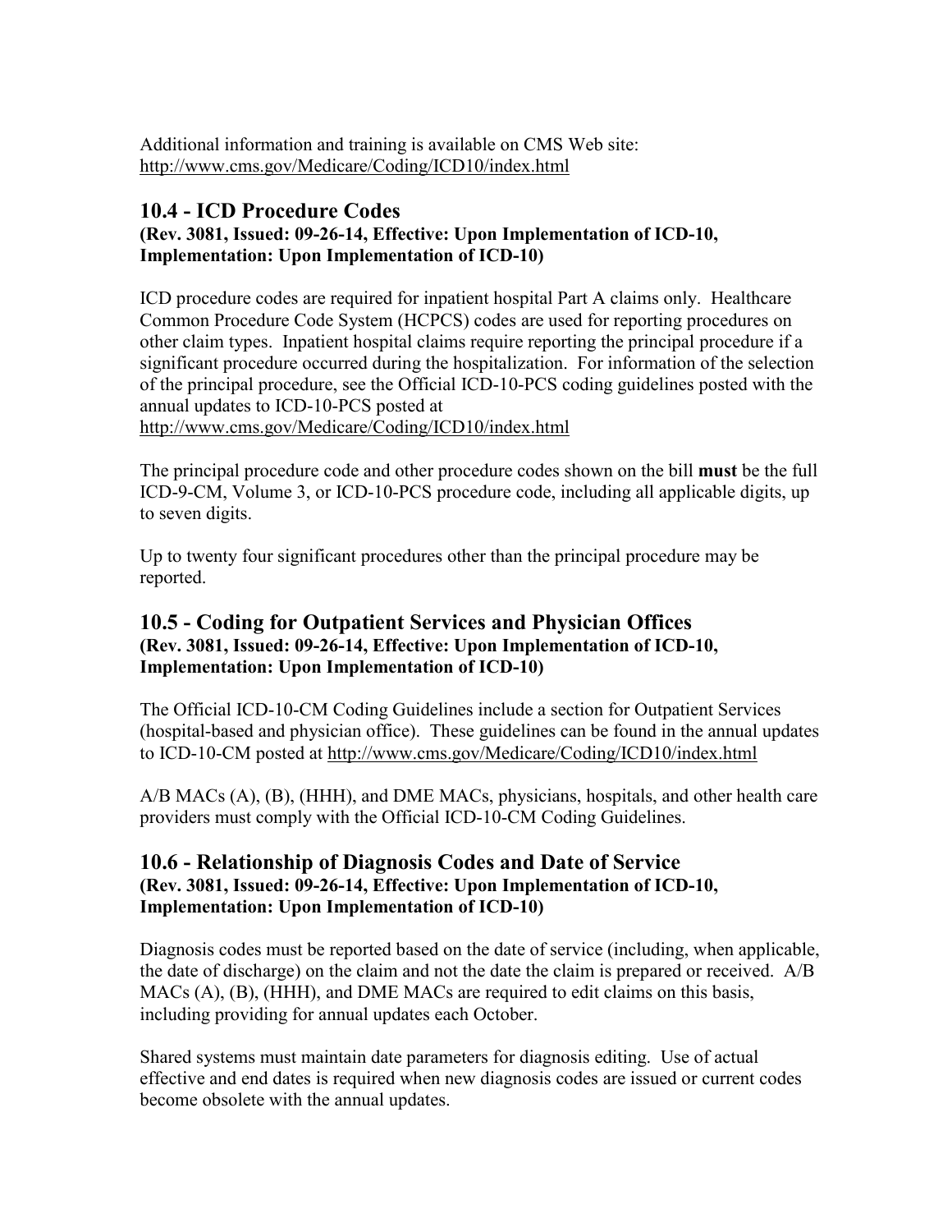Additional information and training is available on CMS Web site: http://www.cms.gov/Medicare/Coding/ICD10/index.html

## 10.4 - ICD Procedure Codes

**(Rev. 3081, Issued: 09-26-14, Effective: Upon Implementation of ICD-10, Implementation: Upon Implementation of ICD-10)**

ICD procedure codes are required for inpatient hospital Part A claims only. Healthcare Common Procedure Code System (HCPCS) codes are used for reporting procedures on other claim types. Inpatient hospital claims require reporting the principal procedure if a significant procedure occurred during the hospitalization. For information of the selection of the principal procedure, see the Official ICD-10-PCS coding guidelines posted with the annual updates to ICD-10-PCS posted at http://www.cms.gov/Medicare/Coding/ICD10/index.html

The principal procedure code and other procedure codes shown on the bill **must** be the full ICD-9-CM, Volume 3, or ICD-10-PCS procedure code, including all applicable digits, up to seven digits.

Up to twenty four significant procedures other than the principal procedure may be reported.

## 10.5 - Coding for Outpatient Services and Physician Offices

**(Rev. 3081, Issued: 09-26-14, Effective: Upon Implementation of ICD-10, Implementation: Upon Implementation of ICD-10)**

The Official ICD-10-CM Coding Guidelines include a section for Outpatient Services (hospital-based and physician office). These guidelines can be found in the annual updates to ICD-10-CM posted at http://www.cms.gov/Medicare/Coding/ICD10/index.html

A/B MACs (A), (B), (HHH), and DME MACs, physicians, hospitals, and other health care providers must comply with the Official ICD-10-CM Coding Guidelines.

## 10.6 - Relationship of Diagnosis Codes and Date of Service

**(Rev. 3081, Issued: 09-26-14, Effective: Upon Implementation of ICD-10, Implementation: Upon Implementation of ICD-10)**

Diagnosis codes must be reported based on the date of service (including, when applicable, the date of discharge) on the claim and not the date the claim is prepared or received. A/B MACs (A), (B), (HHH), and DME MACs are required to edit claims on this basis, including providing for annual updates each October.

Shared systems must maintain date parameters for diagnosis editing. Use of actual effective and end dates is required when new diagnosis codes are issued or current codes become obsolete with the annual updates.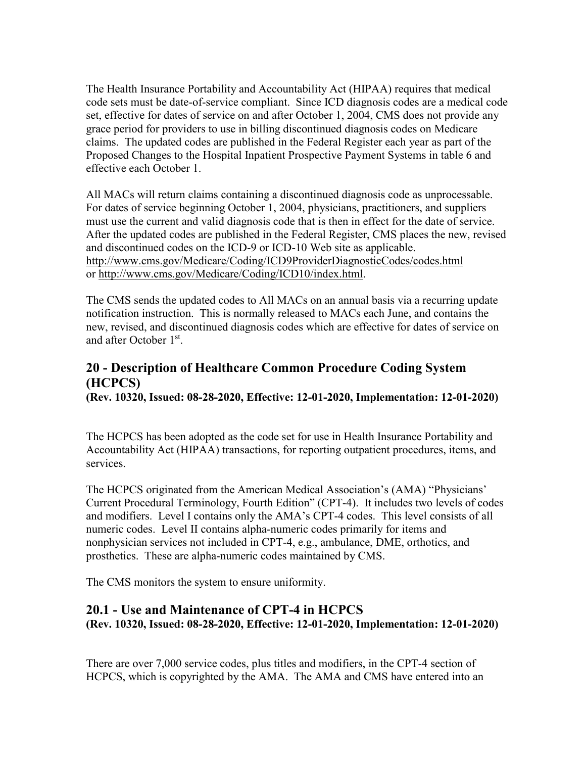The Health Insurance Portability and Accountability Act (HIPAA) requires that medical code sets must be date-of-service compliant. Since ICD diagnosis codes are a medical code set, effective for dates of service on and after October 1, 2004, CMS does not provide any grace period for providers to use in billing discontinued diagnosis codes on Medicare claims. The updated codes are published in the Federal Register each year as part of the Proposed Changes to the Hospital Inpatient Prospective Payment Systems in table 6 and effective each October 1.

All MACs will return claims containing a discontinued diagnosis code as unprocessable. For dates of service beginning October 1, 2004, physicians, practitioners, and suppliers must use the current and valid diagnosis code that is then in effect for the date of service. After the updated codes are published in the Federal Register, CMS places the new, revised and discontinued codes on the ICD-9 or ICD-10 Web site as applicable. http://www.cms.gov/Medicare/Coding/ICD9ProviderDiagnosticCodes/codes.html or http://www.cms.gov/Medicare/Coding/ICD10/index.html.

The CMS sends the updated codes to All MACs on an annual basis via a recurring update notification instruction. This is normally released to MACs each June, and contains the new, revised, and discontinued diagnosis codes which are effective for dates of service on and after October 1st.

## 20 - Description of Healthcare Common Procedure Coding System (HCPCS)

**(Rev. 10320, Issued: 08-28-2020, Effective: 12-01-2020, Implementation: 12-01-2020)**

The HCPCS has been adopted as the code set for use in Health Insurance Portability and Accountability Act (HIPAA) transactions, for reporting outpatient procedures, items, and services.

The HCPCS originated from the American Medical Association's (AMA) "Physicians' Current Procedural Terminology, Fourth Edition" (CPT-4). It includes two levels of codes and modifiers. Level I contains only the AMA's CPT-4 codes. This level consists of all numeric codes. Level II contains alpha-numeric codes primarily for items and nonphysician services not included in CPT-4, e.g., ambulance, DME, orthotics, and prosthetics. These are alpha-numeric codes maintained by CMS.

The CMS monitors the system to ensure uniformity.

## 20.1 - Use and Maintenance of CPT-4 in HCPCS

**(Rev. 10320, Issued: 08-28-2020, Effective: 12-01-2020, Implementation: 12-01-2020)**

There are over 7,000 service codes, plus titles and modifiers, in the CPT-4 section of HCPCS, which is copyrighted by the AMA. The AMA and CMS have entered into an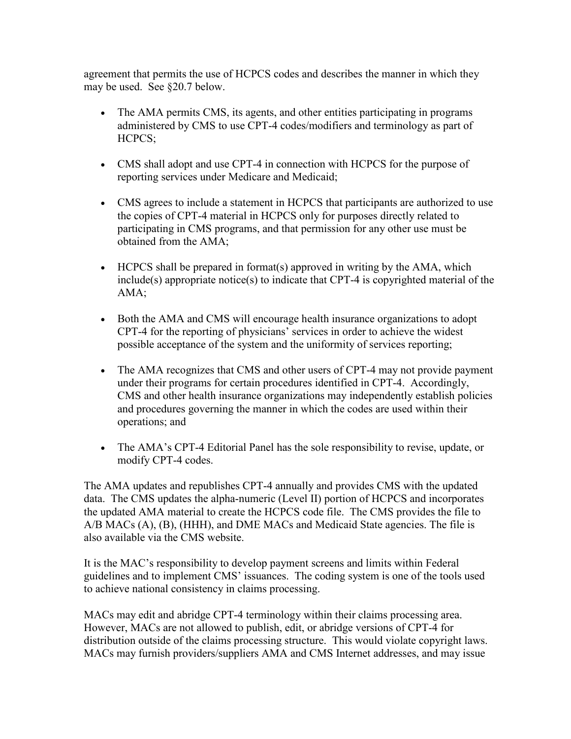agreement that permits the use of HCPCS codes and describes the manner in which they may be used. See §20.7 below.

- The AMA permits CMS, its agents, and other entities participating in programs administered by CMS to use CPT-4 codes/modifiers and terminology as part of HCPCS;

- CMS shall adopt and use CPT-4 in connection with HCPCS for the purpose of reporting services under Medicare and Medicaid;

- CMS agrees to include a statement in HCPCS that participants are authorized to use the copies of CPT-4 material in HCPCS only for purposes directly related to participating in CMS programs, and that permission for any other use must be obtained from the AMA;

- HCPCS shall be prepared in format(s) approved in writing by the AMA, which include(s) appropriate notice(s) to indicate that CPT-4 is copyrighted material of the AMA;

- Both the AMA and CMS will encourage health insurance organizations to adopt CPT-4 for the reporting of physicians' services in order to achieve the widest possible acceptance of the system and the uniformity of services reporting;

- The AMA recognizes that CMS and other users of CPT-4 may not provide payment under their programs for certain procedures identified in CPT-4. Accordingly, CMS and other health insurance organizations may independently establish policies and procedures governing the manner in which the codes are used within their operations; and

- The AMA's CPT-4 Editorial Panel has the sole responsibility to revise, update, or modify CPT-4 codes.

The AMA updates and republishes CPT-4 annually and provides CMS with the updated data. The CMS updates the alpha-numeric (Level II) portion of HCPCS and incorporates the updated AMA material to create the HCPCS code file. The CMS provides the file to A/B MACs (A), (B), (HHH), and DME MACs and Medicaid State agencies. The file is also available via the CMS website.

It is the MAC's responsibility to develop payment screens and limits within Federal guidelines and to implement CMS' issuances. The coding system is one of the tools used to achieve national consistency in claims processing.

MACs may edit and abridge CPT-4 terminology within their claims processing area. However, MACs are not allowed to publish, edit, or abridge versions of CPT-4 for distribution outside of the claims processing structure. This would violate copyright laws. MACs may furnish providers/suppliers AMA and CMS Internet addresses, and may issue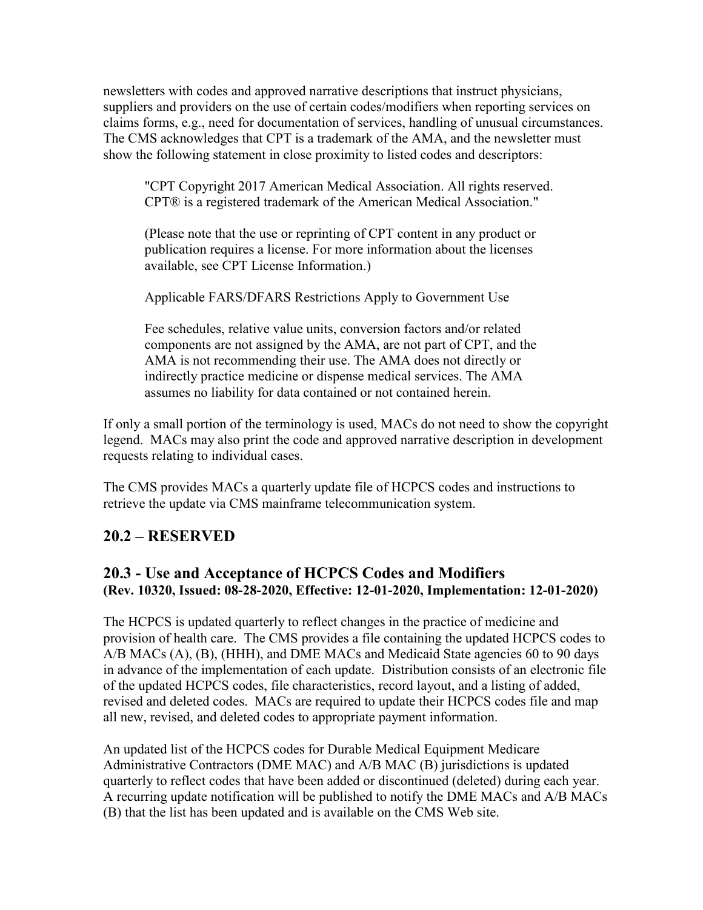newsletters with codes and approved narrative descriptions that instruct physicians, suppliers and providers on the use of certain codes/modifiers when reporting services on claims forms, e.g., need for documentation of services, handling of unusual circumstances. The CMS acknowledges that CPT is a trademark of the AMA, and the newsletter must show the following statement in close proximity to listed codes and descriptors:

> "CPT Copyright 2017 American Medical Association. All rights reserved. CPT® is a registered trademark of the American Medical Association."
>
> (Please note that the use or reprinting of CPT content in any product or publication requires a license. For more information about the licenses available, see CPT License Information.)
>
> Applicable FARS/DFARS Restrictions Apply to Government Use
>
> Fee schedules, relative value units, conversion factors and/or related components are not assigned by the AMA, are not part of CPT, and the AMA is not recommending their use. The AMA does not directly or indirectly practice medicine or dispense medical services. The AMA assumes no liability for data contained or not contained herein.

If only a small portion of the terminology is used, MACs do not need to show the copyright legend. MACs may also print the code and approved narrative description in development requests relating to individual cases.

The CMS provides MACs a quarterly update file of HCPCS codes and instructions to retrieve the update via CMS mainframe telecommunication system.

## 20.2 – RESERVED

## 20.3 - Use and Acceptance of HCPCS Codes and Modifiers

**(Rev. 10320, Issued: 08-28-2020, Effective: 12-01-2020, Implementation: 12-01-2020)**

The HCPCS is updated quarterly to reflect changes in the practice of medicine and provision of health care. The CMS provides a file containing the updated HCPCS codes to A/B MACs (A), (B), (HHH), and DME MACs and Medicaid State agencies 60 to 90 days in advance of the implementation of each update. Distribution consists of an electronic file of the updated HCPCS codes, file characteristics, record layout, and a listing of added, revised and deleted codes. MACs are required to update their HCPCS codes file and map all new, revised, and deleted codes to appropriate payment information.

An updated list of the HCPCS codes for Durable Medical Equipment Medicare Administrative Contractors (DME MAC) and A/B MAC (B) jurisdictions is updated quarterly to reflect codes that have been added or discontinued (deleted) during each year. A recurring update notification will be published to notify the DME MACs and A/B MACs (B) that the list has been updated and is available on the CMS Web site.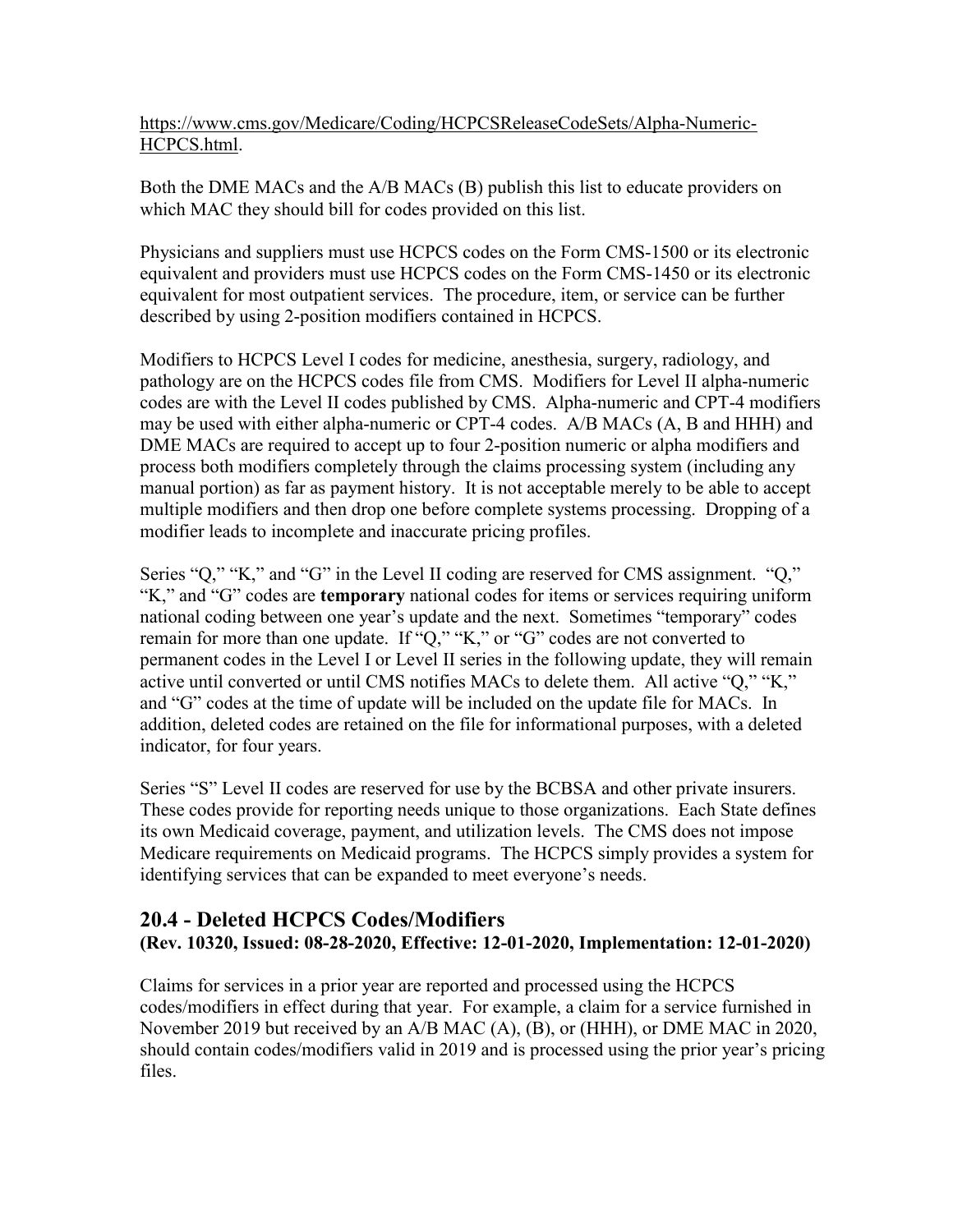https://www.cms.gov/Medicare/Coding/HCPCSReleaseCodeSets/Alpha-Numeric-HCPCS.html.

Both the DME MACs and the A/B MACs (B) publish this list to educate providers on which MAC they should bill for codes provided on this list.

Physicians and suppliers must use HCPCS codes on the Form CMS-1500 or its electronic equivalent and providers must use HCPCS codes on the Form CMS-1450 or its electronic equivalent for most outpatient services. The procedure, item, or service can be further described by using 2-position modifiers contained in HCPCS.

Modifiers to HCPCS Level I codes for medicine, anesthesia, surgery, radiology, and pathology are on the HCPCS codes file from CMS. Modifiers for Level II alpha-numeric codes are with the Level II codes published by CMS. Alpha-numeric and CPT-4 modifiers may be used with either alpha-numeric or CPT-4 codes. A/B MACs (A, B and HHH) and DME MACs are required to accept up to four 2-position numeric or alpha modifiers and process both modifiers completely through the claims processing system (including any manual portion) as far as payment history. It is not acceptable merely to be able to accept multiple modifiers and then drop one before complete systems processing. Dropping of a modifier leads to incomplete and inaccurate pricing profiles.

Series "Q," "K," and "G" in the Level II coding are reserved for CMS assignment. "Q," "K," and "G" codes are **temporary** national codes for items or services requiring uniform national coding between one year's update and the next. Sometimes "temporary" codes remain for more than one update. If "Q," "K," or "G" codes are not converted to permanent codes in the Level I or Level II series in the following update, they will remain active until converted or until CMS notifies MACs to delete them. All active "Q," "K," and "G" codes at the time of update will be included on the update file for MACs. In addition, deleted codes are retained on the file for informational purposes, with a deleted indicator, for four years.

Series "S" Level II codes are reserved for use by the BCBSA and other private insurers. These codes provide for reporting needs unique to those organizations. Each State defines its own Medicaid coverage, payment, and utilization levels. The CMS does not impose Medicare requirements on Medicaid programs. The HCPCS simply provides a system for identifying services that can be expanded to meet everyone's needs.

## 20.4 - Deleted HCPCS Codes/Modifiers
**(Rev. 10320, Issued: 08-28-2020, Effective: 12-01-2020, Implementation: 12-01-2020)**

Claims for services in a prior year are reported and processed using the HCPCS codes/modifiers in effect during that year. For example, a claim for a service furnished in November 2019 but received by an A/B MAC (A), (B), or (HHH), or DME MAC in 2020, should contain codes/modifiers valid in 2019 and is processed using the prior year's pricing files.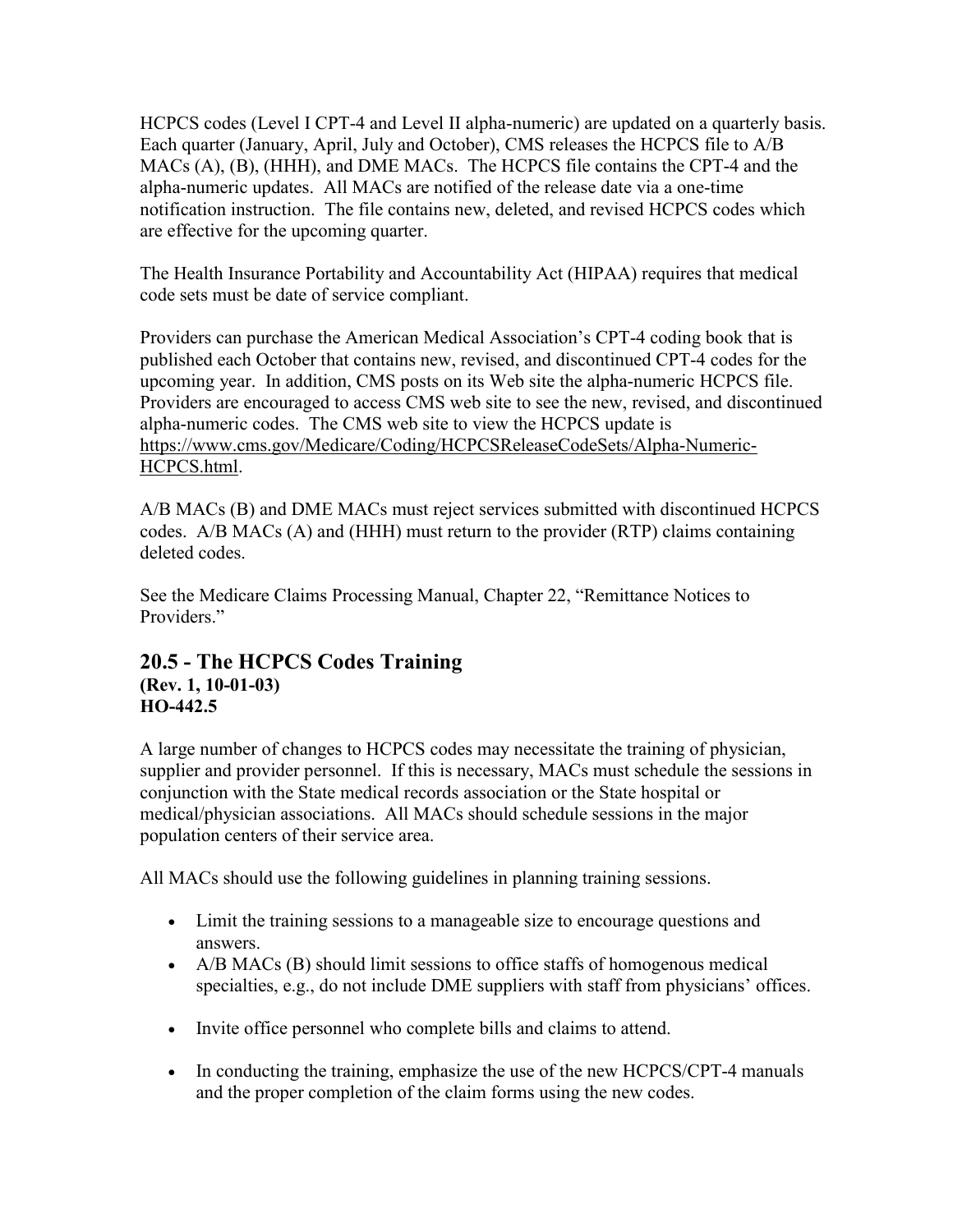HCPCS codes (Level I CPT-4 and Level II alpha-numeric) are updated on a quarterly basis. Each quarter (January, April, July and October), CMS releases the HCPCS file to A/B MACs (A), (B), (HHH), and DME MACs. The HCPCS file contains the CPT-4 and the alpha-numeric updates. All MACs are notified of the release date via a one-time notification instruction. The file contains new, deleted, and revised HCPCS codes which are effective for the upcoming quarter.

The Health Insurance Portability and Accountability Act (HIPAA) requires that medical code sets must be date of service compliant.

Providers can purchase the American Medical Association's CPT-4 coding book that is published each October that contains new, revised, and discontinued CPT-4 codes for the upcoming year. In addition, CMS posts on its Web site the alpha-numeric HCPCS file. Providers are encouraged to access CMS web site to see the new, revised, and discontinued alpha-numeric codes. The CMS web site to view the HCPCS update is https://www.cms.gov/Medicare/Coding/HCPCSReleaseCodeSets/Alpha-Numeric-HCPCS.html.

A/B MACs (B) and DME MACs must reject services submitted with discontinued HCPCS codes. A/B MACs (A) and (HHH) must return to the provider (RTP) claims containing deleted codes.

See the Medicare Claims Processing Manual, Chapter 22, "Remittance Notices to Providers."

## 20.5 - The HCPCS Codes Training

**(Rev. 1, 10-01-03)**
**HO-442.5**

A large number of changes to HCPCS codes may necessitate the training of physician, supplier and provider personnel. If this is necessary, MACs must schedule the sessions in conjunction with the State medical records association or the State hospital or medical/physician associations. All MACs should schedule sessions in the major population centers of their service area.

All MACs should use the following guidelines in planning training sessions.

- Limit the training sessions to a manageable size to encourage questions and answers.
- A/B MACs (B) should limit sessions to office staffs of homogenous medical specialties, e.g., do not include DME suppliers with staff from physicians' offices.
- Invite office personnel who complete bills and claims to attend.
- In conducting the training, emphasize the use of the new HCPCS/CPT-4 manuals and the proper completion of the claim forms using the new codes.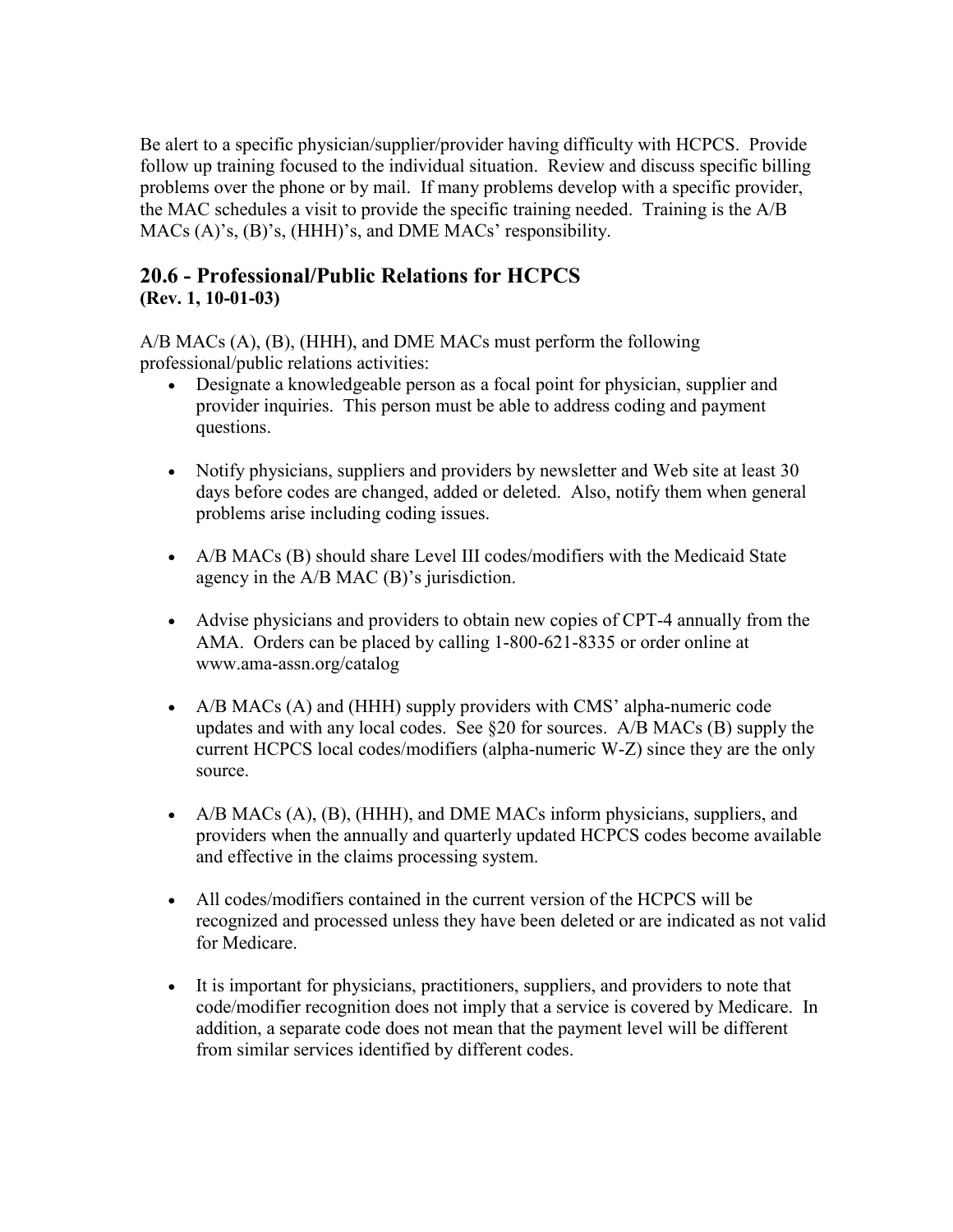Be alert to a specific physician/supplier/provider having difficulty with HCPCS. Provide follow up training focused to the individual situation. Review and discuss specific billing problems over the phone or by mail. If many problems develop with a specific provider, the MAC schedules a visit to provide the specific training needed. Training is the A/B MACs (A)'s, (B)'s, (HHH)'s, and DME MACs' responsibility.

## 20.6 - Professional/Public Relations for HCPCS
**(Rev. 1, 10-01-03)**

A/B MACs (A), (B), (HHH), and DME MACs must perform the following professional/public relations activities:

- Designate a knowledgeable person as a focal point for physician, supplier and provider inquiries. This person must be able to address coding and payment questions.

- Notify physicians, suppliers and providers by newsletter and Web site at least 30 days before codes are changed, added or deleted. Also, notify them when general problems arise including coding issues.

- A/B MACs (B) should share Level III codes/modifiers with the Medicaid State agency in the A/B MAC (B)'s jurisdiction.

- Advise physicians and providers to obtain new copies of CPT-4 annually from the AMA. Orders can be placed by calling 1-800-621-8335 or order online at www.ama-assn.org/catalog

- A/B MACs (A) and (HHH) supply providers with CMS' alpha-numeric code updates and with any local codes. See §20 for sources. A/B MACs (B) supply the current HCPCS local codes/modifiers (alpha-numeric W-Z) since they are the only source.

- A/B MACs (A), (B), (HHH), and DME MACs inform physicians, suppliers, and providers when the annually and quarterly updated HCPCS codes become available and effective in the claims processing system.

- All codes/modifiers contained in the current version of the HCPCS will be recognized and processed unless they have been deleted or are indicated as not valid for Medicare.

- It is important for physicians, practitioners, suppliers, and providers to note that code/modifier recognition does not imply that a service is covered by Medicare. In addition, a separate code does not mean that the payment level will be different from similar services identified by different codes.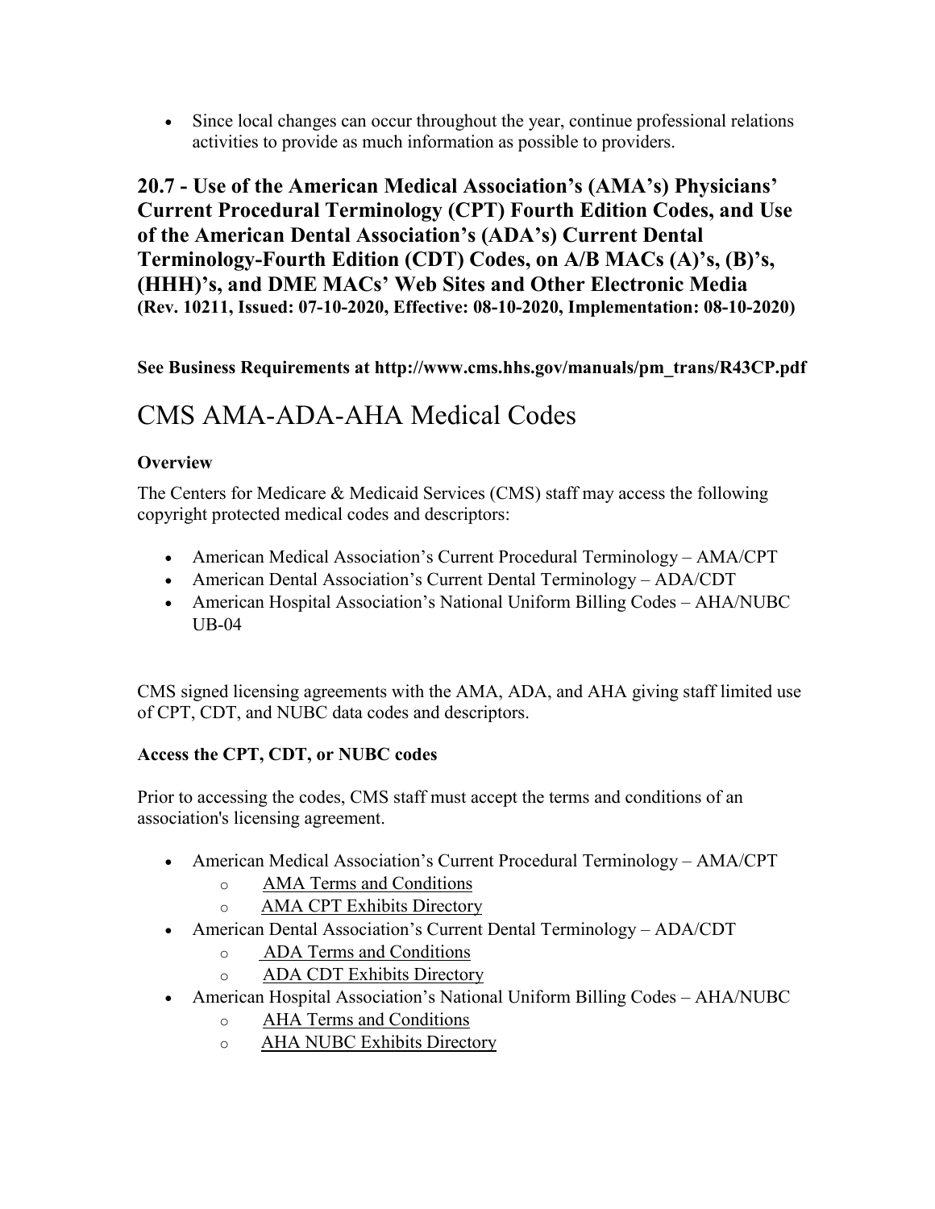- Since local changes can occur throughout the year, continue professional relations activities to provide as much information as possible to providers.

## 20.7 - Use of the American Medical Association's (AMA's) Physicians' Current Procedural Terminology (CPT) Fourth Edition Codes, and Use of the American Dental Association's (ADA's) Current Dental Terminology-Fourth Edition (CDT) Codes, on A/B MACs (A)'s, (B)'s, (HHH)'s, and DME MACs' Web Sites and Other Electronic Media

**(Rev. 10211, Issued: 07-10-2020, Effective: 08-10-2020, Implementation: 08-10-2020)**

**See Business Requirements at http://www.cms.hhs.gov/manuals/pm_trans/R43CP.pdf**

# CMS AMA-ADA-AHA Medical Codes

**Overview**

The Centers for Medicare & Medicaid Services (CMS) staff may access the following copyright protected medical codes and descriptors:

- American Medical Association's Current Procedural Terminology – AMA/CPT
- American Dental Association's Current Dental Terminology – ADA/CDT
- American Hospital Association's National Uniform Billing Codes – AHA/NUBC UB-04

CMS signed licensing agreements with the AMA, ADA, and AHA giving staff limited use of CPT, CDT, and NUBC data codes and descriptors.

**Access the CPT, CDT, or NUBC codes**

Prior to accessing the codes, CMS staff must accept the terms and conditions of an association's licensing agreement.

- American Medical Association's Current Procedural Terminology – AMA/CPT
  - AMA Terms and Conditions
  - AMA CPT Exhibits Directory
- American Dental Association's Current Dental Terminology – ADA/CDT
  - ADA Terms and Conditions
  - ADA CDT Exhibits Directory
- American Hospital Association's National Uniform Billing Codes – AHA/NUBC
  - AHA Terms and Conditions
  - AHA NUBC Exhibits Directory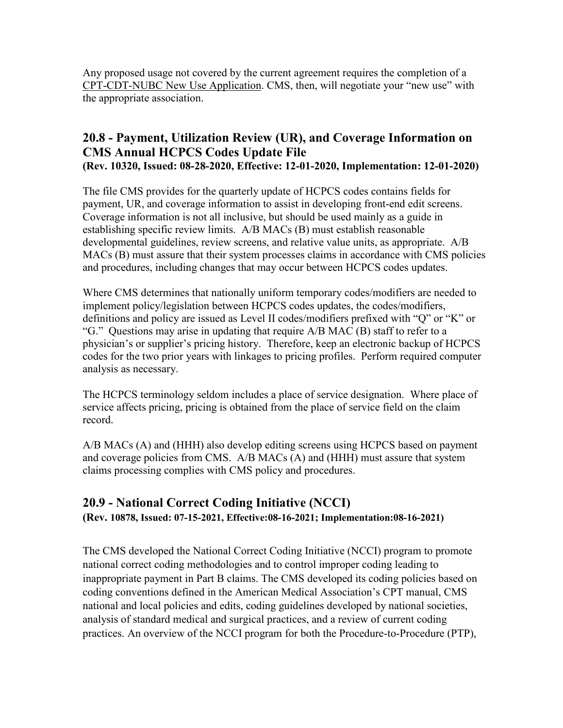Any proposed usage not covered by the current agreement requires the completion of a CPT-CDT-NUBC New Use Application. CMS, then, will negotiate your "new use" with the appropriate association.

## 20.8 - Payment, Utilization Review (UR), and Coverage Information on CMS Annual HCPCS Codes Update File

**(Rev. 10320, Issued: 08-28-2020, Effective: 12-01-2020, Implementation: 12-01-2020)**

The file CMS provides for the quarterly update of HCPCS codes contains fields for payment, UR, and coverage information to assist in developing front-end edit screens. Coverage information is not all inclusive, but should be used mainly as a guide in establishing specific review limits. A/B MACs (B) must establish reasonable developmental guidelines, review screens, and relative value units, as appropriate. A/B MACs (B) must assure that their system processes claims in accordance with CMS policies and procedures, including changes that may occur between HCPCS codes updates.

Where CMS determines that nationally uniform temporary codes/modifiers are needed to implement policy/legislation between HCPCS codes updates, the codes/modifiers, definitions and policy are issued as Level II codes/modifiers prefixed with "Q" or "K" or "G." Questions may arise in updating that require A/B MAC (B) staff to refer to a physician's or supplier's pricing history. Therefore, keep an electronic backup of HCPCS codes for the two prior years with linkages to pricing profiles. Perform required computer analysis as necessary.

The HCPCS terminology seldom includes a place of service designation. Where place of service affects pricing, pricing is obtained from the place of service field on the claim record.

A/B MACs (A) and (HHH) also develop editing screens using HCPCS based on payment and coverage policies from CMS. A/B MACs (A) and (HHH) must assure that system claims processing complies with CMS policy and procedures.

## 20.9 - National Correct Coding Initiative (NCCI)

**(Rev. 10878, Issued: 07-15-2021, Effective:08-16-2021; Implementation:08-16-2021)**

The CMS developed the National Correct Coding Initiative (NCCI) program to promote national correct coding methodologies and to control improper coding leading to inappropriate payment in Part B claims. The CMS developed its coding policies based on coding conventions defined in the American Medical Association's CPT manual, CMS national and local policies and edits, coding guidelines developed by national societies, analysis of standard medical and surgical practices, and a review of current coding practices. An overview of the NCCI program for both the Procedure-to-Procedure (PTP),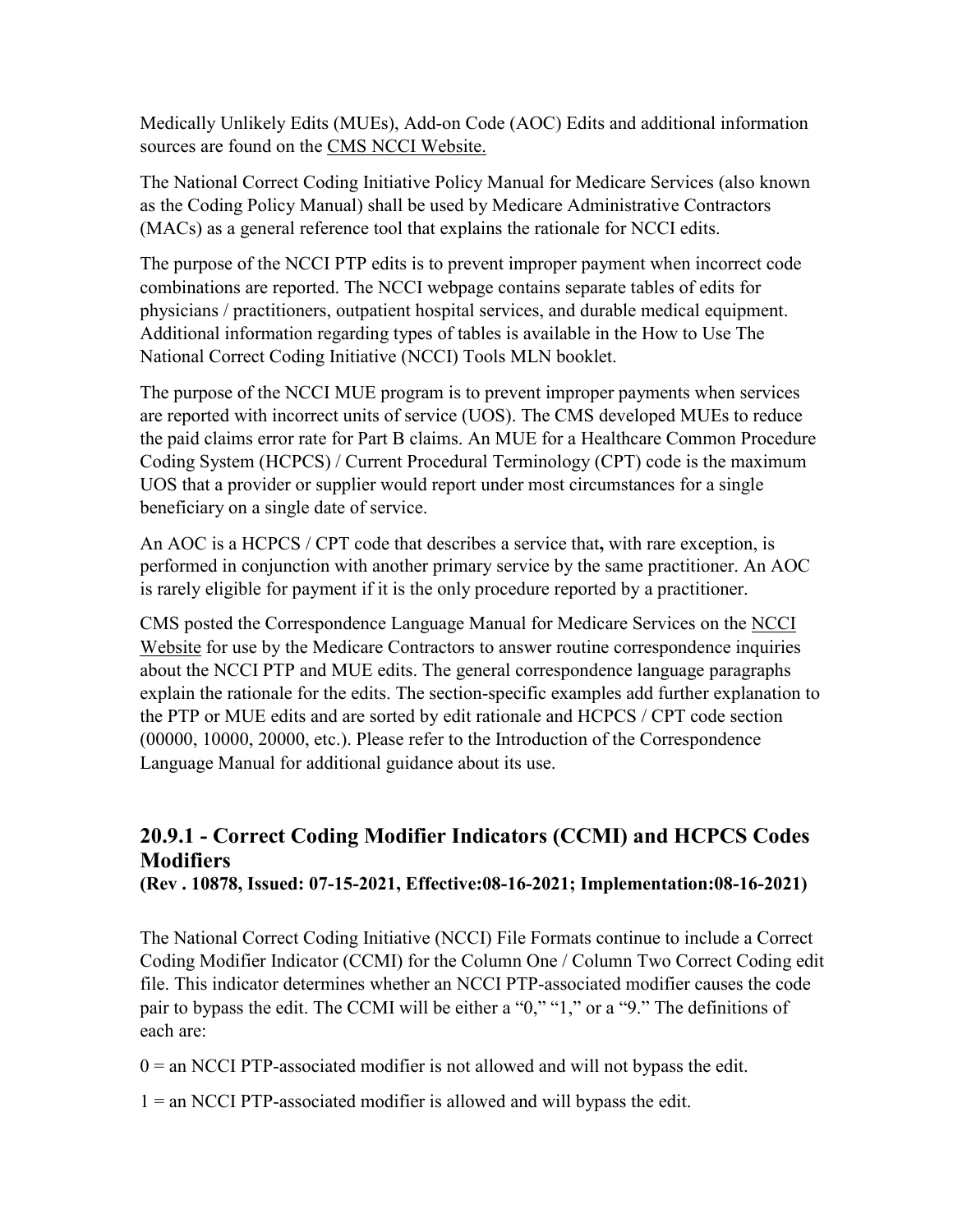Medically Unlikely Edits (MUEs), Add-on Code (AOC) Edits and additional information sources are found on the CMS NCCI Website.

The National Correct Coding Initiative Policy Manual for Medicare Services (also known as the Coding Policy Manual) shall be used by Medicare Administrative Contractors (MACs) as a general reference tool that explains the rationale for NCCI edits.

The purpose of the NCCI PTP edits is to prevent improper payment when incorrect code combinations are reported. The NCCI webpage contains separate tables of edits for physicians / practitioners, outpatient hospital services, and durable medical equipment. Additional information regarding types of tables is available in the How to Use The National Correct Coding Initiative (NCCI) Tools MLN booklet.

The purpose of the NCCI MUE program is to prevent improper payments when services are reported with incorrect units of service (UOS). The CMS developed MUEs to reduce the paid claims error rate for Part B claims. An MUE for a Healthcare Common Procedure Coding System (HCPCS) / Current Procedural Terminology (CPT) code is the maximum UOS that a provider or supplier would report under most circumstances for a single beneficiary on a single date of service.

An AOC is a HCPCS / CPT code that describes a service that**,** with rare exception, is performed in conjunction with another primary service by the same practitioner. An AOC is rarely eligible for payment if it is the only procedure reported by a practitioner.

CMS posted the Correspondence Language Manual for Medicare Services on the NCCI Website for use by the Medicare Contractors to answer routine correspondence inquiries about the NCCI PTP and MUE edits. The general correspondence language paragraphs explain the rationale for the edits. The section-specific examples add further explanation to the PTP or MUE edits and are sorted by edit rationale and HCPCS / CPT code section (00000, 10000, 20000, etc.). Please refer to the Introduction of the Correspondence Language Manual for additional guidance about its use.

## 20.9.1 - Correct Coding Modifier Indicators (CCMI) and HCPCS Codes Modifiers

**(Rev . 10878, Issued: 07-15-2021, Effective:08-16-2021; Implementation:08-16-2021)**

The National Correct Coding Initiative (NCCI) File Formats continue to include a Correct Coding Modifier Indicator (CCMI) for the Column One / Column Two Correct Coding edit file. This indicator determines whether an NCCI PTP-associated modifier causes the code pair to bypass the edit. The CCMI will be either a "0," "1," or a "9." The definitions of each are:

0 = an NCCI PTP-associated modifier is not allowed and will not bypass the edit.

1 = an NCCI PTP-associated modifier is allowed and will bypass the edit.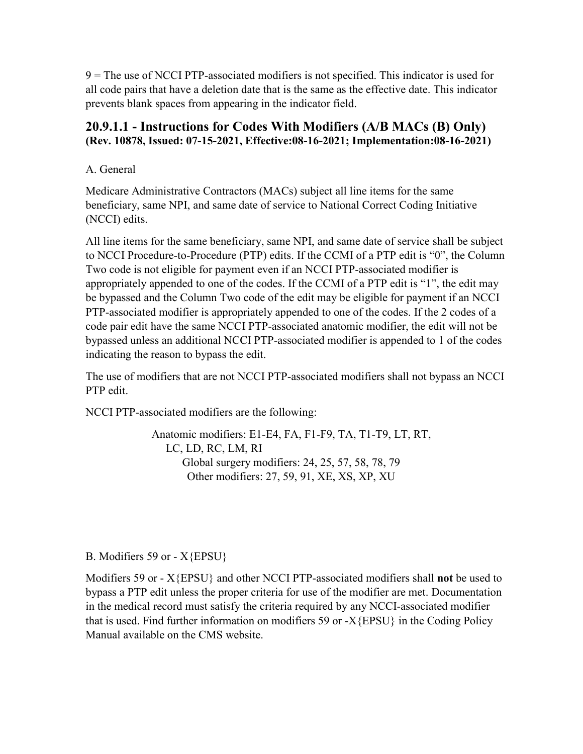9 = The use of NCCI PTP-associated modifiers is not specified. This indicator is used for all code pairs that have a deletion date that is the same as the effective date. This indicator prevents blank spaces from appearing in the indicator field.

## 20.9.1.1 - Instructions for Codes With Modifiers (A/B MACs (B) Only)

**(Rev. 10878, Issued: 07-15-2021, Effective:08-16-2021; Implementation:08-16-2021)**

A. General

Medicare Administrative Contractors (MACs) subject all line items for the same beneficiary, same NPI, and same date of service to National Correct Coding Initiative (NCCI) edits.

All line items for the same beneficiary, same NPI, and same date of service shall be subject to NCCI Procedure-to-Procedure (PTP) edits. If the CCMI of a PTP edit is "0", the Column Two code is not eligible for payment even if an NCCI PTP-associated modifier is appropriately appended to one of the codes. If the CCMI of a PTP edit is "1", the edit may be bypassed and the Column Two code of the edit may be eligible for payment if an NCCI PTP-associated modifier is appropriately appended to one of the codes. If the 2 codes of a code pair edit have the same NCCI PTP-associated anatomic modifier, the edit will not be bypassed unless an additional NCCI PTP-associated modifier is appended to 1 of the codes indicating the reason to bypass the edit.

The use of modifiers that are not NCCI PTP-associated modifiers shall not bypass an NCCI PTP edit.

NCCI PTP-associated modifiers are the following:

Anatomic modifiers: E1-E4, FA, F1-F9, TA, T1-T9, LT, RT, LC, LD, RC, LM, RI
Global surgery modifiers: 24, 25, 57, 58, 78, 79
Other modifiers: 27, 59, 91, XE, XS, XP, XU

B. Modifiers 59 or - X{EPSU}

Modifiers 59 or - X{EPSU} and other NCCI PTP-associated modifiers shall **not** be used to bypass a PTP edit unless the proper criteria for use of the modifier are met. Documentation in the medical record must satisfy the criteria required by any NCCI-associated modifier that is used. Find further information on modifiers 59 or -X{EPSU} in the Coding Policy Manual available on the CMS website.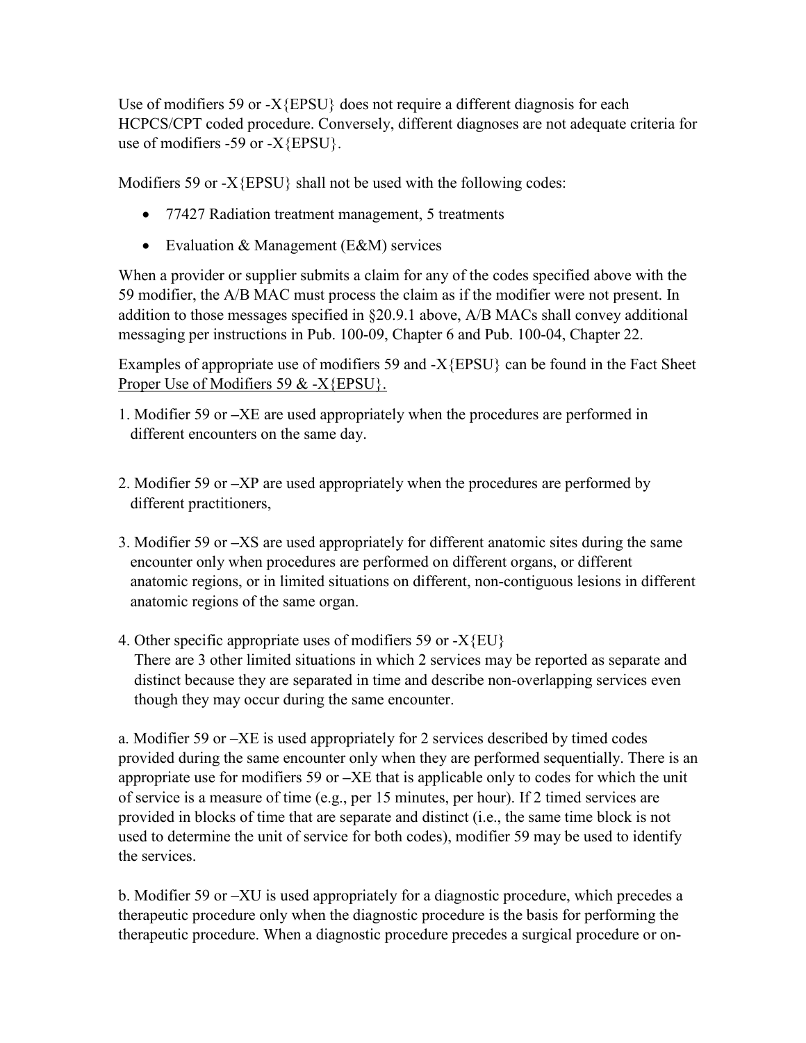Use of modifiers 59 or -X{EPSU} does not require a different diagnosis for each HCPCS/CPT coded procedure. Conversely, different diagnoses are not adequate criteria for use of modifiers -59 or -X{EPSU}.

Modifiers 59 or -X{EPSU} shall not be used with the following codes:

- 77427 Radiation treatment management, 5 treatments
- Evaluation & Management (E&M) services

When a provider or supplier submits a claim for any of the codes specified above with the 59 modifier, the A/B MAC must process the claim as if the modifier were not present. In addition to those messages specified in §20.9.1 above, A/B MACs shall convey additional messaging per instructions in Pub. 100-09, Chapter 6 and Pub. 100-04, Chapter 22.

Examples of appropriate use of modifiers 59 and -X{EPSU} can be found in the Fact Sheet Proper Use of Modifiers 59 & -X{EPSU}.

1. Modifier 59 or –XE are used appropriately when the procedures are performed in different encounters on the same day.

2. Modifier 59 or –XP are used appropriately when the procedures are performed by different practitioners,

3. Modifier 59 or –XS are used appropriately for different anatomic sites during the same encounter only when procedures are performed on different organs, or different anatomic regions, or in limited situations on different, non-contiguous lesions in different anatomic regions of the same organ.

4. Other specific appropriate uses of modifiers 59 or -X{EU}
   There are 3 other limited situations in which 2 services may be reported as separate and distinct because they are separated in time and describe non-overlapping services even though they may occur during the same encounter.

a. Modifier 59 or –XE is used appropriately for 2 services described by timed codes provided during the same encounter only when they are performed sequentially. There is an appropriate use for modifiers 59 or –XE that is applicable only to codes for which the unit of service is a measure of time (e.g., per 15 minutes, per hour). If 2 timed services are provided in blocks of time that are separate and distinct (i.e., the same time block is not used to determine the unit of service for both codes), modifier 59 may be used to identify the services.

b. Modifier 59 or –XU is used appropriately for a diagnostic procedure, which precedes a therapeutic procedure only when the diagnostic procedure is the basis for performing the therapeutic procedure. When a diagnostic procedure precedes a surgical procedure or on-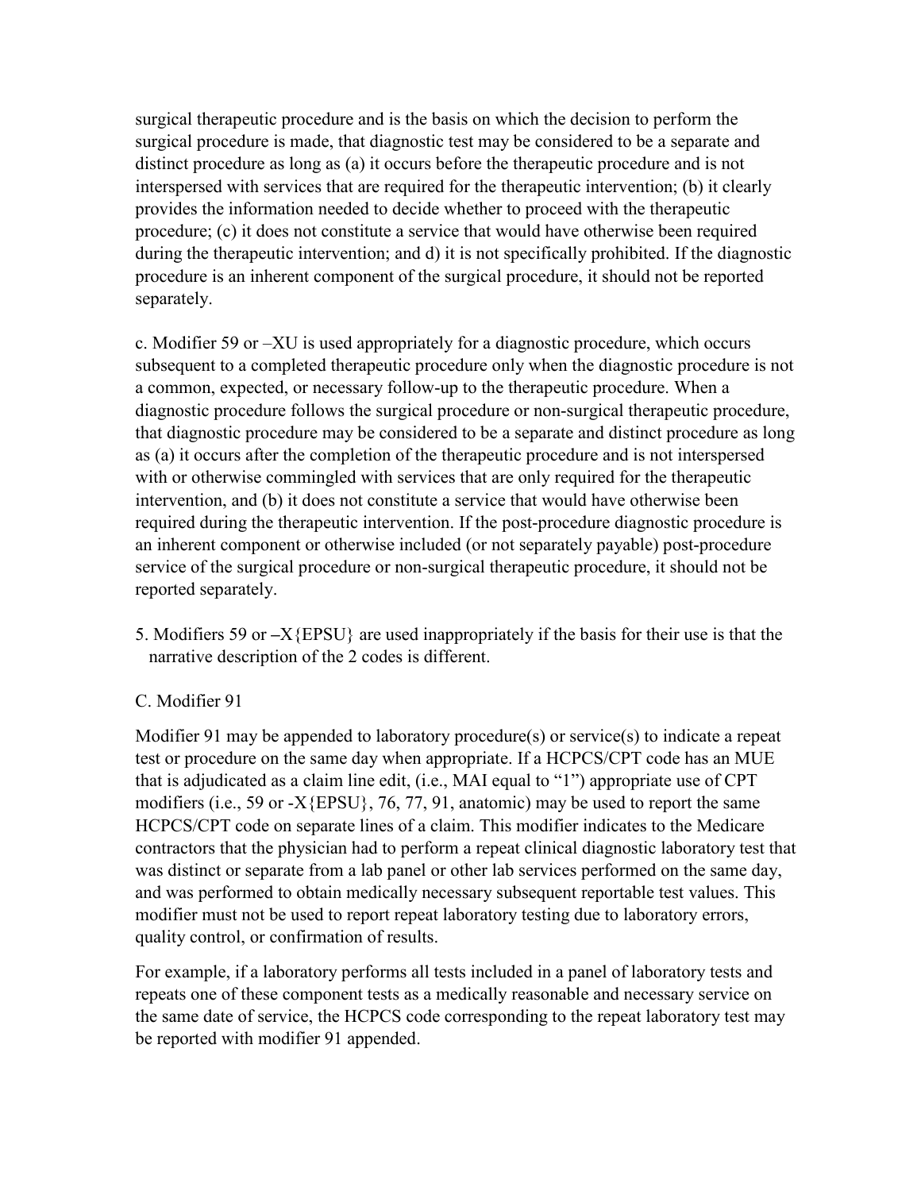surgical therapeutic procedure and is the basis on which the decision to perform the surgical procedure is made, that diagnostic test may be considered to be a separate and distinct procedure as long as (a) it occurs before the therapeutic procedure and is not interspersed with services that are required for the therapeutic intervention; (b) it clearly provides the information needed to decide whether to proceed with the therapeutic procedure; (c) it does not constitute a service that would have otherwise been required during the therapeutic intervention; and d) it is not specifically prohibited. If the diagnostic procedure is an inherent component of the surgical procedure, it should not be reported separately.

c. Modifier 59 or –XU is used appropriately for a diagnostic procedure, which occurs subsequent to a completed therapeutic procedure only when the diagnostic procedure is not a common, expected, or necessary follow-up to the therapeutic procedure. When a diagnostic procedure follows the surgical procedure or non-surgical therapeutic procedure, that diagnostic procedure may be considered to be a separate and distinct procedure as long as (a) it occurs after the completion of the therapeutic procedure and is not interspersed with or otherwise commingled with services that are only required for the therapeutic intervention, and (b) it does not constitute a service that would have otherwise been required during the therapeutic intervention. If the post-procedure diagnostic procedure is an inherent component or otherwise included (or not separately payable) post-procedure service of the surgical procedure or non-surgical therapeutic procedure, it should not be reported separately.

5. Modifiers 59 or –X{EPSU} are used inappropriately if the basis for their use is that the narrative description of the 2 codes is different.

C. Modifier 91

Modifier 91 may be appended to laboratory procedure(s) or service(s) to indicate a repeat test or procedure on the same day when appropriate. If a HCPCS/CPT code has an MUE that is adjudicated as a claim line edit, (i.e., MAI equal to "1") appropriate use of CPT modifiers (i.e., 59 or -X{EPSU}, 76, 77, 91, anatomic) may be used to report the same HCPCS/CPT code on separate lines of a claim. This modifier indicates to the Medicare contractors that the physician had to perform a repeat clinical diagnostic laboratory test that was distinct or separate from a lab panel or other lab services performed on the same day, and was performed to obtain medically necessary subsequent reportable test values. This modifier must not be used to report repeat laboratory testing due to laboratory errors, quality control, or confirmation of results.

For example, if a laboratory performs all tests included in a panel of laboratory tests and repeats one of these component tests as a medically reasonable and necessary service on the same date of service, the HCPCS code corresponding to the repeat laboratory test may be reported with modifier 91 appended.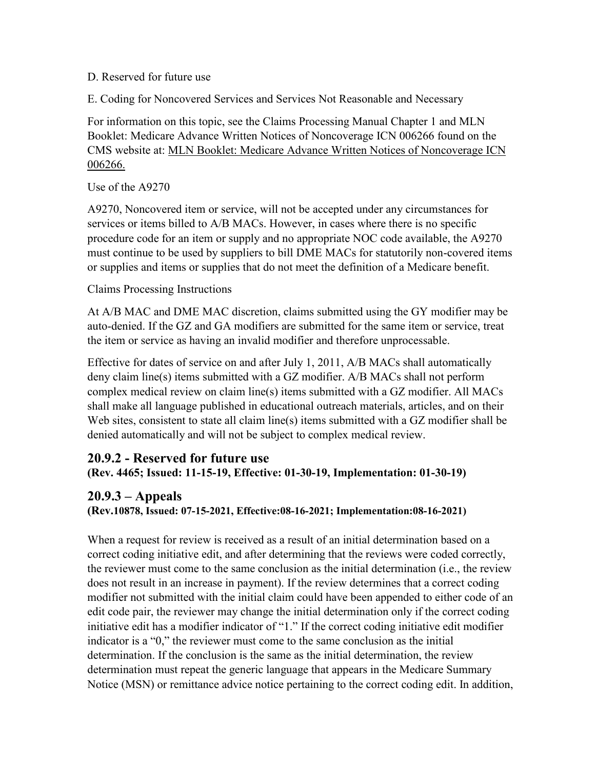D. Reserved for future use

E. Coding for Noncovered Services and Services Not Reasonable and Necessary

For information on this topic, see the Claims Processing Manual Chapter 1 and MLN Booklet: Medicare Advance Written Notices of Noncoverage ICN 006266 found on the CMS website at: MLN Booklet: Medicare Advance Written Notices of Noncoverage ICN 006266.

Use of the A9270

A9270, Noncovered item or service, will not be accepted under any circumstances for services or items billed to A/B MACs. However, in cases where there is no specific procedure code for an item or supply and no appropriate NOC code available, the A9270 must continue to be used by suppliers to bill DME MACs for statutorily non-covered items or supplies and items or supplies that do not meet the definition of a Medicare benefit.

Claims Processing Instructions

At A/B MAC and DME MAC discretion, claims submitted using the GY modifier may be auto-denied. If the GZ and GA modifiers are submitted for the same item or service, treat the item or service as having an invalid modifier and therefore unprocessable.

Effective for dates of service on and after July 1, 2011, A/B MACs shall automatically deny claim line(s) items submitted with a GZ modifier. A/B MACs shall not perform complex medical review on claim line(s) items submitted with a GZ modifier. All MACs shall make all language published in educational outreach materials, articles, and on their Web sites, consistent to state all claim line(s) items submitted with a GZ modifier shall be denied automatically and will not be subject to complex medical review.

## 20.9.2 - Reserved for future use

**(Rev. 4465; Issued: 11-15-19, Effective: 01-30-19, Implementation: 01-30-19)**

## 20.9.3 – Appeals

**(Rev.10878, Issued: 07-15-2021, Effective:08-16-2021; Implementation:08-16-2021)**

When a request for review is received as a result of an initial determination based on a correct coding initiative edit, and after determining that the reviews were coded correctly, the reviewer must come to the same conclusion as the initial determination (i.e., the review does not result in an increase in payment). If the review determines that a correct coding modifier not submitted with the initial claim could have been appended to either code of an edit code pair, the reviewer may change the initial determination only if the correct coding initiative edit has a modifier indicator of "1." If the correct coding initiative edit modifier indicator is a "0," the reviewer must come to the same conclusion as the initial determination. If the conclusion is the same as the initial determination, the review determination must repeat the generic language that appears in the Medicare Summary Notice (MSN) or remittance advice notice pertaining to the correct coding edit. In addition,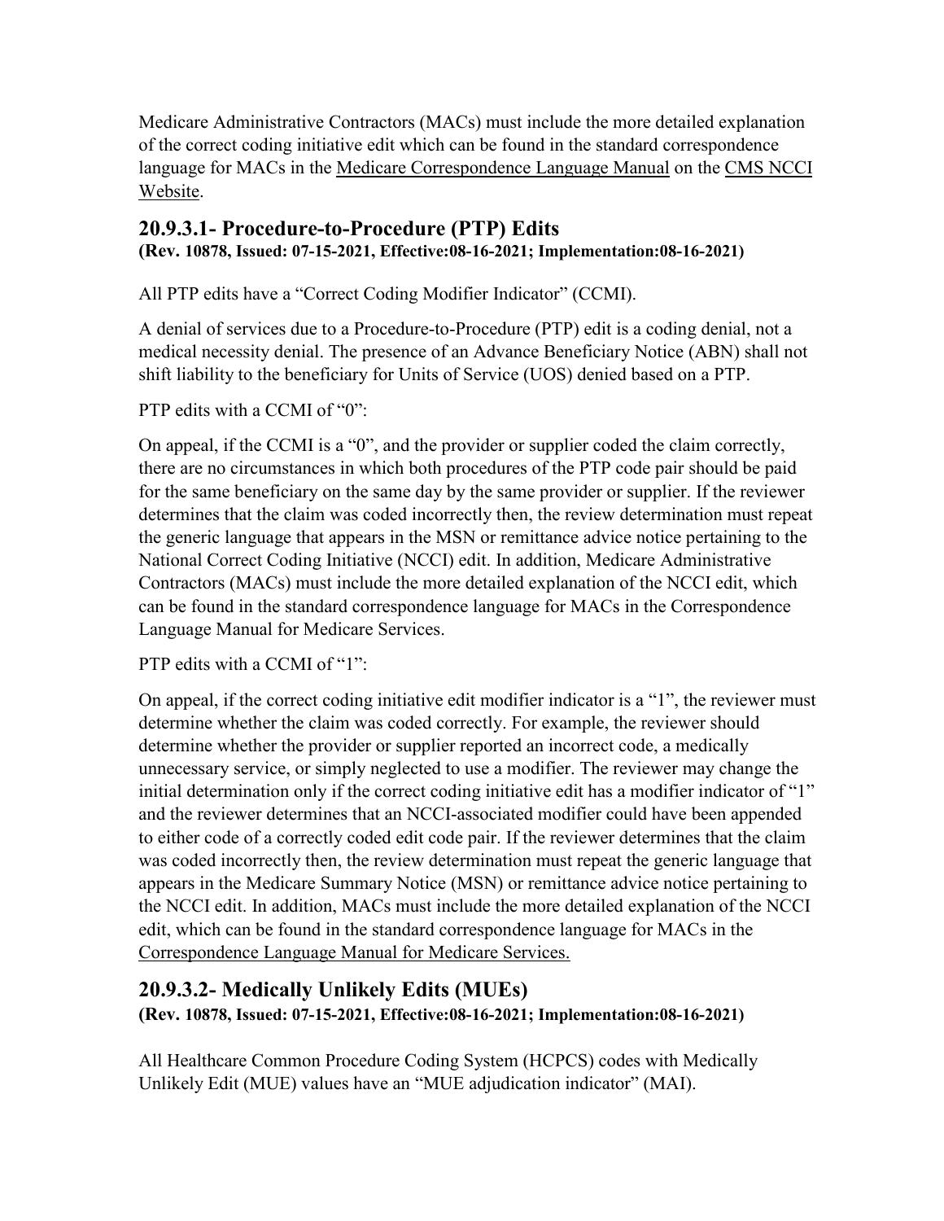Medicare Administrative Contractors (MACs) must include the more detailed explanation of the correct coding initiative edit which can be found in the standard correspondence language for MACs in the Medicare Correspondence Language Manual on the CMS NCCI Website.

## 20.9.3.1- Procedure-to-Procedure (PTP) Edits

**(Rev. 10878, Issued: 07-15-2021, Effective:08-16-2021; Implementation:08-16-2021)**

All PTP edits have a "Correct Coding Modifier Indicator" (CCMI).

A denial of services due to a Procedure-to-Procedure (PTP) edit is a coding denial, not a medical necessity denial. The presence of an Advance Beneficiary Notice (ABN) shall not shift liability to the beneficiary for Units of Service (UOS) denied based on a PTP.

PTP edits with a CCMI of "0":

On appeal, if the CCMI is a "0", and the provider or supplier coded the claim correctly, there are no circumstances in which both procedures of the PTP code pair should be paid for the same beneficiary on the same day by the same provider or supplier. If the reviewer determines that the claim was coded incorrectly then, the review determination must repeat the generic language that appears in the MSN or remittance advice notice pertaining to the National Correct Coding Initiative (NCCI) edit. In addition, Medicare Administrative Contractors (MACs) must include the more detailed explanation of the NCCI edit, which can be found in the standard correspondence language for MACs in the Correspondence Language Manual for Medicare Services.

PTP edits with a CCMI of "1":

On appeal, if the correct coding initiative edit modifier indicator is a "1", the reviewer must determine whether the claim was coded correctly. For example, the reviewer should determine whether the provider or supplier reported an incorrect code, a medically unnecessary service, or simply neglected to use a modifier. The reviewer may change the initial determination only if the correct coding initiative edit has a modifier indicator of "1" and the reviewer determines that an NCCI-associated modifier could have been appended to either code of a correctly coded edit code pair. If the reviewer determines that the claim was coded incorrectly then, the review determination must repeat the generic language that appears in the Medicare Summary Notice (MSN) or remittance advice notice pertaining to the NCCI edit. In addition, MACs must include the more detailed explanation of the NCCI edit, which can be found in the standard correspondence language for MACs in the Correspondence Language Manual for Medicare Services.

## 20.9.3.2- Medically Unlikely Edits (MUEs)

**(Rev. 10878, Issued: 07-15-2021, Effective:08-16-2021; Implementation:08-16-2021)**

All Healthcare Common Procedure Coding System (HCPCS) codes with Medically Unlikely Edit (MUE) values have an "MUE adjudication indicator" (MAI).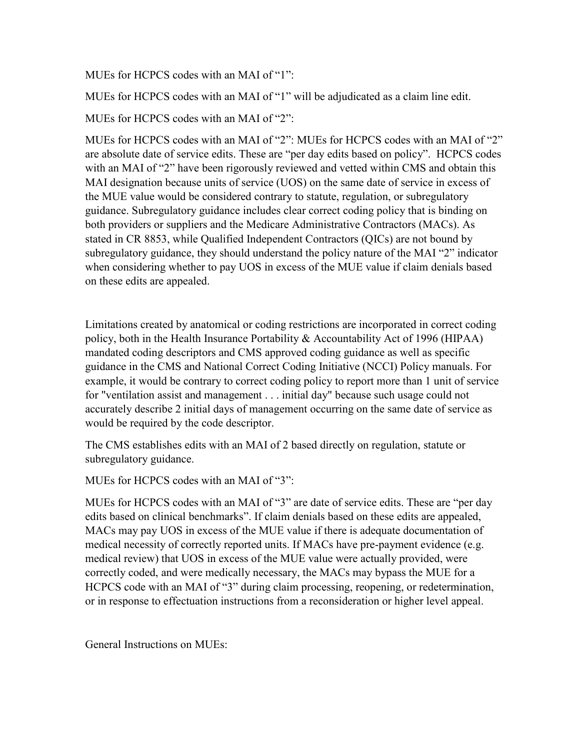MUEs for HCPCS codes with an MAI of “1”:

MUEs for HCPCS codes with an MAI of “1” will be adjudicated as a claim line edit.

MUEs for HCPCS codes with an MAI of “2”:

MUEs for HCPCS codes with an MAI of “2”: MUEs for HCPCS codes with an MAI of “2” are absolute date of service edits. These are “per day edits based on policy”. HCPCS codes with an MAI of “2” have been rigorously reviewed and vetted within CMS and obtain this MAI designation because units of service (UOS) on the same date of service in excess of the MUE value would be considered contrary to statute, regulation, or subregulatory guidance. Subregulatory guidance includes clear correct coding policy that is binding on both providers or suppliers and the Medicare Administrative Contractors (MACs). As stated in CR 8853, while Qualified Independent Contractors (QICs) are not bound by subregulatory guidance, they should understand the policy nature of the MAI “2” indicator when considering whether to pay UOS in excess of the MUE value if claim denials based on these edits are appealed.

Limitations created by anatomical or coding restrictions are incorporated in correct coding policy, both in the Health Insurance Portability & Accountability Act of 1996 (HIPAA) mandated coding descriptors and CMS approved coding guidance as well as specific guidance in the CMS and National Correct Coding Initiative (NCCI) Policy manuals. For example, it would be contrary to correct coding policy to report more than 1 unit of service for "ventilation assist and management . . . initial day" because such usage could not accurately describe 2 initial days of management occurring on the same date of service as would be required by the code descriptor.

The CMS establishes edits with an MAI of 2 based directly on regulation, statute or subregulatory guidance.

MUEs for HCPCS codes with an MAI of “3”:

MUEs for HCPCS codes with an MAI of “3” are date of service edits. These are “per day edits based on clinical benchmarks”. If claim denials based on these edits are appealed, MACs may pay UOS in excess of the MUE value if there is adequate documentation of medical necessity of correctly reported units. If MACs have pre-payment evidence (e.g. medical review) that UOS in excess of the MUE value were actually provided, were correctly coded, and were medically necessary, the MACs may bypass the MUE for a HCPCS code with an MAI of “3” during claim processing, reopening, or redetermination, or in response to effectuation instructions from a reconsideration or higher level appeal.

General Instructions on MUEs: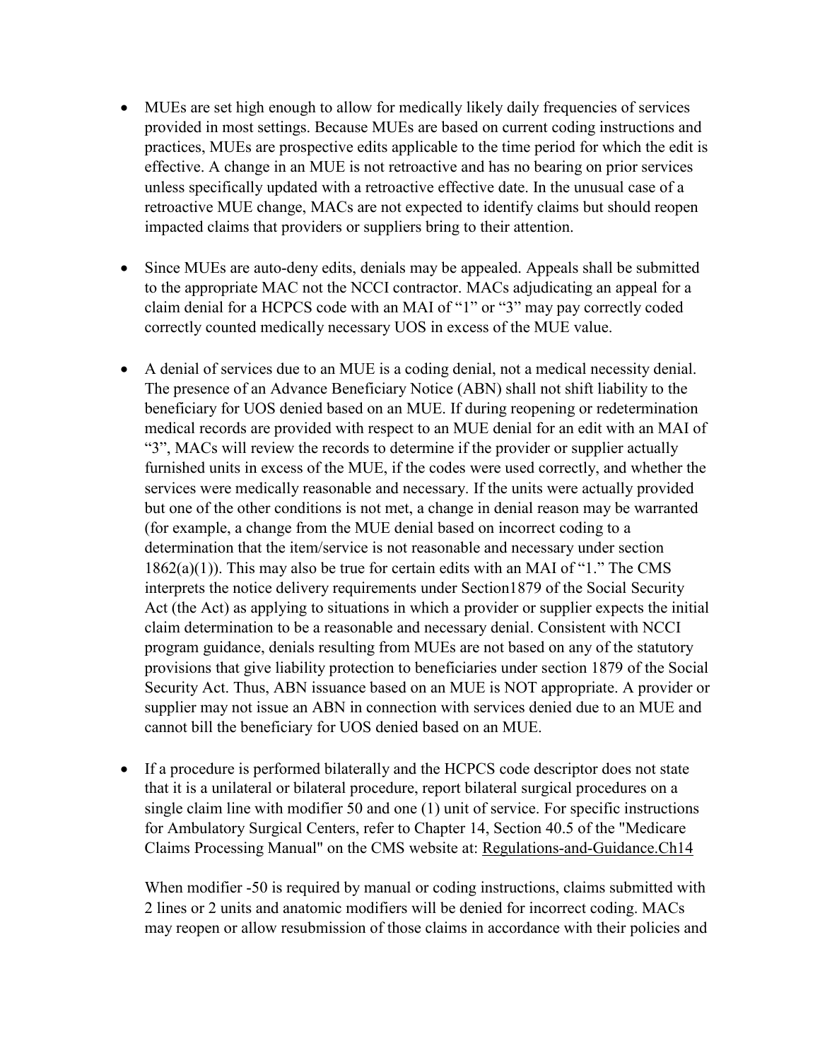- MUEs are set high enough to allow for medically likely daily frequencies of services provided in most settings. Because MUEs are based on current coding instructions and practices, MUEs are prospective edits applicable to the time period for which the edit is effective. A change in an MUE is not retroactive and has no bearing on prior services unless specifically updated with a retroactive effective date. In the unusual case of a retroactive MUE change, MACs are not expected to identify claims but should reopen impacted claims that providers or suppliers bring to their attention.

- Since MUEs are auto-deny edits, denials may be appealed. Appeals shall be submitted to the appropriate MAC not the NCCI contractor. MACs adjudicating an appeal for a claim denial for a HCPCS code with an MAI of "1" or "3" may pay correctly coded correctly counted medically necessary UOS in excess of the MUE value.

- A denial of services due to an MUE is a coding denial, not a medical necessity denial. The presence of an Advance Beneficiary Notice (ABN) shall not shift liability to the beneficiary for UOS denied based on an MUE. If during reopening or redetermination medical records are provided with respect to an MUE denial for an edit with an MAI of "3", MACs will review the records to determine if the provider or supplier actually furnished units in excess of the MUE, if the codes were used correctly, and whether the services were medically reasonable and necessary. If the units were actually provided but one of the other conditions is not met, a change in denial reason may be warranted (for example, a change from the MUE denial based on incorrect coding to a determination that the item/service is not reasonable and necessary under section 1862(a)(1)). This may also be true for certain edits with an MAI of "1." The CMS interprets the notice delivery requirements under Section1879 of the Social Security Act (the Act) as applying to situations in which a provider or supplier expects the initial claim determination to be a reasonable and necessary denial. Consistent with NCCI program guidance, denials resulting from MUEs are not based on any of the statutory provisions that give liability protection to beneficiaries under section 1879 of the Social Security Act. Thus, ABN issuance based on an MUE is NOT appropriate. A provider or supplier may not issue an ABN in connection with services denied due to an MUE and cannot bill the beneficiary for UOS denied based on an MUE.

- If a procedure is performed bilaterally and the HCPCS code descriptor does not state that it is a unilateral or bilateral procedure, report bilateral surgical procedures on a single claim line with modifier 50 and one (1) unit of service. For specific instructions for Ambulatory Surgical Centers, refer to Chapter 14, Section 40.5 of the "Medicare Claims Processing Manual" on the CMS website at: Regulations-and-Guidance.Ch14

  When modifier -50 is required by manual or coding instructions, claims submitted with 2 lines or 2 units and anatomic modifiers will be denied for incorrect coding. MACs may reopen or allow resubmission of those claims in accordance with their policies and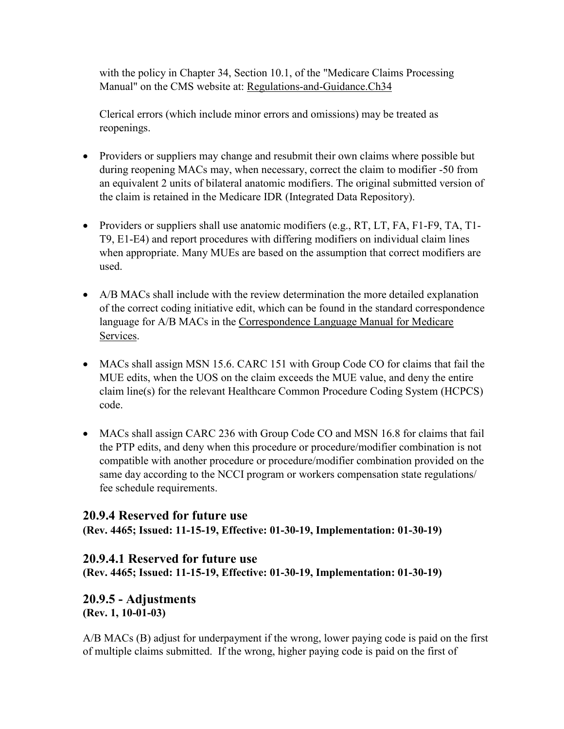with the policy in Chapter 34, Section 10.1, of the "Medicare Claims Processing Manual" on the CMS website at: Regulations-and-Guidance.Ch34

Clerical errors (which include minor errors and omissions) may be treated as reopenings.

- Providers or suppliers may change and resubmit their own claims where possible but during reopening MACs may, when necessary, correct the claim to modifier -50 from an equivalent 2 units of bilateral anatomic modifiers. The original submitted version of the claim is retained in the Medicare IDR (Integrated Data Repository).

- Providers or suppliers shall use anatomic modifiers (e.g., RT, LT, FA, F1-F9, TA, T1-T9, E1-E4) and report procedures with differing modifiers on individual claim lines when appropriate. Many MUEs are based on the assumption that correct modifiers are used.

- A/B MACs shall include with the review determination the more detailed explanation of the correct coding initiative edit, which can be found in the standard correspondence language for A/B MACs in the Correspondence Language Manual for Medicare Services.

- MACs shall assign MSN 15.6. CARC 151 with Group Code CO for claims that fail the MUE edits, when the UOS on the claim exceeds the MUE value, and deny the entire claim line(s) for the relevant Healthcare Common Procedure Coding System (HCPCS) code.

- MACs shall assign CARC 236 with Group Code CO and MSN 16.8 for claims that fail the PTP edits, and deny when this procedure or procedure/modifier combination is not compatible with another procedure or procedure/modifier combination provided on the same day according to the NCCI program or workers compensation state regulations/ fee schedule requirements.

### 20.9.4 Reserved for future use
**(Rev. 4465; Issued: 11-15-19, Effective: 01-30-19, Implementation: 01-30-19)**

### 20.9.4.1 Reserved for future use
**(Rev. 4465; Issued: 11-15-19, Effective: 01-30-19, Implementation: 01-30-19)**

### 20.9.5 - Adjustments
**(Rev. 1, 10-01-03)**

A/B MACs (B) adjust for underpayment if the wrong, lower paying code is paid on the first of multiple claims submitted. If the wrong, higher paying code is paid on the first of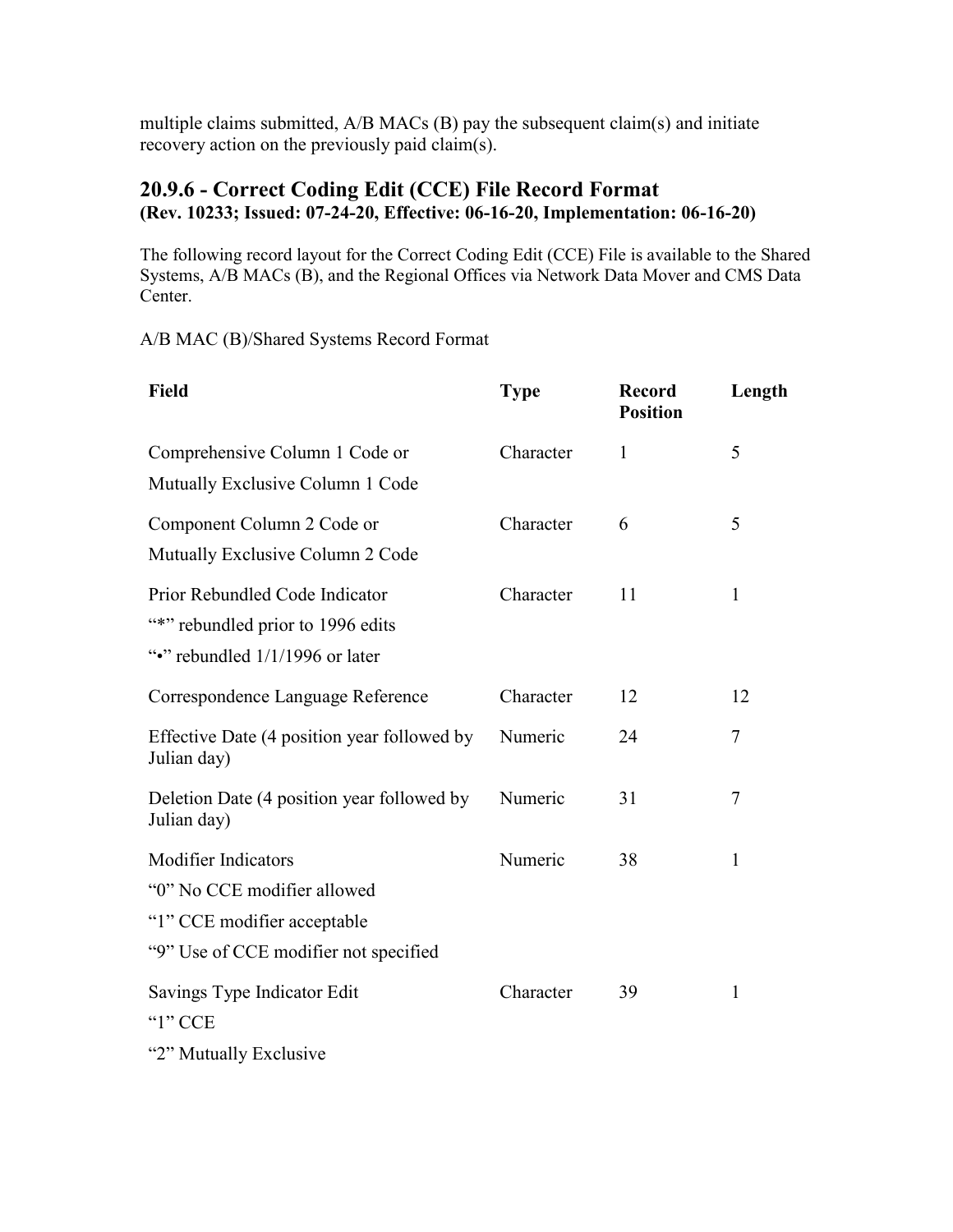multiple claims submitted, A/B MACs (B) pay the subsequent claim(s) and initiate recovery action on the previously paid claim(s).

## 20.9.6 - Correct Coding Edit (CCE) File Record Format
**(Rev. 10233; Issued: 07-24-20, Effective: 06-16-20, Implementation: 06-16-20)**

The following record layout for the Correct Coding Edit (CCE) File is available to the Shared Systems, A/B MACs (B), and the Regional Offices via Network Data Mover and CMS Data Center.

A/B MAC (B)/Shared Systems Record Format

| Field | Type | Record Position | Length |
|---|---|---|---|
| Comprehensive Column 1 Code or<br>Mutually Exclusive Column 1 Code | Character | 1 | 5 |
| Component Column 2 Code or<br>Mutually Exclusive Column 2 Code | Character | 6 | 5 |
| Prior Rebundled Code Indicator<br>"*" rebundled prior to 1996 edits<br>"•" rebundled 1/1/1996 or later | Character | 11 | 1 |
| Correspondence Language Reference | Character | 12 | 12 |
| Effective Date (4 position year followed by Julian day) | Numeric | 24 | 7 |
| Deletion Date (4 position year followed by Julian day) | Numeric | 31 | 7 |
| Modifier Indicators<br>"0" No CCE modifier allowed<br>"1" CCE modifier acceptable<br>"9" Use of CCE modifier not specified | Numeric | 38 | 1 |
| Savings Type Indicator Edit<br>"1" CCE<br>"2" Mutually Exclusive | Character | 39 | 1 |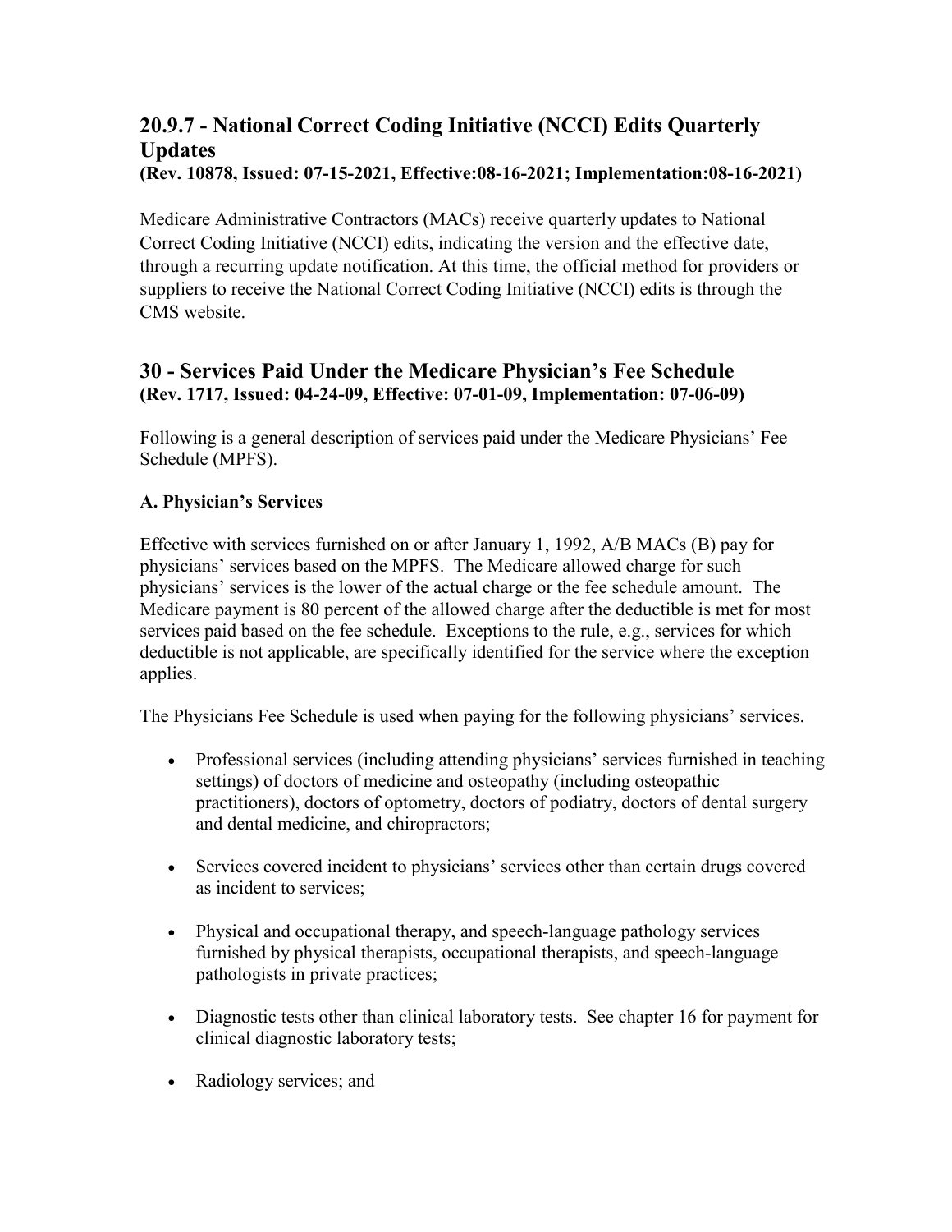## 20.9.7 - National Correct Coding Initiative (NCCI) Edits Quarterly Updates
**(Rev. 10878, Issued: 07-15-2021, Effective:08-16-2021; Implementation:08-16-2021)**

Medicare Administrative Contractors (MACs) receive quarterly updates to National Correct Coding Initiative (NCCI) edits, indicating the version and the effective date, through a recurring update notification. At this time, the official method for providers or suppliers to receive the National Correct Coding Initiative (NCCI) edits is through the CMS website.

## 30 - Services Paid Under the Medicare Physician's Fee Schedule
**(Rev. 1717, Issued: 04-24-09, Effective: 07-01-09, Implementation: 07-06-09)**

Following is a general description of services paid under the Medicare Physicians' Fee Schedule (MPFS).

**A. Physician's Services**

Effective with services furnished on or after January 1, 1992, A/B MACs (B) pay for physicians' services based on the MPFS. The Medicare allowed charge for such physicians' services is the lower of the actual charge or the fee schedule amount. The Medicare payment is 80 percent of the allowed charge after the deductible is met for most services paid based on the fee schedule. Exceptions to the rule, e.g., services for which deductible is not applicable, are specifically identified for the service where the exception applies.

The Physicians Fee Schedule is used when paying for the following physicians' services.

- Professional services (including attending physicians' services furnished in teaching settings) of doctors of medicine and osteopathy (including osteopathic practitioners), doctors of optometry, doctors of podiatry, doctors of dental surgery and dental medicine, and chiropractors;

- Services covered incident to physicians' services other than certain drugs covered as incident to services;

- Physical and occupational therapy, and speech-language pathology services furnished by physical therapists, occupational therapists, and speech-language pathologists in private practices;

- Diagnostic tests other than clinical laboratory tests. See chapter 16 for payment for clinical diagnostic laboratory tests;

- Radiology services; and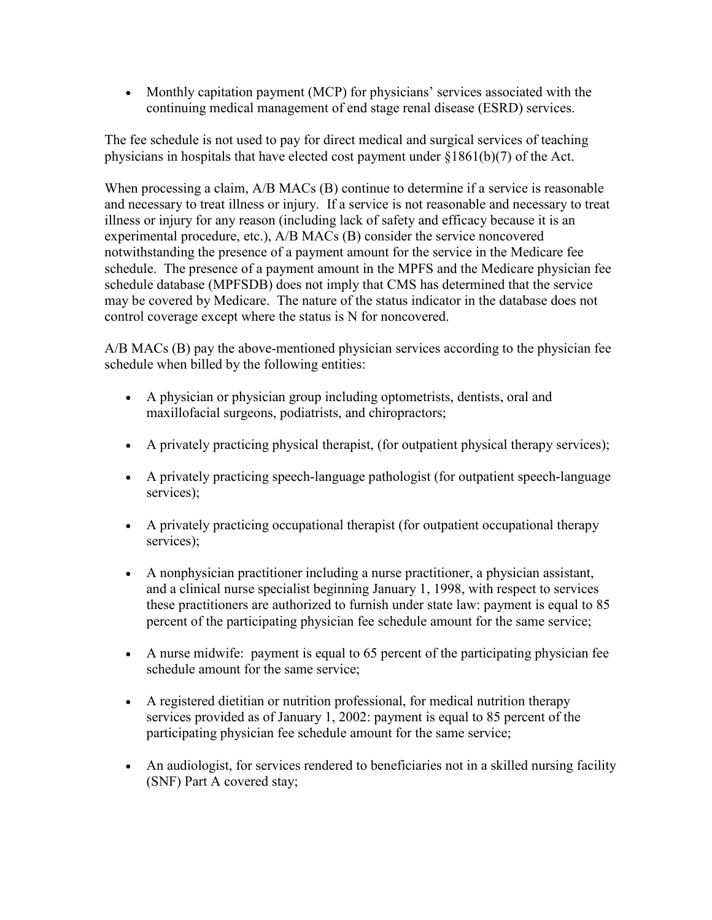- Monthly capitation payment (MCP) for physicians' services associated with the continuing medical management of end stage renal disease (ESRD) services.

The fee schedule is not used to pay for direct medical and surgical services of teaching physicians in hospitals that have elected cost payment under §1861(b)(7) of the Act.

When processing a claim, A/B MACs (B) continue to determine if a service is reasonable and necessary to treat illness or injury. If a service is not reasonable and necessary to treat illness or injury for any reason (including lack of safety and efficacy because it is an experimental procedure, etc.), A/B MACs (B) consider the service noncovered notwithstanding the presence of a payment amount for the service in the Medicare fee schedule. The presence of a payment amount in the MPFS and the Medicare physician fee schedule database (MPFSDB) does not imply that CMS has determined that the service may be covered by Medicare. The nature of the status indicator in the database does not control coverage except where the status is N for noncovered.

A/B MACs (B) pay the above-mentioned physician services according to the physician fee schedule when billed by the following entities:

- A physician or physician group including optometrists, dentists, oral and maxillofacial surgeons, podiatrists, and chiropractors;

- A privately practicing physical therapist, (for outpatient physical therapy services);

- A privately practicing speech-language pathologist (for outpatient speech-language services);

- A privately practicing occupational therapist (for outpatient occupational therapy services);

- A nonphysician practitioner including a nurse practitioner, a physician assistant, and a clinical nurse specialist beginning January 1, 1998, with respect to services these practitioners are authorized to furnish under state law: payment is equal to 85 percent of the participating physician fee schedule amount for the same service;

- A nurse midwife: payment is equal to 65 percent of the participating physician fee schedule amount for the same service;

- A registered dietitian or nutrition professional, for medical nutrition therapy services provided as of January 1, 2002: payment is equal to 85 percent of the participating physician fee schedule amount for the same service;

- An audiologist, for services rendered to beneficiaries not in a skilled nursing facility (SNF) Part A covered stay;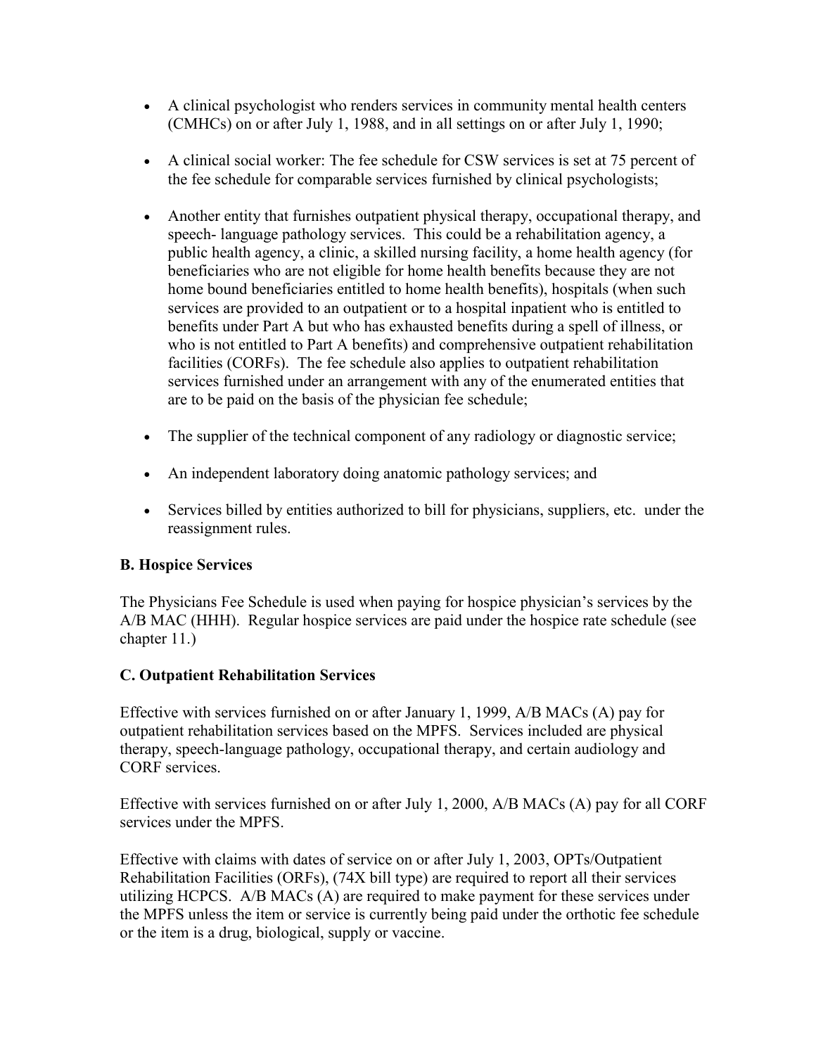- A clinical psychologist who renders services in community mental health centers (CMHCs) on or after July 1, 1988, and in all settings on or after July 1, 1990;

- A clinical social worker: The fee schedule for CSW services is set at 75 percent of the fee schedule for comparable services furnished by clinical psychologists;

- Another entity that furnishes outpatient physical therapy, occupational therapy, and speech- language pathology services. This could be a rehabilitation agency, a public health agency, a clinic, a skilled nursing facility, a home health agency (for beneficiaries who are not eligible for home health benefits because they are not home bound beneficiaries entitled to home health benefits), hospitals (when such services are provided to an outpatient or to a hospital inpatient who is entitled to benefits under Part A but who has exhausted benefits during a spell of illness, or who is not entitled to Part A benefits) and comprehensive outpatient rehabilitation facilities (CORFs). The fee schedule also applies to outpatient rehabilitation services furnished under an arrangement with any of the enumerated entities that are to be paid on the basis of the physician fee schedule;

- The supplier of the technical component of any radiology or diagnostic service;

- An independent laboratory doing anatomic pathology services; and

- Services billed by entities authorized to bill for physicians, suppliers, etc. under the reassignment rules.

**B. Hospice Services**

The Physicians Fee Schedule is used when paying for hospice physician's services by the A/B MAC (HHH). Regular hospice services are paid under the hospice rate schedule (see chapter 11.)

**C. Outpatient Rehabilitation Services**

Effective with services furnished on or after January 1, 1999, A/B MACs (A) pay for outpatient rehabilitation services based on the MPFS. Services included are physical therapy, speech-language pathology, occupational therapy, and certain audiology and CORF services.

Effective with services furnished on or after July 1, 2000, A/B MACs (A) pay for all CORF services under the MPFS.

Effective with claims with dates of service on or after July 1, 2003, OPTs/Outpatient Rehabilitation Facilities (ORFs), (74X bill type) are required to report all their services utilizing HCPCS. A/B MACs (A) are required to make payment for these services under the MPFS unless the item or service is currently being paid under the orthotic fee schedule or the item is a drug, biological, supply or vaccine.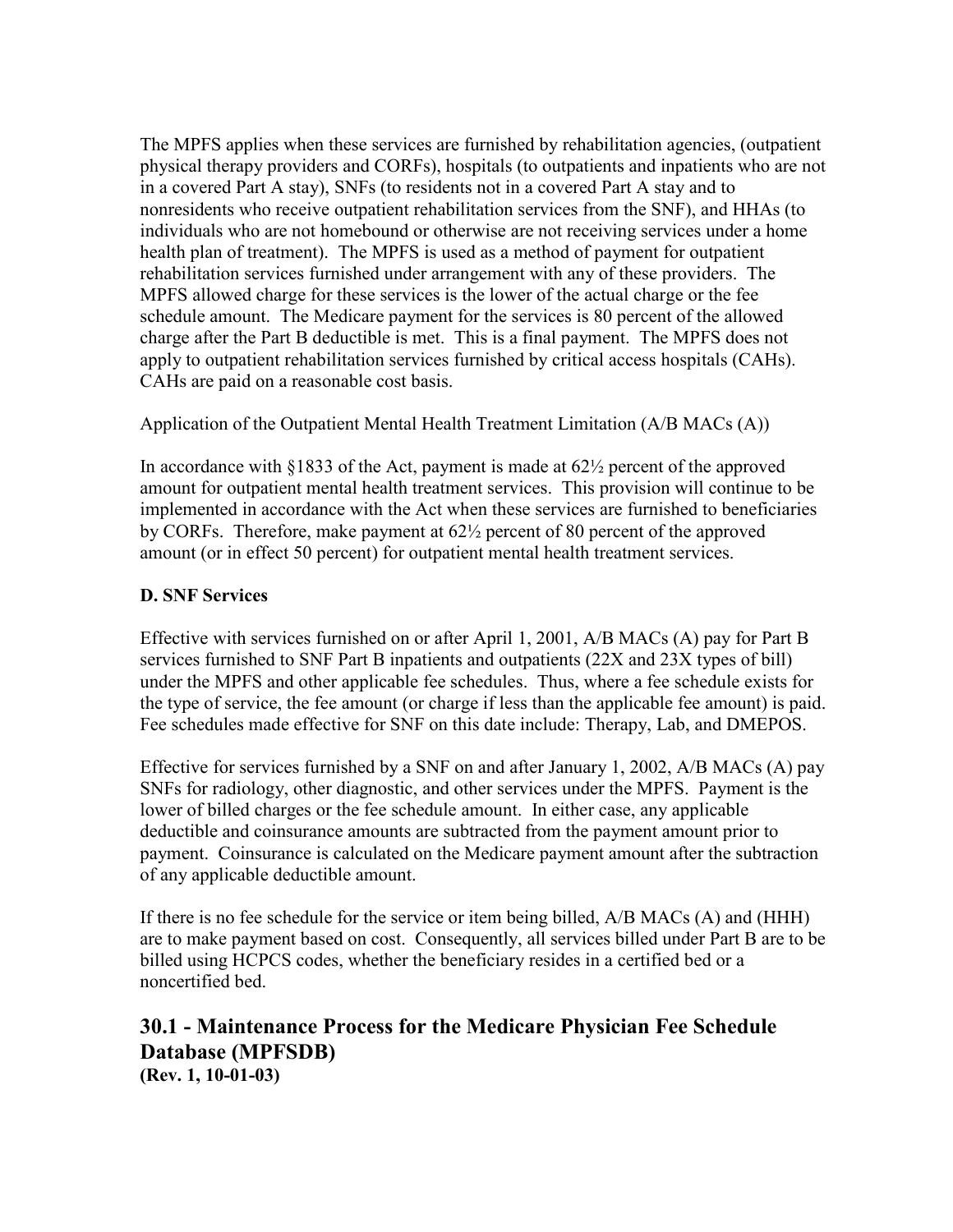The MPFS applies when these services are furnished by rehabilitation agencies, (outpatient physical therapy providers and CORFs), hospitals (to outpatients and inpatients who are not in a covered Part A stay), SNFs (to residents not in a covered Part A stay and to nonresidents who receive outpatient rehabilitation services from the SNF), and HHAs (to individuals who are not homebound or otherwise are not receiving services under a home health plan of treatment). The MPFS is used as a method of payment for outpatient rehabilitation services furnished under arrangement with any of these providers. The MPFS allowed charge for these services is the lower of the actual charge or the fee schedule amount. The Medicare payment for the services is 80 percent of the allowed charge after the Part B deductible is met. This is a final payment. The MPFS does not apply to outpatient rehabilitation services furnished by critical access hospitals (CAHs). CAHs are paid on a reasonable cost basis.

Application of the Outpatient Mental Health Treatment Limitation (A/B MACs (A))

In accordance with §1833 of the Act, payment is made at 62½ percent of the approved amount for outpatient mental health treatment services. This provision will continue to be implemented in accordance with the Act when these services are furnished to beneficiaries by CORFs. Therefore, make payment at 62½ percent of 80 percent of the approved amount (or in effect 50 percent) for outpatient mental health treatment services.

**D. SNF Services**

Effective with services furnished on or after April 1, 2001, A/B MACs (A) pay for Part B services furnished to SNF Part B inpatients and outpatients (22X and 23X types of bill) under the MPFS and other applicable fee schedules. Thus, where a fee schedule exists for the type of service, the fee amount (or charge if less than the applicable fee amount) is paid. Fee schedules made effective for SNF on this date include: Therapy, Lab, and DMEPOS.

Effective for services furnished by a SNF on and after January 1, 2002, A/B MACs (A) pay SNFs for radiology, other diagnostic, and other services under the MPFS. Payment is the lower of billed charges or the fee schedule amount. In either case, any applicable deductible and coinsurance amounts are subtracted from the payment amount prior to payment. Coinsurance is calculated on the Medicare payment amount after the subtraction of any applicable deductible amount.

If there is no fee schedule for the service or item being billed, A/B MACs (A) and (HHH) are to make payment based on cost. Consequently, all services billed under Part B are to be billed using HCPCS codes, whether the beneficiary resides in a certified bed or a noncertified bed.

## 30.1 - Maintenance Process for the Medicare Physician Fee Schedule Database (MPFSDB)

**(Rev. 1, 10-01-03)**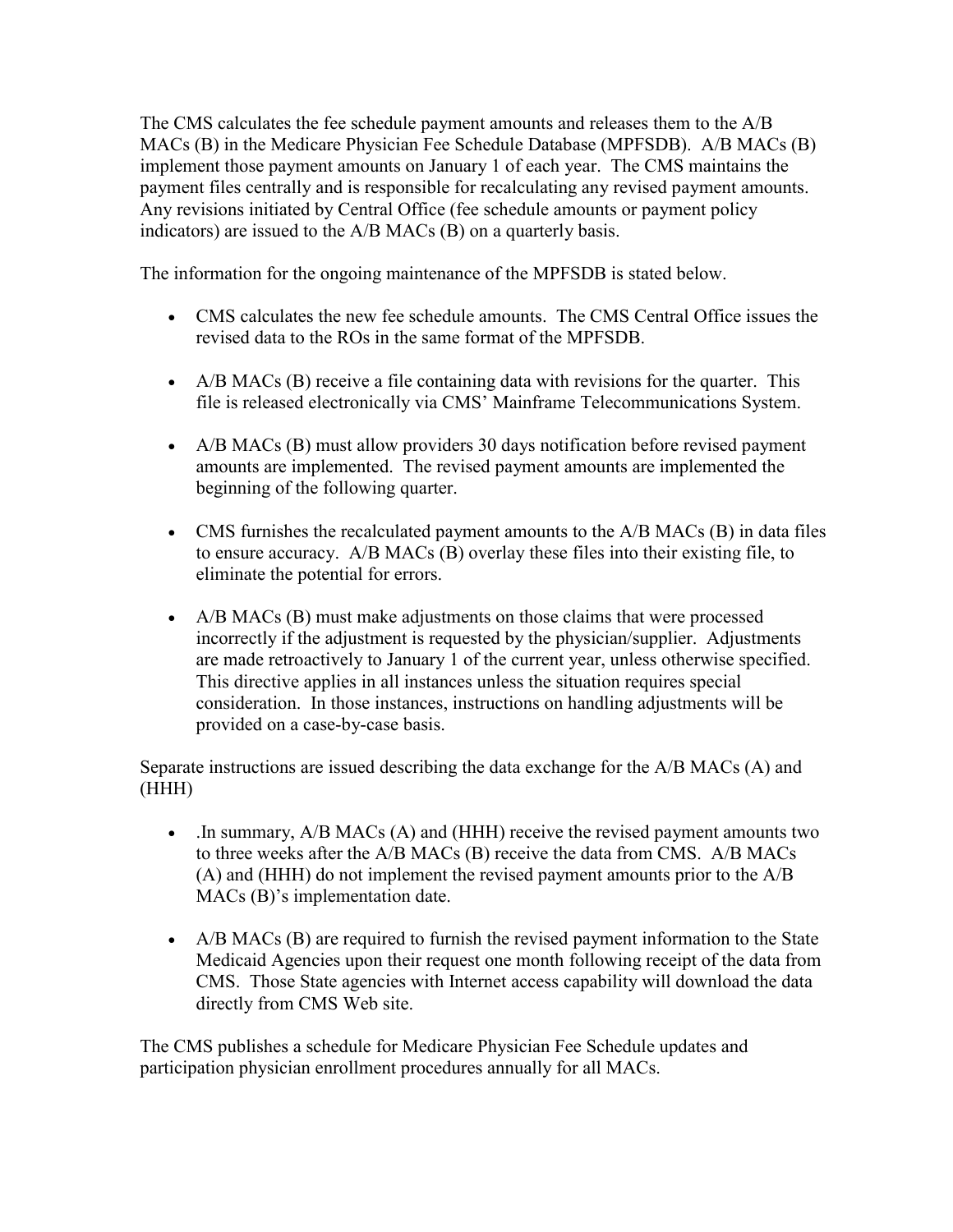The CMS calculates the fee schedule payment amounts and releases them to the A/B MACs (B) in the Medicare Physician Fee Schedule Database (MPFSDB). A/B MACs (B) implement those payment amounts on January 1 of each year. The CMS maintains the payment files centrally and is responsible for recalculating any revised payment amounts. Any revisions initiated by Central Office (fee schedule amounts or payment policy indicators) are issued to the A/B MACs (B) on a quarterly basis.

The information for the ongoing maintenance of the MPFSDB is stated below.

- CMS calculates the new fee schedule amounts. The CMS Central Office issues the revised data to the ROs in the same format of the MPFSDB.
- A/B MACs (B) receive a file containing data with revisions for the quarter. This file is released electronically via CMS' Mainframe Telecommunications System.
- A/B MACs (B) must allow providers 30 days notification before revised payment amounts are implemented. The revised payment amounts are implemented the beginning of the following quarter.
- CMS furnishes the recalculated payment amounts to the A/B MACs (B) in data files to ensure accuracy. A/B MACs (B) overlay these files into their existing file, to eliminate the potential for errors.
- A/B MACs (B) must make adjustments on those claims that were processed incorrectly if the adjustment is requested by the physician/supplier. Adjustments are made retroactively to January 1 of the current year, unless otherwise specified. This directive applies in all instances unless the situation requires special consideration. In those instances, instructions on handling adjustments will be provided on a case-by-case basis.

Separate instructions are issued describing the data exchange for the A/B MACs (A) and (HHH)

- .In summary, A/B MACs (A) and (HHH) receive the revised payment amounts two to three weeks after the A/B MACs (B) receive the data from CMS. A/B MACs (A) and (HHH) do not implement the revised payment amounts prior to the A/B MACs (B)'s implementation date.
- A/B MACs (B) are required to furnish the revised payment information to the State Medicaid Agencies upon their request one month following receipt of the data from CMS. Those State agencies with Internet access capability will download the data directly from CMS Web site.

The CMS publishes a schedule for Medicare Physician Fee Schedule updates and participation physician enrollment procedures annually for all MACs.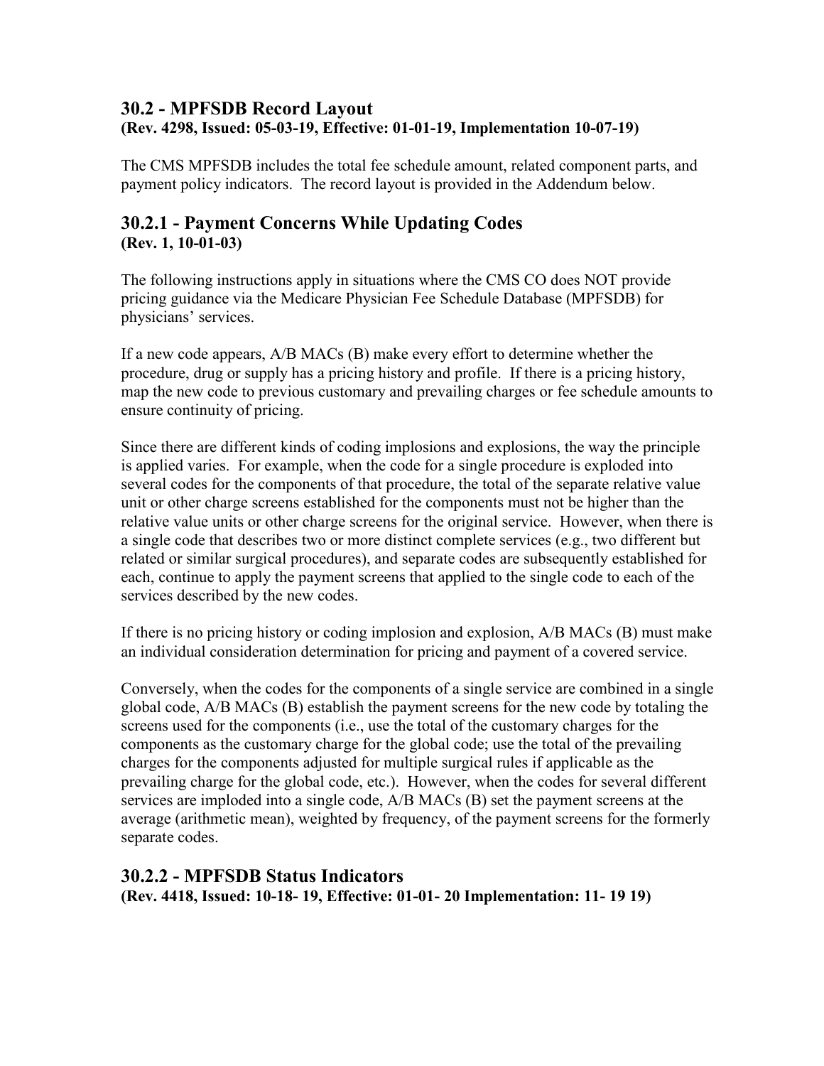## 30.2 - MPFSDB Record Layout

**(Rev. 4298, Issued: 05-03-19, Effective: 01-01-19, Implementation 10-07-19)**

The CMS MPFSDB includes the total fee schedule amount, related component parts, and payment policy indicators. The record layout is provided in the Addendum below.

## 30.2.1 - Payment Concerns While Updating Codes

**(Rev. 1, 10-01-03)**

The following instructions apply in situations where the CMS CO does NOT provide pricing guidance via the Medicare Physician Fee Schedule Database (MPFSDB) for physicians' services.

If a new code appears, A/B MACs (B) make every effort to determine whether the procedure, drug or supply has a pricing history and profile. If there is a pricing history, map the new code to previous customary and prevailing charges or fee schedule amounts to ensure continuity of pricing.

Since there are different kinds of coding implosions and explosions, the way the principle is applied varies. For example, when the code for a single procedure is exploded into several codes for the components of that procedure, the total of the separate relative value unit or other charge screens established for the components must not be higher than the relative value units or other charge screens for the original service. However, when there is a single code that describes two or more distinct complete services (e.g., two different but related or similar surgical procedures), and separate codes are subsequently established for each, continue to apply the payment screens that applied to the single code to each of the services described by the new codes.

If there is no pricing history or coding implosion and explosion, A/B MACs (B) must make an individual consideration determination for pricing and payment of a covered service.

Conversely, when the codes for the components of a single service are combined in a single global code, A/B MACs (B) establish the payment screens for the new code by totaling the screens used for the components (i.e., use the total of the customary charges for the components as the customary charge for the global code; use the total of the prevailing charges for the components adjusted for multiple surgical rules if applicable as the prevailing charge for the global code, etc.). However, when the codes for several different services are imploded into a single code, A/B MACs (B) set the payment screens at the average (arithmetic mean), weighted by frequency, of the payment screens for the formerly separate codes.

## 30.2.2 - MPFSDB Status Indicators

**(Rev. 4418, Issued: 10-18- 19, Effective: 01-01- 20 Implementation: 11- 19 19)**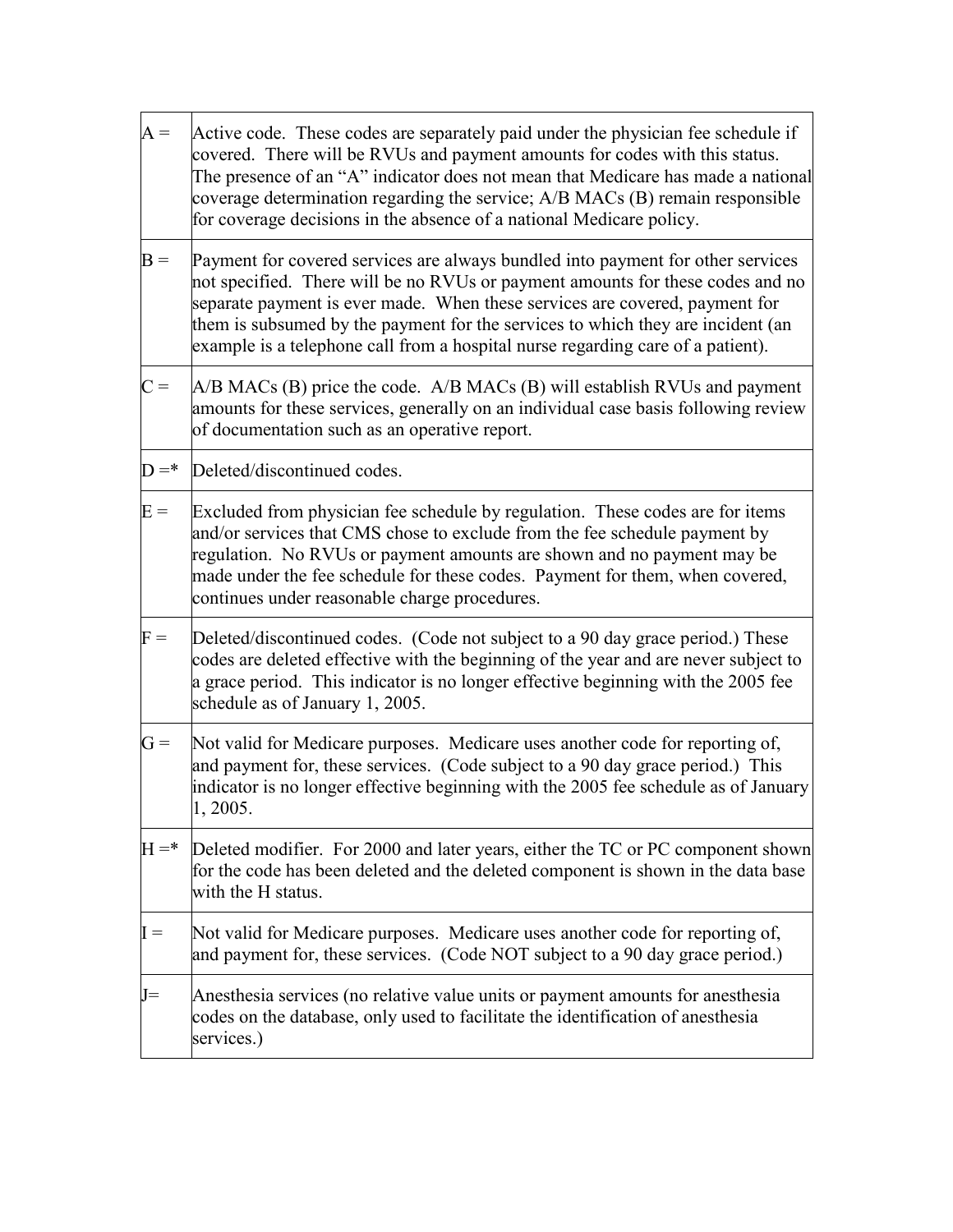| | |
|---|---|
| A = | Active code. These codes are separately paid under the physician fee schedule if covered. There will be RVUs and payment amounts for codes with this status. The presence of an "A" indicator does not mean that Medicare has made a national coverage determination regarding the service; A/B MACs (B) remain responsible for coverage decisions in the absence of a national Medicare policy. |
| B = | Payment for covered services are always bundled into payment for other services not specified. There will be no RVUs or payment amounts for these codes and no separate payment is ever made. When these services are covered, payment for them is subsumed by the payment for the services to which they are incident (an example is a telephone call from a hospital nurse regarding care of a patient). |
| C = | A/B MACs (B) price the code. A/B MACs (B) will establish RVUs and payment amounts for these services, generally on an individual case basis following review of documentation such as an operative report. |
| D =* | Deleted/discontinued codes. |
| E = | Excluded from physician fee schedule by regulation. These codes are for items and/or services that CMS chose to exclude from the fee schedule payment by regulation. No RVUs or payment amounts are shown and no payment may be made under the fee schedule for these codes. Payment for them, when covered, continues under reasonable charge procedures. |
| F = | Deleted/discontinued codes. (Code not subject to a 90 day grace period.) These codes are deleted effective with the beginning of the year and are never subject to a grace period. This indicator is no longer effective beginning with the 2005 fee schedule as of January 1, 2005. |
| G = | Not valid for Medicare purposes. Medicare uses another code for reporting of, and payment for, these services. (Code subject to a 90 day grace period.) This indicator is no longer effective beginning with the 2005 fee schedule as of January 1, 2005. |
| H =* | Deleted modifier. For 2000 and later years, either the TC or PC component shown for the code has been deleted and the deleted component is shown in the data base with the H status. |
| I = | Not valid for Medicare purposes. Medicare uses another code for reporting of, and payment for, these services. (Code NOT subject to a 90 day grace period.) |
| J= | Anesthesia services (no relative value units or payment amounts for anesthesia codes on the database, only used to facilitate the identification of anesthesia services.) |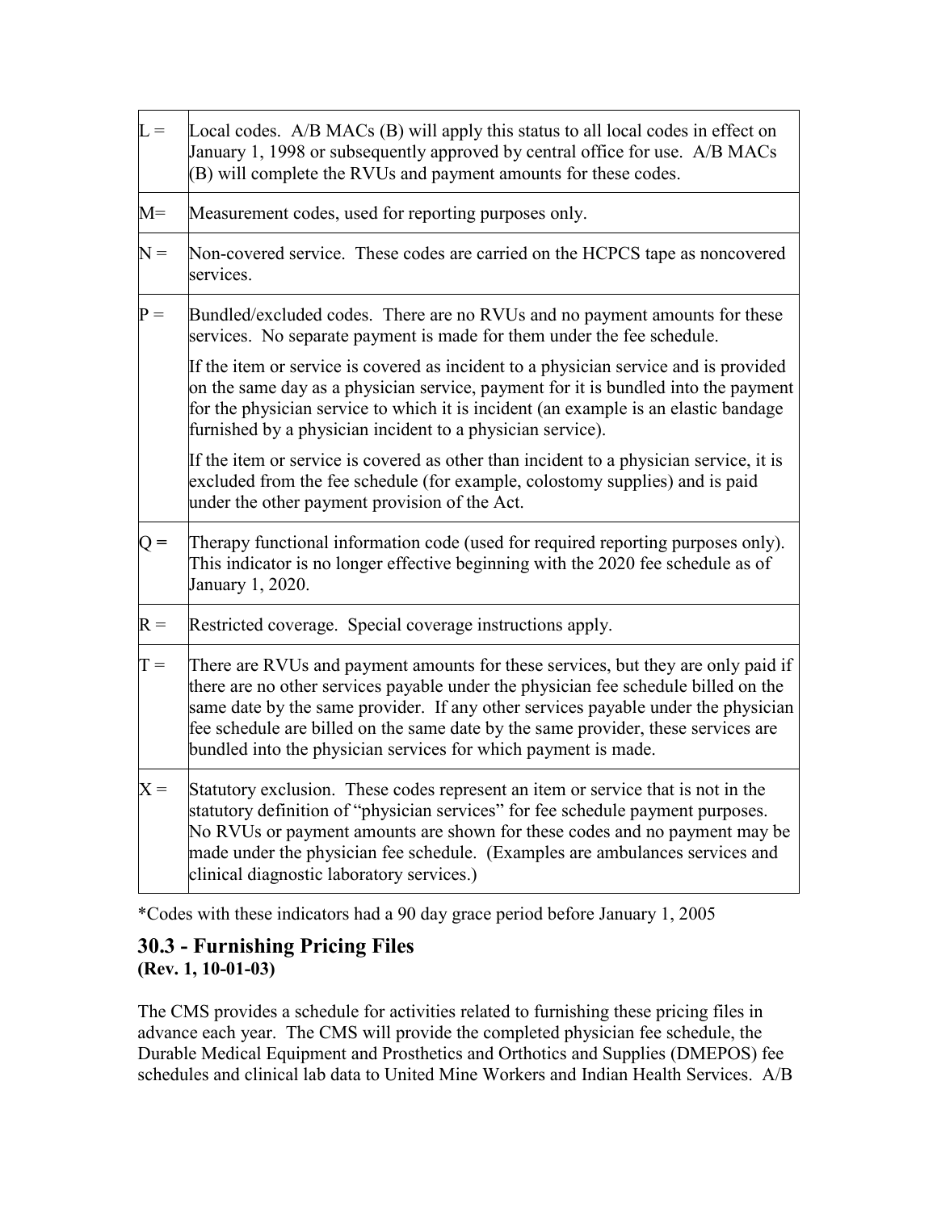| | |
|---|---|
| L = | Local codes. A/B MACs (B) will apply this status to all local codes in effect on January 1, 1998 or subsequently approved by central office for use. A/B MACs (B) will complete the RVUs and payment amounts for these codes. |
| M= | Measurement codes, used for reporting purposes only. |
| N = | Non-covered service. These codes are carried on the HCPCS tape as noncovered services. |
| P = | Bundled/excluded codes. There are no RVUs and no payment amounts for these services. No separate payment is made for them under the fee schedule.<br><br>If the item or service is covered as incident to a physician service and is provided on the same day as a physician service, payment for it is bundled into the payment for the physician service to which it is incident (an example is an elastic bandage furnished by a physician incident to a physician service).<br><br>If the item or service is covered as other than incident to a physician service, it is excluded from the fee schedule (for example, colostomy supplies) and is paid under the other payment provision of the Act. |
| Q = | Therapy functional information code (used for required reporting purposes only). This indicator is no longer effective beginning with the 2020 fee schedule as of January 1, 2020. |
| R = | Restricted coverage. Special coverage instructions apply. |
| T = | There are RVUs and payment amounts for these services, but they are only paid if there are no other services payable under the physician fee schedule billed on the same date by the same provider. If any other services payable under the physician fee schedule are billed on the same date by the same provider, these services are bundled into the physician services for which payment is made. |
| X = | Statutory exclusion. These codes represent an item or service that is not in the statutory definition of "physician services" for fee schedule payment purposes. No RVUs or payment amounts are shown for these codes and no payment may be made under the physician fee schedule. (Examples are ambulances services and clinical diagnostic laboratory services.) |

*Codes with these indicators had a 90 day grace period before January 1, 2005

## 30.3 - Furnishing Pricing Files
**(Rev. 1, 10-01-03)**

The CMS provides a schedule for activities related to furnishing these pricing files in advance each year. The CMS will provide the completed physician fee schedule, the Durable Medical Equipment and Prosthetics and Orthotics and Supplies (DMEPOS) fee schedules and clinical lab data to United Mine Workers and Indian Health Services. A/B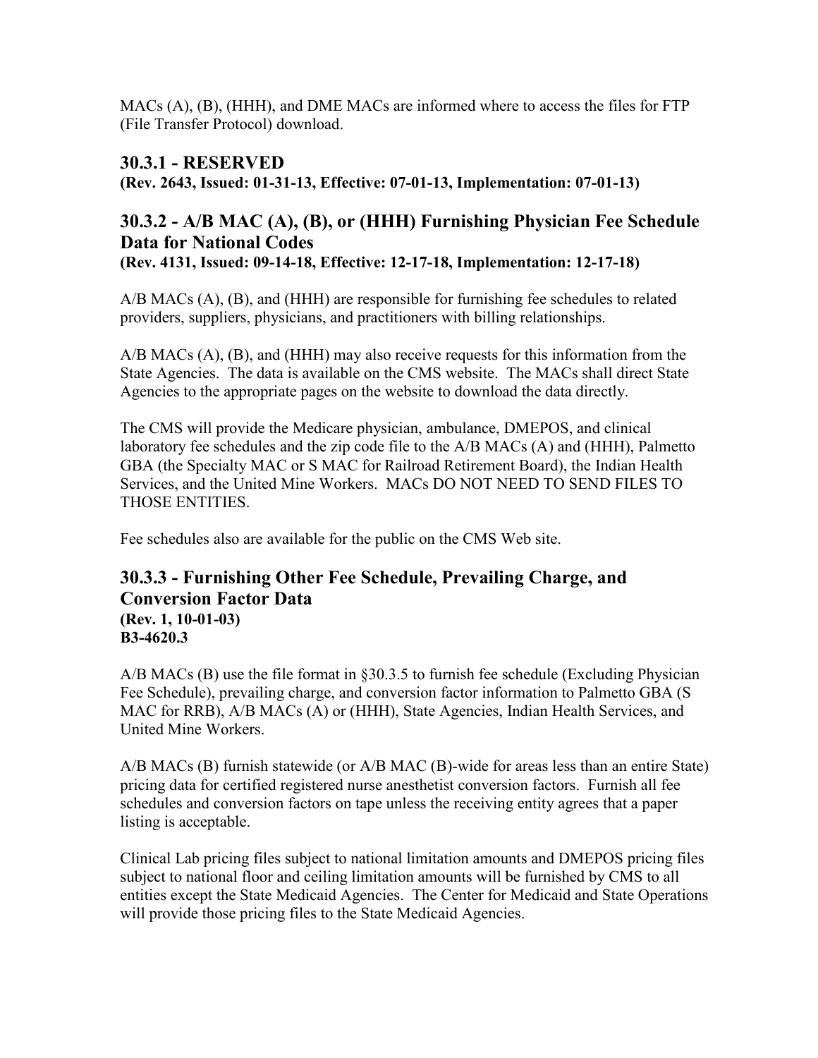MACs (A), (B), (HHH), and DME MACs are informed where to access the files for FTP (File Transfer Protocol) download.

### 30.3.1 - RESERVED

**(Rev. 2643, Issued: 01-31-13, Effective: 07-01-13, Implementation: 07-01-13)**

### 30.3.2 - A/B MAC (A), (B), or (HHH) Furnishing Physician Fee Schedule Data for National Codes

**(Rev. 4131, Issued: 09-14-18, Effective: 12-17-18, Implementation: 12-17-18)**

A/B MACs (A), (B), and (HHH) are responsible for furnishing fee schedules to related providers, suppliers, physicians, and practitioners with billing relationships.

A/B MACs (A), (B), and (HHH) may also receive requests for this information from the State Agencies. The data is available on the CMS website. The MACs shall direct State Agencies to the appropriate pages on the website to download the data directly.

The CMS will provide the Medicare physician, ambulance, DMEPOS, and clinical laboratory fee schedules and the zip code file to the A/B MACs (A) and (HHH), Palmetto GBA (the Specialty MAC or S MAC for Railroad Retirement Board), the Indian Health Services, and the United Mine Workers. MACs DO NOT NEED TO SEND FILES TO THOSE ENTITIES.

Fee schedules also are available for the public on the CMS Web site.

### 30.3.3 - Furnishing Other Fee Schedule, Prevailing Charge, and Conversion Factor Data

**(Rev. 1, 10-01-03)**
**B3-4620.3**

A/B MACs (B) use the file format in §30.3.5 to furnish fee schedule (Excluding Physician Fee Schedule), prevailing charge, and conversion factor information to Palmetto GBA (S MAC for RRB), A/B MACs (A) or (HHH), State Agencies, Indian Health Services, and United Mine Workers.

A/B MACs (B) furnish statewide (or A/B MAC (B)-wide for areas less than an entire State) pricing data for certified registered nurse anesthetist conversion factors. Furnish all fee schedules and conversion factors on tape unless the receiving entity agrees that a paper listing is acceptable.

Clinical Lab pricing files subject to national limitation amounts and DMEPOS pricing files subject to national floor and ceiling limitation amounts will be furnished by CMS to all entities except the State Medicaid Agencies. The Center for Medicaid and State Operations will provide those pricing files to the State Medicaid Agencies.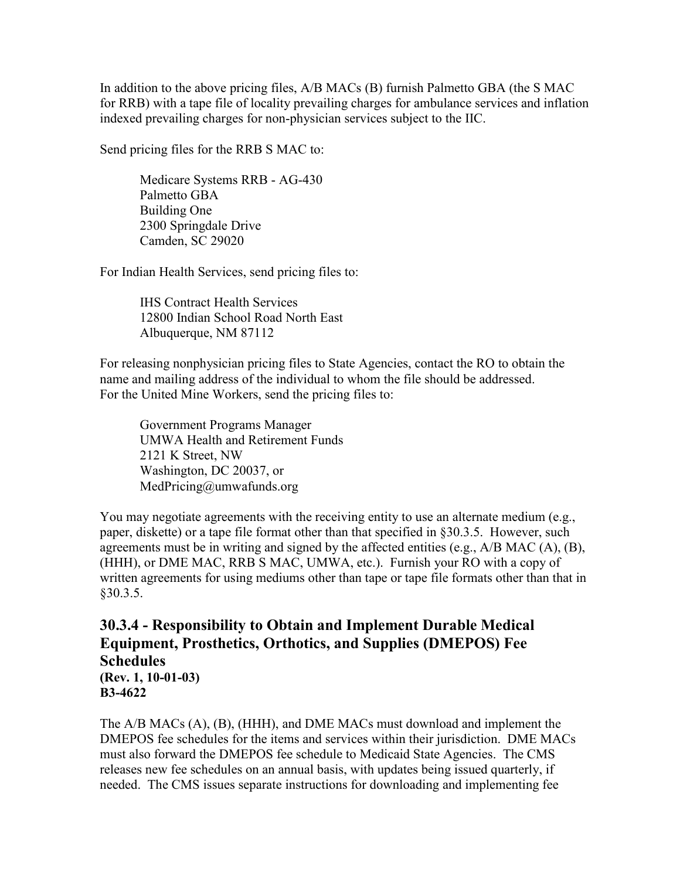In addition to the above pricing files, A/B MACs (B) furnish Palmetto GBA (the S MAC for RRB) with a tape file of locality prevailing charges for ambulance services and inflation indexed prevailing charges for non-physician services subject to the IIC.

Send pricing files for the RRB S MAC to:

> Medicare Systems RRB - AG-430
> Palmetto GBA
> Building One
> 2300 Springdale Drive
> Camden, SC 29020

For Indian Health Services, send pricing files to:

> IHS Contract Health Services
> 12800 Indian School Road North East
> Albuquerque, NM 87112

For releasing nonphysician pricing files to State Agencies, contact the RO to obtain the name and mailing address of the individual to whom the file should be addressed.
For the United Mine Workers, send the pricing files to:

> Government Programs Manager
> UMWA Health and Retirement Funds
> 2121 K Street, NW
> Washington, DC 20037, or
> MedPricing@umwafunds.org

You may negotiate agreements with the receiving entity to use an alternate medium (e.g., paper, diskette) or a tape file format other than that specified in §30.3.5. However, such agreements must be in writing and signed by the affected entities (e.g., A/B MAC (A), (B), (HHH), or DME MAC, RRB S MAC, UMWA, etc.). Furnish your RO with a copy of written agreements for using mediums other than tape or tape file formats other than that in §30.3.5.

## 30.3.4 - Responsibility to Obtain and Implement Durable Medical Equipment, Prosthetics, Orthotics, and Supplies (DMEPOS) Fee Schedules

**(Rev. 1, 10-01-03)**
**B3-4622**

The A/B MACs (A), (B), (HHH), and DME MACs must download and implement the DMEPOS fee schedules for the items and services within their jurisdiction. DME MACs must also forward the DMEPOS fee schedule to Medicaid State Agencies. The CMS releases new fee schedules on an annual basis, with updates being issued quarterly, if needed. The CMS issues separate instructions for downloading and implementing fee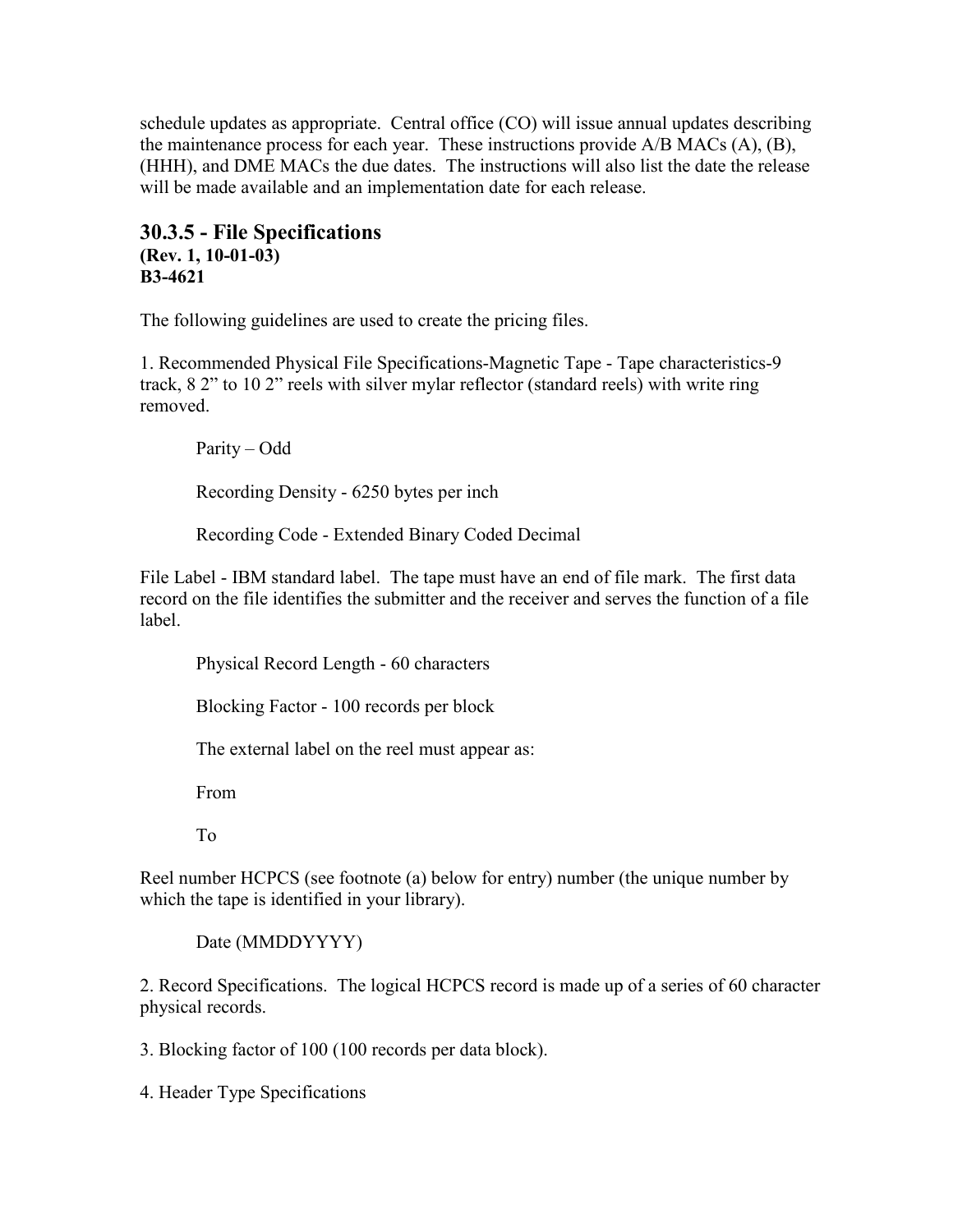schedule updates as appropriate. Central office (CO) will issue annual updates describing the maintenance process for each year. These instructions provide A/B MACs (A), (B), (HHH), and DME MACs the due dates. The instructions will also list the date the release will be made available and an implementation date for each release.

## 30.3.5 - File Specifications

**(Rev. 1, 10-01-03)**
**B3-4621**

The following guidelines are used to create the pricing files.

1. Recommended Physical File Specifications-Magnetic Tape - Tape characteristics-9 track, 8 2" to 10 2" reels with silver mylar reflector (standard reels) with write ring removed.

   Parity – Odd

   Recording Density - 6250 bytes per inch

   Recording Code - Extended Binary Coded Decimal

File Label - IBM standard label. The tape must have an end of file mark. The first data record on the file identifies the submitter and the receiver and serves the function of a file label.

   Physical Record Length - 60 characters

   Blocking Factor - 100 records per block

   The external label on the reel must appear as:

   From

   To

Reel number HCPCS (see footnote (a) below for entry) number (the unique number by which the tape is identified in your library).

   Date (MMDDYYYY)

2. Record Specifications. The logical HCPCS record is made up of a series of 60 character physical records.

3. Blocking factor of 100 (100 records per data block).

4. Header Type Specifications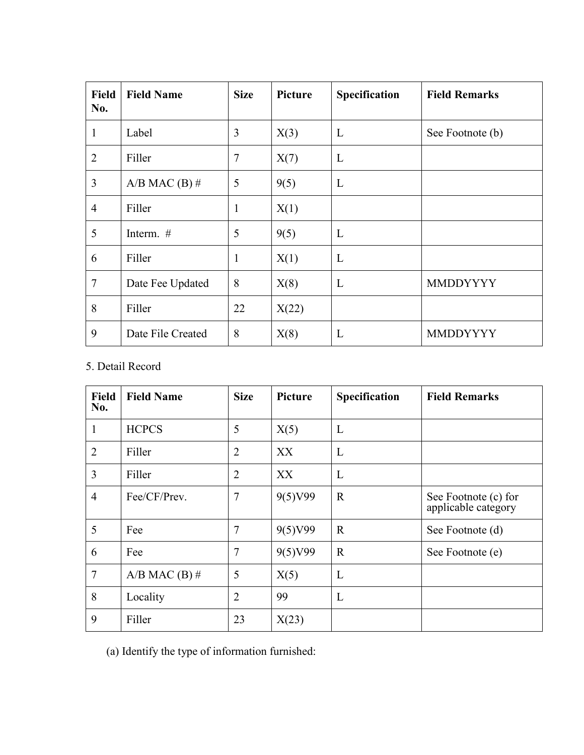| Field No. | Field Name | Size | Picture | Specification | Field Remarks |
|---|---|---|---|---|---|
| 1 | Label | 3 | X(3) | L | See Footnote (b) |
| 2 | Filler | 7 | X(7) | L | |
| 3 | A/B MAC (B) # | 5 | 9(5) | L | |
| 4 | Filler | 1 | X(1) | | |
| 5 | Interm. # | 5 | 9(5) | L | |
| 6 | Filler | 1 | X(1) | L | |
| 7 | Date Fee Updated | 8 | X(8) | L | MMDDYYYY |
| 8 | Filler | 22 | X(22) | | |
| 9 | Date File Created | 8 | X(8) | L | MMDDYYYY |

5. Detail Record

| Field No. | Field Name | Size | Picture | Specification | Field Remarks |
|---|---|---|---|---|---|
| 1 | HCPCS | 5 | X(5) | L | |
| 2 | Filler | 2 | XX | L | |
| 3 | Filler | 2 | XX | L | |
| 4 | Fee/CF/Prev. | 7 | 9(5)V99 | R | See Footnote (c) for applicable category |
| 5 | Fee | 7 | 9(5)V99 | R | See Footnote (d) |
| 6 | Fee | 7 | 9(5)V99 | R | See Footnote (e) |
| 7 | A/B MAC (B) # | 5 | X(5) | L | |
| 8 | Locality | 2 | 99 | L | |
| 9 | Filler | 23 | X(23) | | |

(a) Identify the type of information furnished: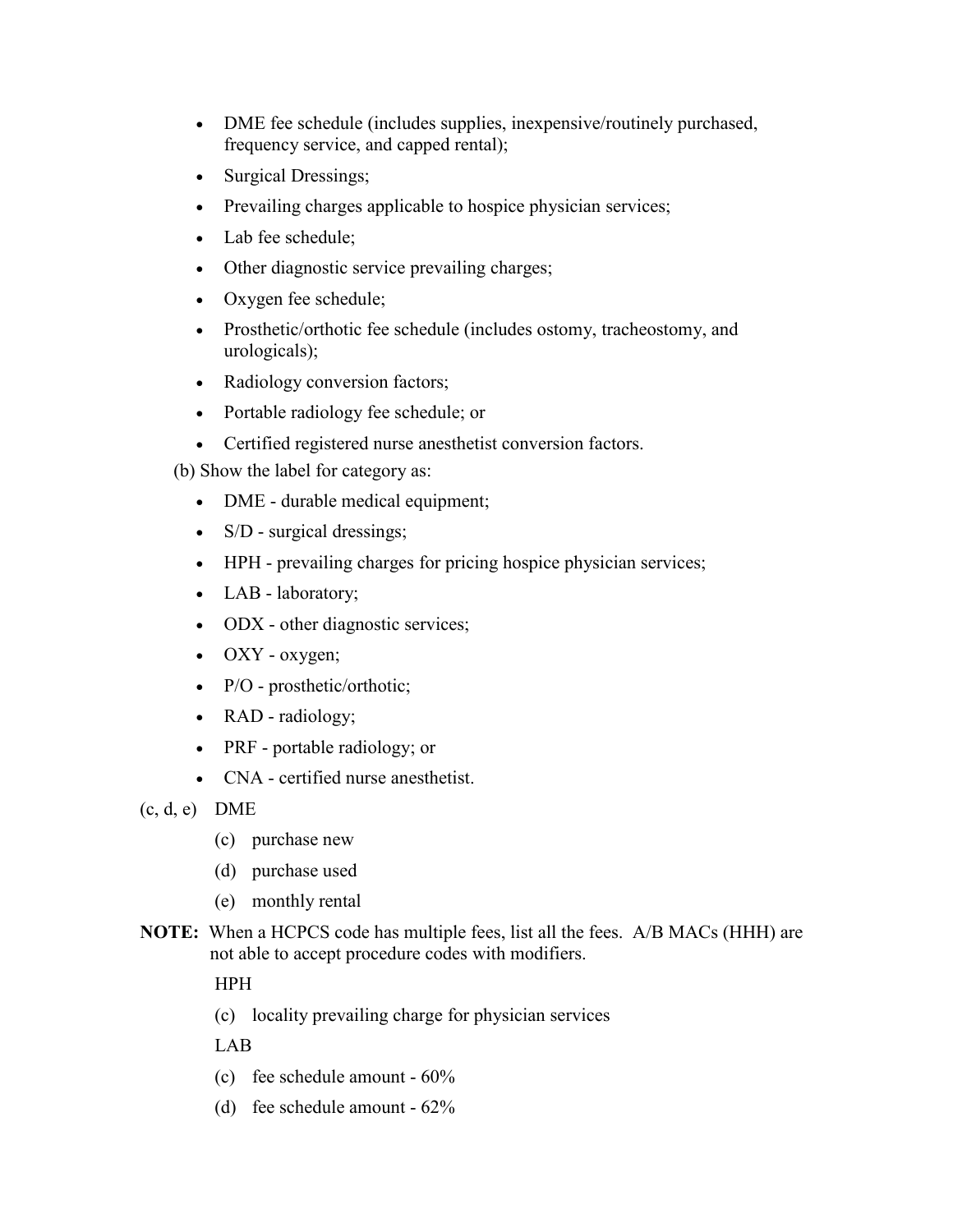- DME fee schedule (includes supplies, inexpensive/routinely purchased, frequency service, and capped rental);
- Surgical Dressings;
- Prevailing charges applicable to hospice physician services;
- Lab fee schedule;
- Other diagnostic service prevailing charges;
- Oxygen fee schedule;
- Prosthetic/orthotic fee schedule (includes ostomy, tracheostomy, and urologicals);
- Radiology conversion factors;
- Portable radiology fee schedule; or
- Certified registered nurse anesthetist conversion factors.

(b) Show the label for category as:

- DME - durable medical equipment;
- S/D - surgical dressings;
- HPH - prevailing charges for pricing hospice physician services;
- LAB - laboratory;
- ODX - other diagnostic services;
- OXY - oxygen;
- P/O - prosthetic/orthotic;
- RAD - radiology;
- PRF - portable radiology; or
- CNA - certified nurse anesthetist.

(c, d, e) DME

(c) purchase new

(d) purchase used

(e) monthly rental

**NOTE:** When a HCPCS code has multiple fees, list all the fees. A/B MACs (HHH) are not able to accept procedure codes with modifiers.

HPH

(c) locality prevailing charge for physician services

LAB

(c) fee schedule amount - 60%

(d) fee schedule amount - 62%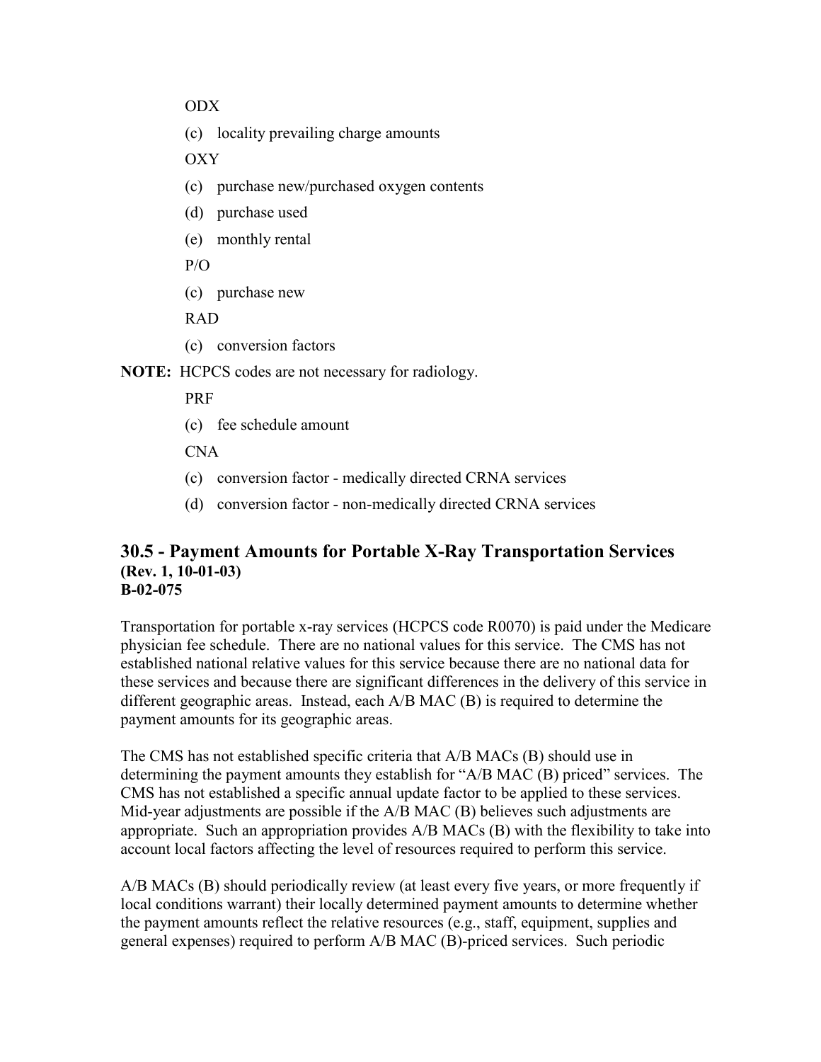ODX

(c) locality prevailing charge amounts

OXY

(c) purchase new/purchased oxygen contents

(d) purchase used

(e) monthly rental

P/O

(c) purchase new

RAD

(c) conversion factors

**NOTE:** HCPCS codes are not necessary for radiology.

PRF

(c) fee schedule amount

CNA

(c) conversion factor - medically directed CRNA services

(d) conversion factor - non-medically directed CRNA services

## 30.5 - Payment Amounts for Portable X-Ray Transportation Services

**(Rev. 1, 10-01-03)**
**B-02-075**

Transportation for portable x-ray services (HCPCS code R0070) is paid under the Medicare physician fee schedule. There are no national values for this service. The CMS has not established national relative values for this service because there are no national data for these services and because there are significant differences in the delivery of this service in different geographic areas. Instead, each A/B MAC (B) is required to determine the payment amounts for its geographic areas.

The CMS has not established specific criteria that A/B MACs (B) should use in determining the payment amounts they establish for "A/B MAC (B) priced" services. The CMS has not established a specific annual update factor to be applied to these services. Mid-year adjustments are possible if the A/B MAC (B) believes such adjustments are appropriate. Such an appropriation provides A/B MACs (B) with the flexibility to take into account local factors affecting the level of resources required to perform this service.

A/B MACs (B) should periodically review (at least every five years, or more frequently if local conditions warrant) their locally determined payment amounts to determine whether the payment amounts reflect the relative resources (e.g., staff, equipment, supplies and general expenses) required to perform A/B MAC (B)-priced services. Such periodic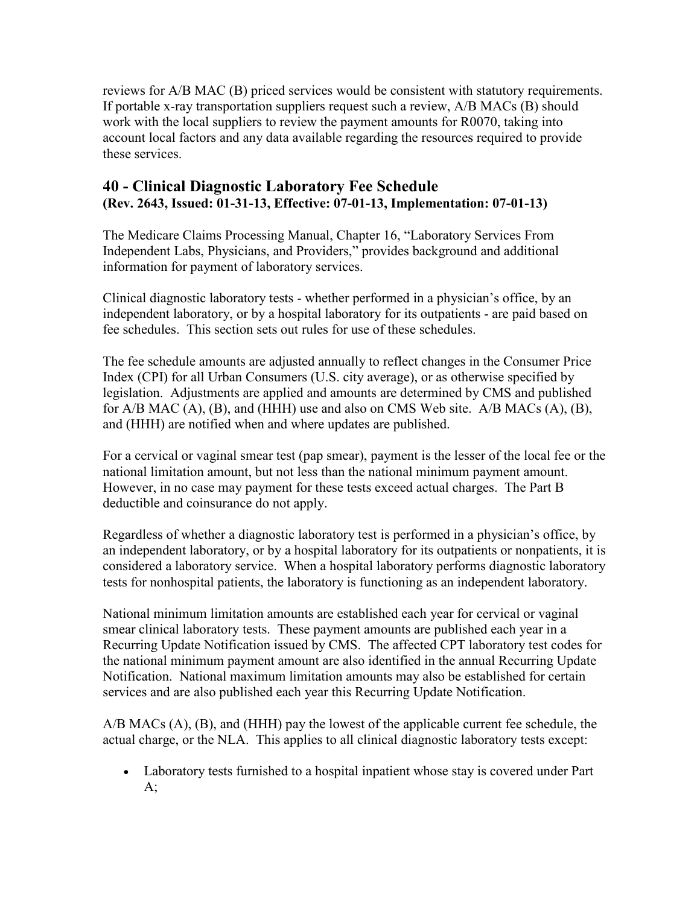reviews for A/B MAC (B) priced services would be consistent with statutory requirements. If portable x-ray transportation suppliers request such a review, A/B MACs (B) should work with the local suppliers to review the payment amounts for R0070, taking into account local factors and any data available regarding the resources required to provide these services.

## 40 - Clinical Diagnostic Laboratory Fee Schedule
**(Rev. 2643, Issued: 01-31-13, Effective: 07-01-13, Implementation: 07-01-13)**

The Medicare Claims Processing Manual, Chapter 16, "Laboratory Services From Independent Labs, Physicians, and Providers," provides background and additional information for payment of laboratory services.

Clinical diagnostic laboratory tests - whether performed in a physician's office, by an independent laboratory, or by a hospital laboratory for its outpatients - are paid based on fee schedules. This section sets out rules for use of these schedules.

The fee schedule amounts are adjusted annually to reflect changes in the Consumer Price Index (CPI) for all Urban Consumers (U.S. city average), or as otherwise specified by legislation. Adjustments are applied and amounts are determined by CMS and published for A/B MAC (A), (B), and (HHH) use and also on CMS Web site. A/B MACs (A), (B), and (HHH) are notified when and where updates are published.

For a cervical or vaginal smear test (pap smear), payment is the lesser of the local fee or the national limitation amount, but not less than the national minimum payment amount. However, in no case may payment for these tests exceed actual charges. The Part B deductible and coinsurance do not apply.

Regardless of whether a diagnostic laboratory test is performed in a physician's office, by an independent laboratory, or by a hospital laboratory for its outpatients or nonpatients, it is considered a laboratory service. When a hospital laboratory performs diagnostic laboratory tests for nonhospital patients, the laboratory is functioning as an independent laboratory.

National minimum limitation amounts are established each year for cervical or vaginal smear clinical laboratory tests. These payment amounts are published each year in a Recurring Update Notification issued by CMS. The affected CPT laboratory test codes for the national minimum payment amount are also identified in the annual Recurring Update Notification. National maximum limitation amounts may also be established for certain services and are also published each year this Recurring Update Notification.

A/B MACs (A), (B), and (HHH) pay the lowest of the applicable current fee schedule, the actual charge, or the NLA. This applies to all clinical diagnostic laboratory tests except:

- Laboratory tests furnished to a hospital inpatient whose stay is covered under Part A;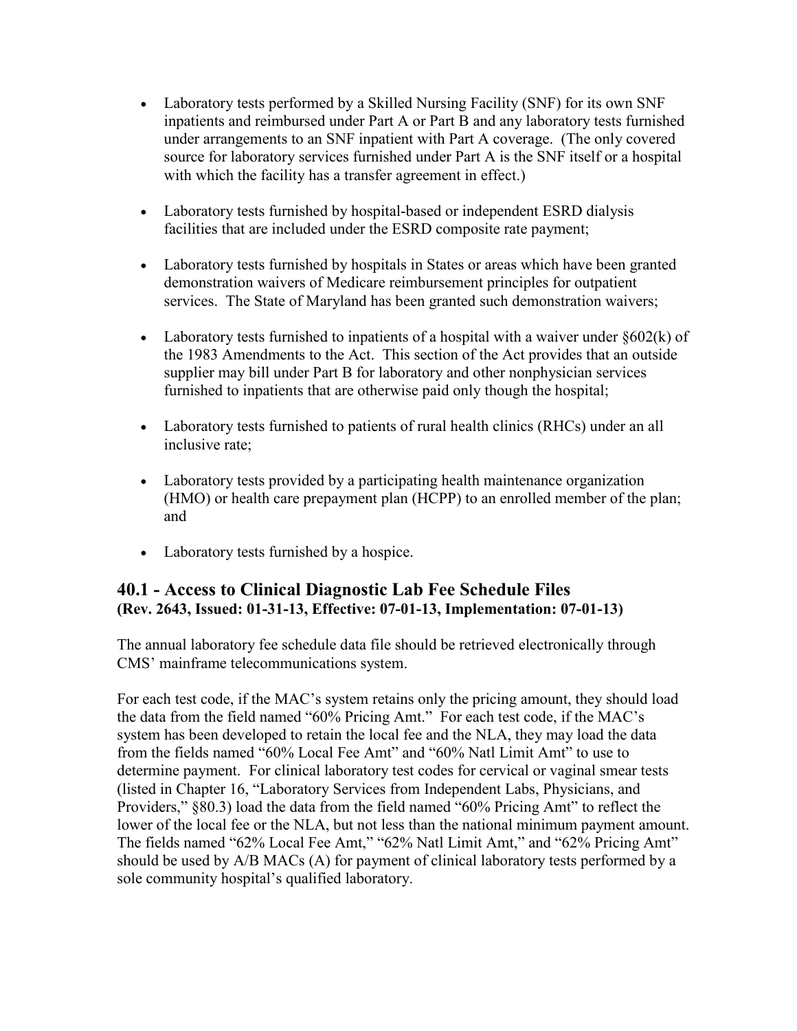- Laboratory tests performed by a Skilled Nursing Facility (SNF) for its own SNF inpatients and reimbursed under Part A or Part B and any laboratory tests furnished under arrangements to an SNF inpatient with Part A coverage. (The only covered source for laboratory services furnished under Part A is the SNF itself or a hospital with which the facility has a transfer agreement in effect.)

- Laboratory tests furnished by hospital-based or independent ESRD dialysis facilities that are included under the ESRD composite rate payment;

- Laboratory tests furnished by hospitals in States or areas which have been granted demonstration waivers of Medicare reimbursement principles for outpatient services. The State of Maryland has been granted such demonstration waivers;

- Laboratory tests furnished to inpatients of a hospital with a waiver under §602(k) of the 1983 Amendments to the Act. This section of the Act provides that an outside supplier may bill under Part B for laboratory and other nonphysician services furnished to inpatients that are otherwise paid only though the hospital;

- Laboratory tests furnished to patients of rural health clinics (RHCs) under an all inclusive rate;

- Laboratory tests provided by a participating health maintenance organization (HMO) or health care prepayment plan (HCPP) to an enrolled member of the plan; and

- Laboratory tests furnished by a hospice.

## 40.1 - Access to Clinical Diagnostic Lab Fee Schedule Files
**(Rev. 2643, Issued: 01-31-13, Effective: 07-01-13, Implementation: 07-01-13)**

The annual laboratory fee schedule data file should be retrieved electronically through CMS' mainframe telecommunications system.

For each test code, if the MAC's system retains only the pricing amount, they should load the data from the field named "60% Pricing Amt." For each test code, if the MAC's system has been developed to retain the local fee and the NLA, they may load the data from the fields named "60% Local Fee Amt" and "60% Natl Limit Amt" to use to determine payment. For clinical laboratory test codes for cervical or vaginal smear tests (listed in Chapter 16, "Laboratory Services from Independent Labs, Physicians, and Providers," §80.3) load the data from the field named "60% Pricing Amt" to reflect the lower of the local fee or the NLA, but not less than the national minimum payment amount. The fields named "62% Local Fee Amt," "62% Natl Limit Amt," and "62% Pricing Amt" should be used by A/B MACs (A) for payment of clinical laboratory tests performed by a sole community hospital's qualified laboratory.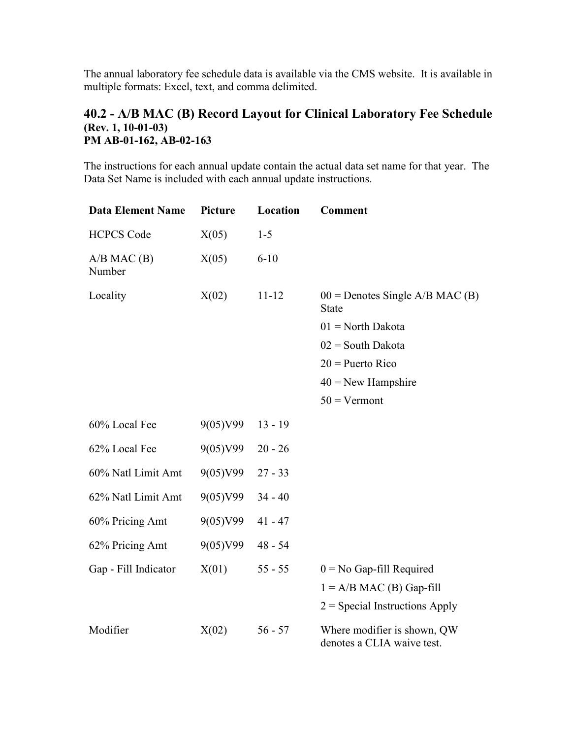The annual laboratory fee schedule data is available via the CMS website. It is available in multiple formats: Excel, text, and comma delimited.

## 40.2 - A/B MAC (B) Record Layout for Clinical Laboratory Fee Schedule

**(Rev. 1, 10-01-03)**
**PM AB-01-162, AB-02-163**

The instructions for each annual update contain the actual data set name for that year. The Data Set Name is included with each annual update instructions.

| Data Element Name | Picture | Location | Comment |
|---|---|---|---|
| HCPCS Code | X(05) | 1-5 | |
| A/B MAC (B) Number | X(05) | 6-10 | |
| Locality | X(02) | 11-12 | 00 = Denotes Single A/B MAC (B) State<br>01 = North Dakota<br>02 = South Dakota<br>20 = Puerto Rico<br>40 = New Hampshire<br>50 = Vermont |
| 60% Local Fee | 9(05)V99 | 13 - 19 | |
| 62% Local Fee | 9(05)V99 | 20 - 26 | |
| 60% Natl Limit Amt | 9(05)V99 | 27 - 33 | |
| 62% Natl Limit Amt | 9(05)V99 | 34 - 40 | |
| 60% Pricing Amt | 9(05)V99 | 41 - 47 | |
| 62% Pricing Amt | 9(05)V99 | 48 - 54 | |
| Gap - Fill Indicator | X(01) | 55 - 55 | 0 = No Gap-fill Required<br>1 = A/B MAC (B) Gap-fill<br>2 = Special Instructions Apply |
| Modifier | X(02) | 56 - 57 | Where modifier is shown, QW denotes a CLIA waive test. |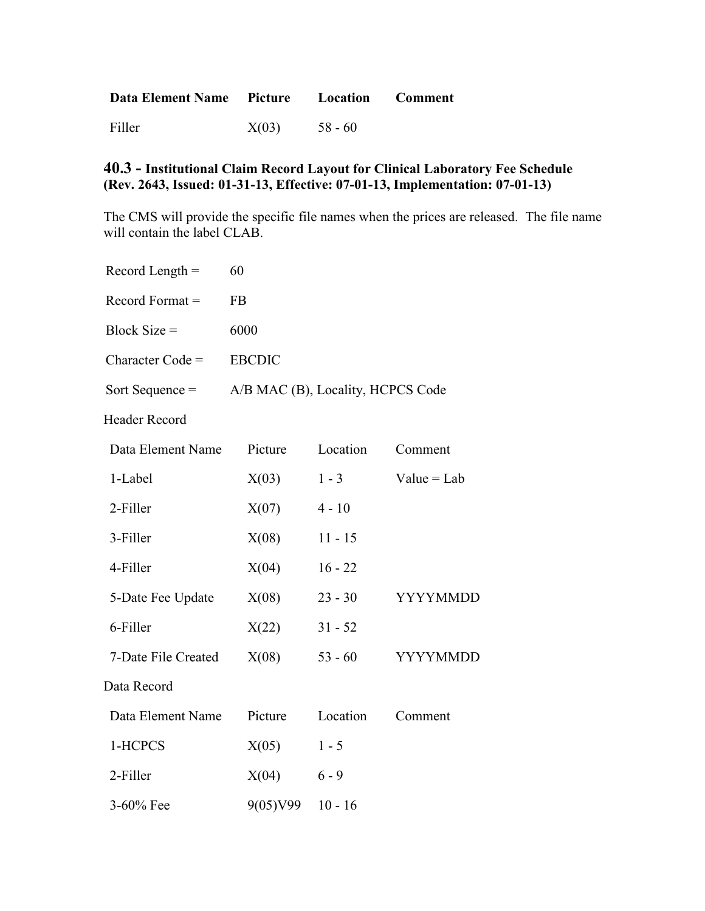| Data Element Name | Picture | Location | Comment |
|---|---|---|---|
| Filler | X(03) | 58 - 60 | |

### 40.3 - Institutional Claim Record Layout for Clinical Laboratory Fee Schedule

**(Rev. 2643, Issued: 01-31-13, Effective: 07-01-13, Implementation: 07-01-13)**

The CMS will provide the specific file names when the prices are released. The file name will contain the label CLAB.

| | |
|---|---|
| Record Length = | 60 |
| Record Format = | FB |
| Block Size = | 6000 |
| Character Code = | EBCDIC |
| Sort Sequence = | A/B MAC (B), Locality, HCPCS Code |

Header Record

| Data Element Name | Picture | Location | Comment |
|---|---|---|---|
| 1-Label | X(03) | 1 - 3 | Value = Lab |
| 2-Filler | X(07) | 4 - 10 | |
| 3-Filler | X(08) | 11 - 15 | |
| 4-Filler | X(04) | 16 - 22 | |
| 5-Date Fee Update | X(08) | 23 - 30 | YYYYMMDD |
| 6-Filler | X(22) | 31 - 52 | |
| 7-Date File Created | X(08) | 53 - 60 | YYYYMMDD |

Data Record

| Data Element Name | Picture | Location | Comment |
|---|---|---|---|
| 1-HCPCS | X(05) | 1 - 5 | |
| 2-Filler | X(04) | 6 - 9 | |
| 3-60% Fee | 9(05)V99 | 10 - 16 | |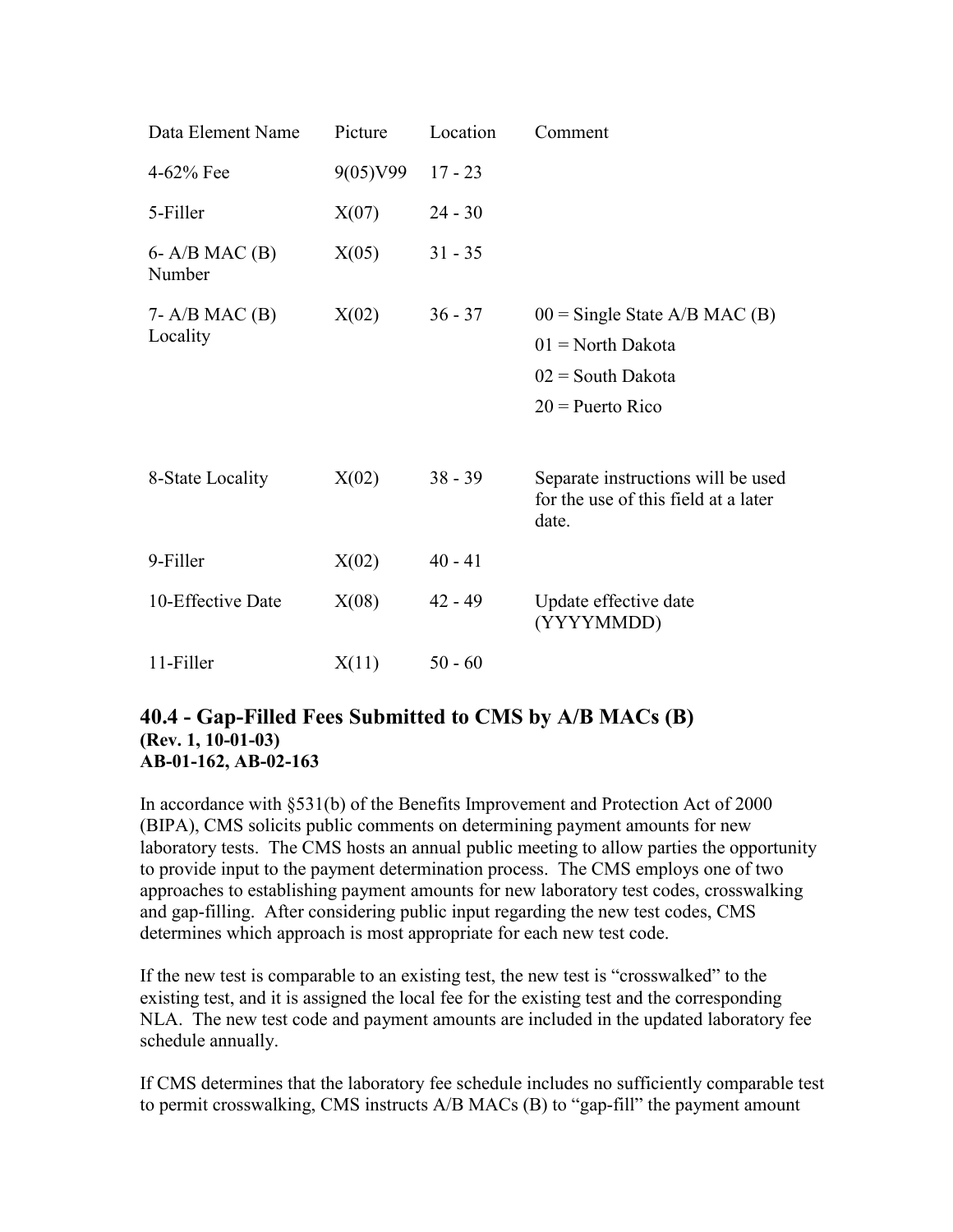| Data Element Name | Picture | Location | Comment |
|---|---|---|---|
| 4-62% Fee | 9(05)V99 | 17 - 23 | |
| 5-Filler | X(07) | 24 - 30 | |
| 6- A/B MAC (B) Number | X(05) | 31 - 35 | |
| 7- A/B MAC (B) Locality | X(02) | 36 - 37 | 00 = Single State A/B MAC (B)<br>01 = North Dakota<br>02 = South Dakota<br>20 = Puerto Rico |
| 8-State Locality | X(02) | 38 - 39 | Separate instructions will be used for the use of this field at a later date. |
| 9-Filler | X(02) | 40 - 41 | |
| 10-Effective Date | X(08) | 42 - 49 | Update effective date (YYYYMMDD) |
| 11-Filler | X(11) | 50 - 60 | |

## 40.4 - Gap-Filled Fees Submitted to CMS by A/B MACs (B)

**(Rev. 1, 10-01-03)**
**AB-01-162, AB-02-163**

In accordance with §531(b) of the Benefits Improvement and Protection Act of 2000 (BIPA), CMS solicits public comments on determining payment amounts for new laboratory tests. The CMS hosts an annual public meeting to allow parties the opportunity to provide input to the payment determination process. The CMS employs one of two approaches to establishing payment amounts for new laboratory test codes, crosswalking and gap-filling. After considering public input regarding the new test codes, CMS determines which approach is most appropriate for each new test code.

If the new test is comparable to an existing test, the new test is "crosswalked" to the existing test, and it is assigned the local fee for the existing test and the corresponding NLA. The new test code and payment amounts are included in the updated laboratory fee schedule annually.

If CMS determines that the laboratory fee schedule includes no sufficiently comparable test to permit crosswalking, CMS instructs A/B MACs (B) to "gap-fill" the payment amount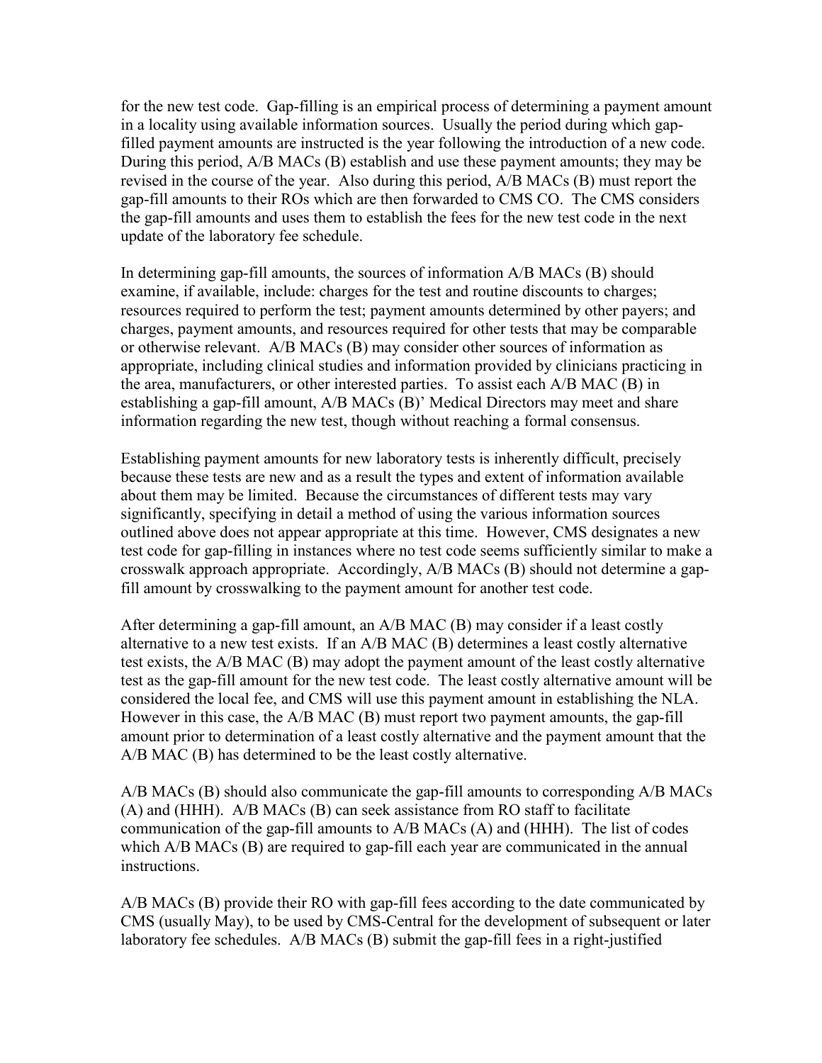for the new test code. Gap-filling is an empirical process of determining a payment amount in a locality using available information sources. Usually the period during which gap-filled payment amounts are instructed is the year following the introduction of a new code. During this period, A/B MACs (B) establish and use these payment amounts; they may be revised in the course of the year. Also during this period, A/B MACs (B) must report the gap-fill amounts to their ROs which are then forwarded to CMS CO. The CMS considers the gap-fill amounts and uses them to establish the fees for the new test code in the next update of the laboratory fee schedule.

In determining gap-fill amounts, the sources of information A/B MACs (B) should examine, if available, include: charges for the test and routine discounts to charges; resources required to perform the test; payment amounts determined by other payers; and charges, payment amounts, and resources required for other tests that may be comparable or otherwise relevant. A/B MACs (B) may consider other sources of information as appropriate, including clinical studies and information provided by clinicians practicing in the area, manufacturers, or other interested parties. To assist each A/B MAC (B) in establishing a gap-fill amount, A/B MACs (B)' Medical Directors may meet and share information regarding the new test, though without reaching a formal consensus.

Establishing payment amounts for new laboratory tests is inherently difficult, precisely because these tests are new and as a result the types and extent of information available about them may be limited. Because the circumstances of different tests may vary significantly, specifying in detail a method of using the various information sources outlined above does not appear appropriate at this time. However, CMS designates a new test code for gap-filling in instances where no test code seems sufficiently similar to make a crosswalk approach appropriate. Accordingly, A/B MACs (B) should not determine a gap-fill amount by crosswalking to the payment amount for another test code.

After determining a gap-fill amount, an A/B MAC (B) may consider if a least costly alternative to a new test exists. If an A/B MAC (B) determines a least costly alternative test exists, the A/B MAC (B) may adopt the payment amount of the least costly alternative test as the gap-fill amount for the new test code. The least costly alternative amount will be considered the local fee, and CMS will use this payment amount in establishing the NLA. However in this case, the A/B MAC (B) must report two payment amounts, the gap-fill amount prior to determination of a least costly alternative and the payment amount that the A/B MAC (B) has determined to be the least costly alternative.

A/B MACs (B) should also communicate the gap-fill amounts to corresponding A/B MACs (A) and (HHH). A/B MACs (B) can seek assistance from RO staff to facilitate communication of the gap-fill amounts to A/B MACs (A) and (HHH). The list of codes which A/B MACs (B) are required to gap-fill each year are communicated in the annual instructions.

A/B MACs (B) provide their RO with gap-fill fees according to the date communicated by CMS (usually May), to be used by CMS-Central for the development of subsequent or later laboratory fee schedules. A/B MACs (B) submit the gap-fill fees in a right-justified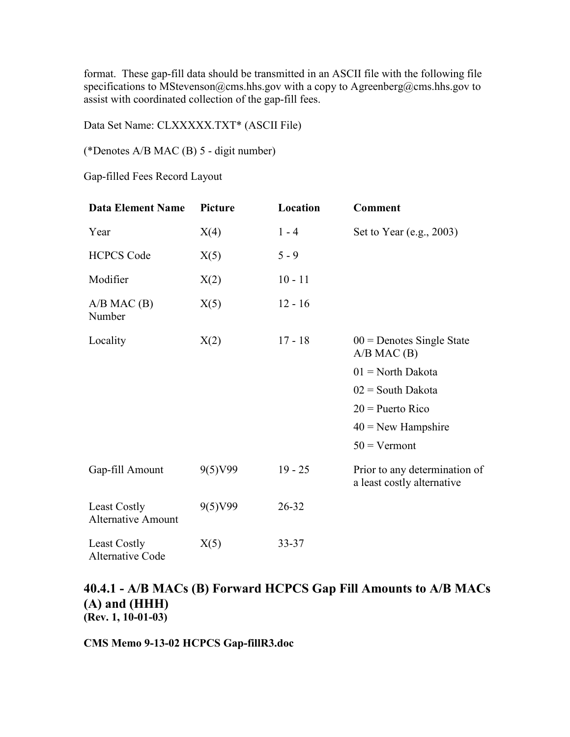format. These gap-fill data should be transmitted in an ASCII file with the following file specifications to MStevenson@cms.hhs.gov with a copy to Agreenberg@cms.hhs.gov to assist with coordinated collection of the gap-fill fees.

Data Set Name: CLXXXXX.TXT* (ASCII File)

(*Denotes A/B MAC (B) 5 - digit number)

Gap-filled Fees Record Layout

| Data Element Name | Picture | Location | Comment |
|---|---|---|---|
| Year | X(4) | 1 - 4 | Set to Year (e.g., 2003) |
| HCPCS Code | X(5) | 5 - 9 | |
| Modifier | X(2) | 10 - 11 | |
| A/B MAC (B) Number | X(5) | 12 - 16 | |
| Locality | X(2) | 17 - 18 | 00 = Denotes Single State A/B MAC (B)<br>01 = North Dakota<br>02 = South Dakota<br>20 = Puerto Rico<br>40 = New Hampshire<br>50 = Vermont |
| Gap-fill Amount | 9(5)V99 | 19 - 25 | Prior to any determination of a least costly alternative |
| Least Costly Alternative Amount | 9(5)V99 | 26-32 | |
| Least Costly Alternative Code | X(5) | 33-37 | |

## 40.4.1 - A/B MACs (B) Forward HCPCS Gap Fill Amounts to A/B MACs (A) and (HHH)

**(Rev. 1, 10-01-03)**

**CMS Memo 9-13-02 HCPCS Gap-fillR3.doc**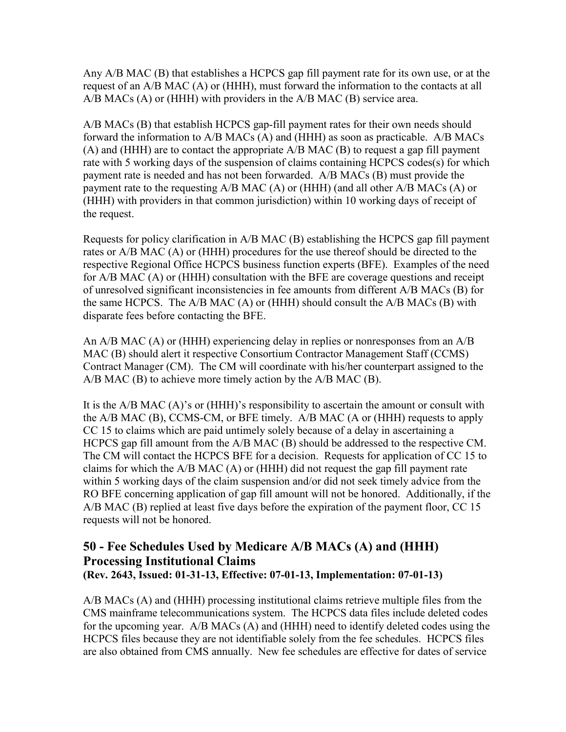Any A/B MAC (B) that establishes a HCPCS gap fill payment rate for its own use, or at the request of an A/B MAC (A) or (HHH), must forward the information to the contacts at all A/B MACs (A) or (HHH) with providers in the A/B MAC (B) service area.

A/B MACs (B) that establish HCPCS gap-fill payment rates for their own needs should forward the information to A/B MACs (A) and (HHH) as soon as practicable. A/B MACs (A) and (HHH) are to contact the appropriate A/B MAC (B) to request a gap fill payment rate with 5 working days of the suspension of claims containing HCPCS codes(s) for which payment rate is needed and has not been forwarded. A/B MACs (B) must provide the payment rate to the requesting A/B MAC (A) or (HHH) (and all other A/B MACs (A) or (HHH) with providers in that common jurisdiction) within 10 working days of receipt of the request.

Requests for policy clarification in A/B MAC (B) establishing the HCPCS gap fill payment rates or A/B MAC (A) or (HHH) procedures for the use thereof should be directed to the respective Regional Office HCPCS business function experts (BFE). Examples of the need for A/B MAC (A) or (HHH) consultation with the BFE are coverage questions and receipt of unresolved significant inconsistencies in fee amounts from different A/B MACs (B) for the same HCPCS. The A/B MAC (A) or (HHH) should consult the A/B MACs (B) with disparate fees before contacting the BFE.

An A/B MAC (A) or (HHH) experiencing delay in replies or nonresponses from an A/B MAC (B) should alert it respective Consortium Contractor Management Staff (CCMS) Contract Manager (CM). The CM will coordinate with his/her counterpart assigned to the A/B MAC (B) to achieve more timely action by the A/B MAC (B).

It is the A/B MAC (A)'s or (HHH)'s responsibility to ascertain the amount or consult with the A/B MAC (B), CCMS-CM, or BFE timely. A/B MAC (A or (HHH) requests to apply CC 15 to claims which are paid untimely solely because of a delay in ascertaining a HCPCS gap fill amount from the A/B MAC (B) should be addressed to the respective CM. The CM will contact the HCPCS BFE for a decision. Requests for application of CC 15 to claims for which the A/B MAC (A) or (HHH) did not request the gap fill payment rate within 5 working days of the claim suspension and/or did not seek timely advice from the RO BFE concerning application of gap fill amount will not be honored. Additionally, if the A/B MAC (B) replied at least five days before the expiration of the payment floor, CC 15 requests will not be honored.

## 50 - Fee Schedules Used by Medicare A/B MACs (A) and (HHH) Processing Institutional Claims

**(Rev. 2643, Issued: 01-31-13, Effective: 07-01-13, Implementation: 07-01-13)**

A/B MACs (A) and (HHH) processing institutional claims retrieve multiple files from the CMS mainframe telecommunications system. The HCPCS data files include deleted codes for the upcoming year. A/B MACs (A) and (HHH) need to identify deleted codes using the HCPCS files because they are not identifiable solely from the fee schedules. HCPCS files are also obtained from CMS annually. New fee schedules are effective for dates of service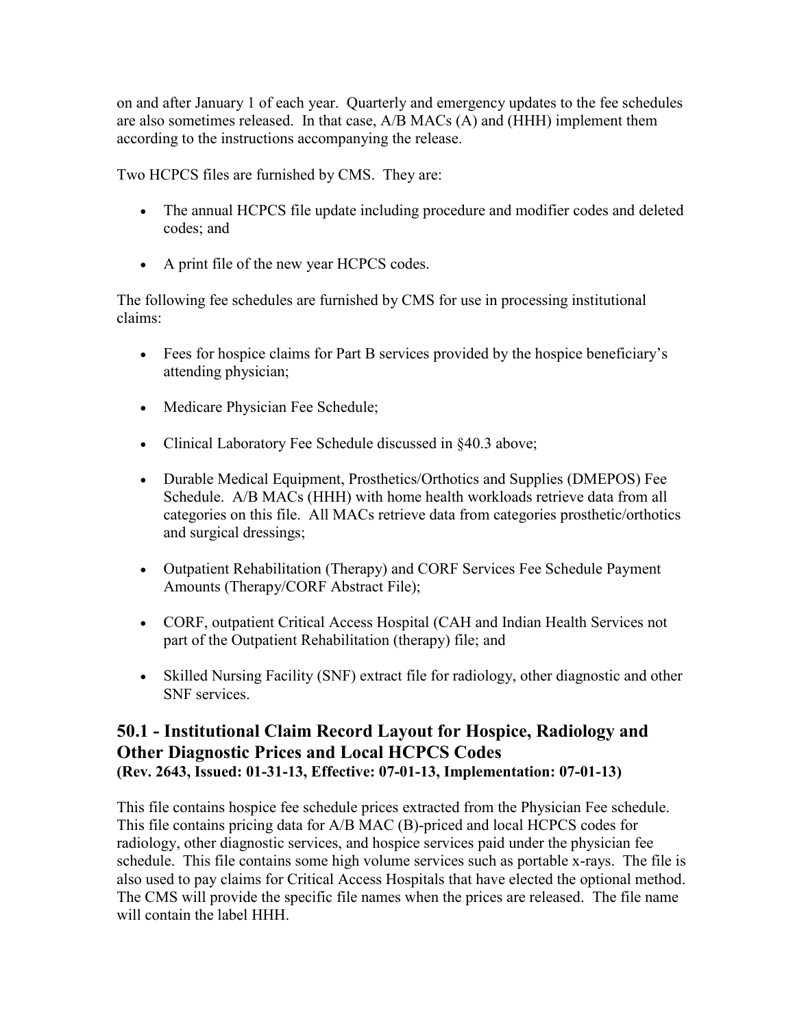on and after January 1 of each year. Quarterly and emergency updates to the fee schedules are also sometimes released. In that case, A/B MACs (A) and (HHH) implement them according to the instructions accompanying the release.

Two HCPCS files are furnished by CMS. They are:

- The annual HCPCS file update including procedure and modifier codes and deleted codes; and
- A print file of the new year HCPCS codes.

The following fee schedules are furnished by CMS for use in processing institutional claims:

- Fees for hospice claims for Part B services provided by the hospice beneficiary's attending physician;
- Medicare Physician Fee Schedule;
- Clinical Laboratory Fee Schedule discussed in §40.3 above;
- Durable Medical Equipment, Prosthetics/Orthotics and Supplies (DMEPOS) Fee Schedule. A/B MACs (HHH) with home health workloads retrieve data from all categories on this file. All MACs retrieve data from categories prosthetic/orthotics and surgical dressings;
- Outpatient Rehabilitation (Therapy) and CORF Services Fee Schedule Payment Amounts (Therapy/CORF Abstract File);
- CORF, outpatient Critical Access Hospital (CAH and Indian Health Services not part of the Outpatient Rehabilitation (therapy) file; and
- Skilled Nursing Facility (SNF) extract file for radiology, other diagnostic and other SNF services.

## 50.1 - Institutional Claim Record Layout for Hospice, Radiology and Other Diagnostic Prices and Local HCPCS Codes

**(Rev. 2643, Issued: 01-31-13, Effective: 07-01-13, Implementation: 07-01-13)**

This file contains hospice fee schedule prices extracted from the Physician Fee schedule. This file contains pricing data for A/B MAC (B)-priced and local HCPCS codes for radiology, other diagnostic services, and hospice services paid under the physician fee schedule. This file contains some high volume services such as portable x-rays. The file is also used to pay claims for Critical Access Hospitals that have elected the optional method. The CMS will provide the specific file names when the prices are released. The file name will contain the label HHH.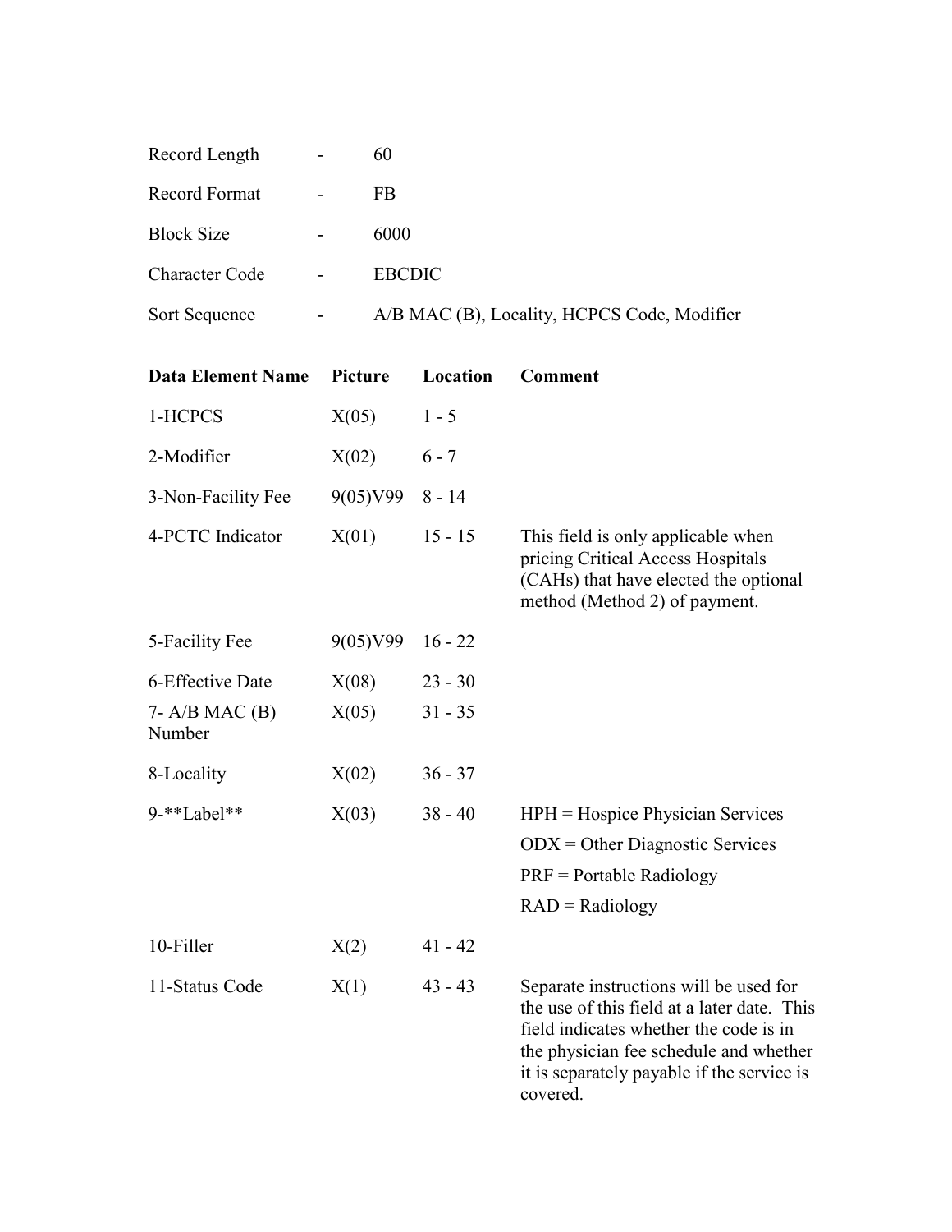| | | |
|---|---|---|
| Record Length | - | 60 |
| Record Format | - | FB |
| Block Size | - | 6000 |
| Character Code | - | EBCDIC |
| Sort Sequence | - | A/B MAC (B), Locality, HCPCS Code, Modifier |

| Data Element Name | Picture | Location | Comment |
|---|---|---|---|
| 1-HCPCS | X(05) | 1 - 5 | |
| 2-Modifier | X(02) | 6 - 7 | |
| 3-Non-Facility Fee | 9(05)V99 | 8 - 14 | |
| 4-PCTC Indicator | X(01) | 15 - 15 | This field is only applicable when pricing Critical Access Hospitals (CAHs) that have elected the optional method (Method 2) of payment. |
| 5-Facility Fee | 9(05)V99 | 16 - 22 | |
| 6-Effective Date | X(08) | 23 - 30 | |
| 7- A/B MAC (B) Number | X(05) | 31 - 35 | |
| 8-Locality | X(02) | 36 - 37 | |
| 9-**Label** | X(03) | 38 - 40 | HPH = Hospice Physician Services<br>ODX = Other Diagnostic Services<br>PRF = Portable Radiology<br>RAD = Radiology |
| 10-Filler | X(2) | 41 - 42 | |
| 11-Status Code | X(1) | 43 - 43 | Separate instructions will be used for the use of this field at a later date. This field indicates whether the code is in the physician fee schedule and whether it is separately payable if the service is covered. |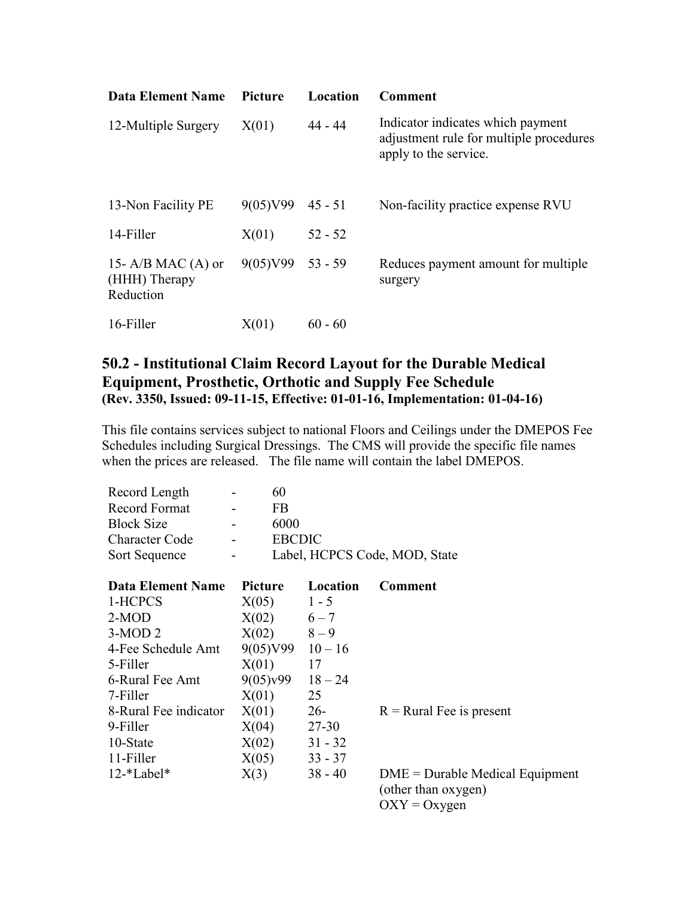| Data Element Name | Picture | Location | Comment |
|---|---|---|---|
| 12-Multiple Surgery | X(01) | 44 - 44 | Indicator indicates which payment adjustment rule for multiple procedures apply to the service. |
| 13-Non Facility PE | 9(05)V99 | 45 - 51 | Non-facility practice expense RVU |
| 14-Filler | X(01) | 52 - 52 | |
| 15- A/B MAC (A) or (HHH) Therapy Reduction | 9(05)V99 | 53 - 59 | Reduces payment amount for multiple surgery |
| 16-Filler | X(01) | 60 - 60 | |

## 50.2 - Institutional Claim Record Layout for the Durable Medical Equipment, Prosthetic, Orthotic and Supply Fee Schedule

**(Rev. 3350, Issued: 09-11-15, Effective: 01-01-16, Implementation: 01-04-16)**

This file contains services subject to national Floors and Ceilings under the DMEPOS Fee Schedules including Surgical Dressings. The CMS will provide the specific file names when the prices are released. The file name will contain the label DMEPOS.

| | | |
|---|---|---|
| Record Length | - | 60 |
| Record Format | - | FB |
| Block Size | - | 6000 |
| Character Code | - | EBCDIC |
| Sort Sequence | - | Label, HCPCS Code, MOD, State |

| Data Element Name | Picture | Location | Comment |
|---|---|---|---|
| 1-HCPCS | X(05) | 1 - 5 | |
| 2-MOD | X(02) | 6 – 7 | |
| 3-MOD 2 | X(02) | 8 – 9 | |
| 4-Fee Schedule Amt | 9(05)V99 | 10 – 16 | |
| 5-Filler | X(01) | 17 | |
| 6-Rural Fee Amt | 9(05)v99 | 18 – 24 | |
| 7-Filler | X(01) | 25 | |
| 8-Rural Fee indicator | X(01) | 26- | R = Rural Fee is present |
| 9-Filler | X(04) | 27-30 | |
| 10-State | X(02) | 31 - 32 | |
| 11-Filler | X(05) | 33 - 37 | |
| 12-*Label* | X(3) | 38 - 40 | DME = Durable Medical Equipment (other than oxygen)<br>OXY = Oxygen |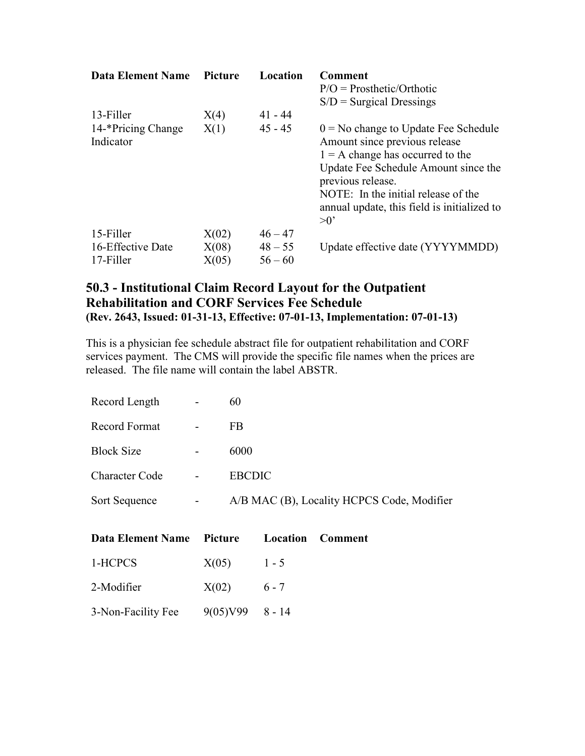| Data Element Name | Picture | Location | Comment |
|---|---|---|---|
| | | | P/O = Prosthetic/Orthotic<br>S/D = Surgical Dressings |
| 13-Filler | X(4) | 41 - 44 | |
| 14-*Pricing Change Indicator | X(1) | 45 - 45 | 0 = No change to Update Fee Schedule Amount since previous release<br>1 = A change has occurred to the Update Fee Schedule Amount since the previous release.<br>NOTE: In the initial release of the annual update, this field is initialized to >0’ |
| 15-Filler | X(02) | 46 – 47 | |
| 16-Effective Date | X(08) | 48 – 55 | Update effective date (YYYYMMDD) |
| 17-Filler | X(05) | 56 – 60 | |

## 50.3 - Institutional Claim Record Layout for the Outpatient Rehabilitation and CORF Services Fee Schedule

**(Rev. 2643, Issued: 01-31-13, Effective: 07-01-13, Implementation: 07-01-13)**

This is a physician fee schedule abstract file for outpatient rehabilitation and CORF services payment. The CMS will provide the specific file names when the prices are released. The file name will contain the label ABSTR.

| | | |
|---|---|---|
| Record Length | - | 60 |
| Record Format | - | FB |
| Block Size | - | 6000 |
| Character Code | - | EBCDIC |
| Sort Sequence | - | A/B MAC (B), Locality HCPCS Code, Modifier |

| Data Element Name | Picture | Location | Comment |
|---|---|---|---|
| 1-HCPCS | X(05) | 1 - 5 | |
| 2-Modifier | X(02) | 6 - 7 | |
| 3-Non-Facility Fee | 9(05)V99 | 8 - 14 | |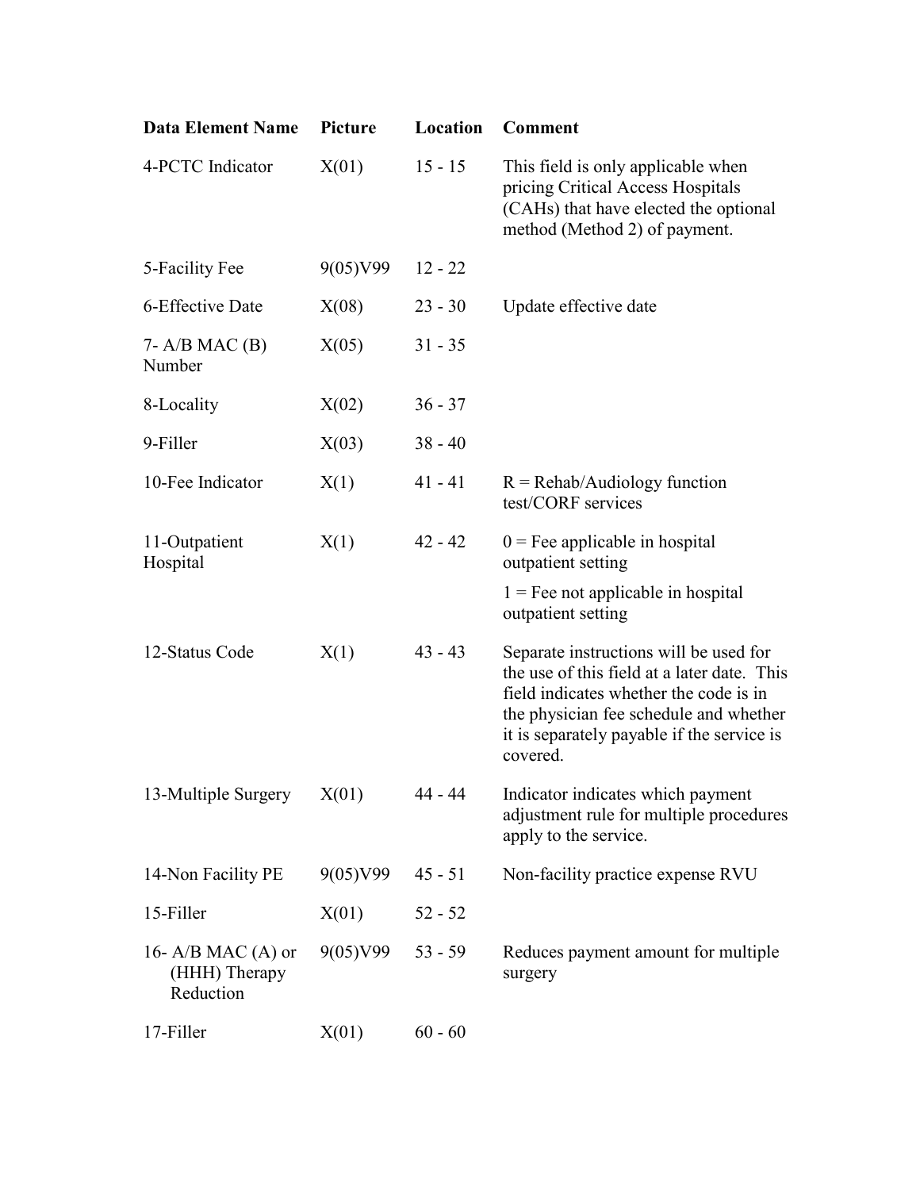| Data Element Name | Picture | Location | Comment |
|---|---|---|---|
| 4-PCTC Indicator | X(01) | 15 - 15 | This field is only applicable when pricing Critical Access Hospitals (CAHs) that have elected the optional method (Method 2) of payment. |
| 5-Facility Fee | 9(05)V99 | 12 - 22 | |
| 6-Effective Date | X(08) | 23 - 30 | Update effective date |
| 7- A/B MAC (B) Number | X(05) | 31 - 35 | |
| 8-Locality | X(02) | 36 - 37 | |
| 9-Filler | X(03) | 38 - 40 | |
| 10-Fee Indicator | X(1) | 41 - 41 | R = Rehab/Audiology function test/CORF services |
| 11-Outpatient Hospital | X(1) | 42 - 42 | 0 = Fee applicable in hospital outpatient setting<br><br>1 = Fee not applicable in hospital outpatient setting |
| 12-Status Code | X(1) | 43 - 43 | Separate instructions will be used for the use of this field at a later date. This field indicates whether the code is in the physician fee schedule and whether it is separately payable if the service is covered. |
| 13-Multiple Surgery | X(01) | 44 - 44 | Indicator indicates which payment adjustment rule for multiple procedures apply to the service. |
| 14-Non Facility PE | 9(05)V99 | 45 - 51 | Non-facility practice expense RVU |
| 15-Filler | X(01) | 52 - 52 | |
| 16- A/B MAC (A) or (HHH) Therapy Reduction | 9(05)V99 | 53 - 59 | Reduces payment amount for multiple surgery |
| 17-Filler | X(01) | 60 - 60 | |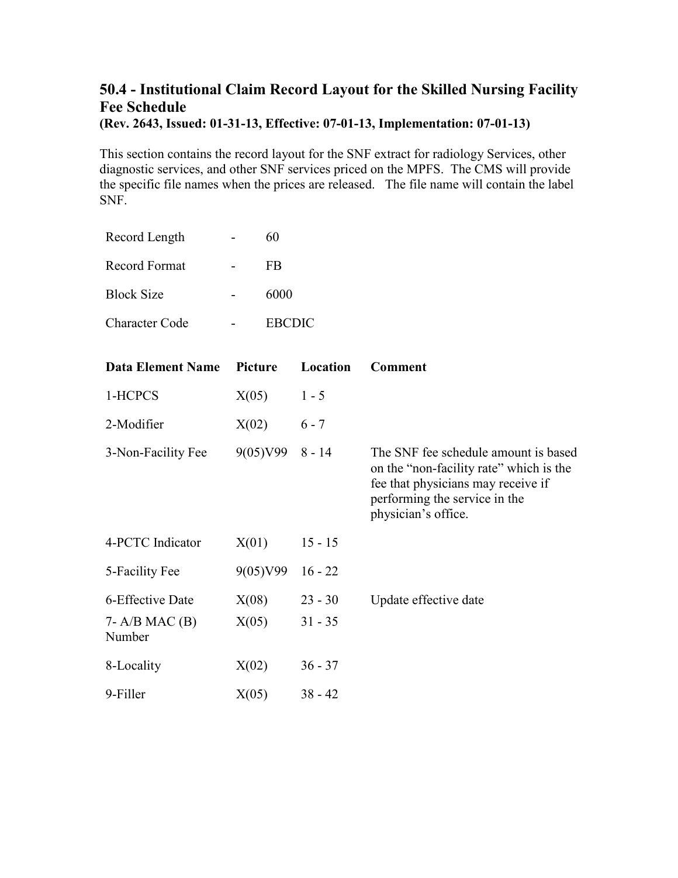## 50.4 - Institutional Claim Record Layout for the Skilled Nursing Facility Fee Schedule

**(Rev. 2643, Issued: 01-31-13, Effective: 07-01-13, Implementation: 07-01-13)**

This section contains the record layout for the SNF extract for radiology Services, other diagnostic services, and other SNF services priced on the MPFS. The CMS will provide the specific file names when the prices are released. The file name will contain the label SNF.

| | | |
|---|---|---|
| Record Length | - | 60 |
| Record Format | - | FB |
| Block Size | - | 6000 |
| Character Code | - | EBCDIC |

| Data Element Name | Picture | Location | Comment |
|---|---|---|---|
| 1-HCPCS | X(05) | 1 - 5 | |
| 2-Modifier | X(02) | 6 - 7 | |
| 3-Non-Facility Fee | 9(05)V99 | 8 - 14 | The SNF fee schedule amount is based on the "non-facility rate" which is the fee that physicians may receive if performing the service in the physician's office. |
| 4-PCTC Indicator | X(01) | 15 - 15 | |
| 5-Facility Fee | 9(05)V99 | 16 - 22 | |
| 6-Effective Date | X(08) | 23 - 30 | Update effective date |
| 7- A/B MAC (B) Number | X(05) | 31 - 35 | |
| 8-Locality | X(02) | 36 - 37 | |
| 9-Filler | X(05) | 38 - 42 | |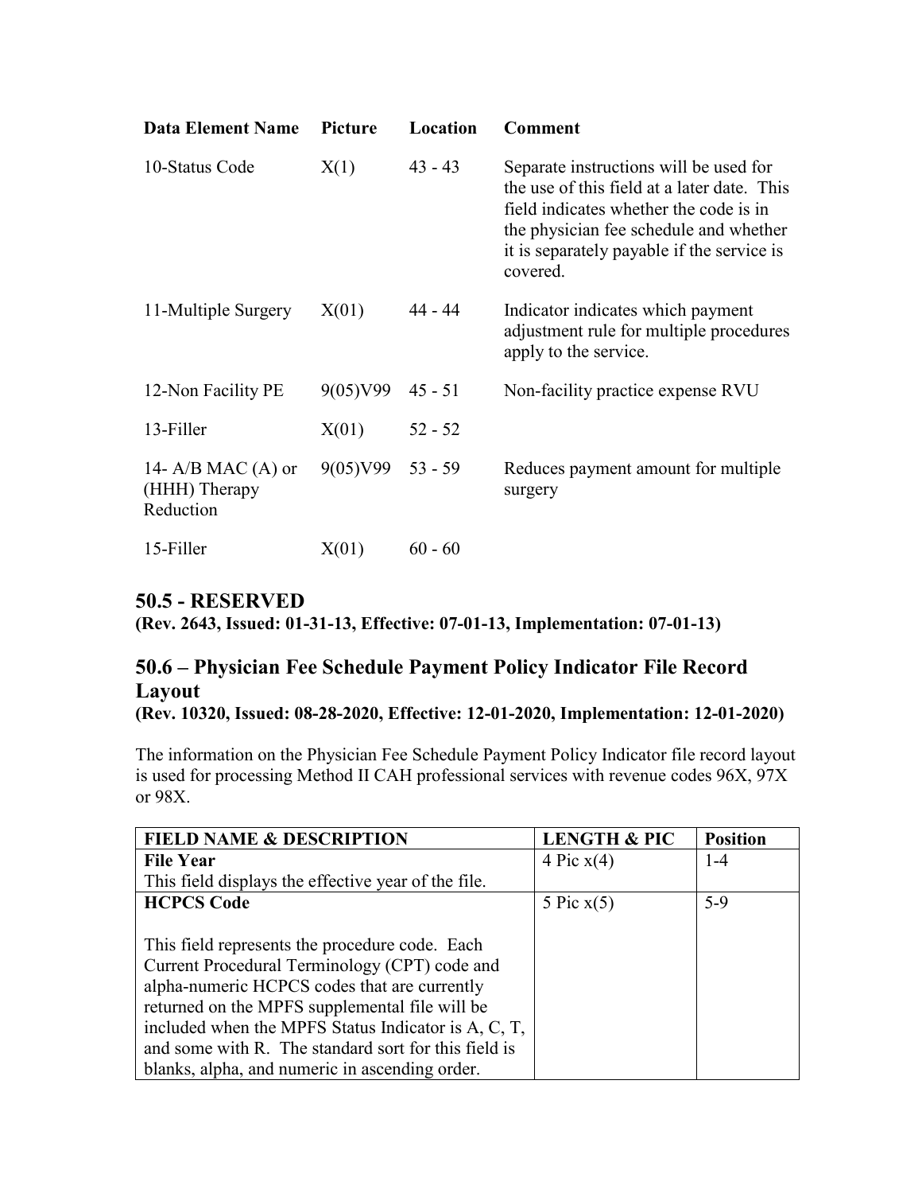| Data Element Name | Picture | Location | Comment |
|---|---|---|---|
| 10-Status Code | X(1) | 43 - 43 | Separate instructions will be used for the use of this field at a later date. This field indicates whether the code is in the physician fee schedule and whether it is separately payable if the service is covered. |
| 11-Multiple Surgery | X(01) | 44 - 44 | Indicator indicates which payment adjustment rule for multiple procedures apply to the service. |
| 12-Non Facility PE | 9(05)V99 | 45 - 51 | Non-facility practice expense RVU |
| 13-Filler | X(01) | 52 - 52 | |
| 14- A/B MAC (A) or (HHH) Therapy Reduction | 9(05)V99 | 53 - 59 | Reduces payment amount for multiple surgery |
| 15-Filler | X(01) | 60 - 60 | |

## 50.5 - RESERVED

**(Rev. 2643, Issued: 01-31-13, Effective: 07-01-13, Implementation: 07-01-13)**

## 50.6 – Physician Fee Schedule Payment Policy Indicator File Record Layout

**(Rev. 10320, Issued: 08-28-2020, Effective: 12-01-2020, Implementation: 12-01-2020)**

The information on the Physician Fee Schedule Payment Policy Indicator file record layout is used for processing Method II CAH professional services with revenue codes 96X, 97X or 98X.

| FIELD NAME & DESCRIPTION | LENGTH & PIC | Position |
|---|---|---|
| **File Year**<br>This field displays the effective year of the file. | 4 Pic x(4) | 1-4 |
| **HCPCS Code**<br><br>This field represents the procedure code. Each Current Procedural Terminology (CPT) code and alpha-numeric HCPCS codes that are currently returned on the MPFS supplemental file will be included when the MPFS Status Indicator is A, C, T, and some with R. The standard sort for this field is blanks, alpha, and numeric in ascending order. | 5 Pic x(5) | 5-9 |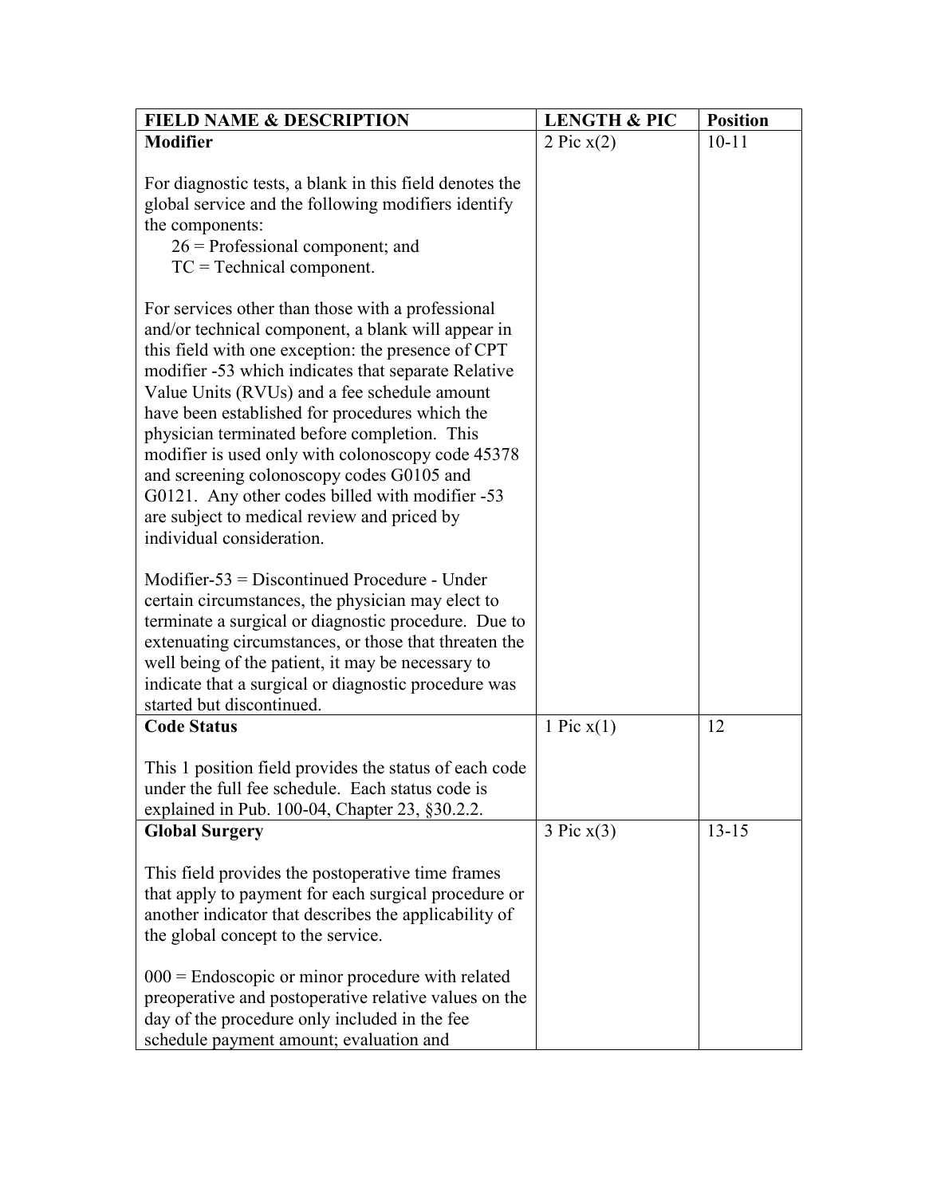| FIELD NAME & DESCRIPTION | LENGTH & PIC | Position |
|---|---|---|
| **Modifier**<br><br>For diagnostic tests, a blank in this field denotes the global service and the following modifiers identify the components:<br>26 = Professional component; and<br>TC = Technical component.<br><br>For services other than those with a professional and/or technical component, a blank will appear in this field with one exception: the presence of CPT modifier -53 which indicates that separate Relative Value Units (RVUs) and a fee schedule amount have been established for procedures which the physician terminated before completion. This modifier is used only with colonoscopy code 45378 and screening colonoscopy codes G0105 and G0121. Any other codes billed with modifier -53 are subject to medical review and priced by individual consideration.<br><br>Modifier-53 = Discontinued Procedure - Under certain circumstances, the physician may elect to terminate a surgical or diagnostic procedure. Due to extenuating circumstances, or those that threaten the well being of the patient, it may be necessary to indicate that a surgical or diagnostic procedure was started but discontinued. | 2 Pic x(2) | 10-11 |
| **Code Status**<br><br>This 1 position field provides the status of each code under the full fee schedule. Each status code is explained in Pub. 100-04, Chapter 23, §30.2.2. | 1 Pic x(1) | 12 |
| **Global Surgery**<br><br>This field provides the postoperative time frames that apply to payment for each surgical procedure or another indicator that describes the applicability of the global concept to the service.<br><br>000 = Endoscopic or minor procedure with related preoperative and postoperative relative values on the day of the procedure only included in the fee schedule payment amount; evaluation and | 3 Pic x(3) | 13-15 |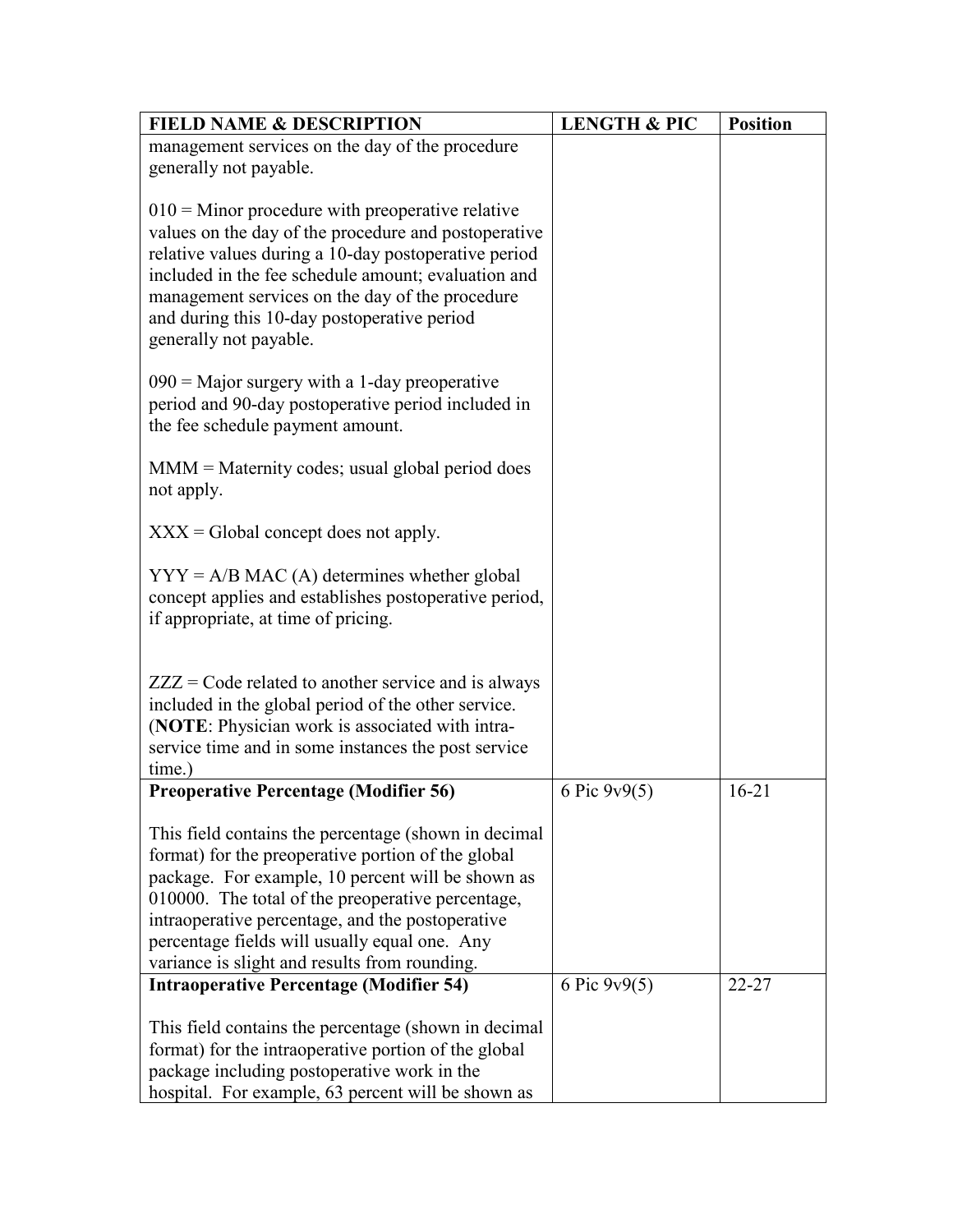| FIELD NAME & DESCRIPTION | LENGTH & PIC | Position |
|---|---|---|
| management services on the day of the procedure generally not payable.<br><br>010 = Minor procedure with preoperative relative values on the day of the procedure and postoperative relative values during a 10-day postoperative period included in the fee schedule amount; evaluation and management services on the day of the procedure and during this 10-day postoperative period generally not payable.<br><br>090 = Major surgery with a 1-day preoperative period and 90-day postoperative period included in the fee schedule payment amount.<br><br>MMM = Maternity codes; usual global period does not apply.<br><br>XXX = Global concept does not apply.<br><br>YYY = A/B MAC (A) determines whether global concept applies and establishes postoperative period, if appropriate, at time of pricing.<br><br>ZZZ = Code related to another service and is always included in the global period of the other service. (**NOTE**: Physician work is associated with intra-service time and in some instances the post service time.) | | |
| **Preoperative Percentage (Modifier 56)**<br><br>This field contains the percentage (shown in decimal format) for the preoperative portion of the global package. For example, 10 percent will be shown as 010000. The total of the preoperative percentage, intraoperative percentage, and the postoperative percentage fields will usually equal one. Any variance is slight and results from rounding. | 6 Pic 9v9(5) | 16-21 |
| **Intraoperative Percentage (Modifier 54)**<br><br>This field contains the percentage (shown in decimal format) for the intraoperative portion of the global package including postoperative work in the hospital. For example, 63 percent will be shown as | 6 Pic 9v9(5) | 22-27 |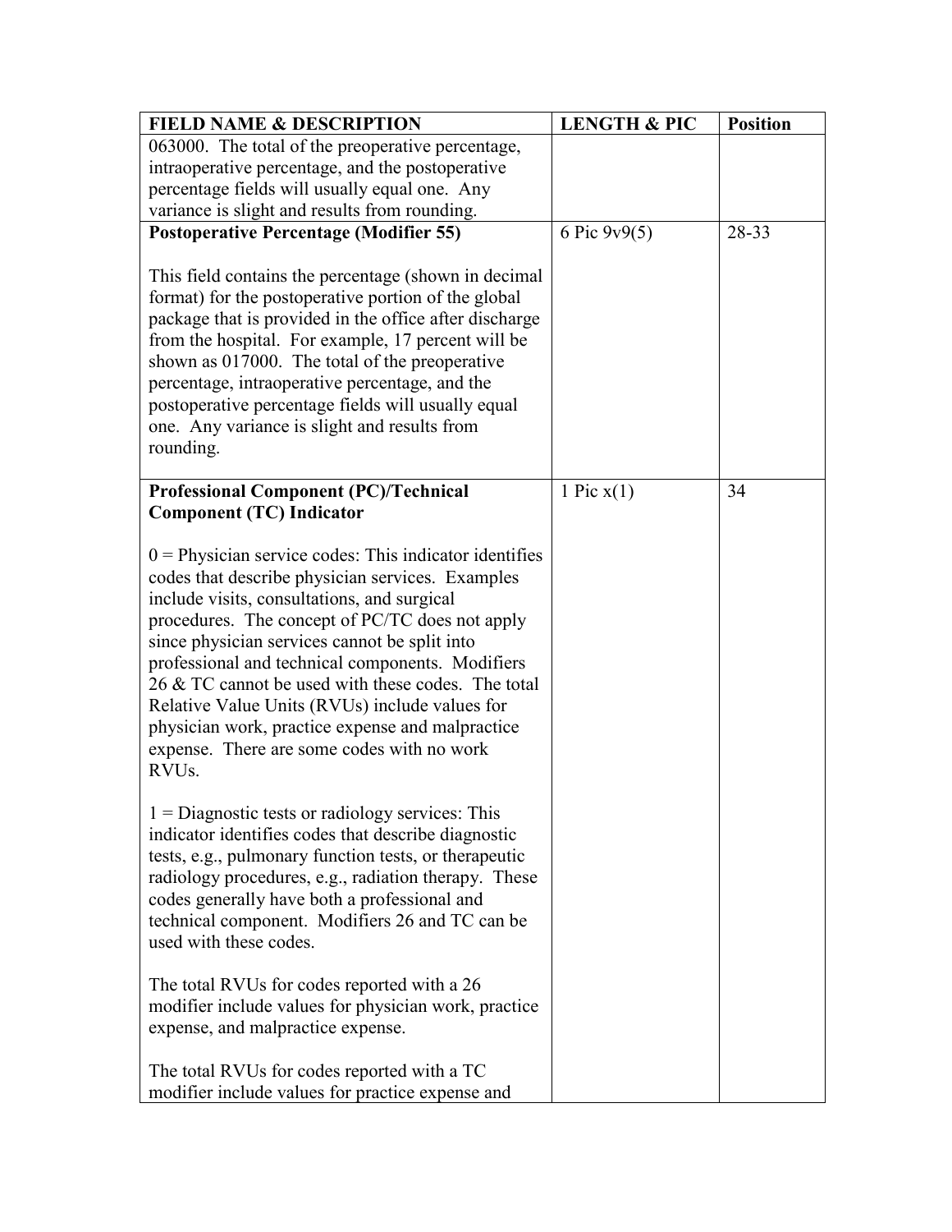| FIELD NAME & DESCRIPTION | LENGTH & PIC | Position |
|---|---|---|
| 063000. The total of the preoperative percentage, intraoperative percentage, and the postoperative percentage fields will usually equal one. Any variance is slight and results from rounding. | | |
| **Postoperative Percentage (Modifier 55)**<br><br>This field contains the percentage (shown in decimal format) for the postoperative portion of the global package that is provided in the office after discharge from the hospital. For example, 17 percent will be shown as 017000. The total of the preoperative percentage, intraoperative percentage, and the postoperative percentage fields will usually equal one. Any variance is slight and results from rounding. | 6 Pic 9v9(5) | 28-33 |
| **Professional Component (PC)/Technical Component (TC) Indicator**<br><br>0 = Physician service codes: This indicator identifies codes that describe physician services. Examples include visits, consultations, and surgical procedures. The concept of PC/TC does not apply since physician services cannot be split into professional and technical components. Modifiers 26 & TC cannot be used with these codes. The total Relative Value Units (RVUs) include values for physician work, practice expense and malpractice expense. There are some codes with no work RVUs.<br><br>1 = Diagnostic tests or radiology services: This indicator identifies codes that describe diagnostic tests, e.g., pulmonary function tests, or therapeutic radiology procedures, e.g., radiation therapy. These codes generally have both a professional and technical component. Modifiers 26 and TC can be used with these codes.<br><br>The total RVUs for codes reported with a 26 modifier include values for physician work, practice expense, and malpractice expense.<br><br>The total RVUs for codes reported with a TC modifier include values for practice expense and | 1 Pic x(1) | 34 |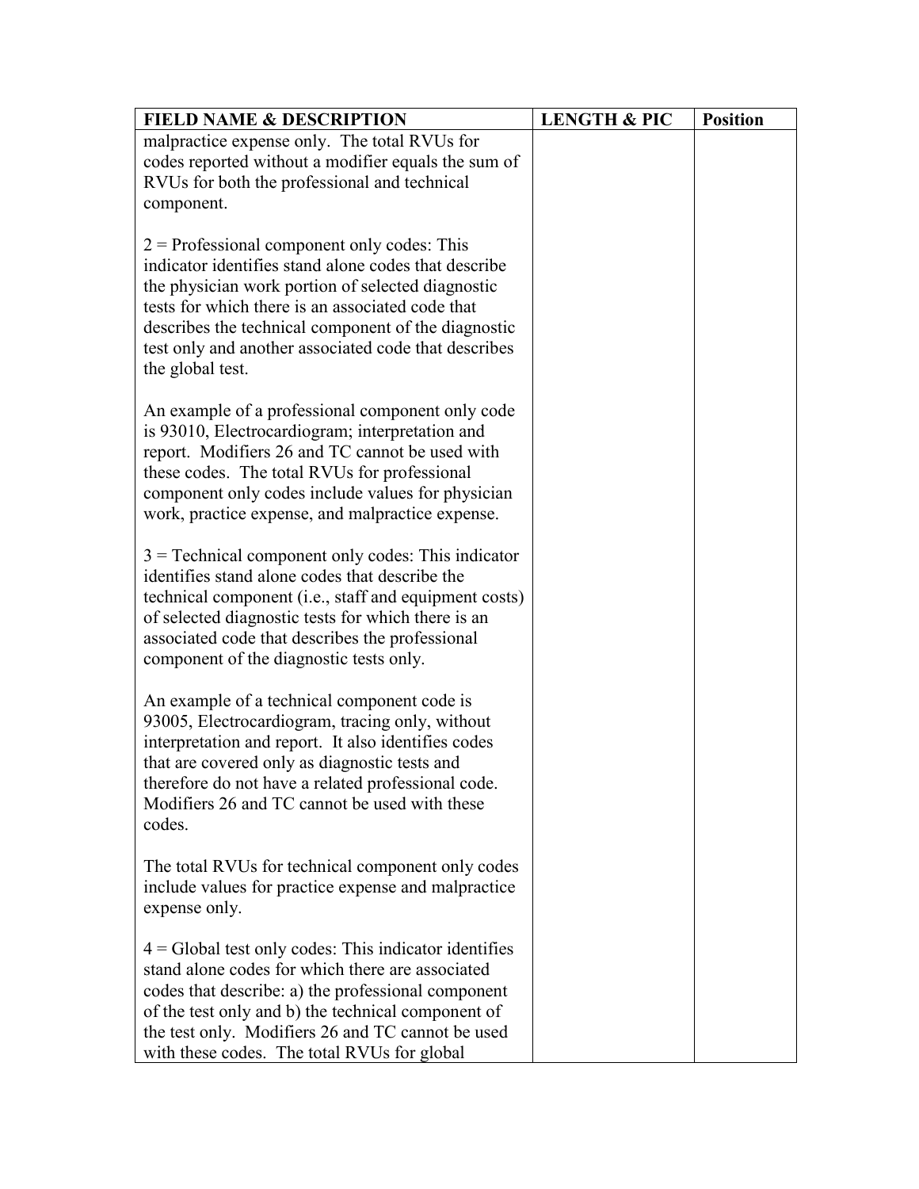| FIELD NAME & DESCRIPTION | LENGTH & PIC | Position |
|---|---|---|
| malpractice expense only. The total RVUs for codes reported without a modifier equals the sum of RVUs for both the professional and technical component.<br><br>2 = Professional component only codes: This indicator identifies stand alone codes that describe the physician work portion of selected diagnostic tests for which there is an associated code that describes the technical component of the diagnostic test only and another associated code that describes the global test.<br><br>An example of a professional component only code is 93010, Electrocardiogram; interpretation and report. Modifiers 26 and TC cannot be used with these codes. The total RVUs for professional component only codes include values for physician work, practice expense, and malpractice expense.<br><br>3 = Technical component only codes: This indicator identifies stand alone codes that describe the technical component (i.e., staff and equipment costs) of selected diagnostic tests for which there is an associated code that describes the professional component of the diagnostic tests only.<br><br>An example of a technical component code is 93005, Electrocardiogram, tracing only, without interpretation and report. It also identifies codes that are covered only as diagnostic tests and therefore do not have a related professional code. Modifiers 26 and TC cannot be used with these codes.<br><br>The total RVUs for technical component only codes include values for practice expense and malpractice expense only.<br><br>4 = Global test only codes: This indicator identifies stand alone codes for which there are associated codes that describe: a) the professional component of the test only and b) the technical component of the test only. Modifiers 26 and TC cannot be used with these codes. The total RVUs for global | | |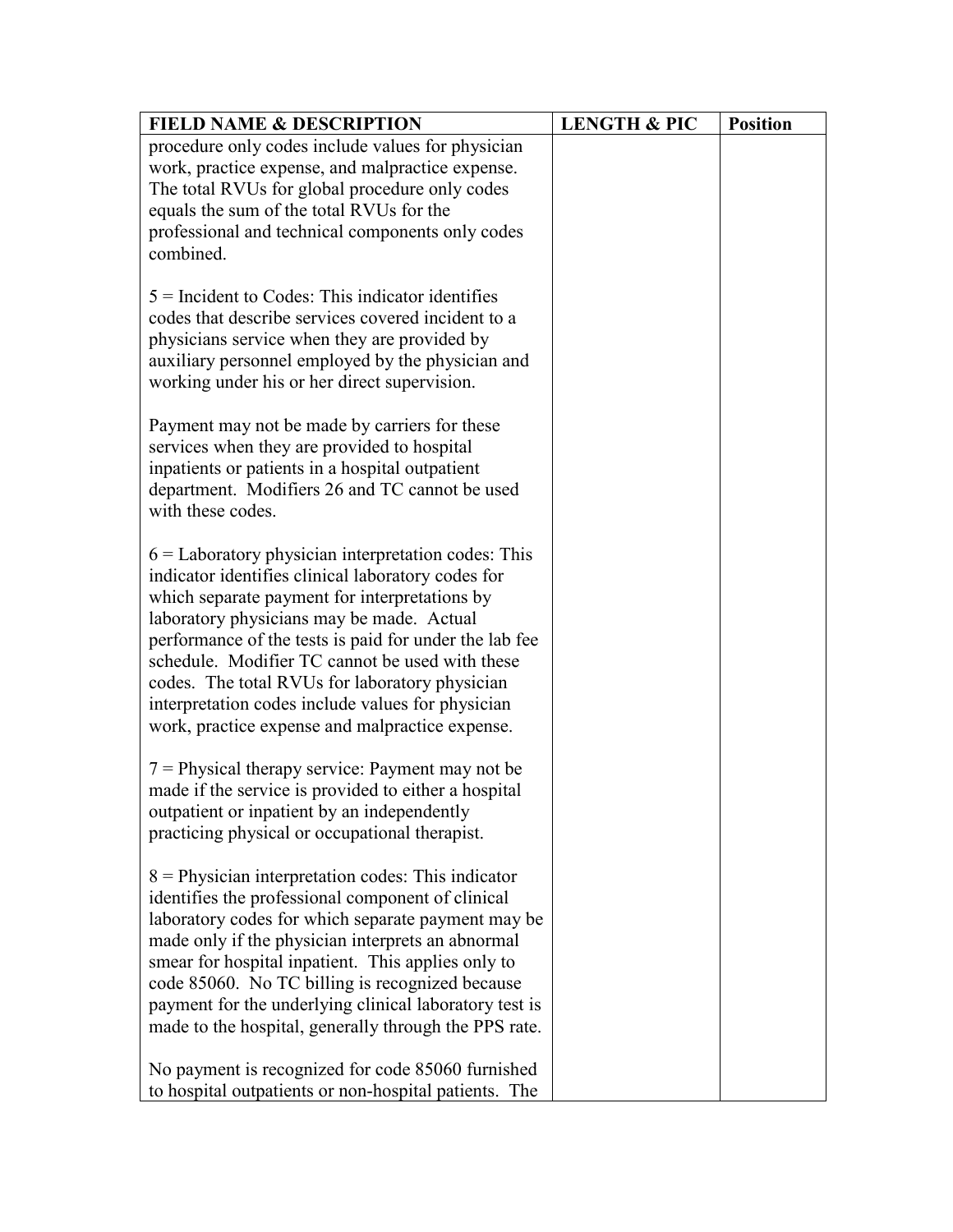| FIELD NAME & DESCRIPTION | LENGTH & PIC | Position |
|---|---|---|
| procedure only codes include values for physician work, practice expense, and malpractice expense. The total RVUs for global procedure only codes equals the sum of the total RVUs for the professional and technical components only codes combined.<br><br>5 = Incident to Codes: This indicator identifies codes that describe services covered incident to a physicians service when they are provided by auxiliary personnel employed by the physician and working under his or her direct supervision.<br><br>Payment may not be made by carriers for these services when they are provided to hospital inpatients or patients in a hospital outpatient department. Modifiers 26 and TC cannot be used with these codes.<br><br>6 = Laboratory physician interpretation codes: This indicator identifies clinical laboratory codes for which separate payment for interpretations by laboratory physicians may be made. Actual performance of the tests is paid for under the lab fee schedule. Modifier TC cannot be used with these codes. The total RVUs for laboratory physician interpretation codes include values for physician work, practice expense and malpractice expense.<br><br>7 = Physical therapy service: Payment may not be made if the service is provided to either a hospital outpatient or inpatient by an independently practicing physical or occupational therapist.<br><br>8 = Physician interpretation codes: This indicator identifies the professional component of clinical laboratory codes for which separate payment may be made only if the physician interprets an abnormal smear for hospital inpatient. This applies only to code 85060. No TC billing is recognized because payment for the underlying clinical laboratory test is made to the hospital, generally through the PPS rate.<br><br>No payment is recognized for code 85060 furnished to hospital outpatients or non-hospital patients. The | | |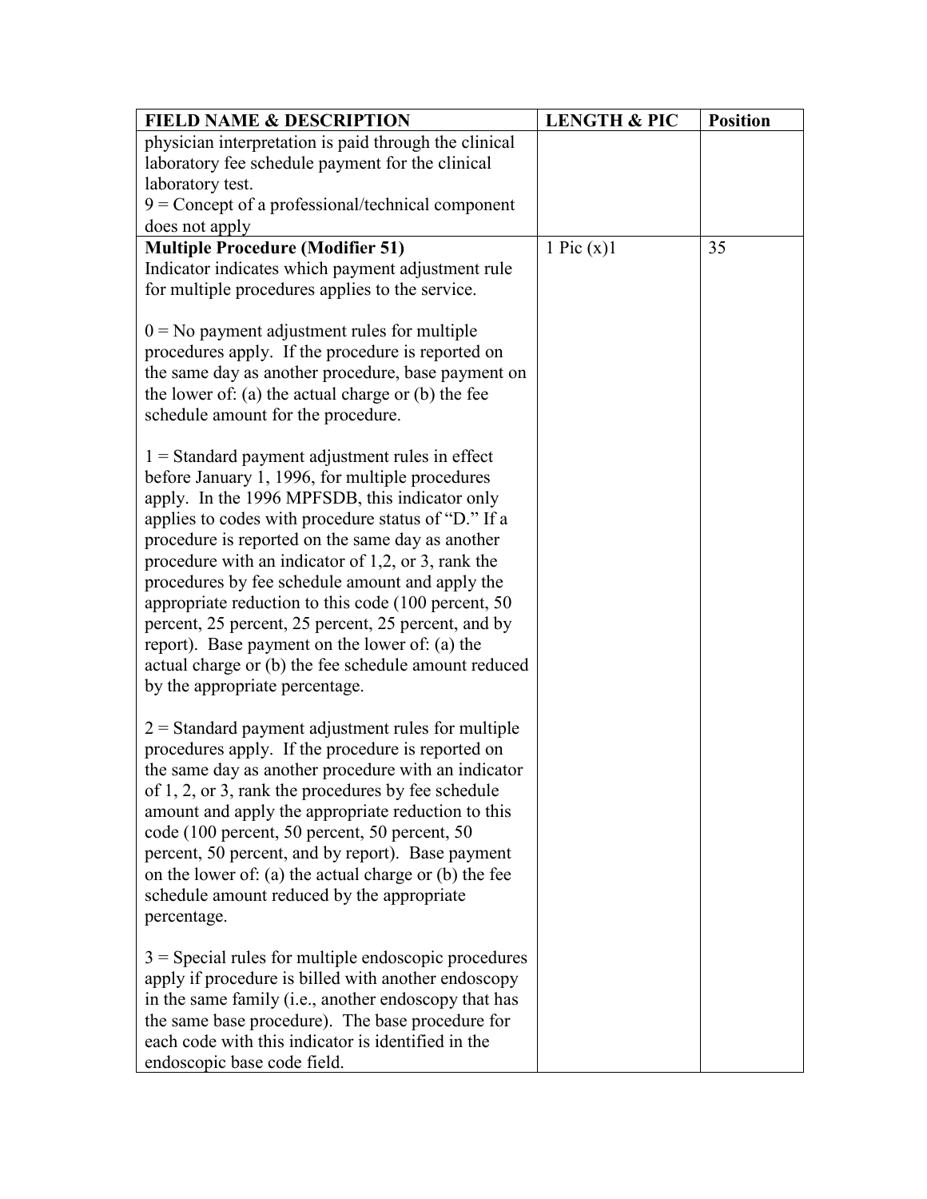| FIELD NAME & DESCRIPTION | LENGTH & PIC | Position |
|---|---|---|
| physician interpretation is paid through the clinical laboratory fee schedule payment for the clinical laboratory test.<br>9 = Concept of a professional/technical component does not apply | | |
| **Multiple Procedure (Modifier 51)**<br>Indicator indicates which payment adjustment rule for multiple procedures applies to the service.<br><br>0 = No payment adjustment rules for multiple procedures apply. If the procedure is reported on the same day as another procedure, base payment on the lower of: (a) the actual charge or (b) the fee schedule amount for the procedure.<br><br>1 = Standard payment adjustment rules in effect before January 1, 1996, for multiple procedures apply. In the 1996 MPFSDB, this indicator only applies to codes with procedure status of "D." If a procedure is reported on the same day as another procedure with an indicator of 1,2, or 3, rank the procedures by fee schedule amount and apply the appropriate reduction to this code (100 percent, 50 percent, 25 percent, 25 percent, 25 percent, and by report). Base payment on the lower of: (a) the actual charge or (b) the fee schedule amount reduced by the appropriate percentage.<br><br>2 = Standard payment adjustment rules for multiple procedures apply. If the procedure is reported on the same day as another procedure with an indicator of 1, 2, or 3, rank the procedures by fee schedule amount and apply the appropriate reduction to this code (100 percent, 50 percent, 50 percent, 50 percent, 50 percent, and by report). Base payment on the lower of: (a) the actual charge or (b) the fee schedule amount reduced by the appropriate percentage.<br><br>3 = Special rules for multiple endoscopic procedures apply if procedure is billed with another endoscopy in the same family (i.e., another endoscopy that has the same base procedure). The base procedure for each code with this indicator is identified in the endoscopic base code field. | 1 Pic (x)1 | 35 |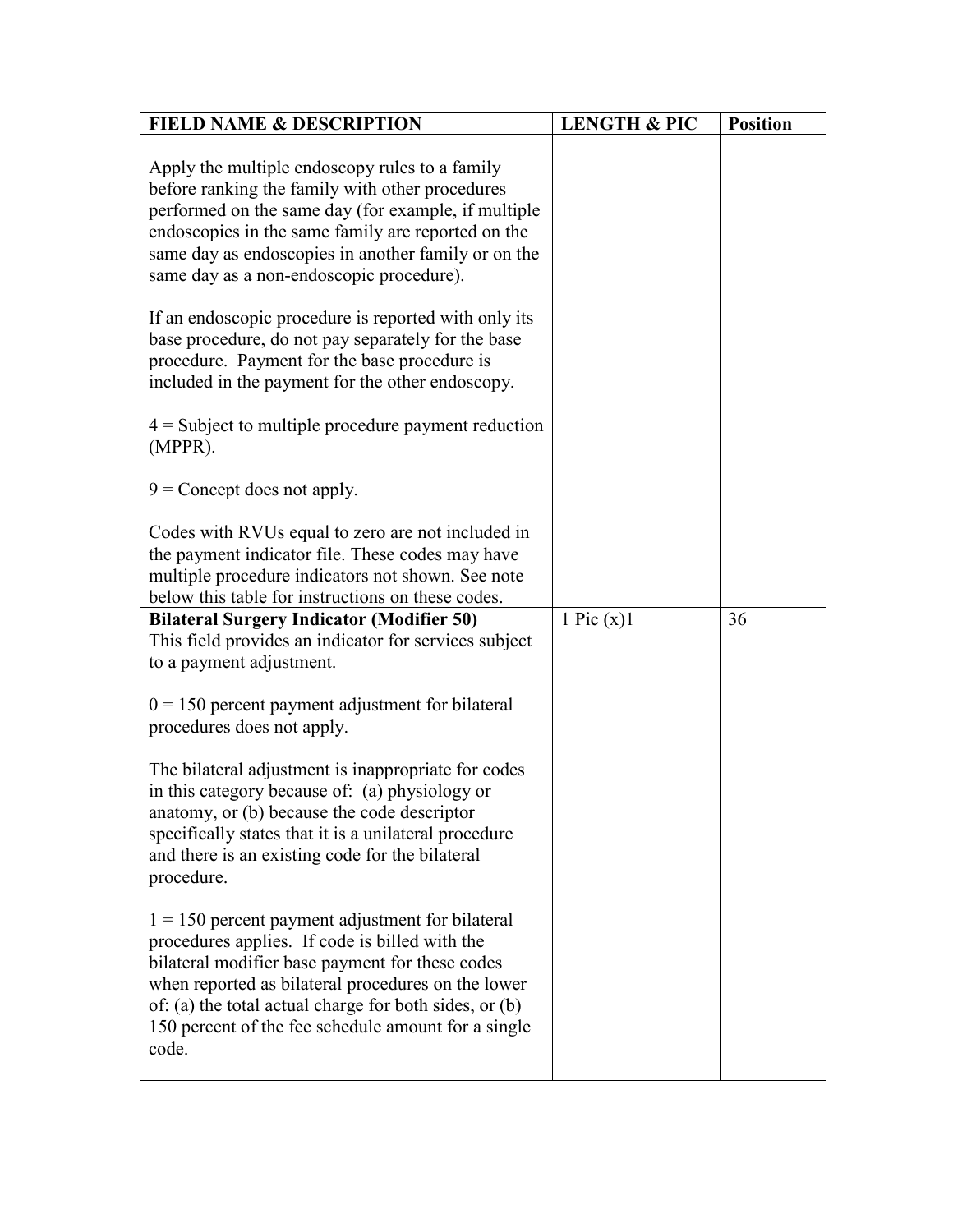| FIELD NAME & DESCRIPTION | LENGTH & PIC | Position |
| --- | --- | --- |
| Apply the multiple endoscopy rules to a family before ranking the family with other procedures performed on the same day (for example, if multiple endoscopies in the same family are reported on the same day as endoscopies in another family or on the same day as a non-endoscopic procedure).<br><br>If an endoscopic procedure is reported with only its base procedure, do not pay separately for the base procedure. Payment for the base procedure is included in the payment for the other endoscopy.<br><br>4 = Subject to multiple procedure payment reduction (MPPR).<br><br>9 = Concept does not apply.<br><br>Codes with RVUs equal to zero are not included in the payment indicator file. These codes may have multiple procedure indicators not shown. See note below this table for instructions on these codes. | | |
| **Bilateral Surgery Indicator (Modifier 50)**<br>This field provides an indicator for services subject to a payment adjustment.<br><br>0 = 150 percent payment adjustment for bilateral procedures does not apply.<br><br>The bilateral adjustment is inappropriate for codes in this category because of: (a) physiology or anatomy, or (b) because the code descriptor specifically states that it is a unilateral procedure and there is an existing code for the bilateral procedure.<br><br>1 = 150 percent payment adjustment for bilateral procedures applies. If code is billed with the bilateral modifier base payment for these codes when reported as bilateral procedures on the lower of: (a) the total actual charge for both sides, or (b) 150 percent of the fee schedule amount for a single code. | 1 Pic (x)1 | 36 |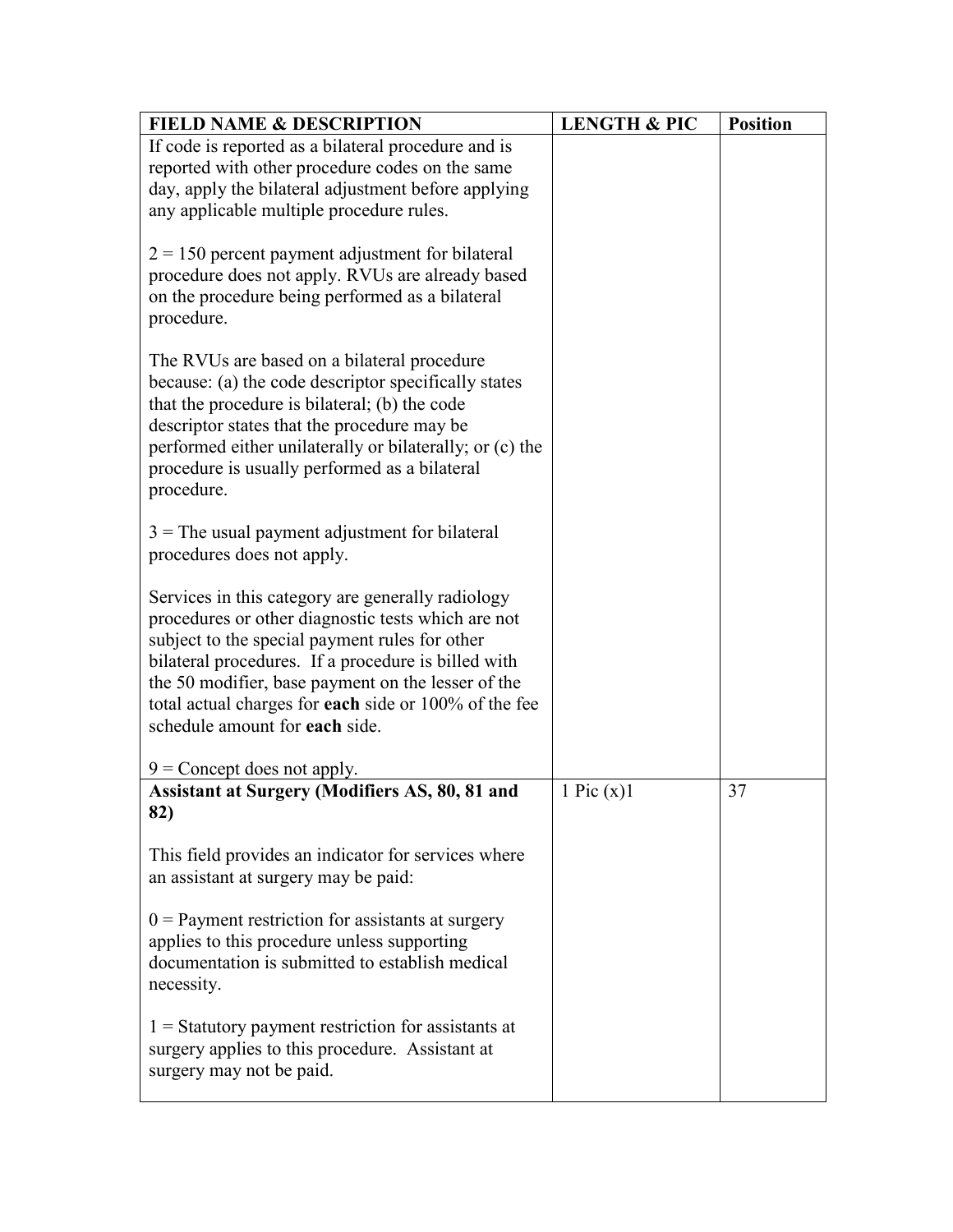| FIELD NAME & DESCRIPTION | LENGTH & PIC | Position |
|---|---|---|
| If code is reported as a bilateral procedure and is reported with other procedure codes on the same day, apply the bilateral adjustment before applying any applicable multiple procedure rules.<br><br>2 = 150 percent payment adjustment for bilateral procedure does not apply. RVUs are already based on the procedure being performed as a bilateral procedure.<br><br>The RVUs are based on a bilateral procedure because: (a) the code descriptor specifically states that the procedure is bilateral; (b) the code descriptor states that the procedure may be performed either unilaterally or bilaterally; or (c) the procedure is usually performed as a bilateral procedure.<br><br>3 = The usual payment adjustment for bilateral procedures does not apply.<br><br>Services in this category are generally radiology procedures or other diagnostic tests which are not subject to the special payment rules for other bilateral procedures. If a procedure is billed with the 50 modifier, base payment on the lesser of the total actual charges for **each** side or 100% of the fee schedule amount for **each** side.<br><br>9 = Concept does not apply. | | |
| **Assistant at Surgery (Modifiers AS, 80, 81 and 82)**<br><br>This field provides an indicator for services where an assistant at surgery may be paid:<br><br>0 = Payment restriction for assistants at surgery applies to this procedure unless supporting documentation is submitted to establish medical necessity.<br><br>1 = Statutory payment restriction for assistants at surgery applies to this procedure. Assistant at surgery may not be paid. | 1 Pic (x)1 | 37 |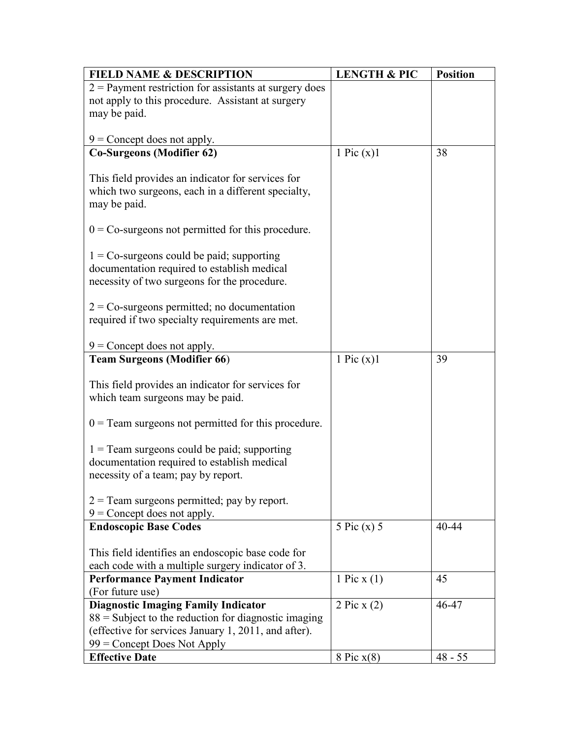| FIELD NAME & DESCRIPTION | LENGTH & PIC | Position |
|---|---|---|
| 2 = Payment restriction for assistants at surgery does not apply to this procedure. Assistant at surgery may be paid.<br><br>9 = Concept does not apply. | | |
| **Co-Surgeons (Modifier 62)**<br><br>This field provides an indicator for services for which two surgeons, each in a different specialty, may be paid.<br><br>0 = Co-surgeons not permitted for this procedure.<br><br>1 = Co-surgeons could be paid; supporting documentation required to establish medical necessity of two surgeons for the procedure.<br><br>2 = Co-surgeons permitted; no documentation required if two specialty requirements are met.<br><br>9 = Concept does not apply. | 1 Pic (x)1 | 38 |
| **Team Surgeons (Modifier 66**)<br><br>This field provides an indicator for services for which team surgeons may be paid.<br><br>0 = Team surgeons not permitted for this procedure.<br><br>1 = Team surgeons could be paid; supporting documentation required to establish medical necessity of a team; pay by report.<br><br>2 = Team surgeons permitted; pay by report.<br>9 = Concept does not apply. | 1 Pic (x)1 | 39 |
| **Endoscopic Base Codes**<br><br>This field identifies an endoscopic base code for each code with a multiple surgery indicator of 3. | 5 Pic (x) 5 | 40-44 |
| **Performance Payment Indicator**<br>(For future use) | 1 Pic x (1) | 45 |
| **Diagnostic Imaging Family Indicator**<br>88 = Subject to the reduction for diagnostic imaging (effective for services January 1, 2011, and after).<br>99 = Concept Does Not Apply | 2 Pic x (2) | 46-47 |
| **Effective Date** | 8 Pic x(8) | 48 - 55 |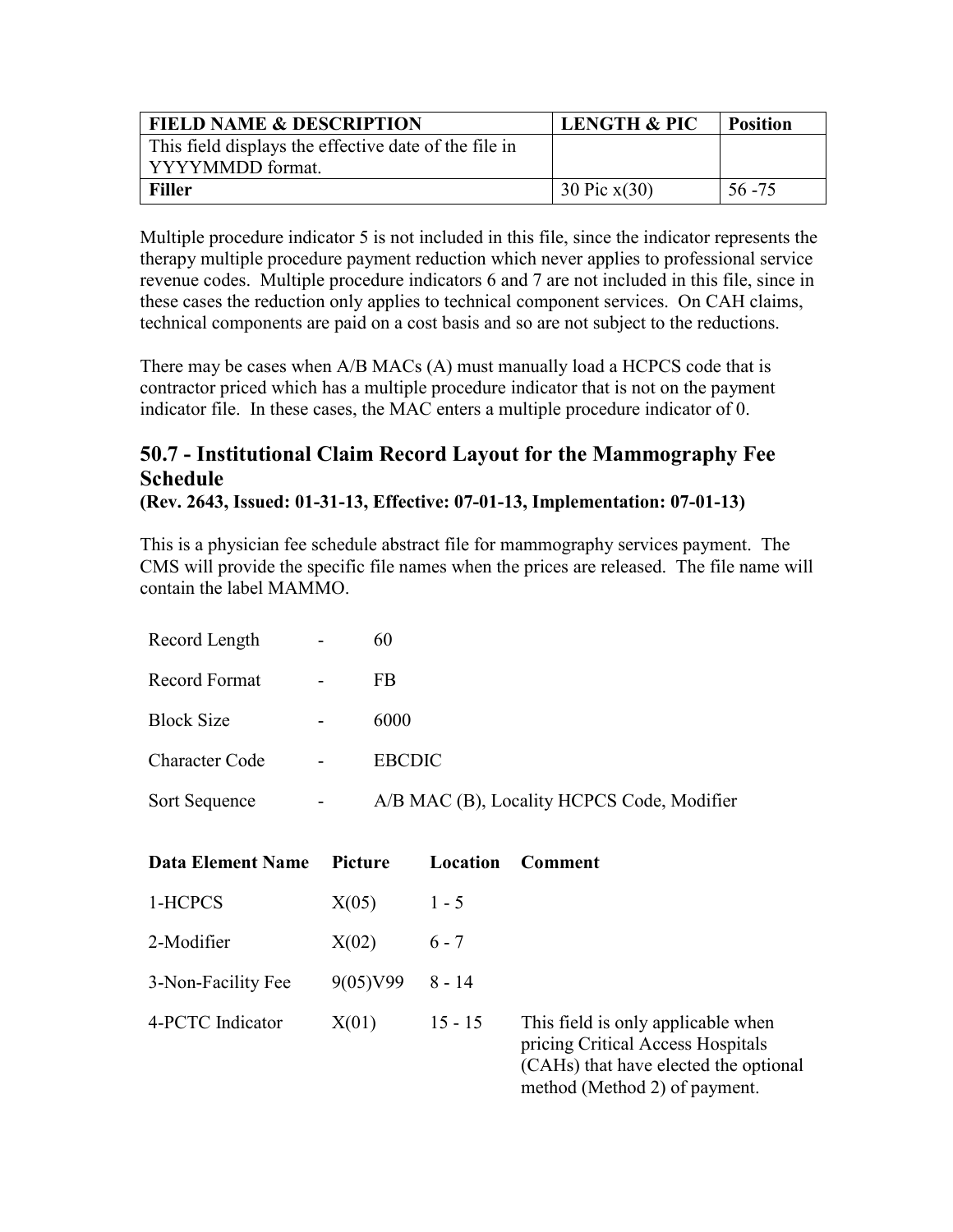| FIELD NAME & DESCRIPTION | LENGTH & PIC | Position |
|---|---|---|
| This field displays the effective date of the file in YYYYMMDD format. | | |
| **Filler** | 30 Pic x(30) | 56 -75 |

Multiple procedure indicator 5 is not included in this file, since the indicator represents the therapy multiple procedure payment reduction which never applies to professional service revenue codes. Multiple procedure indicators 6 and 7 are not included in this file, since in these cases the reduction only applies to technical component services. On CAH claims, technical components are paid on a cost basis and so are not subject to the reductions.

There may be cases when A/B MACs (A) must manually load a HCPCS code that is contractor priced which has a multiple procedure indicator that is not on the payment indicator file. In these cases, the MAC enters a multiple procedure indicator of 0.

## 50.7 - Institutional Claim Record Layout for the Mammography Fee Schedule

**(Rev. 2643, Issued: 01-31-13, Effective: 07-01-13, Implementation: 07-01-13)**

This is a physician fee schedule abstract file for mammography services payment. The CMS will provide the specific file names when the prices are released. The file name will contain the label MAMMO.

| | | |
|---|---|---|
| Record Length | - | 60 |
| Record Format | - | FB |
| Block Size | - | 6000 |
| Character Code | - | EBCDIC |
| Sort Sequence | - | A/B MAC (B), Locality HCPCS Code, Modifier |

| Data Element Name | Picture | Location | Comment |
|---|---|---|---|
| 1-HCPCS | X(05) | 1 - 5 | |
| 2-Modifier | X(02) | 6 - 7 | |
| 3-Non-Facility Fee | 9(05)V99 | 8 - 14 | |
| 4-PCTC Indicator | X(01) | 15 - 15 | This field is only applicable when pricing Critical Access Hospitals (CAHs) that have elected the optional method (Method 2) of payment. |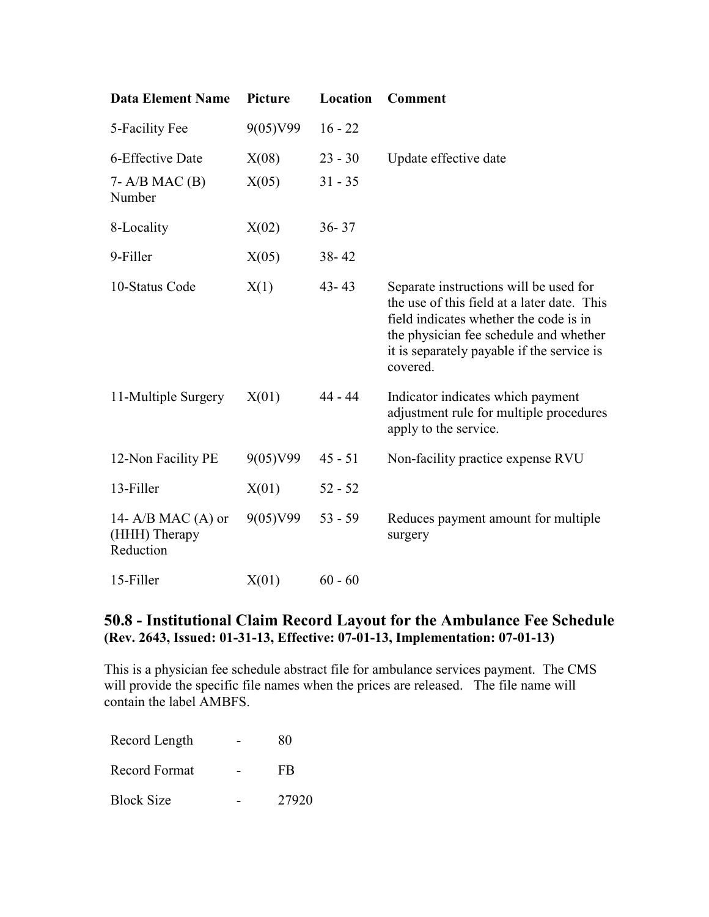| Data Element Name | Picture | Location | Comment |
|---|---|---|---|
| 5-Facility Fee | 9(05)V99 | 16 - 22 | |
| 6-Effective Date | X(08) | 23 - 30 | Update effective date |
| 7- A/B MAC (B) Number | X(05) | 31 - 35 | |
| 8-Locality | X(02) | 36- 37 | |
| 9-Filler | X(05) | 38- 42 | |
| 10-Status Code | X(1) | 43- 43 | Separate instructions will be used for the use of this field at a later date. This field indicates whether the code is in the physician fee schedule and whether it is separately payable if the service is covered. |
| 11-Multiple Surgery | X(01) | 44 - 44 | Indicator indicates which payment adjustment rule for multiple procedures apply to the service. |
| 12-Non Facility PE | 9(05)V99 | 45 - 51 | Non-facility practice expense RVU |
| 13-Filler | X(01) | 52 - 52 | |
| 14- A/B MAC (A) or (HHH) Therapy Reduction | 9(05)V99 | 53 - 59 | Reduces payment amount for multiple surgery |
| 15-Filler | X(01) | 60 - 60 | |

## 50.8 - Institutional Claim Record Layout for the Ambulance Fee Schedule

**(Rev. 2643, Issued: 01-31-13, Effective: 07-01-13, Implementation: 07-01-13)**

This is a physician fee schedule abstract file for ambulance services payment. The CMS will provide the specific file names when the prices are released. The file name will contain the label AMBFS.

| | | |
|---|---|---|
| Record Length | - | 80 |
| Record Format | - | FB |
| Block Size | - | 27920 |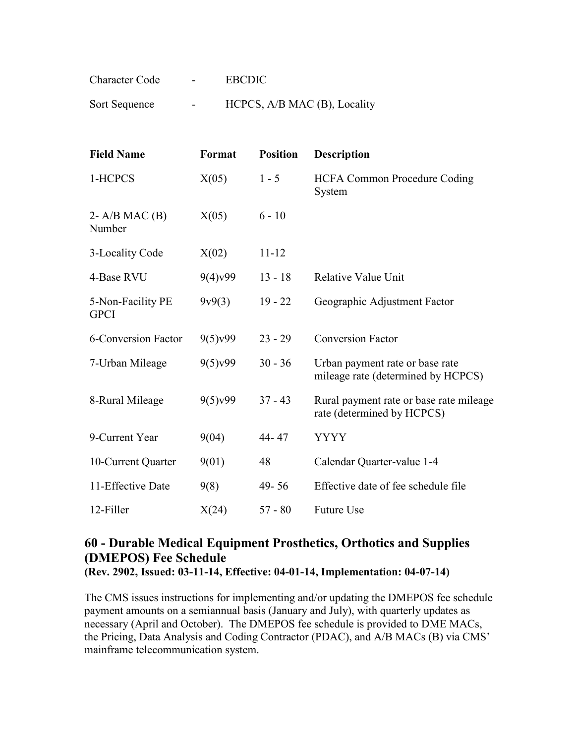Character Code - EBCDIC

Sort Sequence - HCPCS, A/B MAC (B), Locality

| Field Name | Format | Position | Description |
|---|---|---|---|
| 1-HCPCS | X(05) | 1 - 5 | HCFA Common Procedure Coding System |
| 2- A/B MAC (B) Number | X(05) | 6 - 10 | |
| 3-Locality Code | X(02) | 11-12 | |
| 4-Base RVU | 9(4)v99 | 13 - 18 | Relative Value Unit |
| 5-Non-Facility PE GPCI | 9v9(3) | 19 - 22 | Geographic Adjustment Factor |
| 6-Conversion Factor | 9(5)v99 | 23 - 29 | Conversion Factor |
| 7-Urban Mileage | 9(5)v99 | 30 - 36 | Urban payment rate or base rate mileage rate (determined by HCPCS) |
| 8-Rural Mileage | 9(5)v99 | 37 - 43 | Rural payment rate or base rate mileage rate (determined by HCPCS) |
| 9-Current Year | 9(04) | 44- 47 | YYYY |
| 10-Current Quarter | 9(01) | 48 | Calendar Quarter-value 1-4 |
| 11-Effective Date | 9(8) | 49- 56 | Effective date of fee schedule file |
| 12-Filler | X(24) | 57 - 80 | Future Use |

## 60 - Durable Medical Equipment Prosthetics, Orthotics and Supplies (DMEPOS) Fee Schedule

**(Rev. 2902, Issued: 03-11-14, Effective: 04-01-14, Implementation: 04-07-14)**

The CMS issues instructions for implementing and/or updating the DMEPOS fee schedule payment amounts on a semiannual basis (January and July), with quarterly updates as necessary (April and October). The DMEPOS fee schedule is provided to DME MACs, the Pricing, Data Analysis and Coding Contractor (PDAC), and A/B MACs (B) via CMS' mainframe telecommunication system.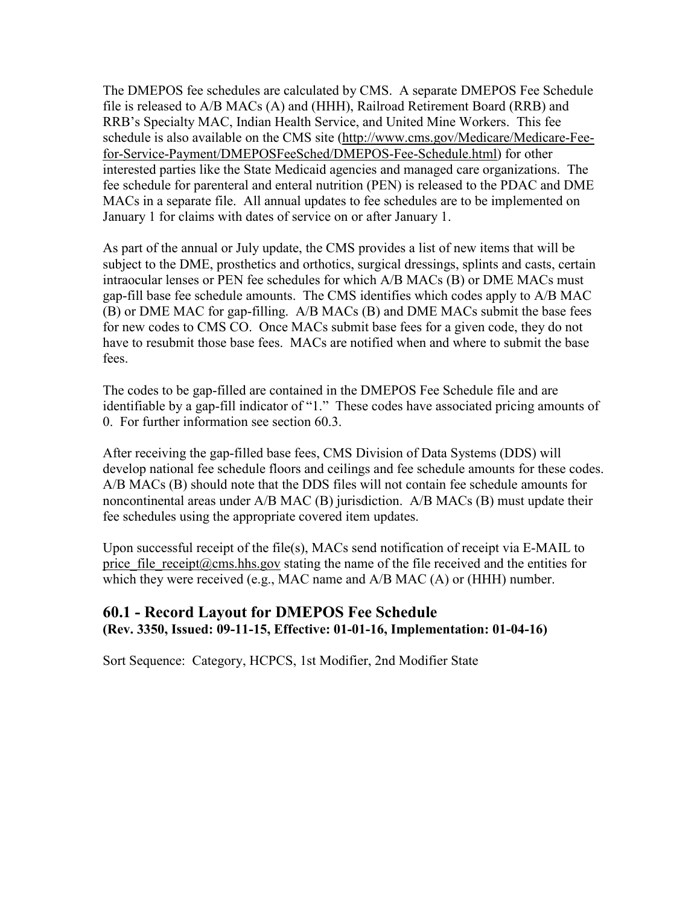The DMEPOS fee schedules are calculated by CMS. A separate DMEPOS Fee Schedule file is released to A/B MACs (A) and (HHH), Railroad Retirement Board (RRB) and RRB's Specialty MAC, Indian Health Service, and United Mine Workers. This fee schedule is also available on the CMS site (http://www.cms.gov/Medicare/Medicare-Fee-for-Service-Payment/DMEPOSFeeSched/DMEPOS-Fee-Schedule.html) for other interested parties like the State Medicaid agencies and managed care organizations. The fee schedule for parenteral and enteral nutrition (PEN) is released to the PDAC and DME MACs in a separate file. All annual updates to fee schedules are to be implemented on January 1 for claims with dates of service on or after January 1.

As part of the annual or July update, the CMS provides a list of new items that will be subject to the DME, prosthetics and orthotics, surgical dressings, splints and casts, certain intraocular lenses or PEN fee schedules for which A/B MACs (B) or DME MACs must gap-fill base fee schedule amounts. The CMS identifies which codes apply to A/B MAC (B) or DME MAC for gap-filling. A/B MACs (B) and DME MACs submit the base fees for new codes to CMS CO. Once MACs submit base fees for a given code, they do not have to resubmit those base fees. MACs are notified when and where to submit the base fees.

The codes to be gap-filled are contained in the DMEPOS Fee Schedule file and are identifiable by a gap-fill indicator of "1." These codes have associated pricing amounts of 0. For further information see section 60.3.

After receiving the gap-filled base fees, CMS Division of Data Systems (DDS) will develop national fee schedule floors and ceilings and fee schedule amounts for these codes. A/B MACs (B) should note that the DDS files will not contain fee schedule amounts for noncontinental areas under A/B MAC (B) jurisdiction. A/B MACs (B) must update their fee schedules using the appropriate covered item updates.

Upon successful receipt of the file(s), MACs send notification of receipt via E-MAIL to price_file_receipt@cms.hhs.gov stating the name of the file received and the entities for which they were received (e.g., MAC name and A/B MAC (A) or (HHH) number.

## 60.1 - Record Layout for DMEPOS Fee Schedule

**(Rev. 3350, Issued: 09-11-15, Effective: 01-01-16, Implementation: 01-04-16)**

Sort Sequence: Category, HCPCS, 1st Modifier, 2nd Modifier State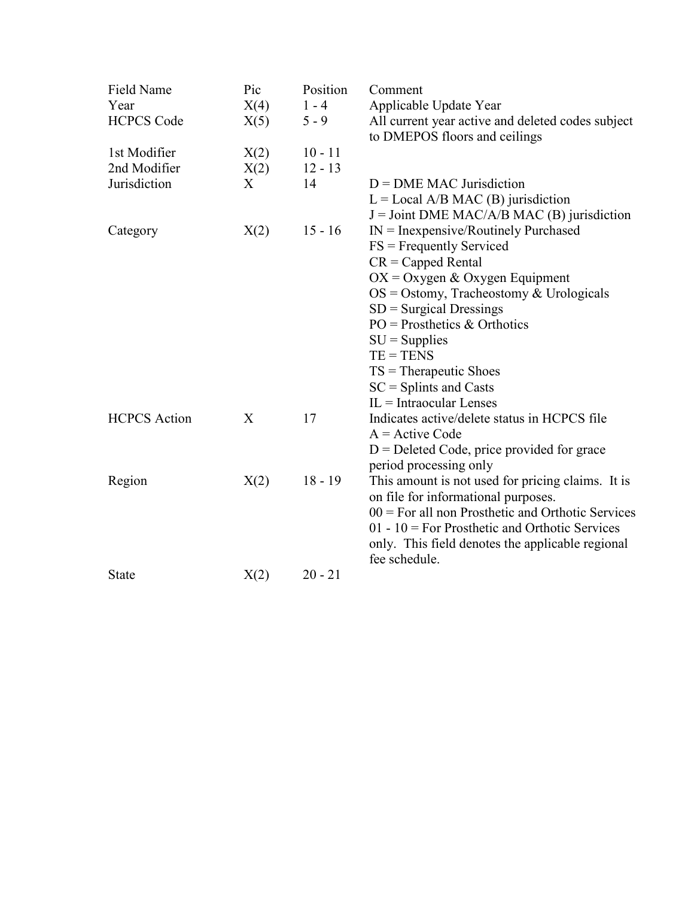| Field Name | Pic | Position | Comment |
|---|---|---|---|
| Year | X(4) | 1 - 4 | Applicable Update Year |
| HCPCS Code | X(5) | 5 - 9 | All current year active and deleted codes subject to DMEPOS floors and ceilings |
| 1st Modifier | X(2) | 10 - 11 | |
| 2nd Modifier | X(2) | 12 - 13 | |
| Jurisdiction | X | 14 | D = DME MAC Jurisdiction<br>L = Local A/B MAC (B) jurisdiction<br>J = Joint DME MAC/A/B MAC (B) jurisdiction |
| Category | X(2) | 15 - 16 | IN = Inexpensive/Routinely Purchased<br>FS = Frequently Serviced<br>CR = Capped Rental<br>OX = Oxygen & Oxygen Equipment<br>OS = Ostomy, Tracheostomy & Urologicals<br>SD = Surgical Dressings<br>PO = Prosthetics & Orthotics<br>SU = Supplies<br>TE = TENS<br>TS = Therapeutic Shoes<br>SC = Splints and Casts<br>IL = Intraocular Lenses |
| HCPCS Action | X | 17 | Indicates active/delete status in HCPCS file<br>A = Active Code<br>D = Deleted Code, price provided for grace period processing only |
| Region | X(2) | 18 - 19 | This amount is not used for pricing claims. It is on file for informational purposes.<br>00 = For all non Prosthetic and Orthotic Services<br>01 - 10 = For Prosthetic and Orthotic Services only. This field denotes the applicable regional fee schedule. |
| State | X(2) | 20 - 21 | |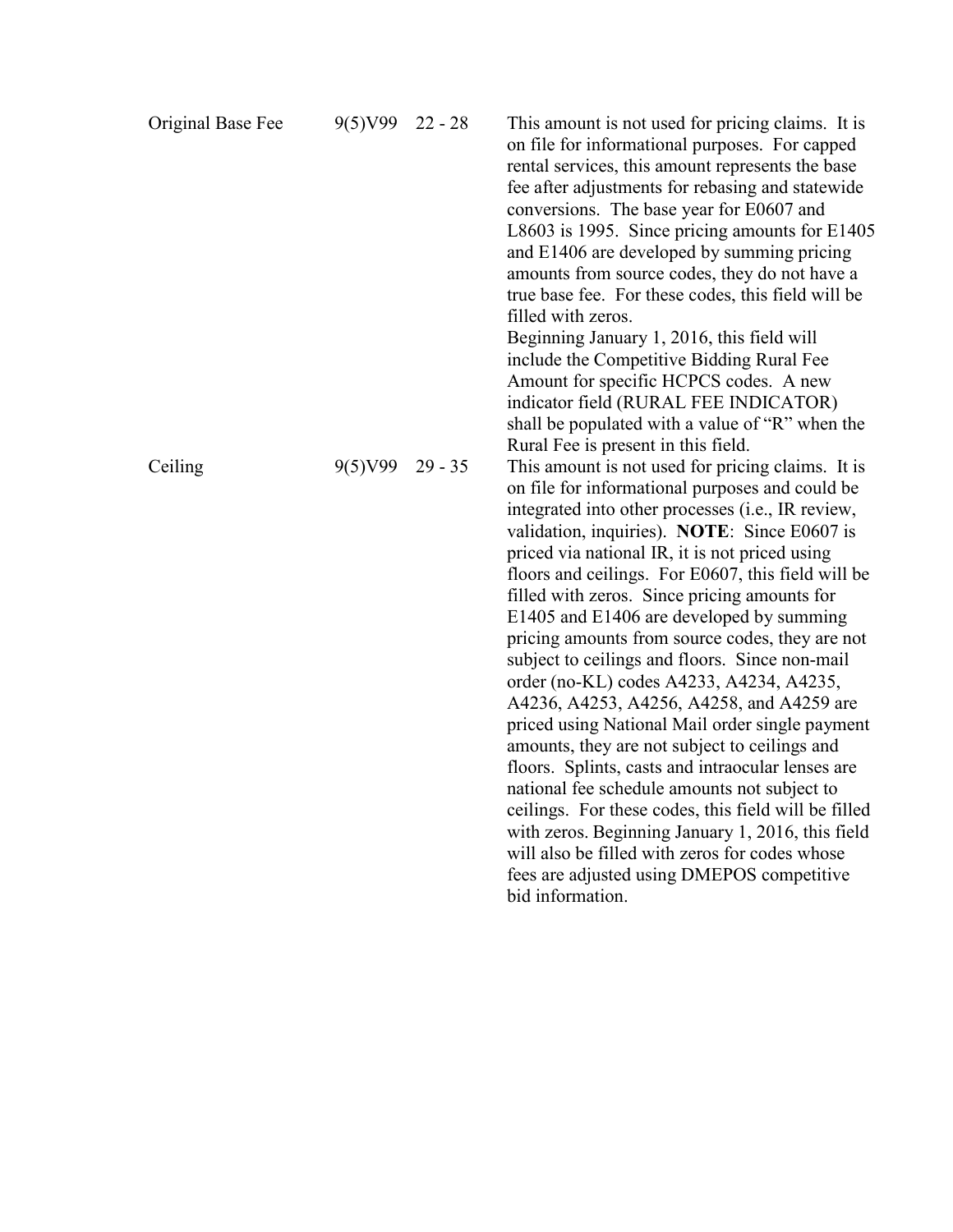| | | | |
|---|---|---|---|
| Original Base Fee | 9(5)V99 | 22 - 28 | This amount is not used for pricing claims. It is on file for informational purposes. For capped rental services, this amount represents the base fee after adjustments for rebasing and statewide conversions. The base year for E0607 and L8603 is 1995. Since pricing amounts for E1405 and E1406 are developed by summing pricing amounts from source codes, they do not have a true base fee. For these codes, this field will be filled with zeros.<br>Beginning January 1, 2016, this field will include the Competitive Bidding Rural Fee Amount for specific HCPCS codes. A new indicator field (RURAL FEE INDICATOR) shall be populated with a value of "R" when the Rural Fee is present in this field. |
| Ceiling | 9(5)V99 | 29 - 35 | This amount is not used for pricing claims. It is on file for informational purposes and could be integrated into other processes (i.e., IR review, validation, inquiries). **NOTE**: Since E0607 is priced via national IR, it is not priced using floors and ceilings. For E0607, this field will be filled with zeros. Since pricing amounts for E1405 and E1406 are developed by summing pricing amounts from source codes, they are not subject to ceilings and floors. Since non-mail order (no-KL) codes A4233, A4234, A4235, A4236, A4253, A4256, A4258, and A4259 are priced using National Mail order single payment amounts, they are not subject to ceilings and floors. Splints, casts and intraocular lenses are national fee schedule amounts not subject to ceilings. For these codes, this field will be filled with zeros. Beginning January 1, 2016, this field will also be filled with zeros for codes whose fees are adjusted using DMEPOS competitive bid information. |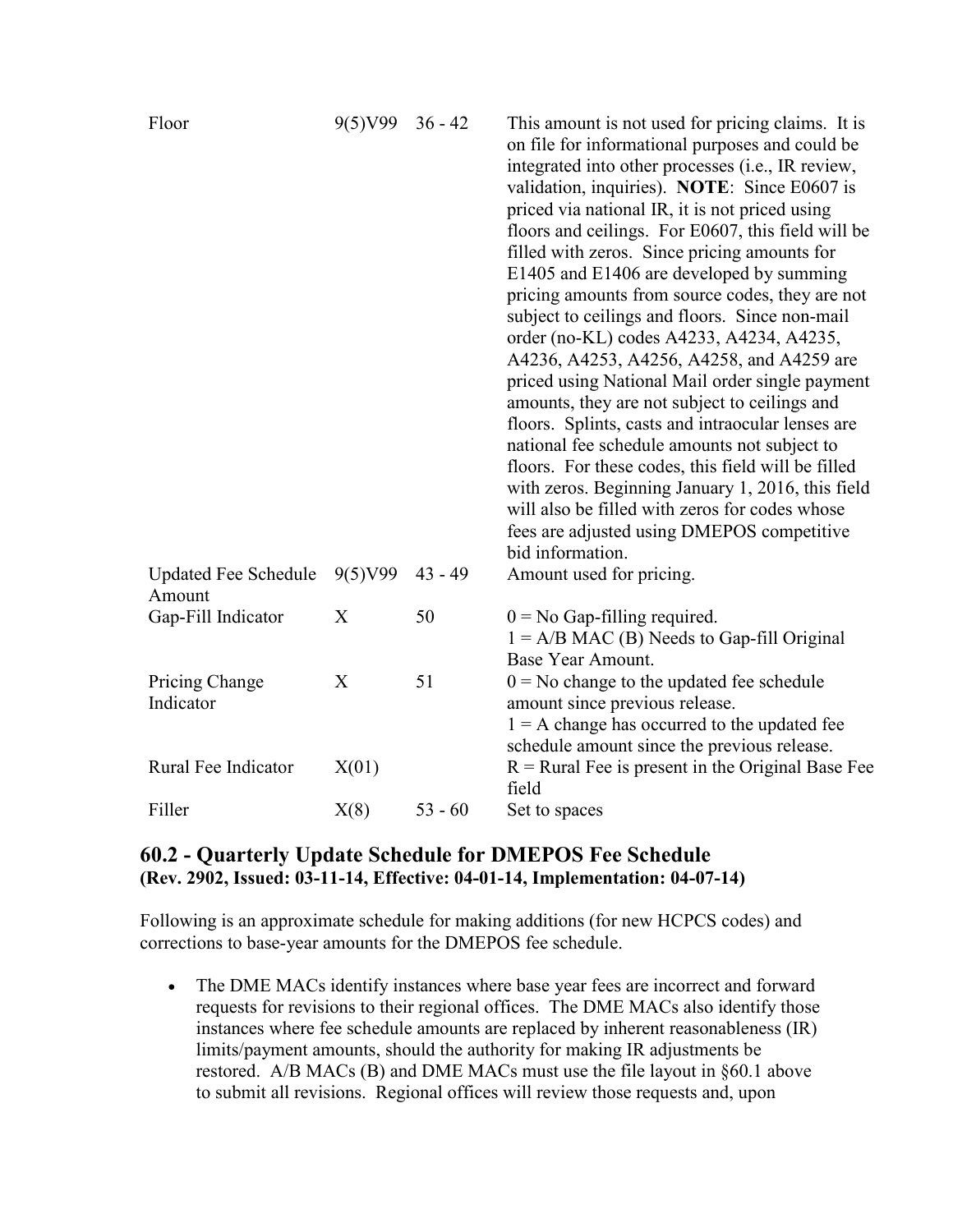| | | | |
|---|---|---|---|
| Floor | 9(5)V99 | 36 - 42 | This amount is not used for pricing claims. It is on file for informational purposes and could be integrated into other processes (i.e., IR review, validation, inquiries). **NOTE**: Since E0607 is priced via national IR, it is not priced using floors and ceilings. For E0607, this field will be filled with zeros. Since pricing amounts for E1405 and E1406 are developed by summing pricing amounts from source codes, they are not subject to ceilings and floors. Since non-mail order (no-KL) codes A4233, A4234, A4235, A4236, A4253, A4256, A4258, and A4259 are priced using National Mail order single payment amounts, they are not subject to ceilings and floors. Splints, casts and intraocular lenses are national fee schedule amounts not subject to floors. For these codes, this field will be filled with zeros. Beginning January 1, 2016, this field will also be filled with zeros for codes whose fees are adjusted using DMEPOS competitive bid information. |
| Updated Fee Schedule Amount | 9(5)V99 | 43 - 49 | Amount used for pricing. |
| Gap-Fill Indicator | X | 50 | 0 = No Gap-filling required.<br>1 = A/B MAC (B) Needs to Gap-fill Original Base Year Amount. |
| Pricing Change Indicator | X | 51 | 0 = No change to the updated fee schedule amount since previous release.<br>1 = A change has occurred to the updated fee schedule amount since the previous release. |
| Rural Fee Indicator | X(01) | | R = Rural Fee is present in the Original Base Fee field |
| Filler | X(8) | 53 - 60 | Set to spaces |

## 60.2 - Quarterly Update Schedule for DMEPOS Fee Schedule
**(Rev. 2902, Issued: 03-11-14, Effective: 04-01-14, Implementation: 04-07-14)**

Following is an approximate schedule for making additions (for new HCPCS codes) and corrections to base-year amounts for the DMEPOS fee schedule.

- The DME MACs identify instances where base year fees are incorrect and forward requests for revisions to their regional offices. The DME MACs also identify those instances where fee schedule amounts are replaced by inherent reasonableness (IR) limits/payment amounts, should the authority for making IR adjustments be restored. A/B MACs (B) and DME MACs must use the file layout in §60.1 above to submit all revisions. Regional offices will review those requests and, upon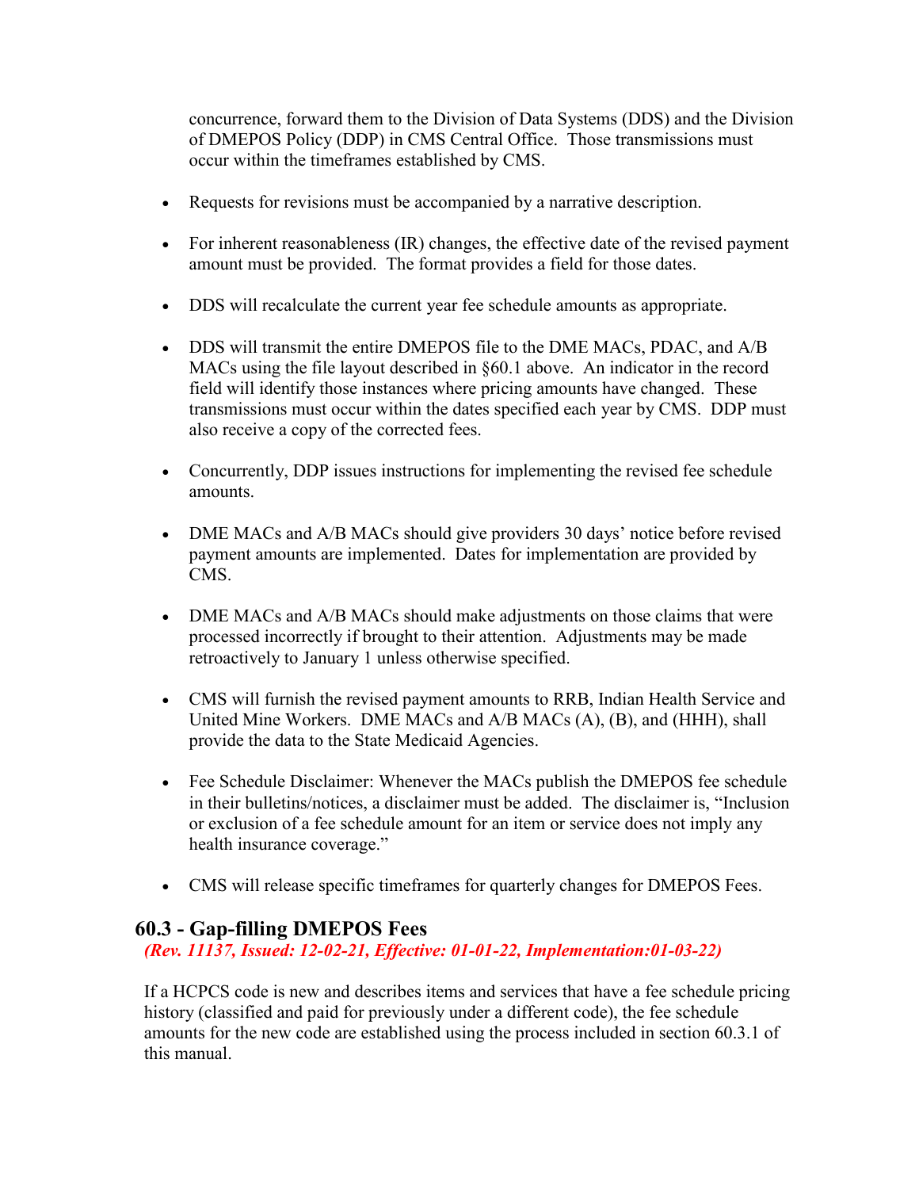concurrence, forward them to the Division of Data Systems (DDS) and the Division of DMEPOS Policy (DDP) in CMS Central Office. Those transmissions must occur within the timeframes established by CMS.

- Requests for revisions must be accompanied by a narrative description.
- For inherent reasonableness (IR) changes, the effective date of the revised payment amount must be provided. The format provides a field for those dates.
- DDS will recalculate the current year fee schedule amounts as appropriate.
- DDS will transmit the entire DMEPOS file to the DME MACs, PDAC, and A/B MACs using the file layout described in §60.1 above. An indicator in the record field will identify those instances where pricing amounts have changed. These transmissions must occur within the dates specified each year by CMS. DDP must also receive a copy of the corrected fees.
- Concurrently, DDP issues instructions for implementing the revised fee schedule amounts.
- DME MACs and A/B MACs should give providers 30 days' notice before revised payment amounts are implemented. Dates for implementation are provided by CMS.
- DME MACs and A/B MACs should make adjustments on those claims that were processed incorrectly if brought to their attention. Adjustments may be made retroactively to January 1 unless otherwise specified.
- CMS will furnish the revised payment amounts to RRB, Indian Health Service and United Mine Workers. DME MACs and A/B MACs (A), (B), and (HHH), shall provide the data to the State Medicaid Agencies.
- Fee Schedule Disclaimer: Whenever the MACs publish the DMEPOS fee schedule in their bulletins/notices, a disclaimer must be added. The disclaimer is, "Inclusion or exclusion of a fee schedule amount for an item or service does not imply any health insurance coverage."
- CMS will release specific timeframes for quarterly changes for DMEPOS Fees.

## 60.3 - Gap-filling DMEPOS Fees

***(Rev. 11137, Issued: 12-02-21, Effective: 01-01-22, Implementation:01-03-22)***

If a HCPCS code is new and describes items and services that have a fee schedule pricing history (classified and paid for previously under a different code), the fee schedule amounts for the new code are established using the process included in section 60.3.1 of this manual.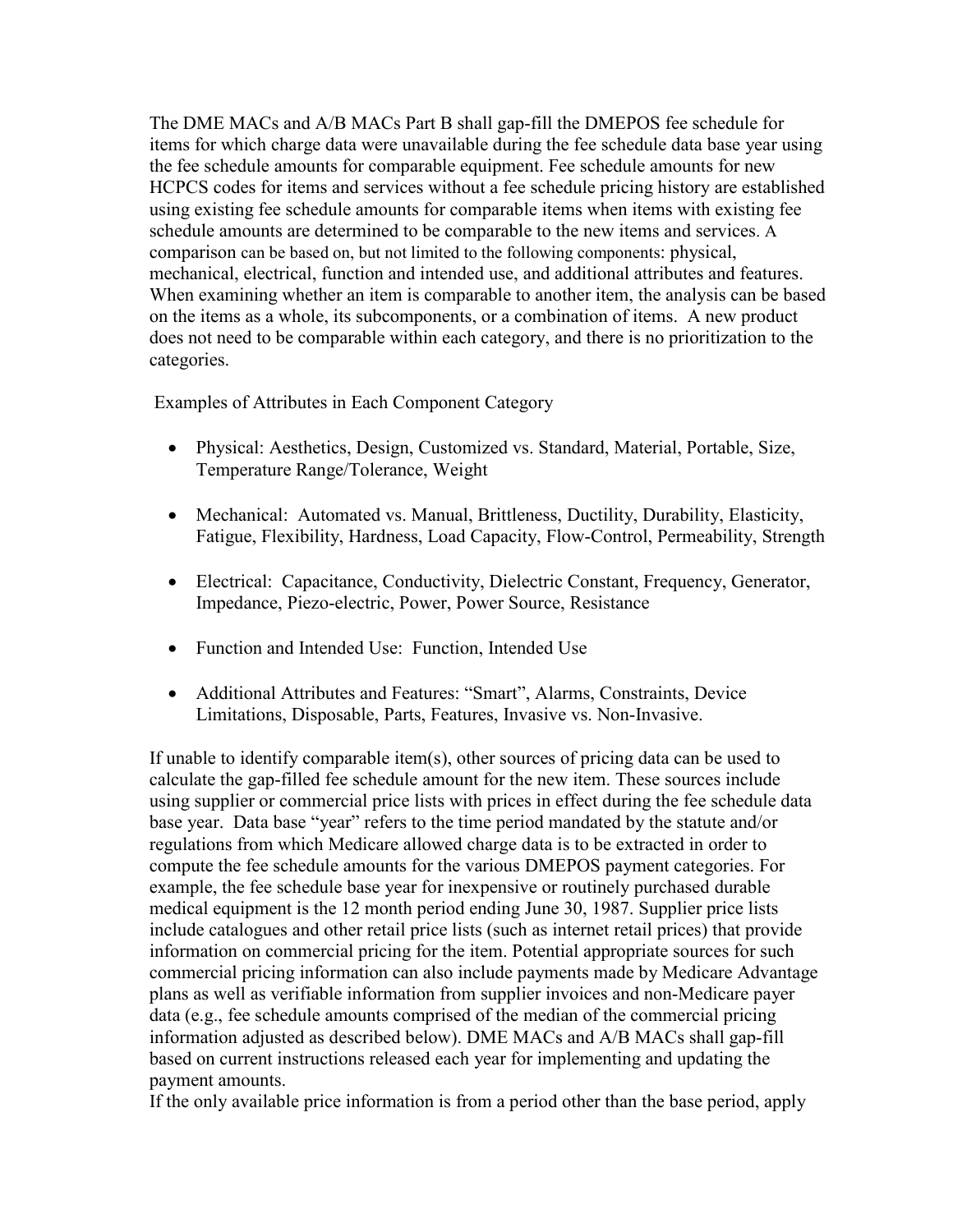The DME MACs and A/B MACs Part B shall gap-fill the DMEPOS fee schedule for items for which charge data were unavailable during the fee schedule data base year using the fee schedule amounts for comparable equipment. Fee schedule amounts for new HCPCS codes for items and services without a fee schedule pricing history are established using existing fee schedule amounts for comparable items when items with existing fee schedule amounts are determined to be comparable to the new items and services. A comparison can be based on, but not limited to the following components: physical, mechanical, electrical, function and intended use, and additional attributes and features. When examining whether an item is comparable to another item, the analysis can be based on the items as a whole, its subcomponents, or a combination of items. A new product does not need to be comparable within each category, and there is no prioritization to the categories.

Examples of Attributes in Each Component Category

- Physical: Aesthetics, Design, Customized vs. Standard, Material, Portable, Size, Temperature Range/Tolerance, Weight
- Mechanical: Automated vs. Manual, Brittleness, Ductility, Durability, Elasticity, Fatigue, Flexibility, Hardness, Load Capacity, Flow-Control, Permeability, Strength
- Electrical: Capacitance, Conductivity, Dielectric Constant, Frequency, Generator, Impedance, Piezo-electric, Power, Power Source, Resistance
- Function and Intended Use: Function, Intended Use
- Additional Attributes and Features: "Smart", Alarms, Constraints, Device Limitations, Disposable, Parts, Features, Invasive vs. Non-Invasive.

If unable to identify comparable item(s), other sources of pricing data can be used to calculate the gap-filled fee schedule amount for the new item. These sources include using supplier or commercial price lists with prices in effect during the fee schedule data base year. Data base "year" refers to the time period mandated by the statute and/or regulations from which Medicare allowed charge data is to be extracted in order to compute the fee schedule amounts for the various DMEPOS payment categories. For example, the fee schedule base year for inexpensive or routinely purchased durable medical equipment is the 12 month period ending June 30, 1987. Supplier price lists include catalogues and other retail price lists (such as internet retail prices) that provide information on commercial pricing for the item. Potential appropriate sources for such commercial pricing information can also include payments made by Medicare Advantage plans as well as verifiable information from supplier invoices and non-Medicare payer data (e.g., fee schedule amounts comprised of the median of the commercial pricing information adjusted as described below). DME MACs and A/B MACs shall gap-fill based on current instructions released each year for implementing and updating the payment amounts.

If the only available price information is from a period other than the base period, apply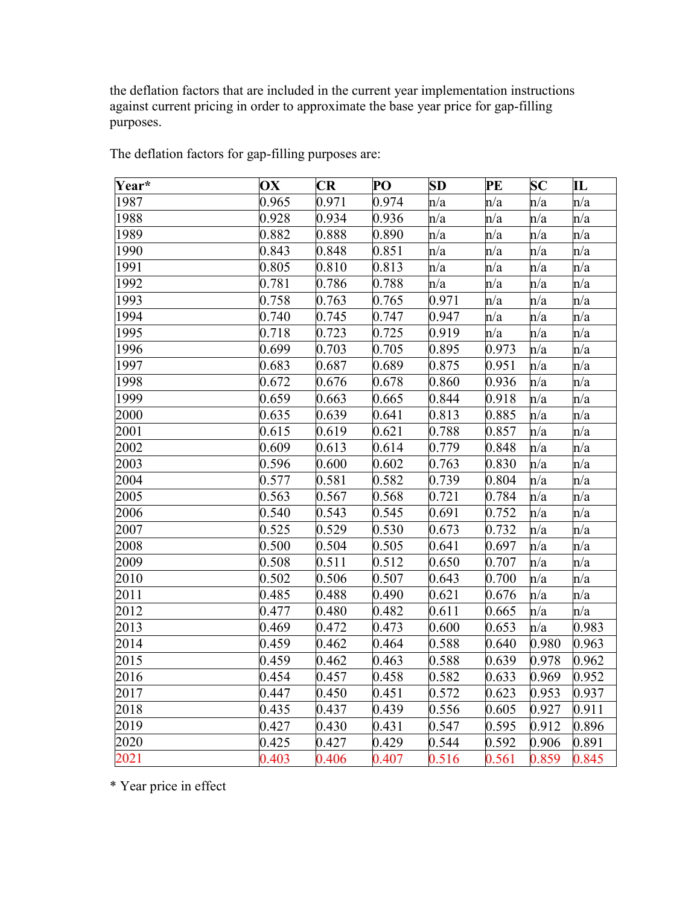the deflation factors that are included in the current year implementation instructions against current pricing in order to approximate the base year price for gap-filling purposes.

The deflation factors for gap-filling purposes are:

| Year* | OX | CR | PO | SD | PE | SC | IL |
|---|---|---|---|---|---|---|---|
| 1987 | 0.965 | 0.971 | 0.974 | n/a | n/a | n/a | n/a |
| 1988 | 0.928 | 0.934 | 0.936 | n/a | n/a | n/a | n/a |
| 1989 | 0.882 | 0.888 | 0.890 | n/a | n/a | n/a | n/a |
| 1990 | 0.843 | 0.848 | 0.851 | n/a | n/a | n/a | n/a |
| 1991 | 0.805 | 0.810 | 0.813 | n/a | n/a | n/a | n/a |
| 1992 | 0.781 | 0.786 | 0.788 | n/a | n/a | n/a | n/a |
| 1993 | 0.758 | 0.763 | 0.765 | 0.971 | n/a | n/a | n/a |
| 1994 | 0.740 | 0.745 | 0.747 | 0.947 | n/a | n/a | n/a |
| 1995 | 0.718 | 0.723 | 0.725 | 0.919 | n/a | n/a | n/a |
| 1996 | 0.699 | 0.703 | 0.705 | 0.895 | 0.973 | n/a | n/a |
| 1997 | 0.683 | 0.687 | 0.689 | 0.875 | 0.951 | n/a | n/a |
| 1998 | 0.672 | 0.676 | 0.678 | 0.860 | 0.936 | n/a | n/a |
| 1999 | 0.659 | 0.663 | 0.665 | 0.844 | 0.918 | n/a | n/a |
| 2000 | 0.635 | 0.639 | 0.641 | 0.813 | 0.885 | n/a | n/a |
| 2001 | 0.615 | 0.619 | 0.621 | 0.788 | 0.857 | n/a | n/a |
| 2002 | 0.609 | 0.613 | 0.614 | 0.779 | 0.848 | n/a | n/a |
| 2003 | 0.596 | 0.600 | 0.602 | 0.763 | 0.830 | n/a | n/a |
| 2004 | 0.577 | 0.581 | 0.582 | 0.739 | 0.804 | n/a | n/a |
| 2005 | 0.563 | 0.567 | 0.568 | 0.721 | 0.784 | n/a | n/a |
| 2006 | 0.540 | 0.543 | 0.545 | 0.691 | 0.752 | n/a | n/a |
| 2007 | 0.525 | 0.529 | 0.530 | 0.673 | 0.732 | n/a | n/a |
| 2008 | 0.500 | 0.504 | 0.505 | 0.641 | 0.697 | n/a | n/a |
| 2009 | 0.508 | 0.511 | 0.512 | 0.650 | 0.707 | n/a | n/a |
| 2010 | 0.502 | 0.506 | 0.507 | 0.643 | 0.700 | n/a | n/a |
| 2011 | 0.485 | 0.488 | 0.490 | 0.621 | 0.676 | n/a | n/a |
| 2012 | 0.477 | 0.480 | 0.482 | 0.611 | 0.665 | n/a | n/a |
| 2013 | 0.469 | 0.472 | 0.473 | 0.600 | 0.653 | n/a | 0.983 |
| 2014 | 0.459 | 0.462 | 0.464 | 0.588 | 0.640 | 0.980 | 0.963 |
| 2015 | 0.459 | 0.462 | 0.463 | 0.588 | 0.639 | 0.978 | 0.962 |
| 2016 | 0.454 | 0.457 | 0.458 | 0.582 | 0.633 | 0.969 | 0.952 |
| 2017 | 0.447 | 0.450 | 0.451 | 0.572 | 0.623 | 0.953 | 0.937 |
| 2018 | 0.435 | 0.437 | 0.439 | 0.556 | 0.605 | 0.927 | 0.911 |
| 2019 | 0.427 | 0.430 | 0.431 | 0.547 | 0.595 | 0.912 | 0.896 |
| 2020 | 0.425 | 0.427 | 0.429 | 0.544 | 0.592 | 0.906 | 0.891 |
| 2021 | 0.403 | 0.406 | 0.407 | 0.516 | 0.561 | 0.859 | 0.845 |

* Year price in effect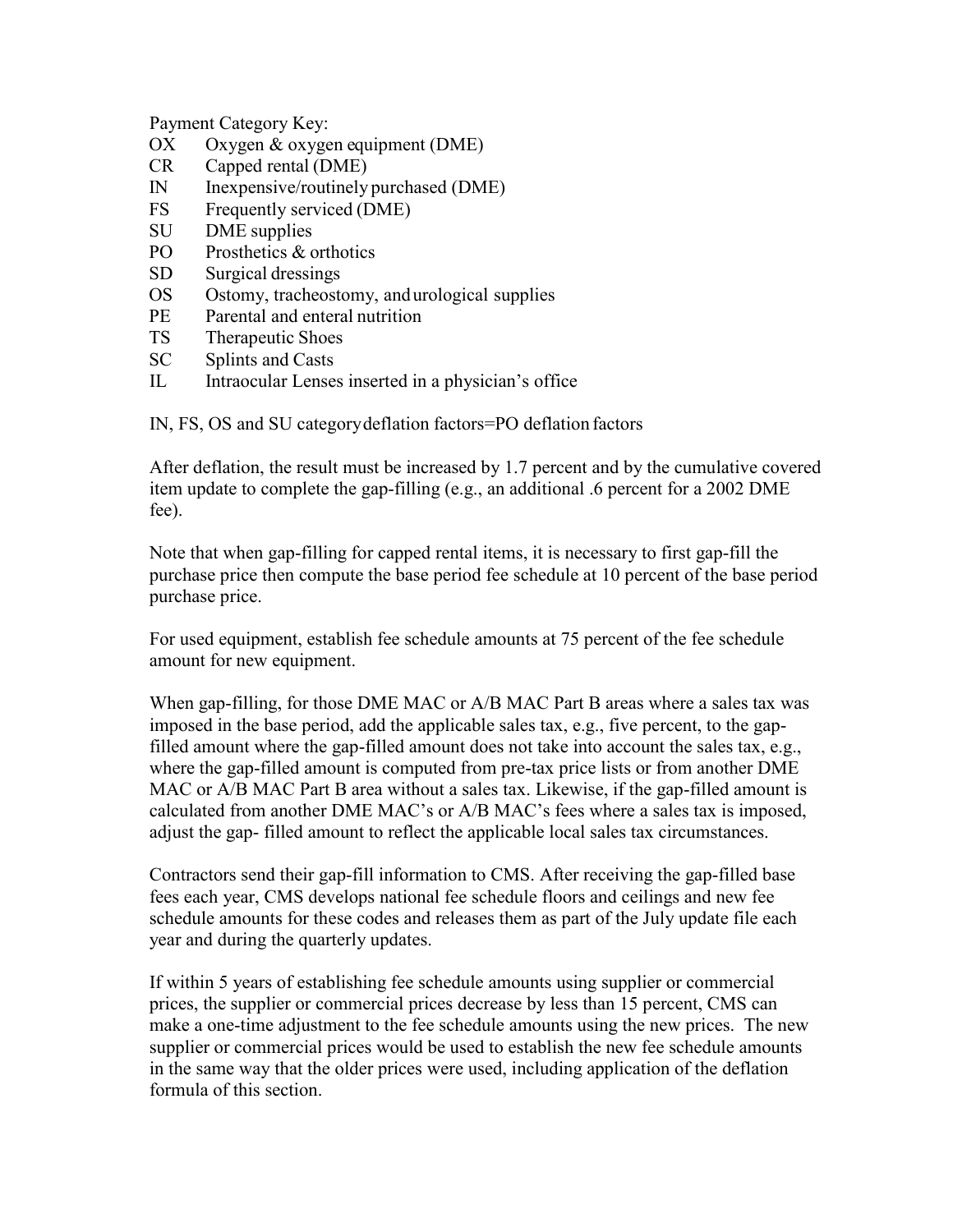Payment Category Key:

| | |
|---|---|
| OX | Oxygen & oxygen equipment (DME) |
| CR | Capped rental (DME) |
| IN | Inexpensive/routinely purchased (DME) |
| FS | Frequently serviced (DME) |
| SU | DME supplies |
| PO | Prosthetics & orthotics |
| SD | Surgical dressings |
| OS | Ostomy, tracheostomy, and urological supplies |
| PE | Parental and enteral nutrition |
| TS | Therapeutic Shoes |
| SC | Splints and Casts |
| IL | Intraocular Lenses inserted in a physician's office |

IN, FS, OS and SU category deflation factors=PO deflation factors

After deflation, the result must be increased by 1.7 percent and by the cumulative covered item update to complete the gap-filling (e.g., an additional .6 percent for a 2002 DME fee).

Note that when gap-filling for capped rental items, it is necessary to first gap-fill the purchase price then compute the base period fee schedule at 10 percent of the base period purchase price.

For used equipment, establish fee schedule amounts at 75 percent of the fee schedule amount for new equipment.

When gap-filling, for those DME MAC or A/B MAC Part B areas where a sales tax was imposed in the base period, add the applicable sales tax, e.g., five percent, to the gap-filled amount where the gap-filled amount does not take into account the sales tax, e.g., where the gap-filled amount is computed from pre-tax price lists or from another DME MAC or A/B MAC Part B area without a sales tax. Likewise, if the gap-filled amount is calculated from another DME MAC's or A/B MAC's fees where a sales tax is imposed, adjust the gap- filled amount to reflect the applicable local sales tax circumstances.

Contractors send their gap-fill information to CMS. After receiving the gap-filled base fees each year, CMS develops national fee schedule floors and ceilings and new fee schedule amounts for these codes and releases them as part of the July update file each year and during the quarterly updates.

If within 5 years of establishing fee schedule amounts using supplier or commercial prices, the supplier or commercial prices decrease by less than 15 percent, CMS can make a one-time adjustment to the fee schedule amounts using the new prices. The new supplier or commercial prices would be used to establish the new fee schedule amounts in the same way that the older prices were used, including application of the deflation formula of this section.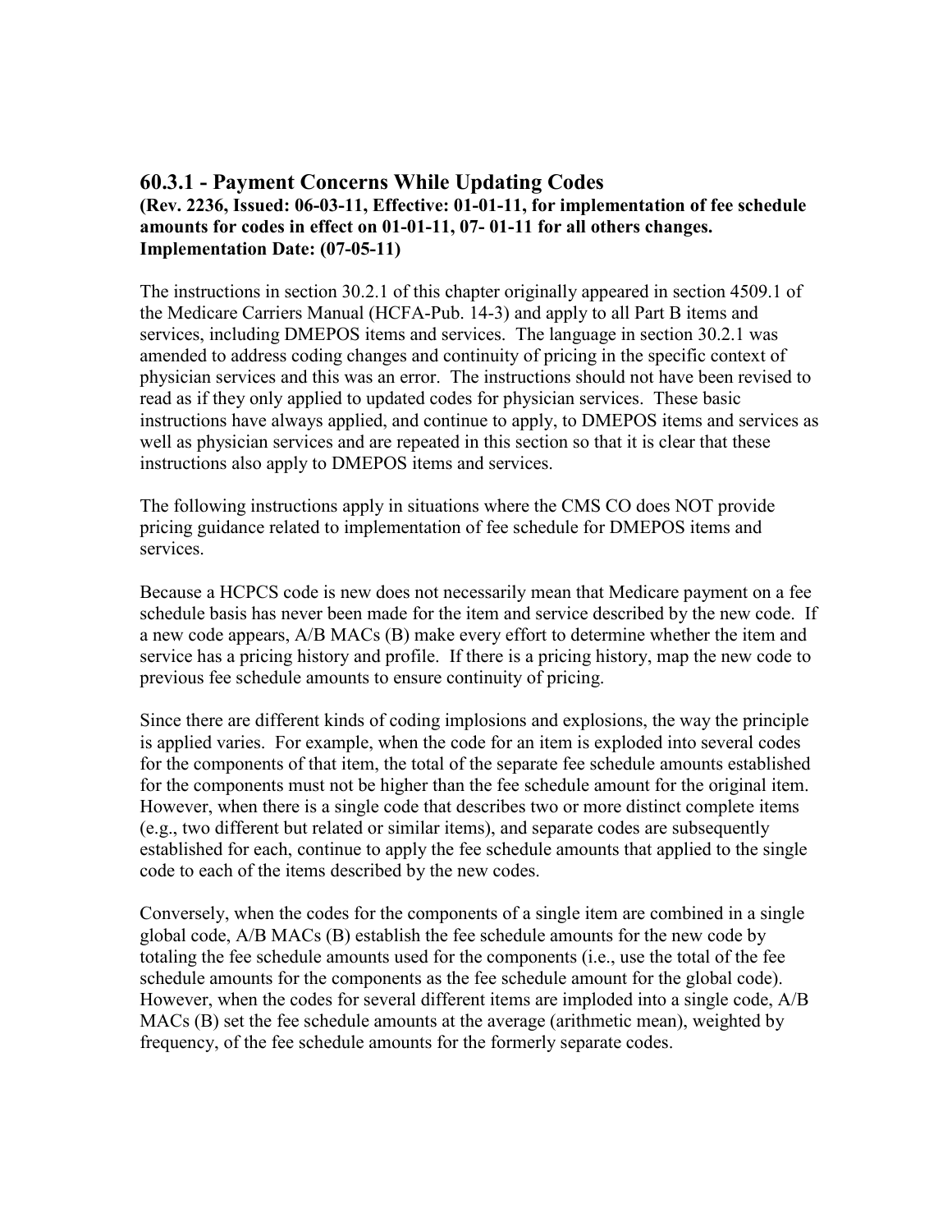### 60.3.1 - Payment Concerns While Updating Codes

**(Rev. 2236, Issued: 06-03-11, Effective: 01-01-11, for implementation of fee schedule amounts for codes in effect on 01-01-11, 07- 01-11 for all others changes. Implementation Date: (07-05-11)**

The instructions in section 30.2.1 of this chapter originally appeared in section 4509.1 of the Medicare Carriers Manual (HCFA-Pub. 14-3) and apply to all Part B items and services, including DMEPOS items and services. The language in section 30.2.1 was amended to address coding changes and continuity of pricing in the specific context of physician services and this was an error. The instructions should not have been revised to read as if they only applied to updated codes for physician services. These basic instructions have always applied, and continue to apply, to DMEPOS items and services as well as physician services and are repeated in this section so that it is clear that these instructions also apply to DMEPOS items and services.

The following instructions apply in situations where the CMS CO does NOT provide pricing guidance related to implementation of fee schedule for DMEPOS items and services.

Because a HCPCS code is new does not necessarily mean that Medicare payment on a fee schedule basis has never been made for the item and service described by the new code. If a new code appears, A/B MACs (B) make every effort to determine whether the item and service has a pricing history and profile. If there is a pricing history, map the new code to previous fee schedule amounts to ensure continuity of pricing.

Since there are different kinds of coding implosions and explosions, the way the principle is applied varies. For example, when the code for an item is exploded into several codes for the components of that item, the total of the separate fee schedule amounts established for the components must not be higher than the fee schedule amount for the original item. However, when there is a single code that describes two or more distinct complete items (e.g., two different but related or similar items), and separate codes are subsequently established for each, continue to apply the fee schedule amounts that applied to the single code to each of the items described by the new codes.

Conversely, when the codes for the components of a single item are combined in a single global code, A/B MACs (B) establish the fee schedule amounts for the new code by totaling the fee schedule amounts used for the components (i.e., use the total of the fee schedule amounts for the components as the fee schedule amount for the global code). However, when the codes for several different items are imploded into a single code, A/B MACs (B) set the fee schedule amounts at the average (arithmetic mean), weighted by frequency, of the fee schedule amounts for the formerly separate codes.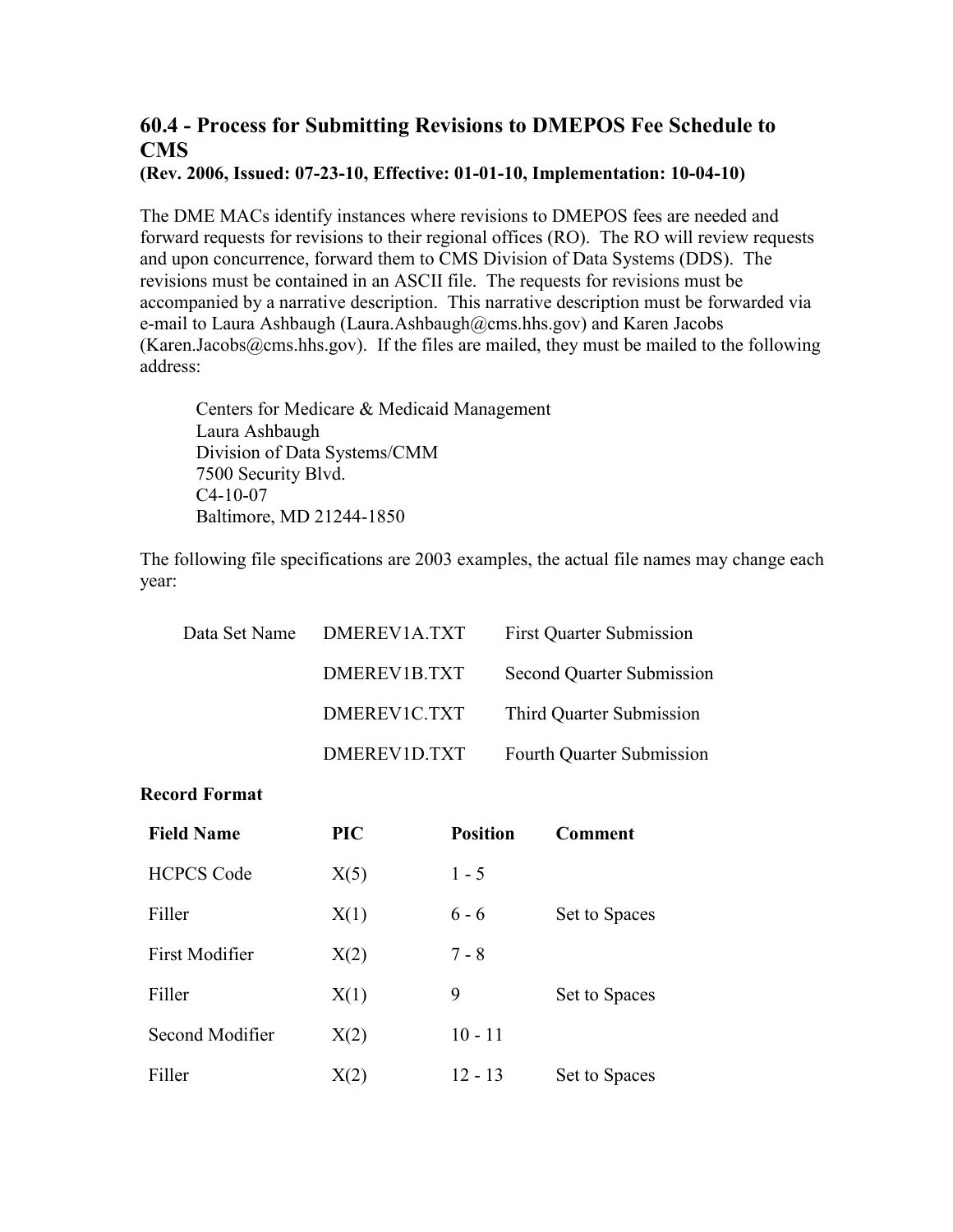## 60.4 - Process for Submitting Revisions to DMEPOS Fee Schedule to CMS

**(Rev. 2006, Issued: 07-23-10, Effective: 01-01-10, Implementation: 10-04-10)**

The DME MACs identify instances where revisions to DMEPOS fees are needed and forward requests for revisions to their regional offices (RO). The RO will review requests and upon concurrence, forward them to CMS Division of Data Systems (DDS). The revisions must be contained in an ASCII file. The requests for revisions must be accompanied by a narrative description. This narrative description must be forwarded via e-mail to Laura Ashbaugh (Laura.Ashbaugh@cms.hhs.gov) and Karen Jacobs (Karen.Jacobs@cms.hhs.gov). If the files are mailed, they must be mailed to the following address:

Centers for Medicare & Medicaid Management
Laura Ashbaugh
Division of Data Systems/CMM
7500 Security Blvd.
C4-10-07
Baltimore, MD 21244-1850

The following file specifications are 2003 examples, the actual file names may change each year:

| | | |
|---|---|---|
| Data Set Name | DMEREV1A.TXT | First Quarter Submission |
| | DMEREV1B.TXT | Second Quarter Submission |
| | DMEREV1C.TXT | Third Quarter Submission |
| | DMEREV1D.TXT | Fourth Quarter Submission |

**Record Format**

| Field Name | PIC | Position | Comment |
|---|---|---|---|
| HCPCS Code | X(5) | 1 - 5 | |
| Filler | X(1) | 6 - 6 | Set to Spaces |
| First Modifier | X(2) | 7 - 8 | |
| Filler | X(1) | 9 | Set to Spaces |
| Second Modifier | X(2) | 10 - 11 | |
| Filler | X(2) | 12 - 13 | Set to Spaces |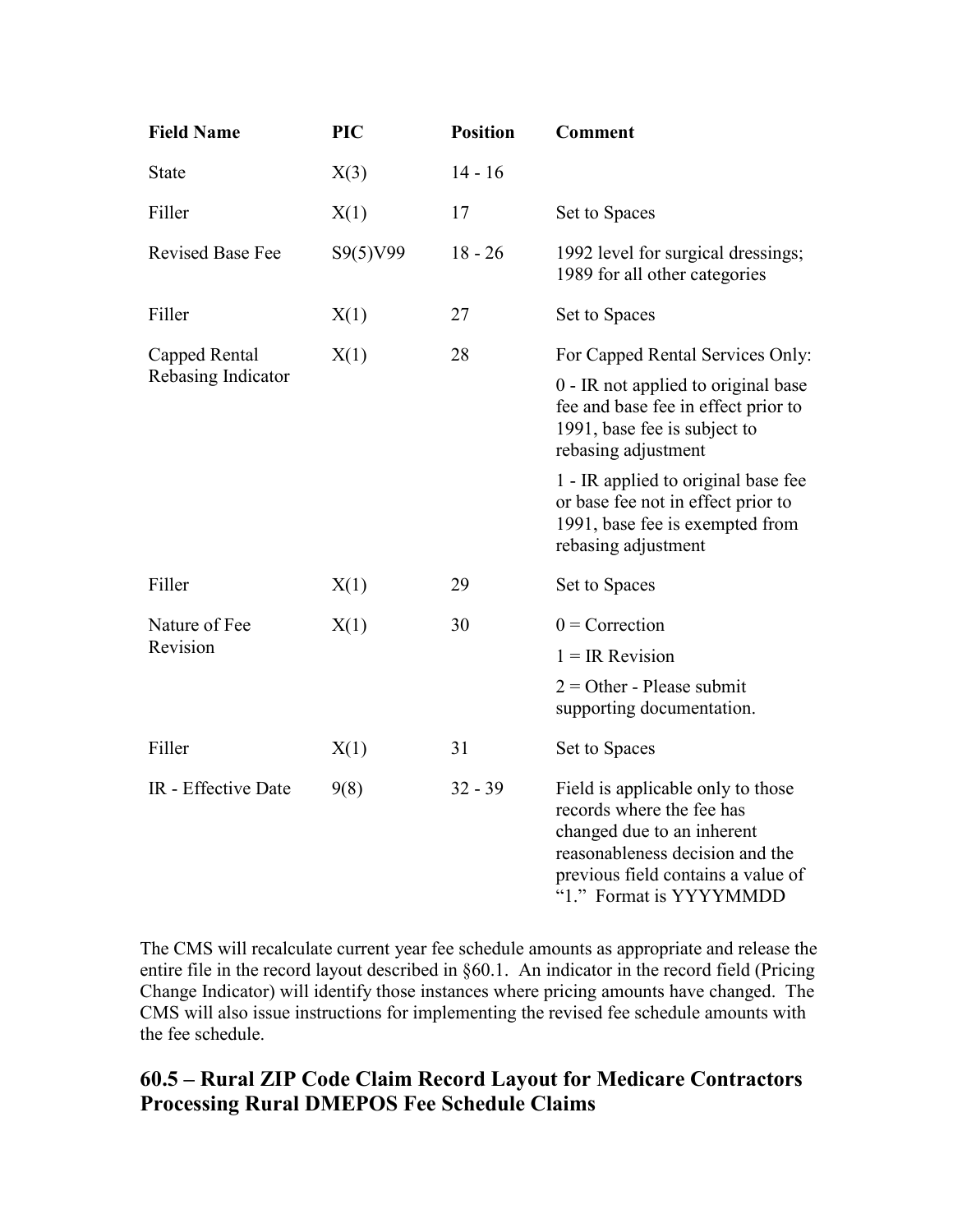| Field Name | PIC | Position | Comment |
|---|---|---|---|
| State | X(3) | 14 - 16 | |
| Filler | X(1) | 17 | Set to Spaces |
| Revised Base Fee | S9(5)V99 | 18 - 26 | 1992 level for surgical dressings; 1989 for all other categories |
| Filler | X(1) | 27 | Set to Spaces |
| Capped Rental Rebasing Indicator | X(1) | 28 | For Capped Rental Services Only:<br>0 - IR not applied to original base fee and base fee in effect prior to 1991, base fee is subject to rebasing adjustment<br>1 - IR applied to original base fee or base fee not in effect prior to 1991, base fee is exempted from rebasing adjustment |
| Filler | X(1) | 29 | Set to Spaces |
| Nature of Fee Revision | X(1) | 30 | 0 = Correction<br>1 = IR Revision<br>2 = Other - Please submit supporting documentation. |
| Filler | X(1) | 31 | Set to Spaces |
| IR - Effective Date | 9(8) | 32 - 39 | Field is applicable only to those records where the fee has changed due to an inherent reasonableness decision and the previous field contains a value of "1." Format is YYYYMMDD |

The CMS will recalculate current year fee schedule amounts as appropriate and release the entire file in the record layout described in §60.1. An indicator in the record field (Pricing Change Indicator) will identify those instances where pricing amounts have changed. The CMS will also issue instructions for implementing the revised fee schedule amounts with the fee schedule.

## 60.5 – Rural ZIP Code Claim Record Layout for Medicare Contractors Processing Rural DMEPOS Fee Schedule Claims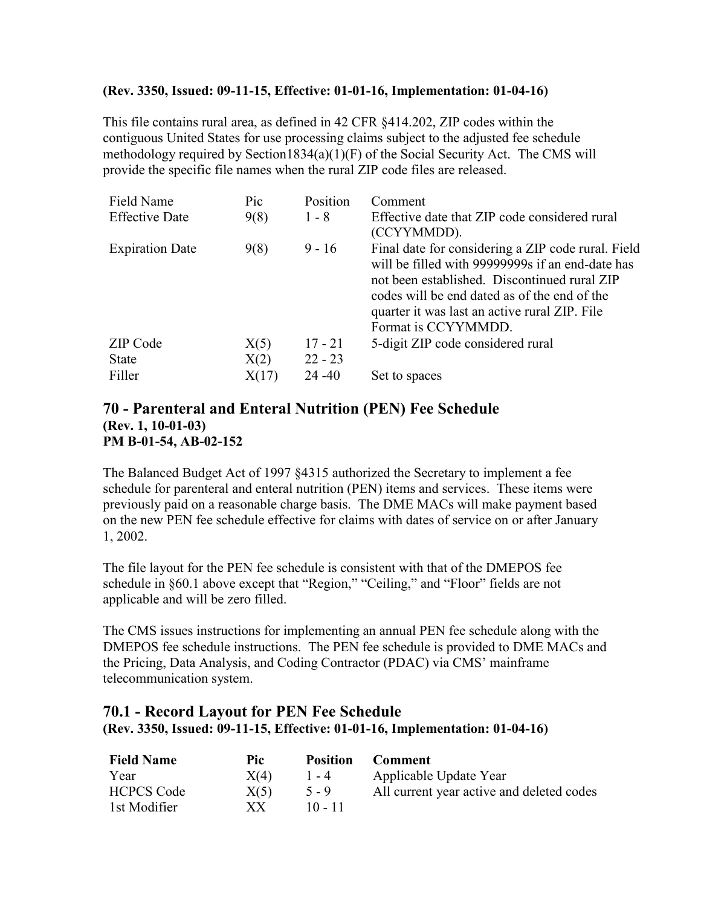**(Rev. 3350, Issued: 09-11-15, Effective: 01-01-16, Implementation: 01-04-16)**

This file contains rural area, as defined in 42 CFR §414.202, ZIP codes within the contiguous United States for use processing claims subject to the adjusted fee schedule methodology required by Section1834(a)(1)(F) of the Social Security Act. The CMS will provide the specific file names when the rural ZIP code files are released.

| Field Name | Pic | Position | Comment |
|---|---|---|---|
| Effective Date | 9(8) | 1 - 8 | Effective date that ZIP code considered rural (CCYYMMDD). |
| Expiration Date | 9(8) | 9 - 16 | Final date for considering a ZIP code rural. Field will be filled with 99999999s if an end-date has not been established. Discontinued rural ZIP codes will be end dated as of the end of the quarter it was last an active rural ZIP. File Format is CCYYMMDD. |
| ZIP Code | X(5) | 17 - 21 | 5-digit ZIP code considered rural |
| State | X(2) | 22 - 23 | |
| Filler | X(17) | 24 -40 | Set to spaces |

## 70 - Parenteral and Enteral Nutrition (PEN) Fee Schedule

**(Rev. 1, 10-01-03)**
**PM B-01-54, AB-02-152**

The Balanced Budget Act of 1997 §4315 authorized the Secretary to implement a fee schedule for parenteral and enteral nutrition (PEN) items and services. These items were previously paid on a reasonable charge basis. The DME MACs will make payment based on the new PEN fee schedule effective for claims with dates of service on or after January 1, 2002.

The file layout for the PEN fee schedule is consistent with that of the DMEPOS fee schedule in §60.1 above except that "Region," "Ceiling," and "Floor" fields are not applicable and will be zero filled.

The CMS issues instructions for implementing an annual PEN fee schedule along with the DMEPOS fee schedule instructions. The PEN fee schedule is provided to DME MACs and the Pricing, Data Analysis, and Coding Contractor (PDAC) via CMS' mainframe telecommunication system.

## 70.1 - Record Layout for PEN Fee Schedule

**(Rev. 3350, Issued: 09-11-15, Effective: 01-01-16, Implementation: 01-04-16)**

| Field Name | Pic | Position | Comment |
|---|---|---|---|
| Year | X(4) | 1 - 4 | Applicable Update Year |
| HCPCS Code | X(5) | 5 - 9 | All current year active and deleted codes |
| 1st Modifier | XX | 10 - 11 | |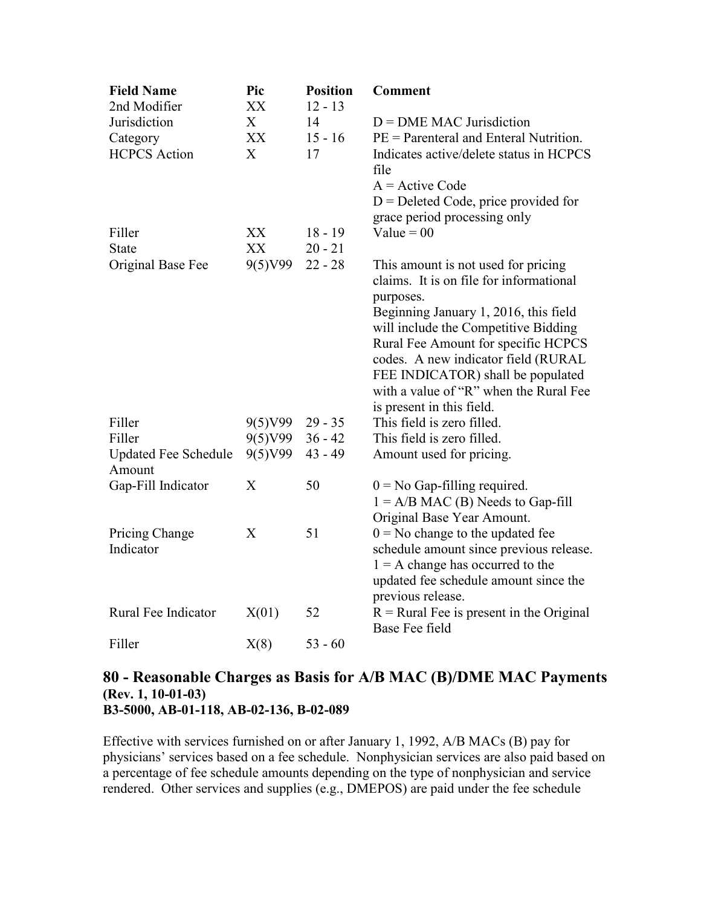| Field Name | Pic | Position | Comment |
|---|---|---|---|
| 2nd Modifier | XX | 12 - 13 | |
| Jurisdiction | X | 14 | D = DME MAC Jurisdiction |
| Category | XX | 15 - 16 | PE = Parenteral and Enteral Nutrition. |
| HCPCS Action | X | 17 | Indicates active/delete status in HCPCS file<br>A = Active Code<br>D = Deleted Code, price provided for grace period processing only |
| Filler | XX | 18 - 19 | Value = 00 |
| State | XX | 20 - 21 | |
| Original Base Fee | 9(5)V99 | 22 - 28 | This amount is not used for pricing claims. It is on file for informational purposes.<br>Beginning January 1, 2016, this field will include the Competitive Bidding Rural Fee Amount for specific HCPCS codes. A new indicator field (RURAL FEE INDICATOR) shall be populated with a value of "R" when the Rural Fee is present in this field. |
| Filler | 9(5)V99 | 29 - 35 | This field is zero filled. |
| Filler | 9(5)V99 | 36 - 42 | This field is zero filled. |
| Updated Fee Schedule Amount | 9(5)V99 | 43 - 49 | Amount used for pricing. |
| Gap-Fill Indicator | X | 50 | 0 = No Gap-filling required.<br>1 = A/B MAC (B) Needs to Gap-fill Original Base Year Amount. |
| Pricing Change Indicator | X | 51 | 0 = No change to the updated fee schedule amount since previous release.<br>1 = A change has occurred to the updated fee schedule amount since the previous release. |
| Rural Fee Indicator | X(01) | 52 | R = Rural Fee is present in the Original Base Fee field |
| Filler | X(8) | 53 - 60 | |

## 80 - Reasonable Charges as Basis for A/B MAC (B)/DME MAC Payments

**(Rev. 1, 10-01-03)**

**B3-5000, AB-01-118, AB-02-136, B-02-089**

Effective with services furnished on or after January 1, 1992, A/B MACs (B) pay for physicians' services based on a fee schedule. Nonphysician services are also paid based on a percentage of fee schedule amounts depending on the type of nonphysician and service rendered. Other services and supplies (e.g., DMEPOS) are paid under the fee schedule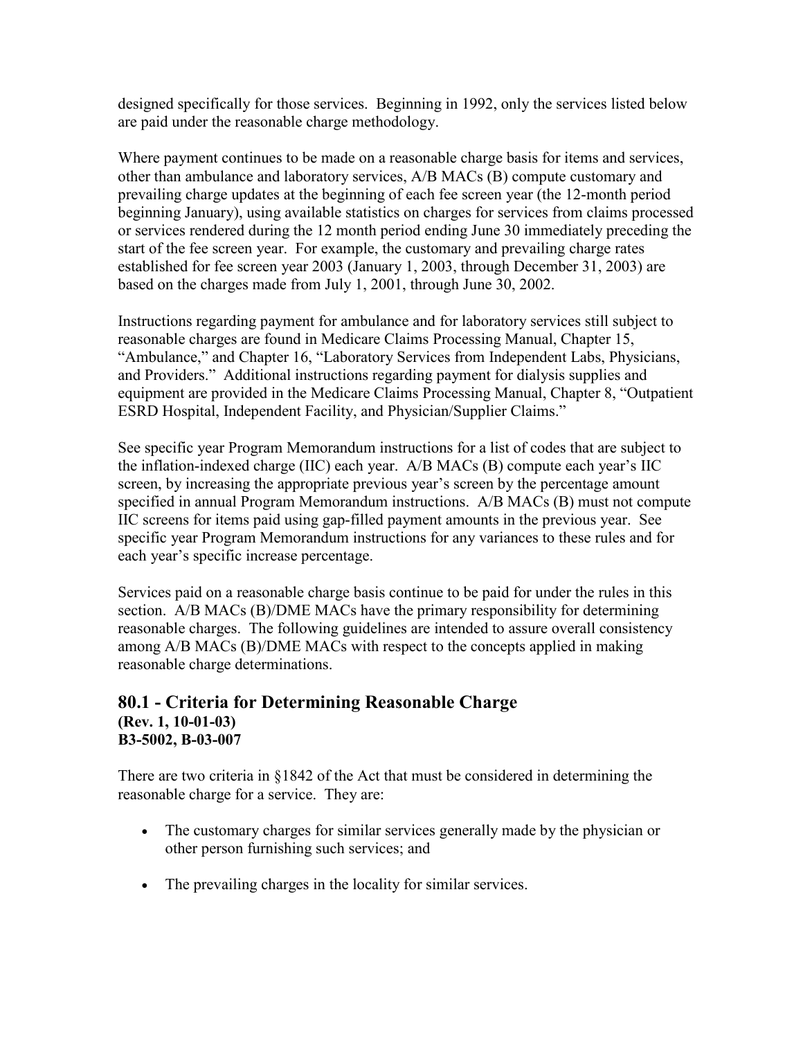designed specifically for those services. Beginning in 1992, only the services listed below are paid under the reasonable charge methodology.

Where payment continues to be made on a reasonable charge basis for items and services, other than ambulance and laboratory services, A/B MACs (B) compute customary and prevailing charge updates at the beginning of each fee screen year (the 12-month period beginning January), using available statistics on charges for services from claims processed or services rendered during the 12 month period ending June 30 immediately preceding the start of the fee screen year. For example, the customary and prevailing charge rates established for fee screen year 2003 (January 1, 2003, through December 31, 2003) are based on the charges made from July 1, 2001, through June 30, 2002.

Instructions regarding payment for ambulance and for laboratory services still subject to reasonable charges are found in Medicare Claims Processing Manual, Chapter 15, "Ambulance," and Chapter 16, "Laboratory Services from Independent Labs, Physicians, and Providers." Additional instructions regarding payment for dialysis supplies and equipment are provided in the Medicare Claims Processing Manual, Chapter 8, "Outpatient ESRD Hospital, Independent Facility, and Physician/Supplier Claims."

See specific year Program Memorandum instructions for a list of codes that are subject to the inflation-indexed charge (IIC) each year. A/B MACs (B) compute each year's IIC screen, by increasing the appropriate previous year's screen by the percentage amount specified in annual Program Memorandum instructions. A/B MACs (B) must not compute IIC screens for items paid using gap-filled payment amounts in the previous year. See specific year Program Memorandum instructions for any variances to these rules and for each year's specific increase percentage.

Services paid on a reasonable charge basis continue to be paid for under the rules in this section. A/B MACs (B)/DME MACs have the primary responsibility for determining reasonable charges. The following guidelines are intended to assure overall consistency among A/B MACs (B)/DME MACs with respect to the concepts applied in making reasonable charge determinations.

## 80.1 - Criteria for Determining Reasonable Charge

**(Rev. 1, 10-01-03)**
**B3-5002, B-03-007**

There are two criteria in §1842 of the Act that must be considered in determining the reasonable charge for a service. They are:

- The customary charges for similar services generally made by the physician or other person furnishing such services; and
- The prevailing charges in the locality for similar services.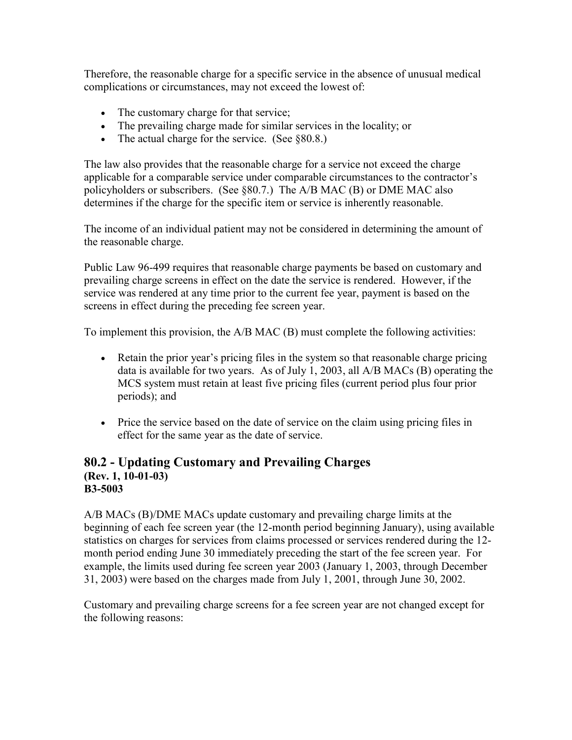Therefore, the reasonable charge for a specific service in the absence of unusual medical complications or circumstances, may not exceed the lowest of:

- The customary charge for that service;
- The prevailing charge made for similar services in the locality; or
- The actual charge for the service. (See §80.8.)

The law also provides that the reasonable charge for a service not exceed the charge applicable for a comparable service under comparable circumstances to the contractor's policyholders or subscribers. (See §80.7.) The A/B MAC (B) or DME MAC also determines if the charge for the specific item or service is inherently reasonable.

The income of an individual patient may not be considered in determining the amount of the reasonable charge.

Public Law 96-499 requires that reasonable charge payments be based on customary and prevailing charge screens in effect on the date the service is rendered. However, if the service was rendered at any time prior to the current fee year, payment is based on the screens in effect during the preceding fee screen year.

To implement this provision, the A/B MAC (B) must complete the following activities:

- Retain the prior year's pricing files in the system so that reasonable charge pricing data is available for two years. As of July 1, 2003, all A/B MACs (B) operating the MCS system must retain at least five pricing files (current period plus four prior periods); and

- Price the service based on the date of service on the claim using pricing files in effect for the same year as the date of service.

## 80.2 - Updating Customary and Prevailing Charges

**(Rev. 1, 10-01-03)**
**B3-5003**

A/B MACs (B)/DME MACs update customary and prevailing charge limits at the beginning of each fee screen year (the 12-month period beginning January), using available statistics on charges for services from claims processed or services rendered during the 12-month period ending June 30 immediately preceding the start of the fee screen year. For example, the limits used during fee screen year 2003 (January 1, 2003, through December 31, 2003) were based on the charges made from July 1, 2001, through June 30, 2002.

Customary and prevailing charge screens for a fee screen year are not changed except for the following reasons: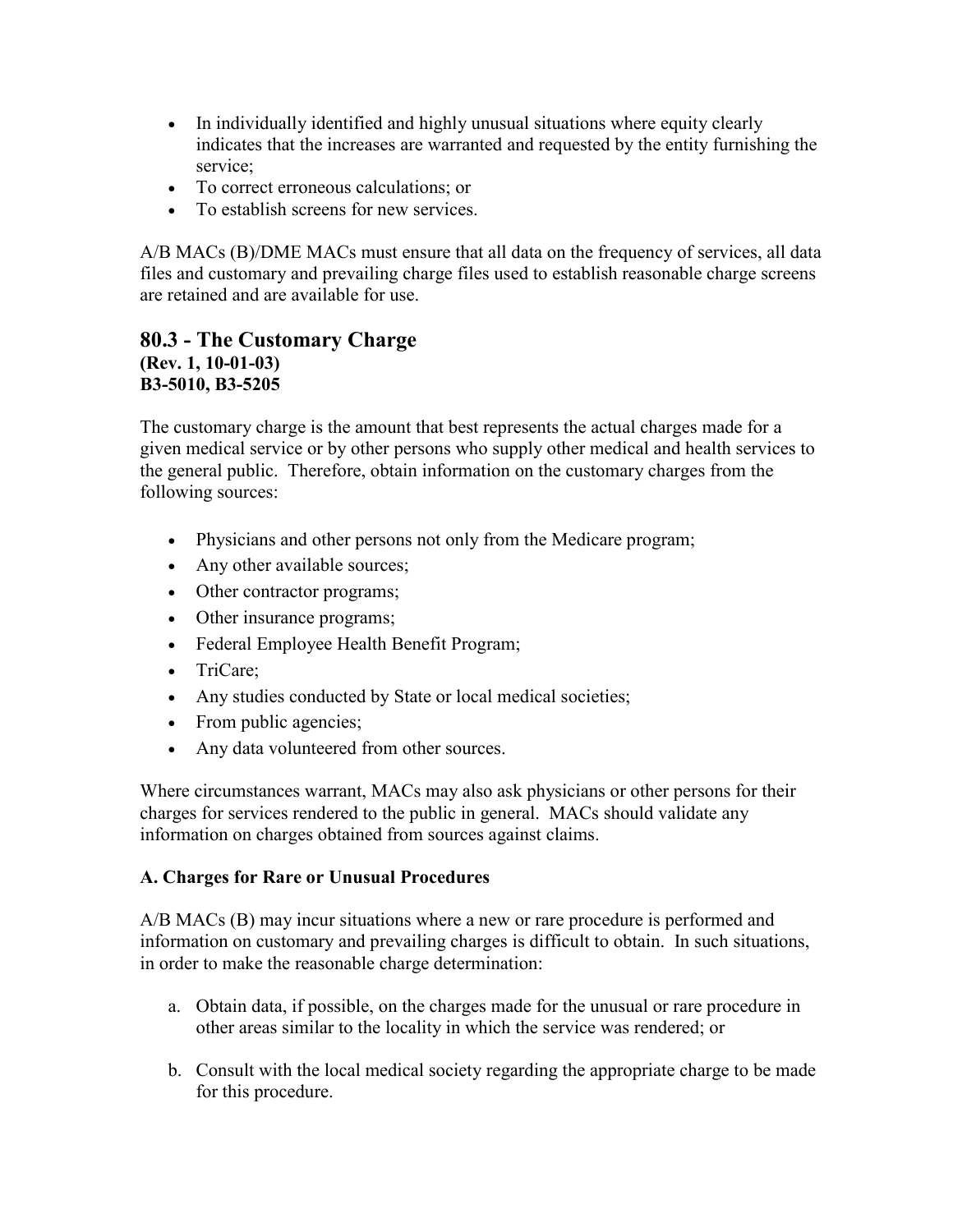- In individually identified and highly unusual situations where equity clearly indicates that the increases are warranted and requested by the entity furnishing the service;
- To correct erroneous calculations; or
- To establish screens for new services.

A/B MACs (B)/DME MACs must ensure that all data on the frequency of services, all data files and customary and prevailing charge files used to establish reasonable charge screens are retained and are available for use.

## 80.3 - The Customary Charge

**(Rev. 1, 10-01-03)**
**B3-5010, B3-5205**

The customary charge is the amount that best represents the actual charges made for a given medical service or by other persons who supply other medical and health services to the general public. Therefore, obtain information on the customary charges from the following sources:

- Physicians and other persons not only from the Medicare program;
- Any other available sources;
- Other contractor programs;
- Other insurance programs;
- Federal Employee Health Benefit Program;
- TriCare;
- Any studies conducted by State or local medical societies;
- From public agencies;
- Any data volunteered from other sources.

Where circumstances warrant, MACs may also ask physicians or other persons for their charges for services rendered to the public in general. MACs should validate any information on charges obtained from sources against claims.

**A. Charges for Rare or Unusual Procedures**

A/B MACs (B) may incur situations where a new or rare procedure is performed and information on customary and prevailing charges is difficult to obtain. In such situations, in order to make the reasonable charge determination:

a. Obtain data, if possible, on the charges made for the unusual or rare procedure in other areas similar to the locality in which the service was rendered; or

b. Consult with the local medical society regarding the appropriate charge to be made for this procedure.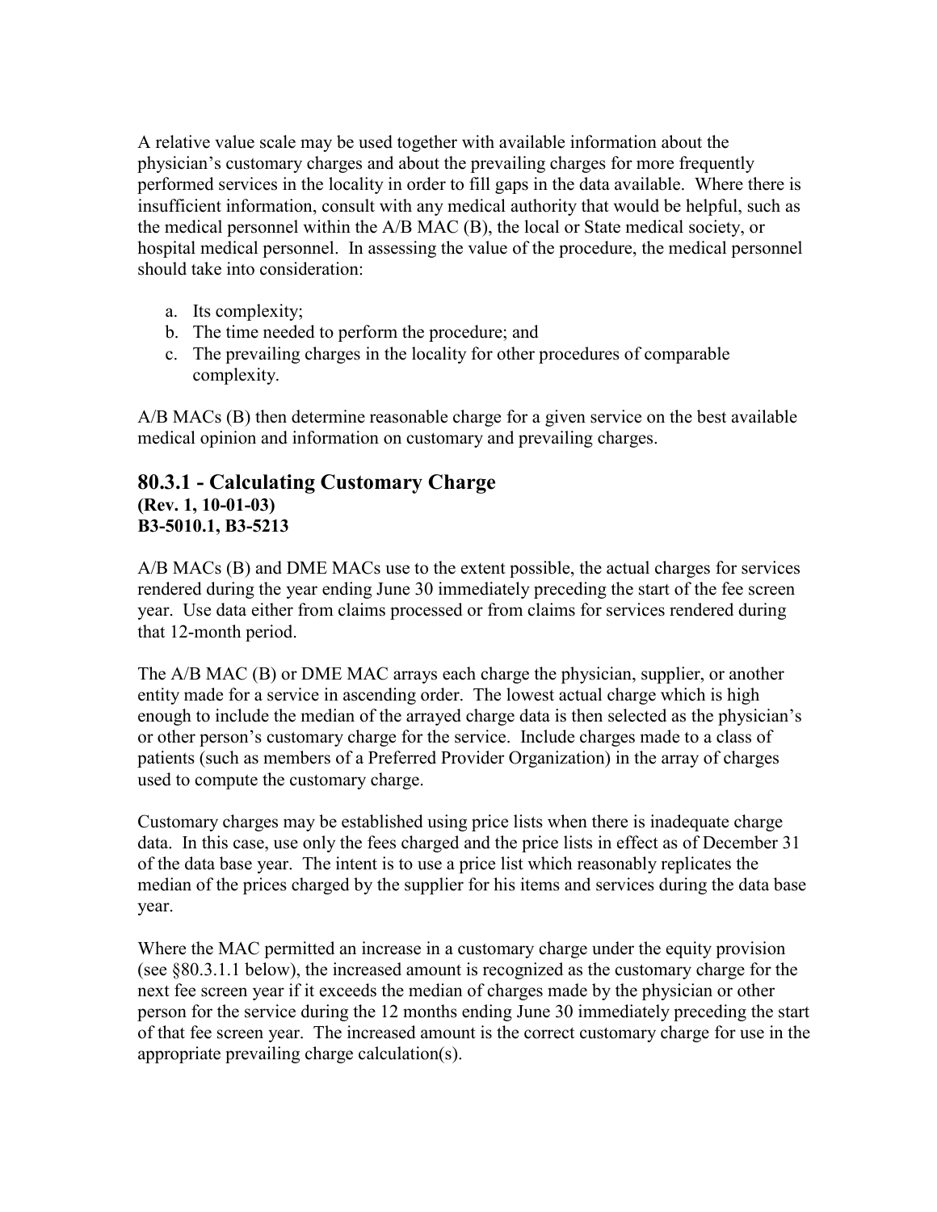A relative value scale may be used together with available information about the physician's customary charges and about the prevailing charges for more frequently performed services in the locality in order to fill gaps in the data available. Where there is insufficient information, consult with any medical authority that would be helpful, such as the medical personnel within the A/B MAC (B), the local or State medical society, or hospital medical personnel. In assessing the value of the procedure, the medical personnel should take into consideration:

a. Its complexity;
b. The time needed to perform the procedure; and
c. The prevailing charges in the locality for other procedures of comparable complexity.

A/B MACs (B) then determine reasonable charge for a given service on the best available medical opinion and information on customary and prevailing charges.

## 80.3.1 - Calculating Customary Charge

**(Rev. 1, 10-01-03)**
**B3-5010.1, B3-5213**

A/B MACs (B) and DME MACs use to the extent possible, the actual charges for services rendered during the year ending June 30 immediately preceding the start of the fee screen year. Use data either from claims processed or from claims for services rendered during that 12-month period.

The A/B MAC (B) or DME MAC arrays each charge the physician, supplier, or another entity made for a service in ascending order. The lowest actual charge which is high enough to include the median of the arrayed charge data is then selected as the physician's or other person's customary charge for the service. Include charges made to a class of patients (such as members of a Preferred Provider Organization) in the array of charges used to compute the customary charge.

Customary charges may be established using price lists when there is inadequate charge data. In this case, use only the fees charged and the price lists in effect as of December 31 of the data base year. The intent is to use a price list which reasonably replicates the median of the prices charged by the supplier for his items and services during the data base year.

Where the MAC permitted an increase in a customary charge under the equity provision (see §80.3.1.1 below), the increased amount is recognized as the customary charge for the next fee screen year if it exceeds the median of charges made by the physician or other person for the service during the 12 months ending June 30 immediately preceding the start of that fee screen year. The increased amount is the correct customary charge for use in the appropriate prevailing charge calculation(s).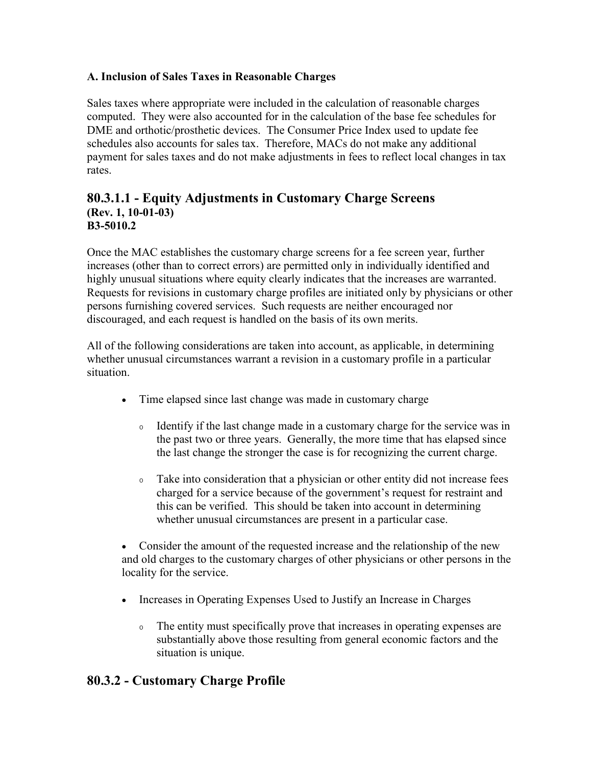**A. Inclusion of Sales Taxes in Reasonable Charges**

Sales taxes where appropriate were included in the calculation of reasonable charges computed. They were also accounted for in the calculation of the base fee schedules for DME and orthotic/prosthetic devices. The Consumer Price Index used to update fee schedules also accounts for sales tax. Therefore, MACs do not make any additional payment for sales taxes and do not make adjustments in fees to reflect local changes in tax rates.

## 80.3.1.1 - Equity Adjustments in Customary Charge Screens

**(Rev. 1, 10-01-03)**
**B3-5010.2**

Once the MAC establishes the customary charge screens for a fee screen year, further increases (other than to correct errors) are permitted only in individually identified and highly unusual situations where equity clearly indicates that the increases are warranted. Requests for revisions in customary charge profiles are initiated only by physicians or other persons furnishing covered services. Such requests are neither encouraged nor discouraged, and each request is handled on the basis of its own merits.

All of the following considerations are taken into account, as applicable, in determining whether unusual circumstances warrant a revision in a customary profile in a particular situation.

- Time elapsed since last change was made in customary charge
  - Identify if the last change made in a customary charge for the service was in the past two or three years. Generally, the more time that has elapsed since the last change the stronger the case is for recognizing the current charge.
  - Take into consideration that a physician or other entity did not increase fees charged for a service because of the government's request for restraint and this can be verified. This should be taken into account in determining whether unusual circumstances are present in a particular case.
- Consider the amount of the requested increase and the relationship of the new and old charges to the customary charges of other physicians or other persons in the locality for the service.
- Increases in Operating Expenses Used to Justify an Increase in Charges
  - The entity must specifically prove that increases in operating expenses are substantially above those resulting from general economic factors and the situation is unique.

## 80.3.2 - Customary Charge Profile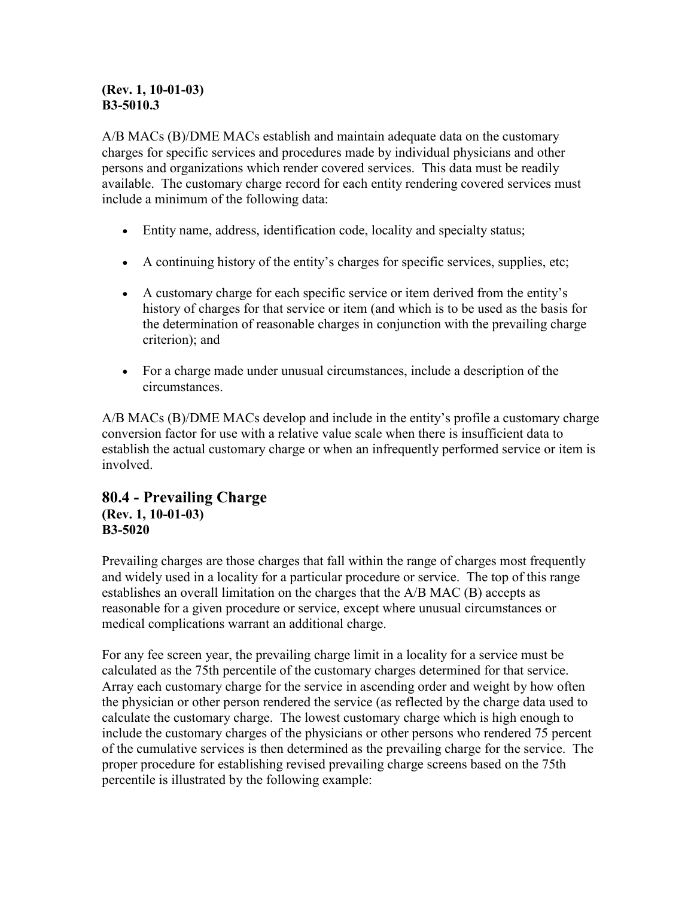**(Rev. 1, 10-01-03)**
**B3-5010.3**

A/B MACs (B)/DME MACs establish and maintain adequate data on the customary charges for specific services and procedures made by individual physicians and other persons and organizations which render covered services. This data must be readily available. The customary charge record for each entity rendering covered services must include a minimum of the following data:

- Entity name, address, identification code, locality and specialty status;
- A continuing history of the entity's charges for specific services, supplies, etc;
- A customary charge for each specific service or item derived from the entity's history of charges for that service or item (and which is to be used as the basis for the determination of reasonable charges in conjunction with the prevailing charge criterion); and
- For a charge made under unusual circumstances, include a description of the circumstances.

A/B MACs (B)/DME MACs develop and include in the entity's profile a customary charge conversion factor for use with a relative value scale when there is insufficient data to establish the actual customary charge or when an infrequently performed service or item is involved.

## 80.4 - Prevailing Charge

**(Rev. 1, 10-01-03)**
**B3-5020**

Prevailing charges are those charges that fall within the range of charges most frequently and widely used in a locality for a particular procedure or service. The top of this range establishes an overall limitation on the charges that the A/B MAC (B) accepts as reasonable for a given procedure or service, except where unusual circumstances or medical complications warrant an additional charge.

For any fee screen year, the prevailing charge limit in a locality for a service must be calculated as the 75th percentile of the customary charges determined for that service. Array each customary charge for the service in ascending order and weight by how often the physician or other person rendered the service (as reflected by the charge data used to calculate the customary charge. The lowest customary charge which is high enough to include the customary charges of the physicians or other persons who rendered 75 percent of the cumulative services is then determined as the prevailing charge for the service. The proper procedure for establishing revised prevailing charge screens based on the 75th percentile is illustrated by the following example: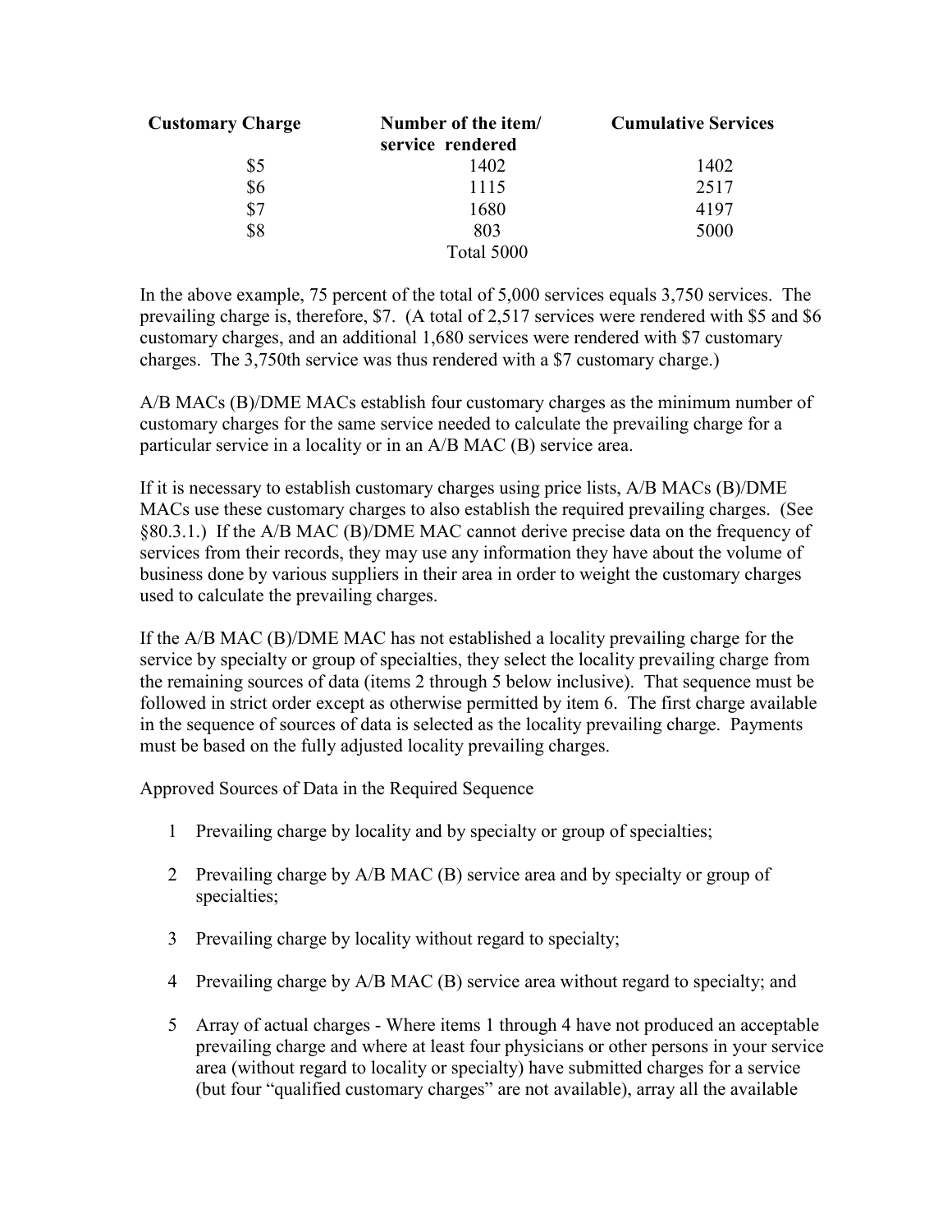| Customary Charge | Number of the item/ service rendered | Cumulative Services |
|---|---|---|
| $5 | 1402 | 1402 |
| $6 | 1115 | 2517 |
| $7 | 1680 | 4197 |
| $8 | 803 | 5000 |
| | Total 5000 | |

In the above example, 75 percent of the total of 5,000 services equals 3,750 services. The prevailing charge is, therefore, $7. (A total of 2,517 services were rendered with $5 and $6 customary charges, and an additional 1,680 services were rendered with $7 customary charges. The 3,750th service was thus rendered with a $7 customary charge.)

A/B MACs (B)/DME MACs establish four customary charges as the minimum number of customary charges for the same service needed to calculate the prevailing charge for a particular service in a locality or in an A/B MAC (B) service area.

If it is necessary to establish customary charges using price lists, A/B MACs (B)/DME MACs use these customary charges to also establish the required prevailing charges. (See §80.3.1.) If the A/B MAC (B)/DME MAC cannot derive precise data on the frequency of services from their records, they may use any information they have about the volume of business done by various suppliers in their area in order to weight the customary charges used to calculate the prevailing charges.

If the A/B MAC (B)/DME MAC has not established a locality prevailing charge for the service by specialty or group of specialties, they select the locality prevailing charge from the remaining sources of data (items 2 through 5 below inclusive). That sequence must be followed in strict order except as otherwise permitted by item 6. The first charge available in the sequence of sources of data is selected as the locality prevailing charge. Payments must be based on the fully adjusted locality prevailing charges.

Approved Sources of Data in the Required Sequence

1. Prevailing charge by locality and by specialty or group of specialties;

2. Prevailing charge by A/B MAC (B) service area and by specialty or group of specialties;

3. Prevailing charge by locality without regard to specialty;

4. Prevailing charge by A/B MAC (B) service area without regard to specialty; and

5. Array of actual charges - Where items 1 through 4 have not produced an acceptable prevailing charge and where at least four physicians or other persons in your service area (without regard to locality or specialty) have submitted charges for a service (but four "qualified customary charges" are not available), array all the available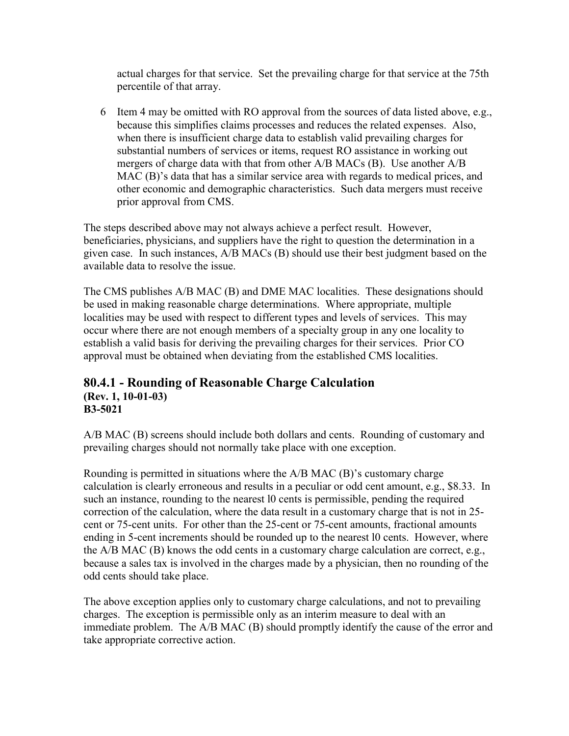actual charges for that service. Set the prevailing charge for that service at the 75th percentile of that array.

6 Item 4 may be omitted with RO approval from the sources of data listed above, e.g., because this simplifies claims processes and reduces the related expenses. Also, when there is insufficient charge data to establish valid prevailing charges for substantial numbers of services or items, request RO assistance in working out mergers of charge data with that from other A/B MACs (B). Use another A/B MAC (B)'s data that has a similar service area with regards to medical prices, and other economic and demographic characteristics. Such data mergers must receive prior approval from CMS.

The steps described above may not always achieve a perfect result. However, beneficiaries, physicians, and suppliers have the right to question the determination in a given case. In such instances, A/B MACs (B) should use their best judgment based on the available data to resolve the issue.

The CMS publishes A/B MAC (B) and DME MAC localities. These designations should be used in making reasonable charge determinations. Where appropriate, multiple localities may be used with respect to different types and levels of services. This may occur where there are not enough members of a specialty group in any one locality to establish a valid basis for deriving the prevailing charges for their services. Prior CO approval must be obtained when deviating from the established CMS localities.

## 80.4.1 - Rounding of Reasonable Charge Calculation

**(Rev. 1, 10-01-03)**
**B3-5021**

A/B MAC (B) screens should include both dollars and cents. Rounding of customary and prevailing charges should not normally take place with one exception.

Rounding is permitted in situations where the A/B MAC (B)'s customary charge calculation is clearly erroneous and results in a peculiar or odd cent amount, e.g., $8.33. In such an instance, rounding to the nearest l0 cents is permissible, pending the required correction of the calculation, where the data result in a customary charge that is not in 25-cent or 75-cent units. For other than the 25-cent or 75-cent amounts, fractional amounts ending in 5-cent increments should be rounded up to the nearest l0 cents. However, where the A/B MAC (B) knows the odd cents in a customary charge calculation are correct, e.g., because a sales tax is involved in the charges made by a physician, then no rounding of the odd cents should take place.

The above exception applies only to customary charge calculations, and not to prevailing charges. The exception is permissible only as an interim measure to deal with an immediate problem. The A/B MAC (B) should promptly identify the cause of the error and take appropriate corrective action.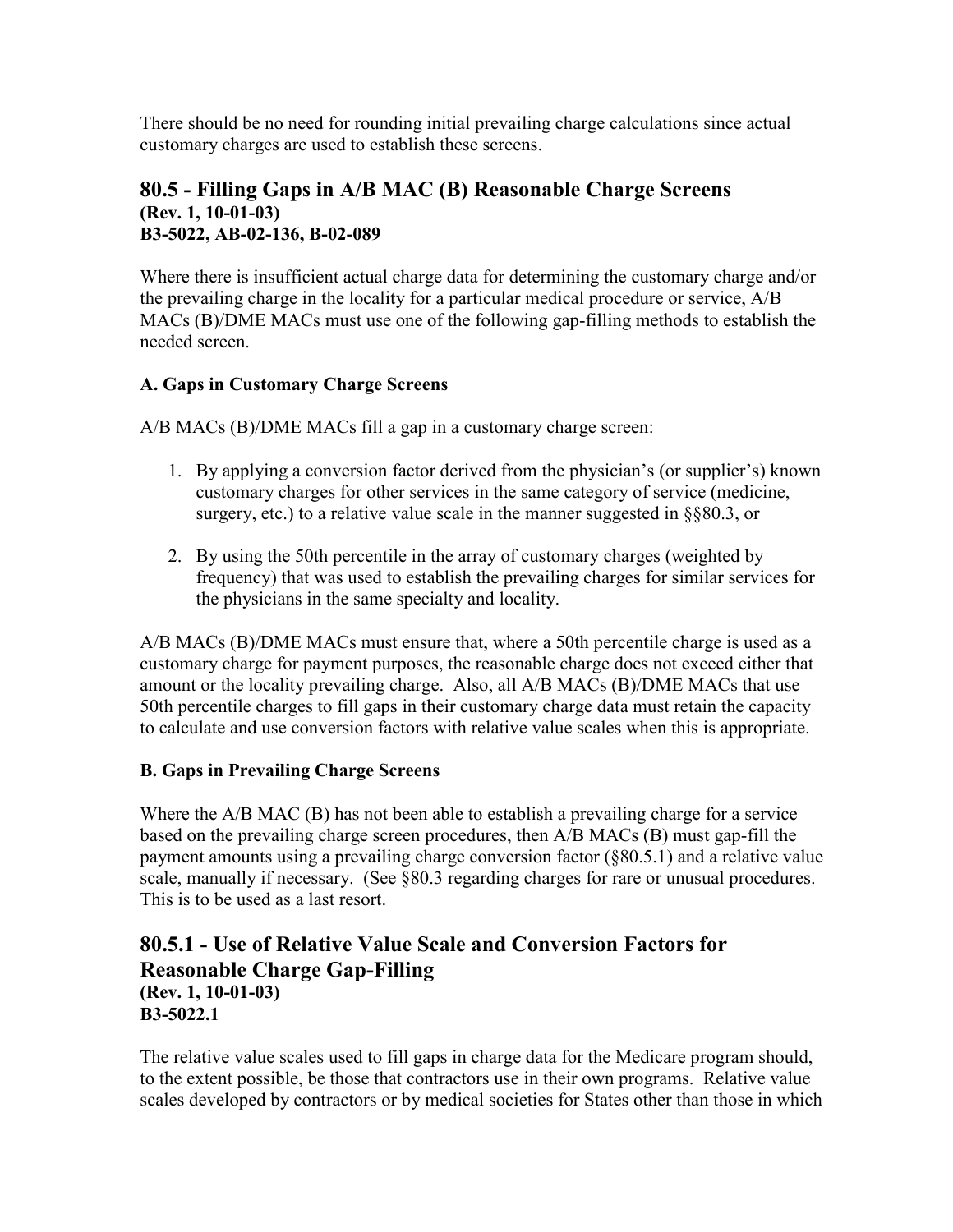There should be no need for rounding initial prevailing charge calculations since actual customary charges are used to establish these screens.

## 80.5 - Filling Gaps in A/B MAC (B) Reasonable Charge Screens

**(Rev. 1, 10-01-03)**
**B3-5022, AB-02-136, B-02-089**

Where there is insufficient actual charge data for determining the customary charge and/or the prevailing charge in the locality for a particular medical procedure or service, A/B MACs (B)/DME MACs must use one of the following gap-filling methods to establish the needed screen.

**A. Gaps in Customary Charge Screens**

A/B MACs (B)/DME MACs fill a gap in a customary charge screen:

1. By applying a conversion factor derived from the physician's (or supplier's) known customary charges for other services in the same category of service (medicine, surgery, etc.) to a relative value scale in the manner suggested in §§80.3, or

2. By using the 50th percentile in the array of customary charges (weighted by frequency) that was used to establish the prevailing charges for similar services for the physicians in the same specialty and locality.

A/B MACs (B)/DME MACs must ensure that, where a 50th percentile charge is used as a customary charge for payment purposes, the reasonable charge does not exceed either that amount or the locality prevailing charge. Also, all A/B MACs (B)/DME MACs that use 50th percentile charges to fill gaps in their customary charge data must retain the capacity to calculate and use conversion factors with relative value scales when this is appropriate.

**B. Gaps in Prevailing Charge Screens**

Where the A/B MAC (B) has not been able to establish a prevailing charge for a service based on the prevailing charge screen procedures, then A/B MACs (B) must gap-fill the payment amounts using a prevailing charge conversion factor (§80.5.1) and a relative value scale, manually if necessary. (See §80.3 regarding charges for rare or unusual procedures. This is to be used as a last resort.

## 80.5.1 - Use of Relative Value Scale and Conversion Factors for Reasonable Charge Gap-Filling

**(Rev. 1, 10-01-03)**
**B3-5022.1**

The relative value scales used to fill gaps in charge data for the Medicare program should, to the extent possible, be those that contractors use in their own programs. Relative value scales developed by contractors or by medical societies for States other than those in which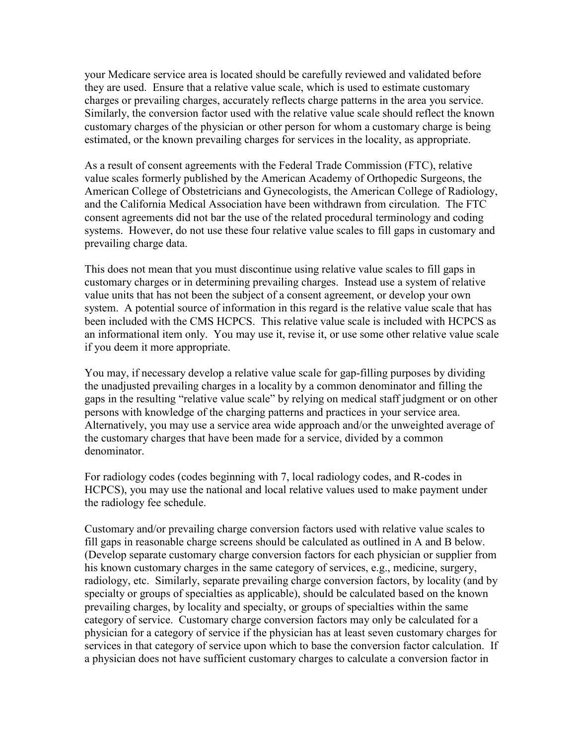your Medicare service area is located should be carefully reviewed and validated before they are used. Ensure that a relative value scale, which is used to estimate customary charges or prevailing charges, accurately reflects charge patterns in the area you service. Similarly, the conversion factor used with the relative value scale should reflect the known customary charges of the physician or other person for whom a customary charge is being estimated, or the known prevailing charges for services in the locality, as appropriate.

As a result of consent agreements with the Federal Trade Commission (FTC), relative value scales formerly published by the American Academy of Orthopedic Surgeons, the American College of Obstetricians and Gynecologists, the American College of Radiology, and the California Medical Association have been withdrawn from circulation. The FTC consent agreements did not bar the use of the related procedural terminology and coding systems. However, do not use these four relative value scales to fill gaps in customary and prevailing charge data.

This does not mean that you must discontinue using relative value scales to fill gaps in customary charges or in determining prevailing charges. Instead use a system of relative value units that has not been the subject of a consent agreement, or develop your own system. A potential source of information in this regard is the relative value scale that has been included with the CMS HCPCS. This relative value scale is included with HCPCS as an informational item only. You may use it, revise it, or use some other relative value scale if you deem it more appropriate.

You may, if necessary develop a relative value scale for gap-filling purposes by dividing the unadjusted prevailing charges in a locality by a common denominator and filling the gaps in the resulting "relative value scale" by relying on medical staff judgment or on other persons with knowledge of the charging patterns and practices in your service area. Alternatively, you may use a service area wide approach and/or the unweighted average of the customary charges that have been made for a service, divided by a common denominator.

For radiology codes (codes beginning with 7, local radiology codes, and R-codes in HCPCS), you may use the national and local relative values used to make payment under the radiology fee schedule.

Customary and/or prevailing charge conversion factors used with relative value scales to fill gaps in reasonable charge screens should be calculated as outlined in A and B below. (Develop separate customary charge conversion factors for each physician or supplier from his known customary charges in the same category of services, e.g., medicine, surgery, radiology, etc. Similarly, separate prevailing charge conversion factors, by locality (and by specialty or groups of specialties as applicable), should be calculated based on the known prevailing charges, by locality and specialty, or groups of specialties within the same category of service. Customary charge conversion factors may only be calculated for a physician for a category of service if the physician has at least seven customary charges for services in that category of service upon which to base the conversion factor calculation. If a physician does not have sufficient customary charges to calculate a conversion factor in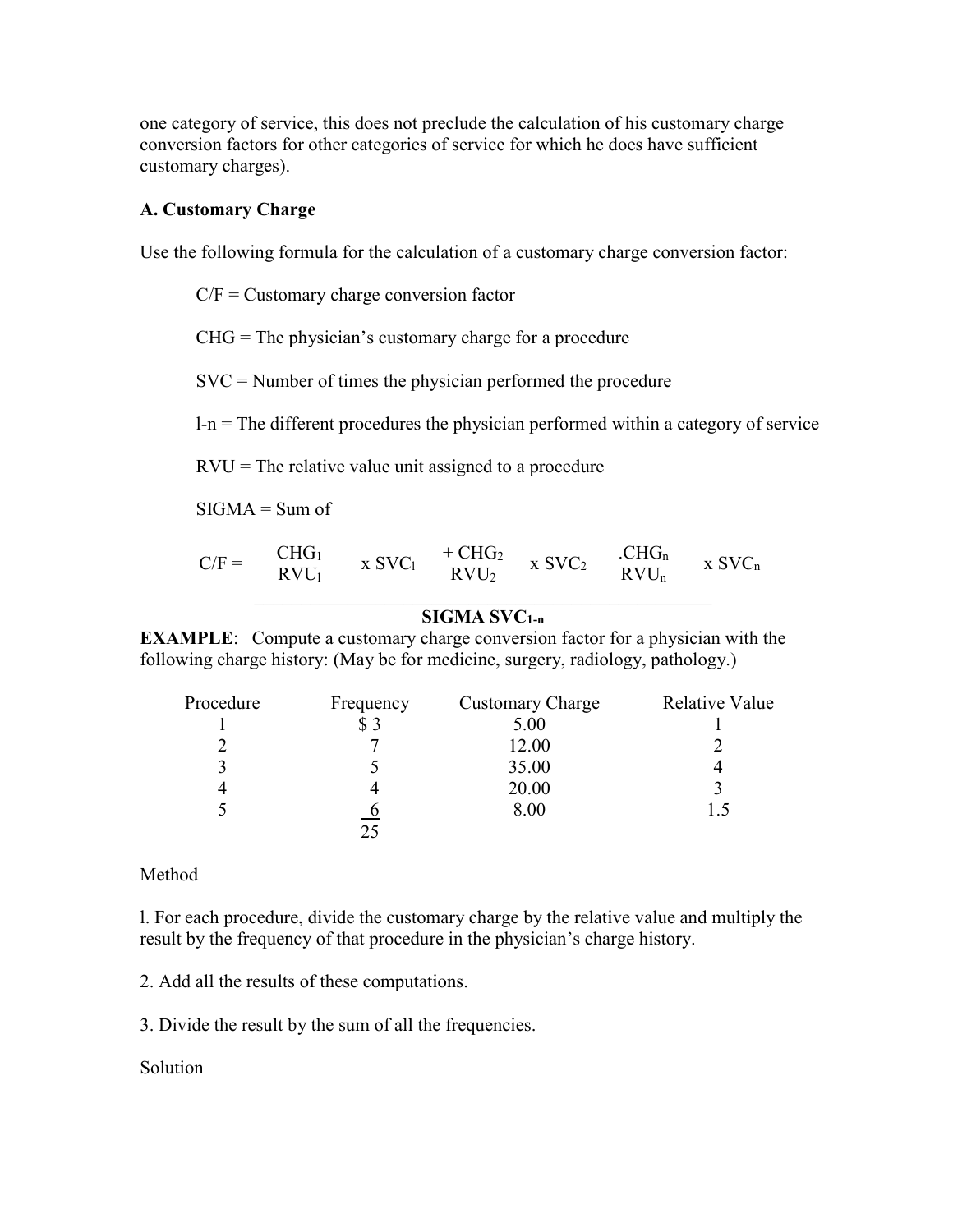one category of service, this does not preclude the calculation of his customary charge conversion factors for other categories of service for which he does have sufficient customary charges).

**A. Customary Charge**

Use the following formula for the calculation of a customary charge conversion factor:

C/F = Customary charge conversion factor

CHG = The physician's customary charge for a procedure

SVC = Number of times the physician performed the procedure

l-n = The different procedures the physician performed within a category of service

RVU = The relative value unit assigned to a procedure

SIGMA = Sum of

$$C/F = \frac{\frac{CHG_1}{RVU_1} \times SVC_1 + \frac{CHG_2}{RVU_2} \times SVC_2 \; . \frac{CHG_n}{RVU_n} \times SVC_n}{\text{SIGMA } SVC_{1-n}}$$

**EXAMPLE**: Compute a customary charge conversion factor for a physician with the following charge history: (May be for medicine, surgery, radiology, pathology.)

| Procedure | Frequency | Customary Charge | Relative Value |
|---|---|---|---|
| 1 | $ 3 | 5.00 | 1 |
| 2 | 7 | 12.00 | 2 |
| 3 | 5 | 35.00 | 4 |
| 4 | 4 | 20.00 | 3 |
| 5 | 6 | 8.00 | 1.5 |
| | 25 | | |

Method

l. For each procedure, divide the customary charge by the relative value and multiply the result by the frequency of that procedure in the physician's charge history.

2. Add all the results of these computations.

3. Divide the result by the sum of all the frequencies.

Solution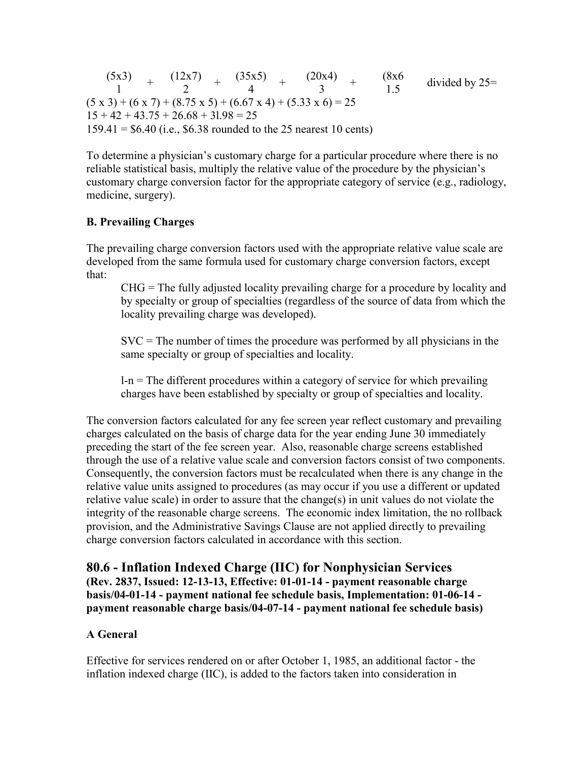$$\frac{(5x3)}{1} + \frac{(12x7)}{2} + \frac{(35x5)}{4} + \frac{(20x4)}{3} + \frac{(8x6}{1.5} \text{ divided by } 25=$$

(5 x 3) + (6 x 7) + (8.75 x 5) + (6.67 x 4) + (5.33 x 6) = 25
15 + 42 + 43.75 + 26.68 + 3l.98 = 25
159.41 = $6.40 (i.e., $6.38 rounded to the 25 nearest 10 cents)

To determine a physician's customary charge for a particular procedure where there is no reliable statistical basis, multiply the relative value of the procedure by the physician's customary charge conversion factor for the appropriate category of service (e.g., radiology, medicine, surgery).

**B. Prevailing Charges**

The prevailing charge conversion factors used with the appropriate relative value scale are developed from the same formula used for customary charge conversion factors, except that:

CHG = The fully adjusted locality prevailing charge for a procedure by locality and by specialty or group of specialties (regardless of the source of data from which the locality prevailing charge was developed).

SVC = The number of times the procedure was performed by all physicians in the same specialty or group of specialties and locality.

l-n = The different procedures within a category of service for which prevailing charges have been established by specialty or group of specialties and locality.

The conversion factors calculated for any fee screen year reflect customary and prevailing charges calculated on the basis of charge data for the year ending June 30 immediately preceding the start of the fee screen year. Also, reasonable charge screens established through the use of a relative value scale and conversion factors consist of two components. Consequently, the conversion factors must be recalculated when there is any change in the relative value units assigned to procedures (as may occur if you use a different or updated relative value scale) in order to assure that the change(s) in unit values do not violate the integrity of the reasonable charge screens. The economic index limitation, the no rollback provision, and the Administrative Savings Clause are not applied directly to prevailing charge conversion factors calculated in accordance with this section.

## 80.6 - Inflation Indexed Charge (IIC) for Nonphysician Services

**(Rev. 2837, Issued: 12-13-13, Effective: 01-01-14 - payment reasonable charge basis/04-01-14 - payment national fee schedule basis, Implementation: 01-06-14 - payment reasonable charge basis/04-07-14 - payment national fee schedule basis)**

**A General**

Effective for services rendered on or after October 1, 1985, an additional factor - the inflation indexed charge (IIC), is added to the factors taken into consideration in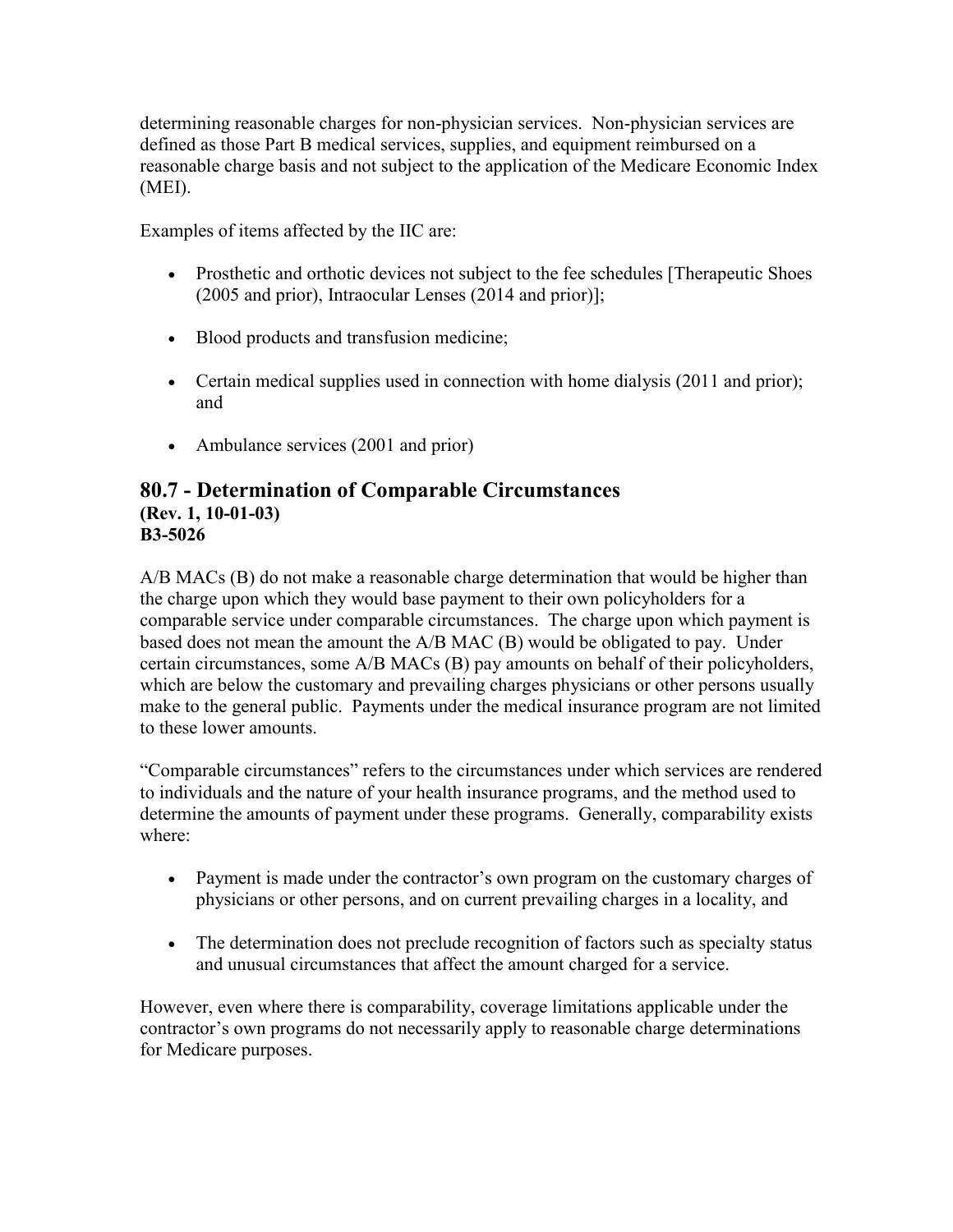determining reasonable charges for non-physician services. Non-physician services are defined as those Part B medical services, supplies, and equipment reimbursed on a reasonable charge basis and not subject to the application of the Medicare Economic Index (MEI).

Examples of items affected by the IIC are:

- Prosthetic and orthotic devices not subject to the fee schedules [Therapeutic Shoes (2005 and prior), Intraocular Lenses (2014 and prior)];
- Blood products and transfusion medicine;
- Certain medical supplies used in connection with home dialysis (2011 and prior); and
- Ambulance services (2001 and prior)

## 80.7 - Determination of Comparable Circumstances
**(Rev. 1, 10-01-03)**
**B3-5026**

A/B MACs (B) do not make a reasonable charge determination that would be higher than the charge upon which they would base payment to their own policyholders for a comparable service under comparable circumstances. The charge upon which payment is based does not mean the amount the A/B MAC (B) would be obligated to pay. Under certain circumstances, some A/B MACs (B) pay amounts on behalf of their policyholders, which are below the customary and prevailing charges physicians or other persons usually make to the general public. Payments under the medical insurance program are not limited to these lower amounts.

"Comparable circumstances" refers to the circumstances under which services are rendered to individuals and the nature of your health insurance programs, and the method used to determine the amounts of payment under these programs. Generally, comparability exists where:

- Payment is made under the contractor's own program on the customary charges of physicians or other persons, and on current prevailing charges in a locality, and
- The determination does not preclude recognition of factors such as specialty status and unusual circumstances that affect the amount charged for a service.

However, even where there is comparability, coverage limitations applicable under the contractor's own programs do not necessarily apply to reasonable charge determinations for Medicare purposes.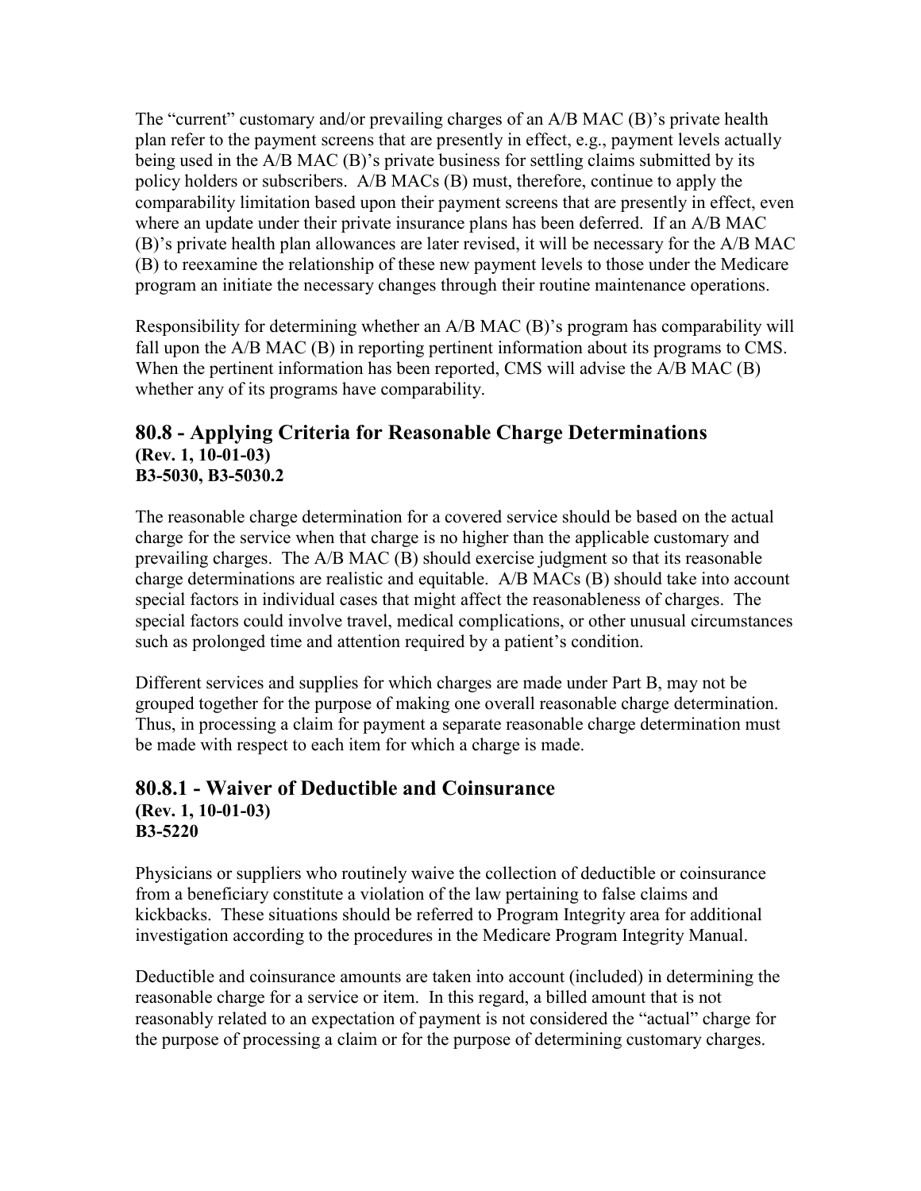The "current" customary and/or prevailing charges of an A/B MAC (B)'s private health plan refer to the payment screens that are presently in effect, e.g., payment levels actually being used in the A/B MAC (B)'s private business for settling claims submitted by its policy holders or subscribers. A/B MACs (B) must, therefore, continue to apply the comparability limitation based upon their payment screens that are presently in effect, even where an update under their private insurance plans has been deferred. If an A/B MAC (B)'s private health plan allowances are later revised, it will be necessary for the A/B MAC (B) to reexamine the relationship of these new payment levels to those under the Medicare program an initiate the necessary changes through their routine maintenance operations.

Responsibility for determining whether an A/B MAC (B)'s program has comparability will fall upon the A/B MAC (B) in reporting pertinent information about its programs to CMS. When the pertinent information has been reported, CMS will advise the A/B MAC (B) whether any of its programs have comparability.

## 80.8 - Applying Criteria for Reasonable Charge Determinations

**(Rev. 1, 10-01-03)**
**B3-5030, B3-5030.2**

The reasonable charge determination for a covered service should be based on the actual charge for the service when that charge is no higher than the applicable customary and prevailing charges. The A/B MAC (B) should exercise judgment so that its reasonable charge determinations are realistic and equitable. A/B MACs (B) should take into account special factors in individual cases that might affect the reasonableness of charges. The special factors could involve travel, medical complications, or other unusual circumstances such as prolonged time and attention required by a patient's condition.

Different services and supplies for which charges are made under Part B, may not be grouped together for the purpose of making one overall reasonable charge determination. Thus, in processing a claim for payment a separate reasonable charge determination must be made with respect to each item for which a charge is made.

## 80.8.1 - Waiver of Deductible and Coinsurance

**(Rev. 1, 10-01-03)**
**B3-5220**

Physicians or suppliers who routinely waive the collection of deductible or coinsurance from a beneficiary constitute a violation of the law pertaining to false claims and kickbacks. These situations should be referred to Program Integrity area for additional investigation according to the procedures in the Medicare Program Integrity Manual.

Deductible and coinsurance amounts are taken into account (included) in determining the reasonable charge for a service or item. In this regard, a billed amount that is not reasonably related to an expectation of payment is not considered the "actual" charge for the purpose of processing a claim or for the purpose of determining customary charges.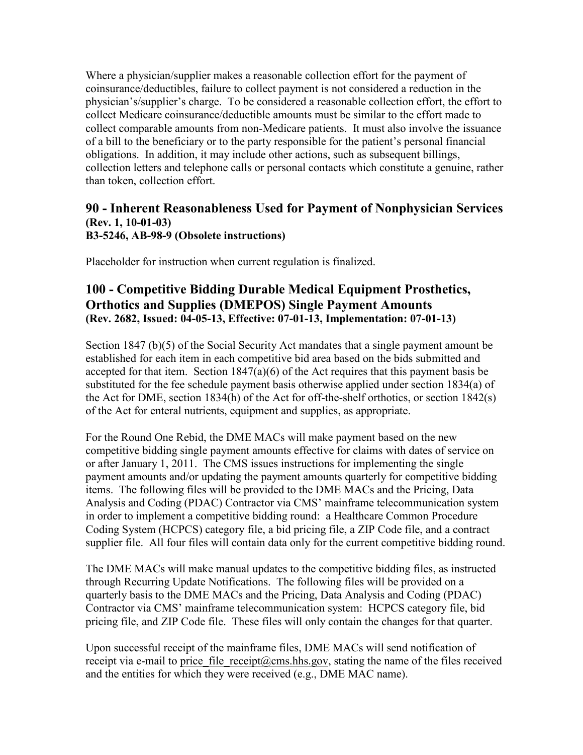Where a physician/supplier makes a reasonable collection effort for the payment of coinsurance/deductibles, failure to collect payment is not considered a reduction in the physician's/supplier's charge. To be considered a reasonable collection effort, the effort to collect Medicare coinsurance/deductible amounts must be similar to the effort made to collect comparable amounts from non-Medicare patients. It must also involve the issuance of a bill to the beneficiary or to the party responsible for the patient's personal financial obligations. In addition, it may include other actions, such as subsequent billings, collection letters and telephone calls or personal contacts which constitute a genuine, rather than token, collection effort.

## 90 - Inherent Reasonableness Used for Payment of Nonphysician Services

**(Rev. 1, 10-01-03)**
**B3-5246, AB-98-9 (Obsolete instructions)**

Placeholder for instruction when current regulation is finalized.

## 100 - Competitive Bidding Durable Medical Equipment Prosthetics, Orthotics and Supplies (DMEPOS) Single Payment Amounts

**(Rev. 2682, Issued: 04-05-13, Effective: 07-01-13, Implementation: 07-01-13)**

Section 1847 (b)(5) of the Social Security Act mandates that a single payment amount be established for each item in each competitive bid area based on the bids submitted and accepted for that item. Section 1847(a)(6) of the Act requires that this payment basis be substituted for the fee schedule payment basis otherwise applied under section 1834(a) of the Act for DME, section 1834(h) of the Act for off-the-shelf orthotics, or section 1842(s) of the Act for enteral nutrients, equipment and supplies, as appropriate.

For the Round One Rebid, the DME MACs will make payment based on the new competitive bidding single payment amounts effective for claims with dates of service on or after January 1, 2011. The CMS issues instructions for implementing the single payment amounts and/or updating the payment amounts quarterly for competitive bidding items. The following files will be provided to the DME MACs and the Pricing, Data Analysis and Coding (PDAC) Contractor via CMS' mainframe telecommunication system in order to implement a competitive bidding round: a Healthcare Common Procedure Coding System (HCPCS) category file, a bid pricing file, a ZIP Code file, and a contract supplier file. All four files will contain data only for the current competitive bidding round.

The DME MACs will make manual updates to the competitive bidding files, as instructed through Recurring Update Notifications. The following files will be provided on a quarterly basis to the DME MACs and the Pricing, Data Analysis and Coding (PDAC) Contractor via CMS' mainframe telecommunication system: HCPCS category file, bid pricing file, and ZIP Code file. These files will only contain the changes for that quarter.

Upon successful receipt of the mainframe files, DME MACs will send notification of receipt via e-mail to price_file_receipt@cms.hhs.gov, stating the name of the files received and the entities for which they were received (e.g., DME MAC name).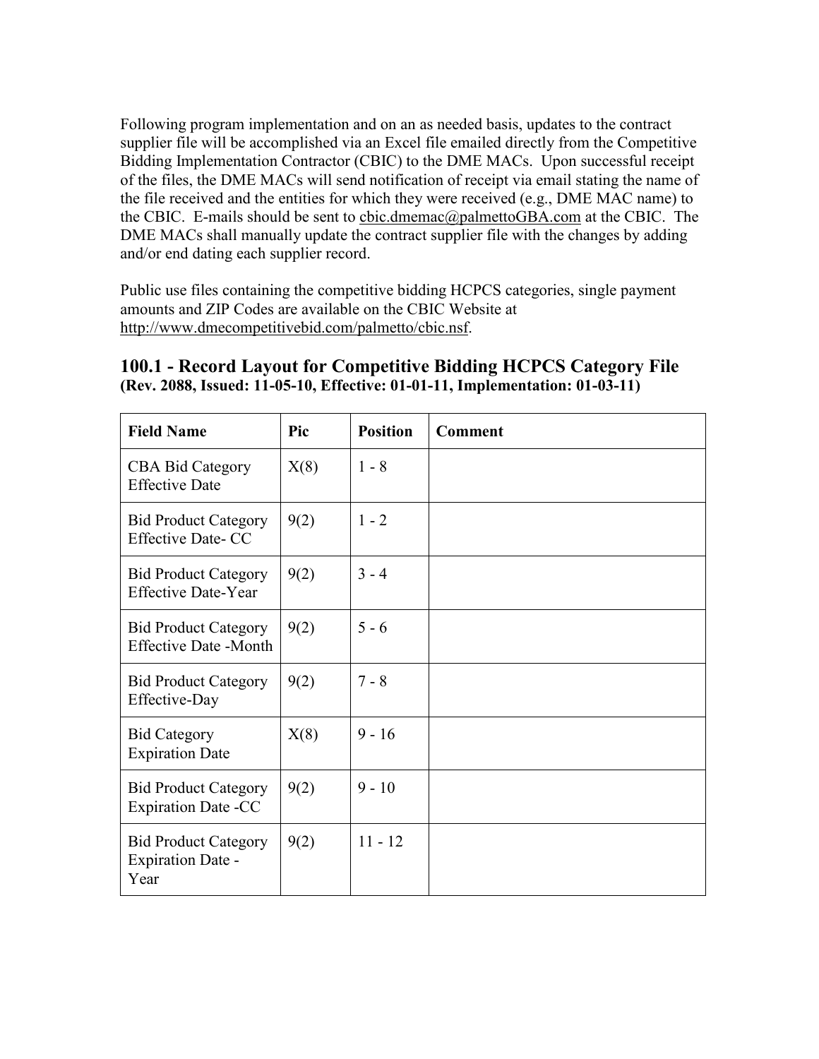Following program implementation and on an as needed basis, updates to the contract supplier file will be accomplished via an Excel file emailed directly from the Competitive Bidding Implementation Contractor (CBIC) to the DME MACs. Upon successful receipt of the files, the DME MACs will send notification of receipt via email stating the name of the file received and the entities for which they were received (e.g., DME MAC name) to the CBIC. E-mails should be sent to cbic.dmemac@palmettoGBA.com at the CBIC. The DME MACs shall manually update the contract supplier file with the changes by adding and/or end dating each supplier record.

Public use files containing the competitive bidding HCPCS categories, single payment amounts and ZIP Codes are available on the CBIC Website at http://www.dmecompetitivebid.com/palmetto/cbic.nsf.

## 100.1 - Record Layout for Competitive Bidding HCPCS Category File

**(Rev. 2088, Issued: 11-05-10, Effective: 01-01-11, Implementation: 01-03-11)**

| Field Name | Pic | Position | Comment |
|---|---|---|---|
| CBA Bid Category Effective Date | X(8) | 1 - 8 | |
| Bid Product Category Effective Date- CC | 9(2) | 1 - 2 | |
| Bid Product Category Effective Date-Year | 9(2) | 3 - 4 | |
| Bid Product Category Effective Date -Month | 9(2) | 5 - 6 | |
| Bid Product Category Effective-Day | 9(2) | 7 - 8 | |
| Bid Category Expiration Date | X(8) | 9 - 16 | |
| Bid Product Category Expiration Date -CC | 9(2) | 9 - 10 | |
| Bid Product Category Expiration Date - Year | 9(2) | 11 - 12 | |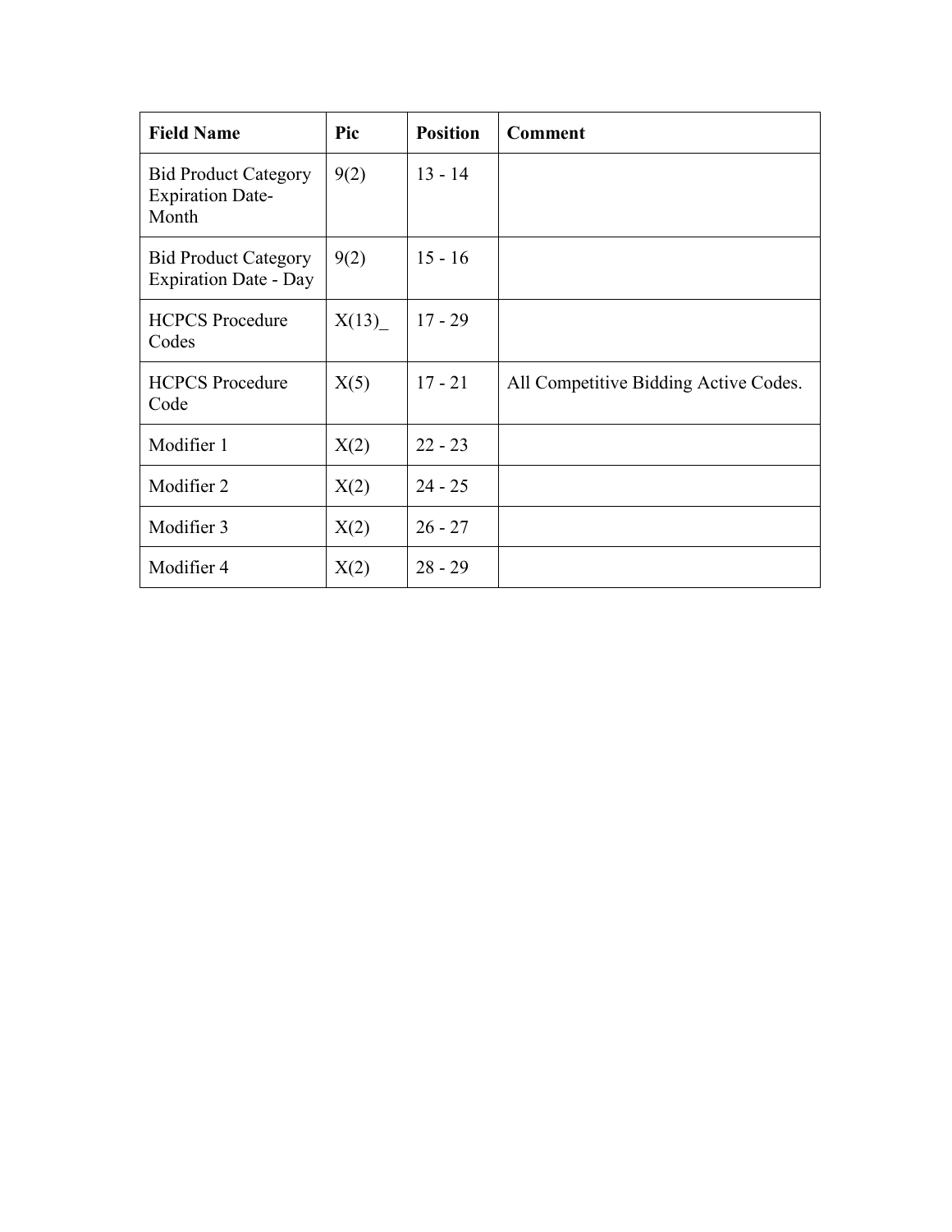| Field Name | Pic | Position | Comment |
| --- | --- | --- | --- |
| Bid Product Category Expiration Date- Month | 9(2) | 13 - 14 | |
| Bid Product Category Expiration Date - Day | 9(2) | 15 - 16 | |
| HCPCS Procedure Codes | X(13)_ | 17 - 29 | |
| HCPCS Procedure Code | X(5) | 17 - 21 | All Competitive Bidding Active Codes. |
| Modifier 1 | X(2) | 22 - 23 | |
| Modifier 2 | X(2) | 24 - 25 | |
| Modifier 3 | X(2) | 26 - 27 | |
| Modifier 4 | X(2) | 28 - 29 | |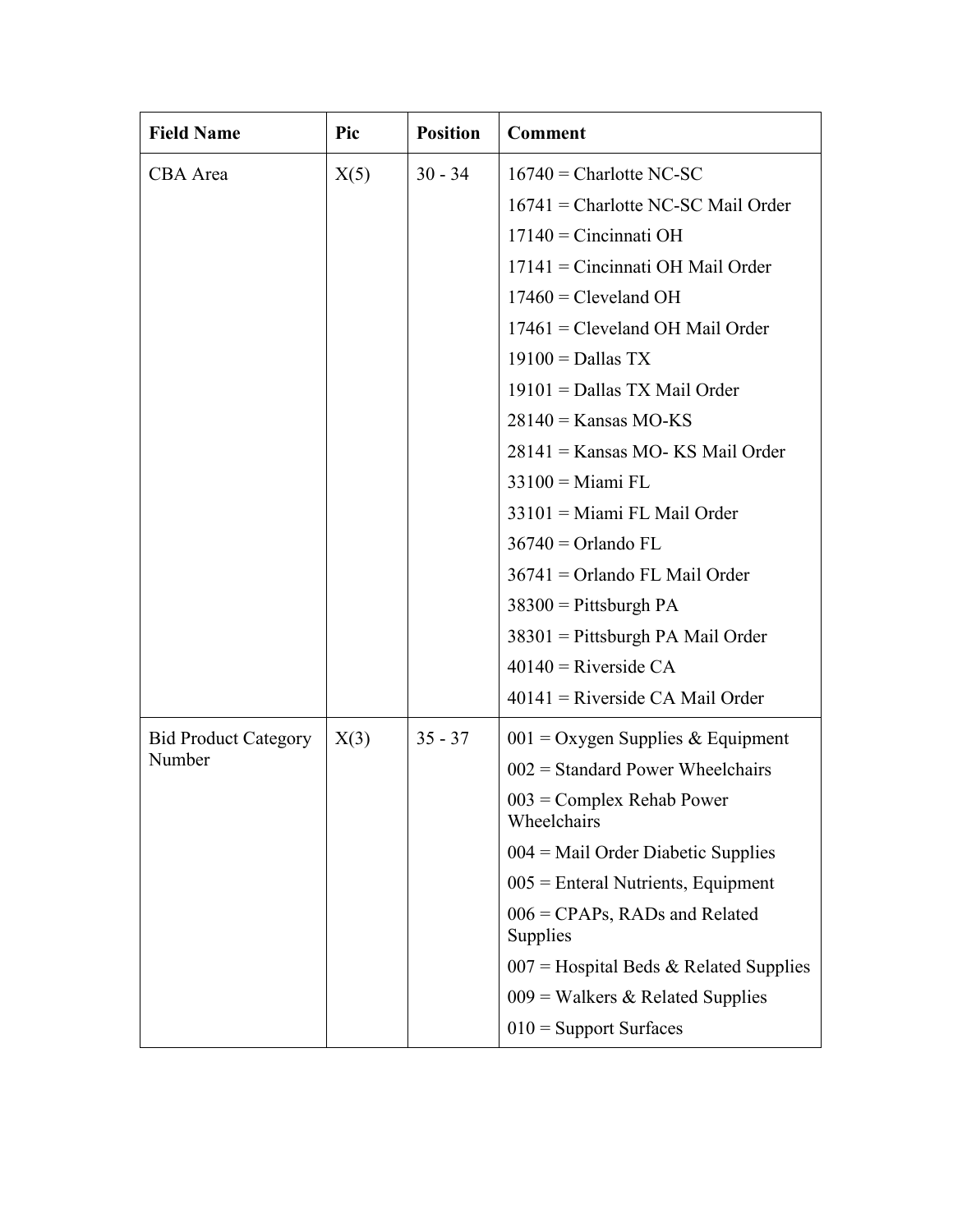| Field Name | Pic | Position | Comment |
|---|---|---|---|
| CBA Area | X(5) | 30 - 34 | 16740 = Charlotte NC-SC<br>16741 = Charlotte NC-SC Mail Order<br>17140 = Cincinnati OH<br>17141 = Cincinnati OH Mail Order<br>17460 = Cleveland OH<br>17461 = Cleveland OH Mail Order<br>19100 = Dallas TX<br>19101 = Dallas TX Mail Order<br>28140 = Kansas MO-KS<br>28141 = Kansas MO- KS Mail Order<br>33100 = Miami FL<br>33101 = Miami FL Mail Order<br>36740 = Orlando FL<br>36741 = Orlando FL Mail Order<br>38300 = Pittsburgh PA<br>38301 = Pittsburgh PA Mail Order<br>40140 = Riverside CA<br>40141 = Riverside CA Mail Order |
| Bid Product Category Number | X(3) | 35 - 37 | 001 = Oxygen Supplies & Equipment<br>002 = Standard Power Wheelchairs<br>003 = Complex Rehab Power Wheelchairs<br>004 = Mail Order Diabetic Supplies<br>005 = Enteral Nutrients, Equipment<br>006 = CPAPs, RADs and Related Supplies<br>007 = Hospital Beds & Related Supplies<br>009 = Walkers & Related Supplies<br>010 = Support Surfaces |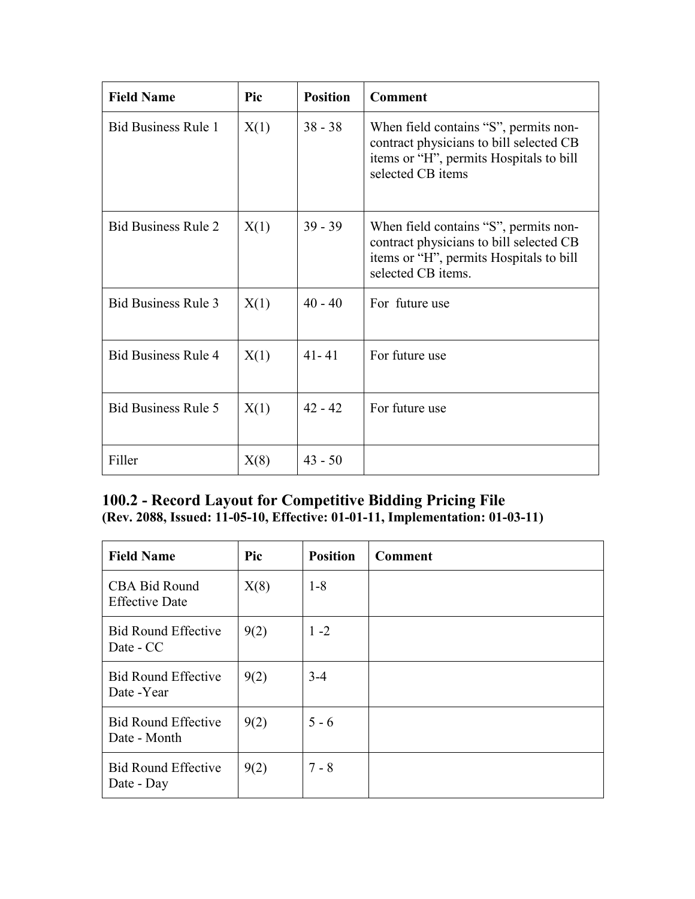| Field Name | Pic | Position | Comment |
|---|---|---|---|
| Bid Business Rule 1 | X(1) | 38 - 38 | When field contains "S", permits non-contract physicians to bill selected CB items or "H", permits Hospitals to bill selected CB items |
| Bid Business Rule 2 | X(1) | 39 - 39 | When field contains "S", permits non-contract physicians to bill selected CB items or "H", permits Hospitals to bill selected CB items. |
| Bid Business Rule 3 | X(1) | 40 - 40 | For future use |
| Bid Business Rule 4 | X(1) | 41- 41 | For future use |
| Bid Business Rule 5 | X(1) | 42 - 42 | For future use |
| Filler | X(8) | 43 - 50 | |

## 100.2 - Record Layout for Competitive Bidding Pricing File

**(Rev. 2088, Issued: 11-05-10, Effective: 01-01-11, Implementation: 01-03-11)**

| Field Name | Pic | Position | Comment |
|---|---|---|---|
| CBA Bid Round Effective Date | X(8) | 1-8 | |
| Bid Round Effective Date - CC | 9(2) | 1 -2 | |
| Bid Round Effective Date -Year | 9(2) | 3-4 | |
| Bid Round Effective Date - Month | 9(2) | 5 - 6 | |
| Bid Round Effective Date - Day | 9(2) | 7 - 8 | |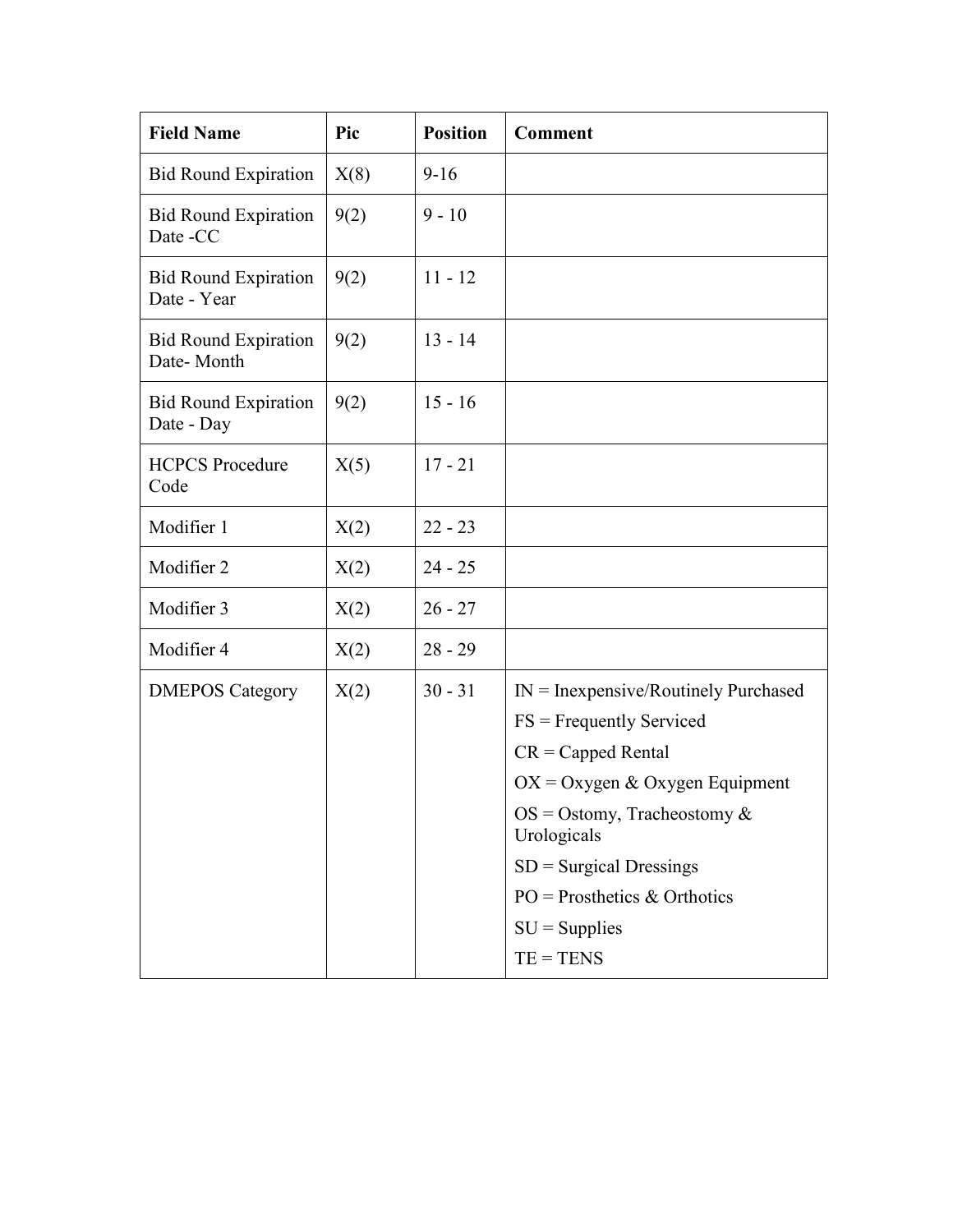| Field Name | Pic | Position | Comment |
|---|---|---|---|
| Bid Round Expiration | X(8) | 9-16 | |
| Bid Round Expiration Date -CC | 9(2) | 9 - 10 | |
| Bid Round Expiration Date - Year | 9(2) | 11 - 12 | |
| Bid Round Expiration Date- Month | 9(2) | 13 - 14 | |
| Bid Round Expiration Date - Day | 9(2) | 15 - 16 | |
| HCPCS Procedure Code | X(5) | 17 - 21 | |
| Modifier 1 | X(2) | 22 - 23 | |
| Modifier 2 | X(2) | 24 - 25 | |
| Modifier 3 | X(2) | 26 - 27 | |
| Modifier 4 | X(2) | 28 - 29 | |
| DMEPOS Category | X(2) | 30 - 31 | IN = Inexpensive/Routinely Purchased<br>FS = Frequently Serviced<br>CR = Capped Rental<br>OX = Oxygen & Oxygen Equipment<br>OS = Ostomy, Tracheostomy & Urologicals<br>SD = Surgical Dressings<br>PO = Prosthetics & Orthotics<br>SU = Supplies<br>TE = TENS |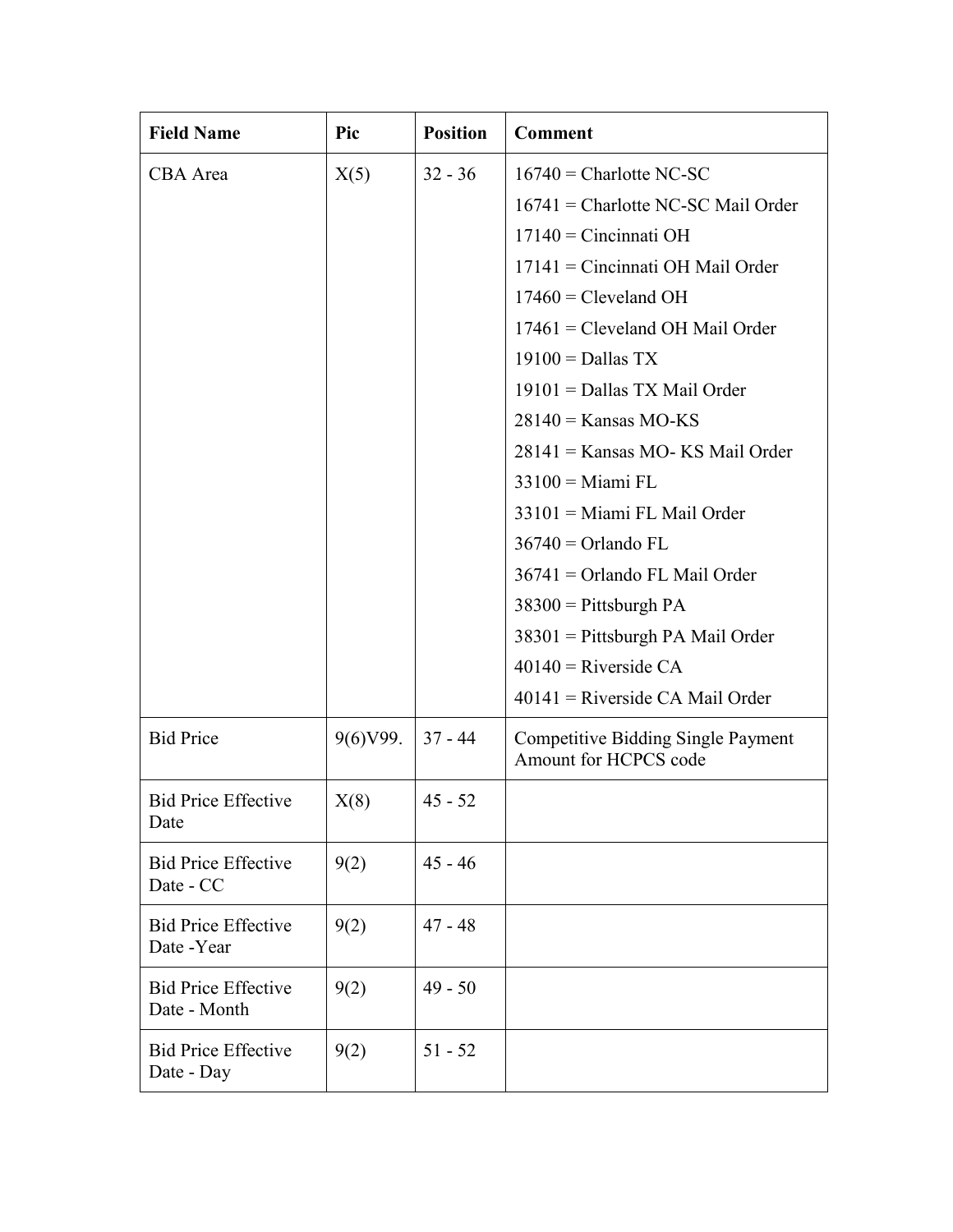| Field Name | Pic | Position | Comment |
|---|---|---|---|
| CBA Area | X(5) | 32 - 36 | 16740 = Charlotte NC-SC<br>16741 = Charlotte NC-SC Mail Order<br>17140 = Cincinnati OH<br>17141 = Cincinnati OH Mail Order<br>17460 = Cleveland OH<br>17461 = Cleveland OH Mail Order<br>19100 = Dallas TX<br>19101 = Dallas TX Mail Order<br>28140 = Kansas MO-KS<br>28141 = Kansas MO- KS Mail Order<br>33100 = Miami FL<br>33101 = Miami FL Mail Order<br>36740 = Orlando FL<br>36741 = Orlando FL Mail Order<br>38300 = Pittsburgh PA<br>38301 = Pittsburgh PA Mail Order<br>40140 = Riverside CA<br>40141 = Riverside CA Mail Order |
| Bid Price | 9(6)V99. | 37 - 44 | Competitive Bidding Single Payment Amount for HCPCS code |
| Bid Price Effective Date | X(8) | 45 - 52 | |
| Bid Price Effective Date - CC | 9(2) | 45 - 46 | |
| Bid Price Effective Date -Year | 9(2) | 47 - 48 | |
| Bid Price Effective Date - Month | 9(2) | 49 - 50 | |
| Bid Price Effective Date - Day | 9(2) | 51 - 52 | |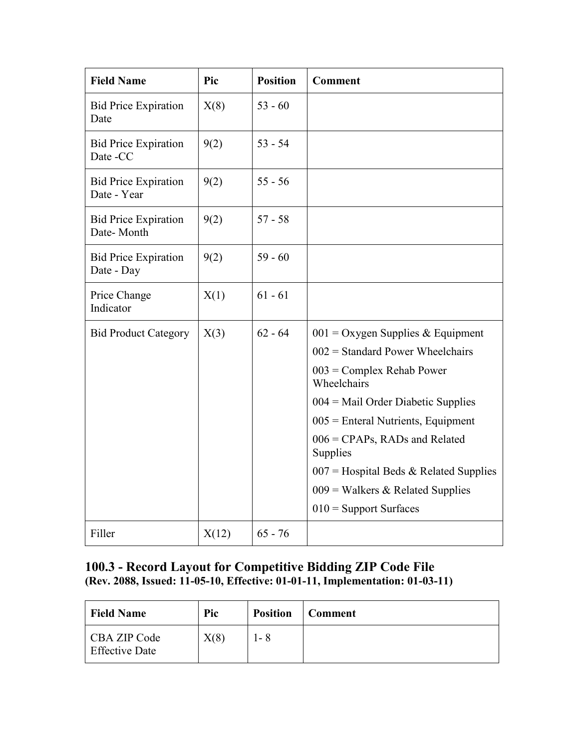| Field Name | Pic | Position | Comment |
|---|---|---|---|
| Bid Price Expiration Date | X(8) | 53 - 60 | |
| Bid Price Expiration Date -CC | 9(2) | 53 - 54 | |
| Bid Price Expiration Date - Year | 9(2) | 55 - 56 | |
| Bid Price Expiration Date- Month | 9(2) | 57 - 58 | |
| Bid Price Expiration Date - Day | 9(2) | 59 - 60 | |
| Price Change Indicator | X(1) | 61 - 61 | |
| Bid Product Category | X(3) | 62 - 64 | 001 = Oxygen Supplies & Equipment<br>002 = Standard Power Wheelchairs<br>003 = Complex Rehab Power Wheelchairs<br>004 = Mail Order Diabetic Supplies<br>005 = Enteral Nutrients, Equipment<br>006 = CPAPs, RADs and Related Supplies<br>007 = Hospital Beds & Related Supplies<br>009 = Walkers & Related Supplies<br>010 = Support Surfaces |
| Filler | X(12) | 65 - 76 | |

## 100.3 - Record Layout for Competitive Bidding ZIP Code File

**(Rev. 2088, Issued: 11-05-10, Effective: 01-01-11, Implementation: 01-03-11)**

| Field Name | Pic | Position | Comment |
|---|---|---|---|
| CBA ZIP Code Effective Date | X(8) | 1- 8 | |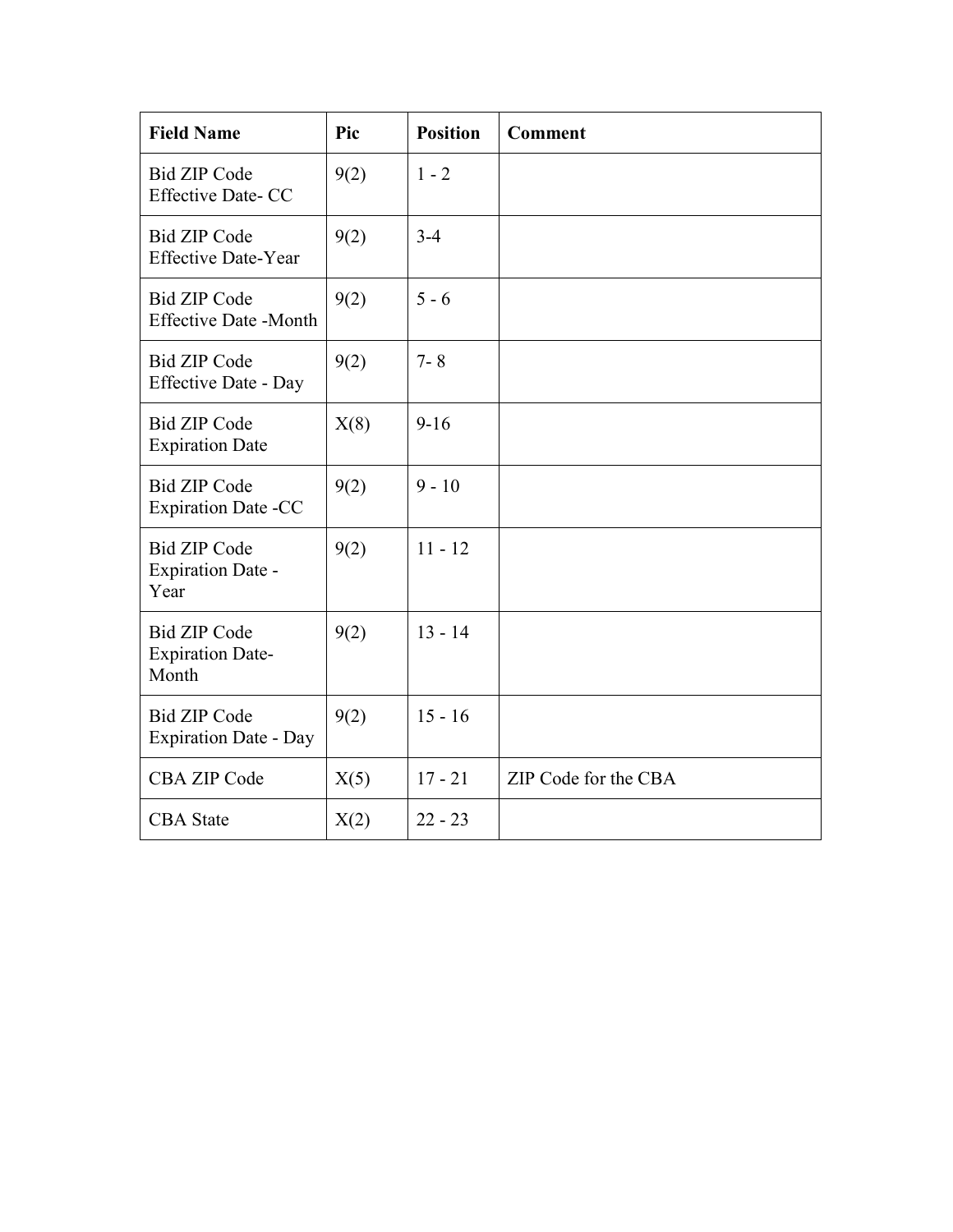| Field Name | Pic | Position | Comment |
| --- | --- | --- | --- |
| Bid ZIP Code Effective Date- CC | 9(2) | 1 - 2 | |
| Bid ZIP Code Effective Date-Year | 9(2) | 3-4 | |
| Bid ZIP Code Effective Date -Month | 9(2) | 5 - 6 | |
| Bid ZIP Code Effective Date - Day | 9(2) | 7- 8 | |
| Bid ZIP Code Expiration Date | X(8) | 9-16 | |
| Bid ZIP Code Expiration Date -CC | 9(2) | 9 - 10 | |
| Bid ZIP Code Expiration Date - Year | 9(2) | 11 - 12 | |
| Bid ZIP Code Expiration Date- Month | 9(2) | 13 - 14 | |
| Bid ZIP Code Expiration Date - Day | 9(2) | 15 - 16 | |
| CBA ZIP Code | X(5) | 17 - 21 | ZIP Code for the CBA |
| CBA State | X(2) | 22 - 23 | |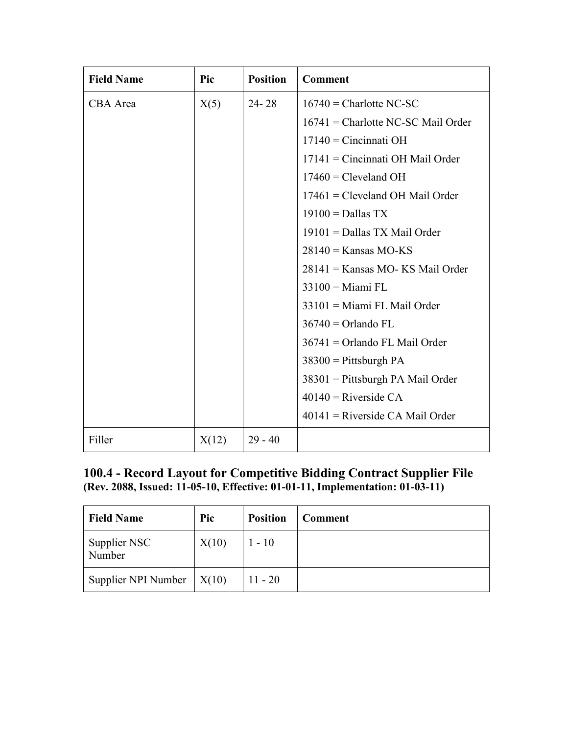| Field Name | Pic | Position | Comment |
|---|---|---|---|
| CBA Area | X(5) | 24- 28 | 16740 = Charlotte NC-SC<br>16741 = Charlotte NC-SC Mail Order<br>17140 = Cincinnati OH<br>17141 = Cincinnati OH Mail Order<br>17460 = Cleveland OH<br>17461 = Cleveland OH Mail Order<br>19100 = Dallas TX<br>19101 = Dallas TX Mail Order<br>28140 = Kansas MO-KS<br>28141 = Kansas MO- KS Mail Order<br>33100 = Miami FL<br>33101 = Miami FL Mail Order<br>36740 = Orlando FL<br>36741 = Orlando FL Mail Order<br>38300 = Pittsburgh PA<br>38301 = Pittsburgh PA Mail Order<br>40140 = Riverside CA<br>40141 = Riverside CA Mail Order |
| Filler | X(12) | 29 - 40 | |

## 100.4 - Record Layout for Competitive Bidding Contract Supplier File

**(Rev. 2088, Issued: 11-05-10, Effective: 01-01-11, Implementation: 01-03-11)**

| Field Name | Pic | Position | Comment |
|---|---|---|---|
| Supplier NSC Number | X(10) | 1 - 10 | |
| Supplier NPI Number | X(10) | 11 - 20 | |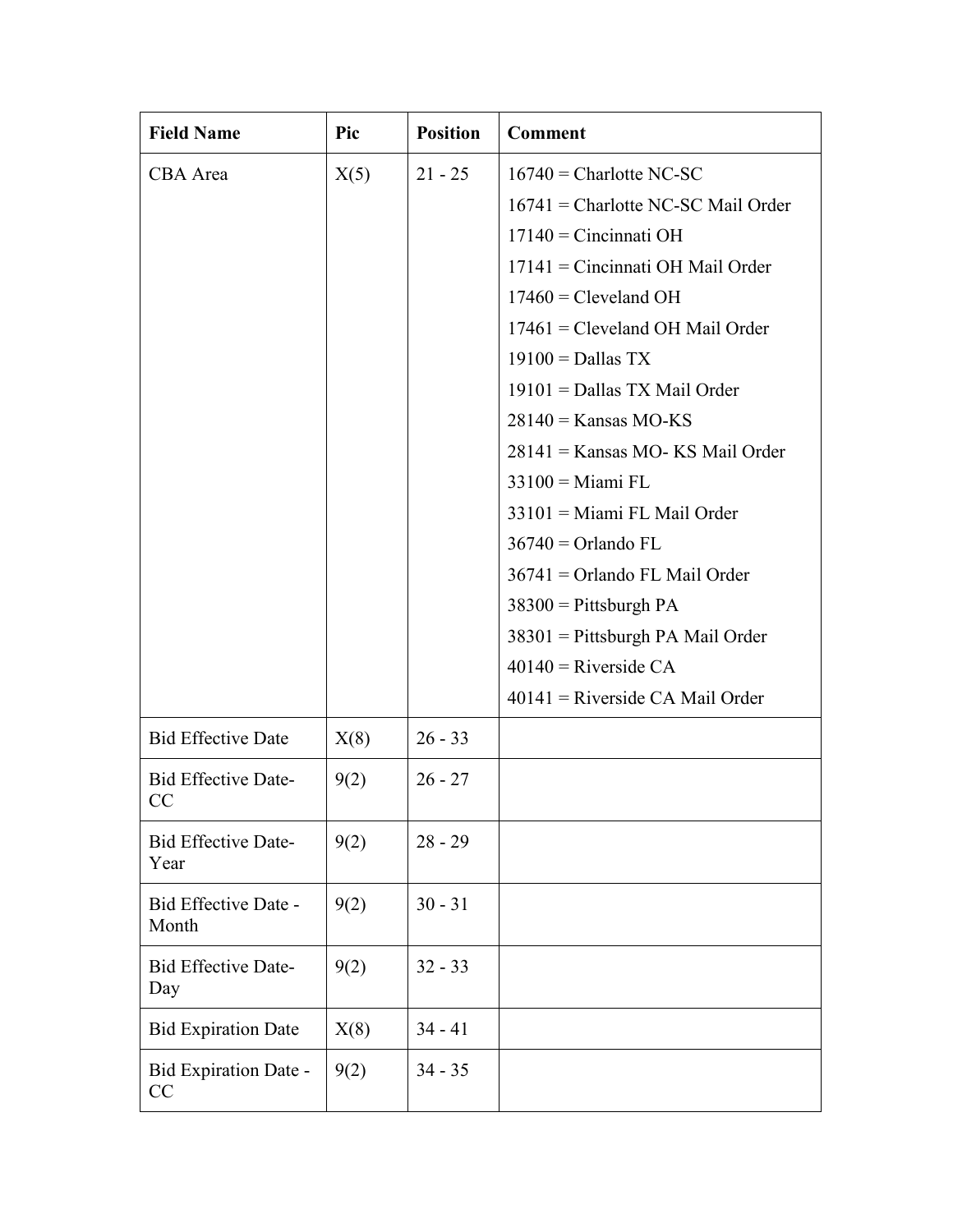| Field Name | Pic | Position | Comment |
|---|---|---|---|
| CBA Area | X(5) | 21 - 25 | 16740 = Charlotte NC-SC<br>16741 = Charlotte NC-SC Mail Order<br>17140 = Cincinnati OH<br>17141 = Cincinnati OH Mail Order<br>17460 = Cleveland OH<br>17461 = Cleveland OH Mail Order<br>19100 = Dallas TX<br>19101 = Dallas TX Mail Order<br>28140 = Kansas MO-KS<br>28141 = Kansas MO- KS Mail Order<br>33100 = Miami FL<br>33101 = Miami FL Mail Order<br>36740 = Orlando FL<br>36741 = Orlando FL Mail Order<br>38300 = Pittsburgh PA<br>38301 = Pittsburgh PA Mail Order<br>40140 = Riverside CA<br>40141 = Riverside CA Mail Order |
| Bid Effective Date | X(8) | 26 - 33 | |
| Bid Effective Date-CC | 9(2) | 26 - 27 | |
| Bid Effective Date-Year | 9(2) | 28 - 29 | |
| Bid Effective Date - Month | 9(2) | 30 - 31 | |
| Bid Effective Date-Day | 9(2) | 32 - 33 | |
| Bid Expiration Date | X(8) | 34 - 41 | |
| Bid Expiration Date - CC | 9(2) | 34 - 35 | |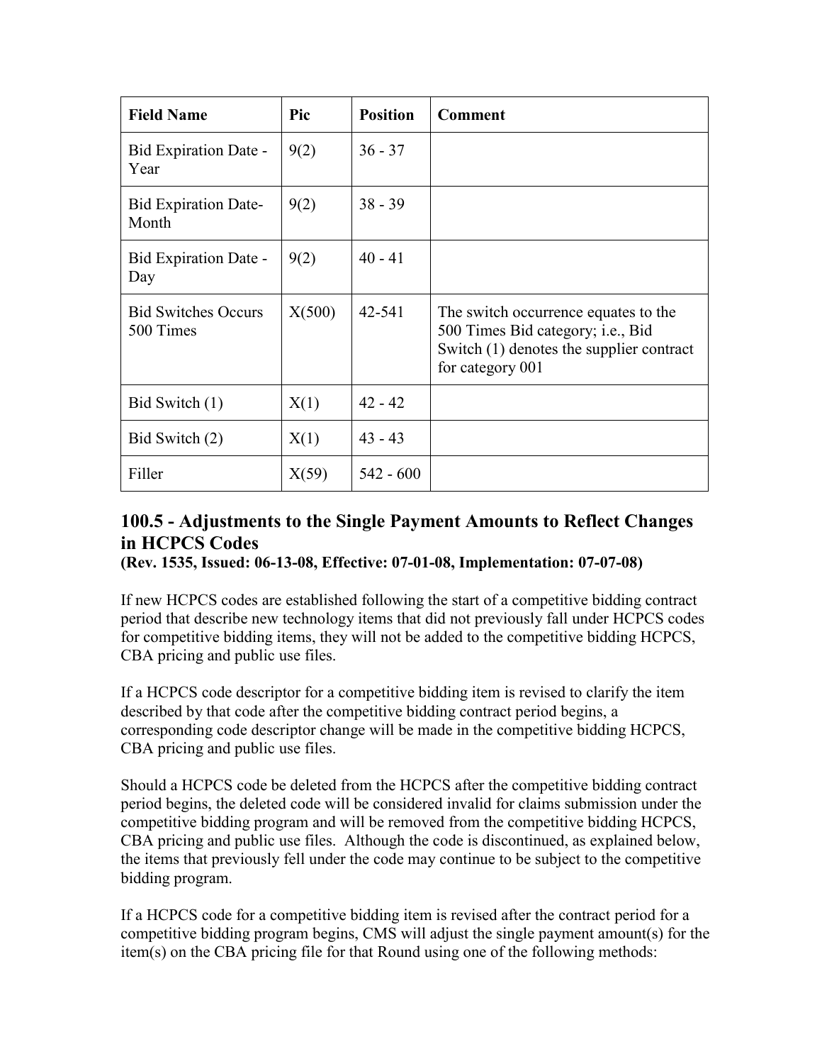| Field Name | Pic | Position | Comment |
|---|---|---|---|
| Bid Expiration Date - Year | 9(2) | 36 - 37 | |
| Bid Expiration Date-Month | 9(2) | 38 - 39 | |
| Bid Expiration Date - Day | 9(2) | 40 - 41 | |
| Bid Switches Occurs 500 Times | X(500) | 42-541 | The switch occurrence equates to the 500 Times Bid category; i.e., Bid Switch (1) denotes the supplier contract for category 001 |
| Bid Switch (1) | X(1) | 42 - 42 | |
| Bid Switch (2) | X(1) | 43 - 43 | |
| Filler | X(59) | 542 - 600 | |

## 100.5 - Adjustments to the Single Payment Amounts to Reflect Changes in HCPCS Codes

**(Rev. 1535, Issued: 06-13-08, Effective: 07-01-08, Implementation: 07-07-08)**

If new HCPCS codes are established following the start of a competitive bidding contract period that describe new technology items that did not previously fall under HCPCS codes for competitive bidding items, they will not be added to the competitive bidding HCPCS, CBA pricing and public use files.

If a HCPCS code descriptor for a competitive bidding item is revised to clarify the item described by that code after the competitive bidding contract period begins, a corresponding code descriptor change will be made in the competitive bidding HCPCS, CBA pricing and public use files.

Should a HCPCS code be deleted from the HCPCS after the competitive bidding contract period begins, the deleted code will be considered invalid for claims submission under the competitive bidding program and will be removed from the competitive bidding HCPCS, CBA pricing and public use files. Although the code is discontinued, as explained below, the items that previously fell under the code may continue to be subject to the competitive bidding program.

If a HCPCS code for a competitive bidding item is revised after the contract period for a competitive bidding program begins, CMS will adjust the single payment amount(s) for the item(s) on the CBA pricing file for that Round using one of the following methods: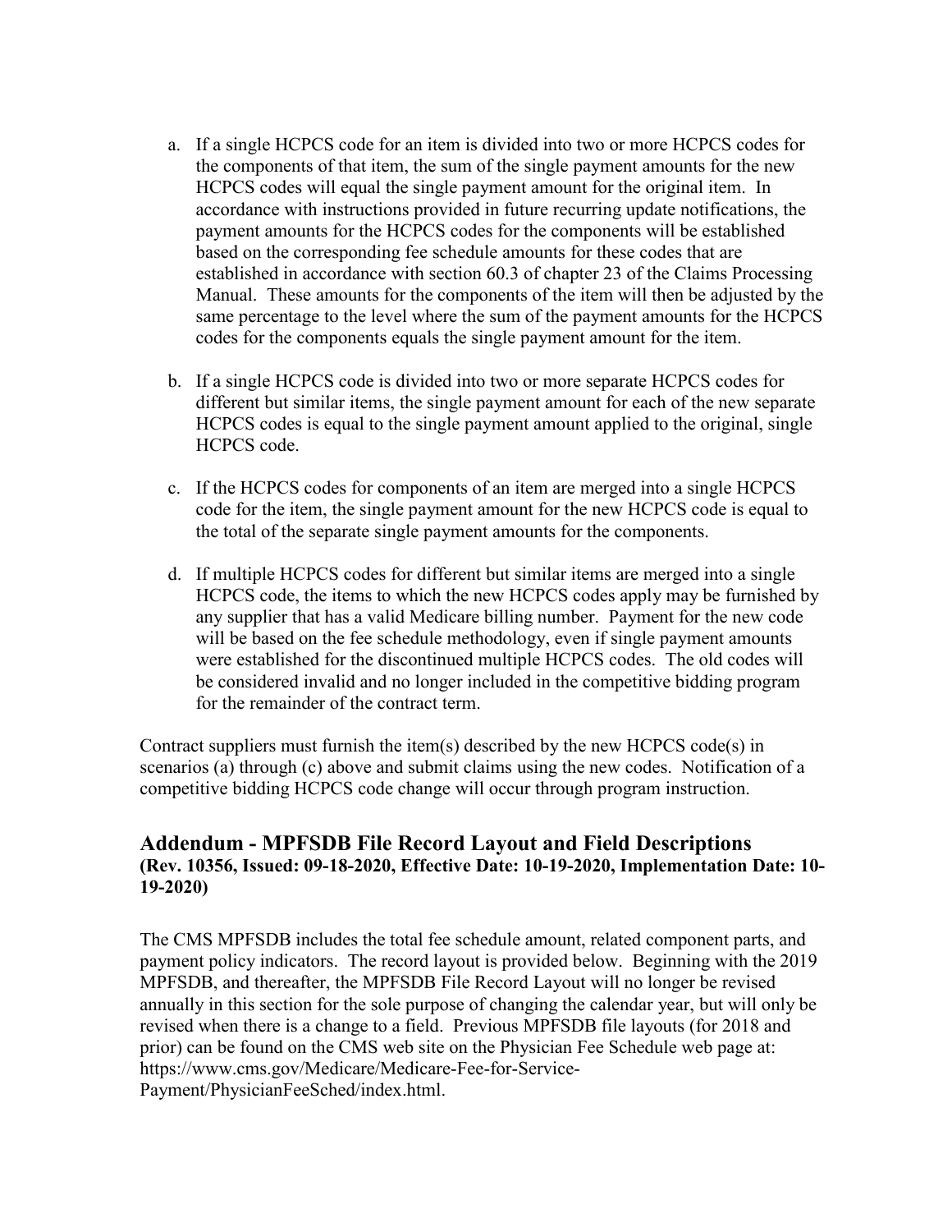a. If a single HCPCS code for an item is divided into two or more HCPCS codes for the components of that item, the sum of the single payment amounts for the new HCPCS codes will equal the single payment amount for the original item. In accordance with instructions provided in future recurring update notifications, the payment amounts for the HCPCS codes for the components will be established based on the corresponding fee schedule amounts for these codes that are established in accordance with section 60.3 of chapter 23 of the Claims Processing Manual. These amounts for the components of the item will then be adjusted by the same percentage to the level where the sum of the payment amounts for the HCPCS codes for the components equals the single payment amount for the item.

b. If a single HCPCS code is divided into two or more separate HCPCS codes for different but similar items, the single payment amount for each of the new separate HCPCS codes is equal to the single payment amount applied to the original, single HCPCS code.

c. If the HCPCS codes for components of an item are merged into a single HCPCS code for the item, the single payment amount for the new HCPCS code is equal to the total of the separate single payment amounts for the components.

d. If multiple HCPCS codes for different but similar items are merged into a single HCPCS code, the items to which the new HCPCS codes apply may be furnished by any supplier that has a valid Medicare billing number. Payment for the new code will be based on the fee schedule methodology, even if single payment amounts were established for the discontinued multiple HCPCS codes. The old codes will be considered invalid and no longer included in the competitive bidding program for the remainder of the contract term.

Contract suppliers must furnish the item(s) described by the new HCPCS code(s) in scenarios (a) through (c) above and submit claims using the new codes. Notification of a competitive bidding HCPCS code change will occur through program instruction.

## Addendum - MPFSDB File Record Layout and Field Descriptions

**(Rev. 10356, Issued: 09-18-2020, Effective Date: 10-19-2020, Implementation Date: 10-19-2020)**

The CMS MPFSDB includes the total fee schedule amount, related component parts, and payment policy indicators. The record layout is provided below. Beginning with the 2019 MPFSDB, and thereafter, the MPFSDB File Record Layout will no longer be revised annually in this section for the sole purpose of changing the calendar year, but will only be revised when there is a change to a field. Previous MPFSDB file layouts (for 2018 and prior) can be found on the CMS web site on the Physician Fee Schedule web page at: https://www.cms.gov/Medicare/Medicare-Fee-for-Service-Payment/PhysicianFeeSched/index.html.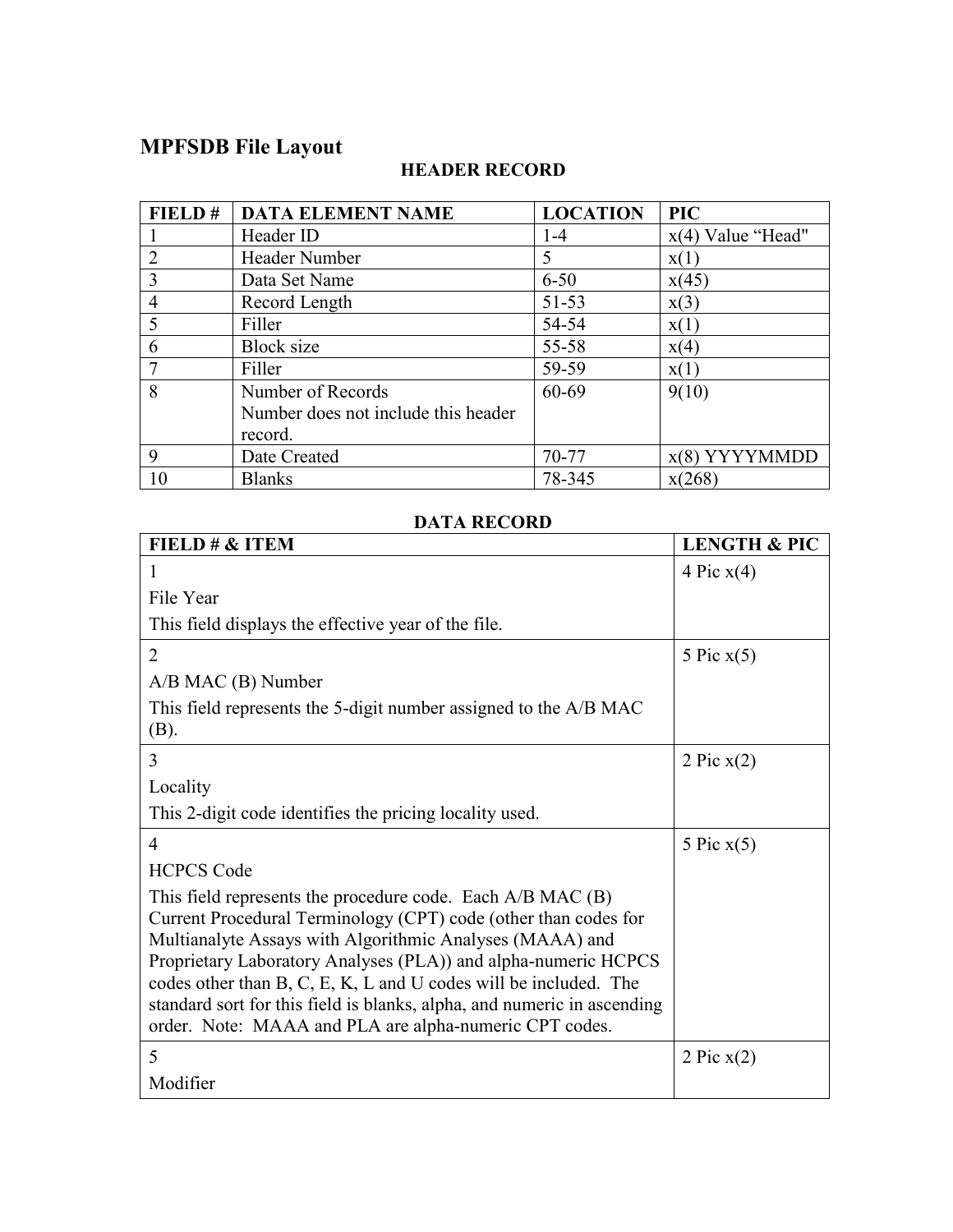## MPFSDB File Layout

**HEADER RECORD**

| FIELD # | DATA ELEMENT NAME | LOCATION | PIC |
|---|---|---|---|
| 1 | Header ID | 1-4 | x(4) Value "Head" |
| 2 | Header Number | 5 | x(1) |
| 3 | Data Set Name | 6-50 | x(45) |
| 4 | Record Length | 51-53 | x(3) |
| 5 | Filler | 54-54 | x(1) |
| 6 | Block size | 55-58 | x(4) |
| 7 | Filler | 59-59 | x(1) |
| 8 | Number of Records<br>Number does not include this header record. | 60-69 | 9(10) |
| 9 | Date Created | 70-77 | x(8) YYYYMMDD |
| 10 | Blanks | 78-345 | x(268) |

**DATA RECORD**

| FIELD # & ITEM | LENGTH & PIC |
|---|---|
| 1<br>File Year<br>This field displays the effective year of the file. | 4 Pic x(4) |
| 2<br>A/B MAC (B) Number<br>This field represents the 5-digit number assigned to the A/B MAC (B). | 5 Pic x(5) |
| 3<br>Locality<br>This 2-digit code identifies the pricing locality used. | 2 Pic x(2) |
| 4<br>HCPCS Code<br>This field represents the procedure code. Each A/B MAC (B) Current Procedural Terminology (CPT) code (other than codes for Multianalyte Assays with Algorithmic Analyses (MAAA) and Proprietary Laboratory Analyses (PLA)) and alpha-numeric HCPCS codes other than B, C, E, K, L and U codes will be included. The standard sort for this field is blanks, alpha, and numeric in ascending order. Note: MAAA and PLA are alpha-numeric CPT codes. | 5 Pic x(5) |
| 5<br>Modifier | 2 Pic x(2) |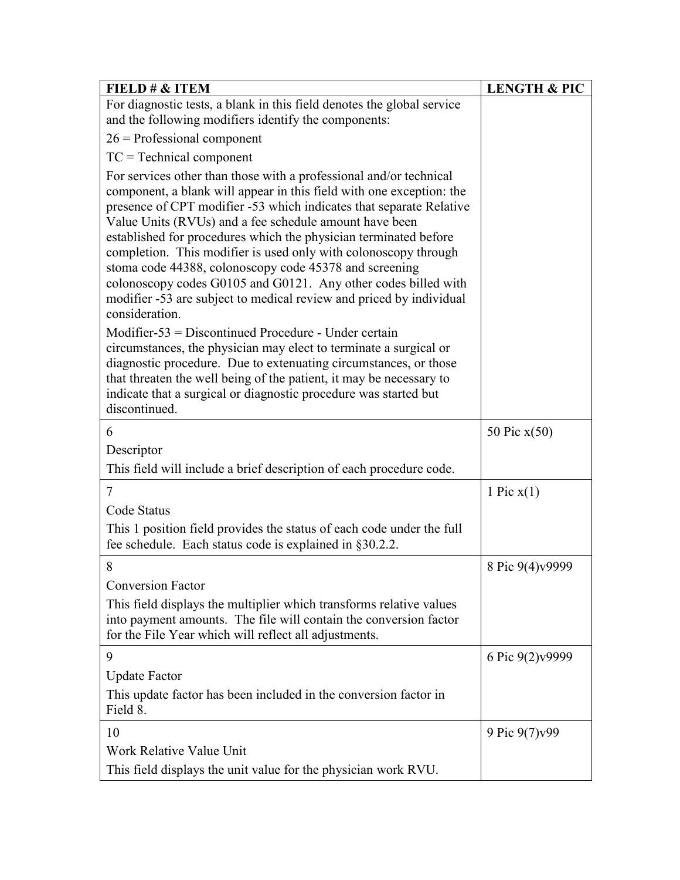| FIELD # & ITEM | LENGTH & PIC |
|---|---|
| For diagnostic tests, a blank in this field denotes the global service and the following modifiers identify the components:<br><br>26 = Professional component<br><br>TC = Technical component<br><br>For services other than those with a professional and/or technical component, a blank will appear in this field with one exception: the presence of CPT modifier -53 which indicates that separate Relative Value Units (RVUs) and a fee schedule amount have been established for procedures which the physician terminated before completion. This modifier is used only with colonoscopy through stoma code 44388, colonoscopy code 45378 and screening colonoscopy codes G0105 and G0121. Any other codes billed with modifier -53 are subject to medical review and priced by individual consideration.<br><br>Modifier-53 = Discontinued Procedure - Under certain circumstances, the physician may elect to terminate a surgical or diagnostic procedure. Due to extenuating circumstances, or those that threaten the well being of the patient, it may be necessary to indicate that a surgical or diagnostic procedure was started but discontinued. | |
| 6<br><br>Descriptor<br><br>This field will include a brief description of each procedure code. | 50 Pic x(50) |
| 7<br><br>Code Status<br><br>This 1 position field provides the status of each code under the full fee schedule. Each status code is explained in §30.2.2. | 1 Pic x(1) |
| 8<br><br>Conversion Factor<br><br>This field displays the multiplier which transforms relative values into payment amounts. The file will contain the conversion factor for the File Year which will reflect all adjustments. | 8 Pic 9(4)v9999 |
| 9<br><br>Update Factor<br><br>This update factor has been included in the conversion factor in Field 8. | 6 Pic 9(2)v9999 |
| 10<br><br>Work Relative Value Unit<br><br>This field displays the unit value for the physician work RVU. | 9 Pic 9(7)v99 |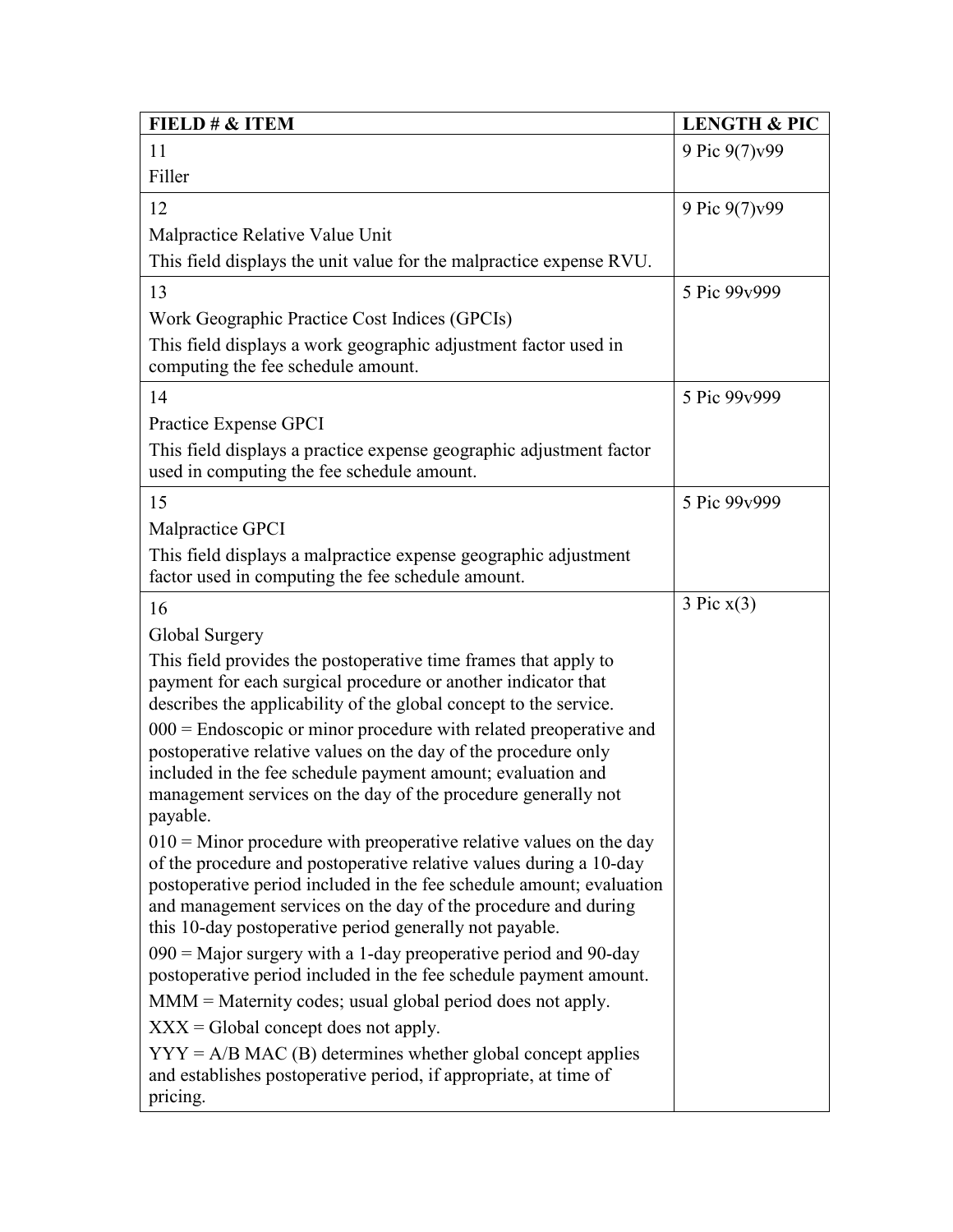| FIELD # & ITEM | LENGTH & PIC |
| --- | --- |
| 11<br>Filler | 9 Pic 9(7)v99 |
| 12<br>Malpractice Relative Value Unit<br>This field displays the unit value for the malpractice expense RVU. | 9 Pic 9(7)v99 |
| 13<br>Work Geographic Practice Cost Indices (GPCIs)<br>This field displays a work geographic adjustment factor used in computing the fee schedule amount. | 5 Pic 99v999 |
| 14<br>Practice Expense GPCI<br>This field displays a practice expense geographic adjustment factor used in computing the fee schedule amount. | 5 Pic 99v999 |
| 15<br>Malpractice GPCI<br>This field displays a malpractice expense geographic adjustment factor used in computing the fee schedule amount. | 5 Pic 99v999 |
| 16<br>Global Surgery<br>This field provides the postoperative time frames that apply to payment for each surgical procedure or another indicator that describes the applicability of the global concept to the service.<br>000 = Endoscopic or minor procedure with related preoperative and postoperative relative values on the day of the procedure only included in the fee schedule payment amount; evaluation and management services on the day of the procedure generally not payable.<br>010 = Minor procedure with preoperative relative values on the day of the procedure and postoperative relative values during a 10-day postoperative period included in the fee schedule amount; evaluation and management services on the day of the procedure and during this 10-day postoperative period generally not payable.<br>090 = Major surgery with a 1-day preoperative period and 90-day postoperative period included in the fee schedule payment amount.<br>MMM = Maternity codes; usual global period does not apply.<br>XXX = Global concept does not apply.<br>YYY = A/B MAC (B) determines whether global concept applies and establishes postoperative period, if appropriate, at time of pricing. | 3 Pic x(3) |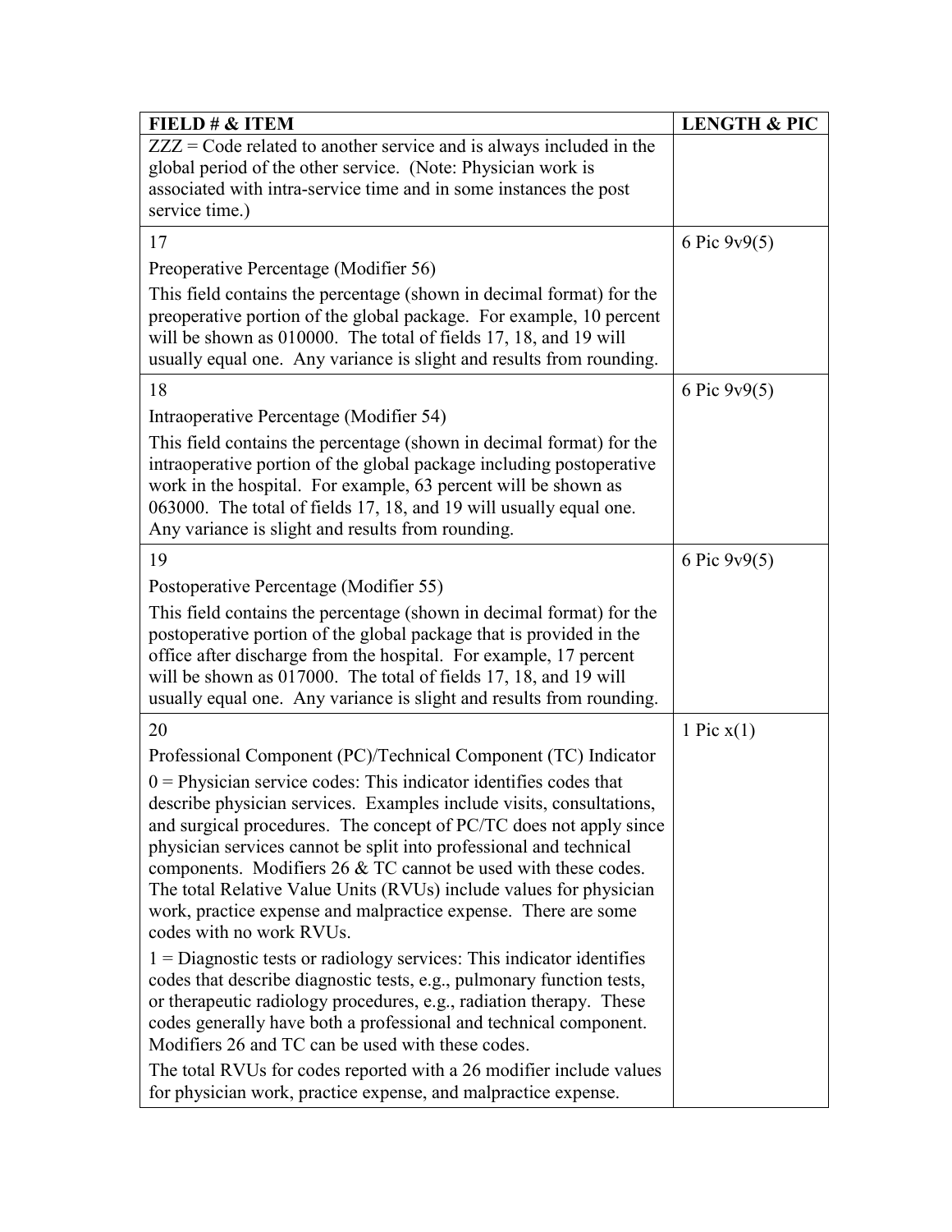| FIELD # & ITEM | LENGTH & PIC |
|---|---|
| ZZZ = Code related to another service and is always included in the global period of the other service. (Note: Physician work is associated with intra-service time and in some instances the post service time.) | |
| 17<br><br>Preoperative Percentage (Modifier 56)<br><br>This field contains the percentage (shown in decimal format) for the preoperative portion of the global package. For example, 10 percent will be shown as 010000. The total of fields 17, 18, and 19 will usually equal one. Any variance is slight and results from rounding. | 6 Pic 9v9(5) |
| 18<br><br>Intraoperative Percentage (Modifier 54)<br><br>This field contains the percentage (shown in decimal format) for the intraoperative portion of the global package including postoperative work in the hospital. For example, 63 percent will be shown as 063000. The total of fields 17, 18, and 19 will usually equal one. Any variance is slight and results from rounding. | 6 Pic 9v9(5) |
| 19<br><br>Postoperative Percentage (Modifier 55)<br><br>This field contains the percentage (shown in decimal format) for the postoperative portion of the global package that is provided in the office after discharge from the hospital. For example, 17 percent will be shown as 017000. The total of fields 17, 18, and 19 will usually equal one. Any variance is slight and results from rounding. | 6 Pic 9v9(5) |
| 20<br><br>Professional Component (PC)/Technical Component (TC) Indicator<br><br>0 = Physician service codes: This indicator identifies codes that describe physician services. Examples include visits, consultations, and surgical procedures. The concept of PC/TC does not apply since physician services cannot be split into professional and technical components. Modifiers 26 & TC cannot be used with these codes. The total Relative Value Units (RVUs) include values for physician work, practice expense and malpractice expense. There are some codes with no work RVUs.<br><br>1 = Diagnostic tests or radiology services: This indicator identifies codes that describe diagnostic tests, e.g., pulmonary function tests, or therapeutic radiology procedures, e.g., radiation therapy. These codes generally have both a professional and technical component. Modifiers 26 and TC can be used with these codes.<br><br>The total RVUs for codes reported with a 26 modifier include values for physician work, practice expense, and malpractice expense. | 1 Pic x(1) |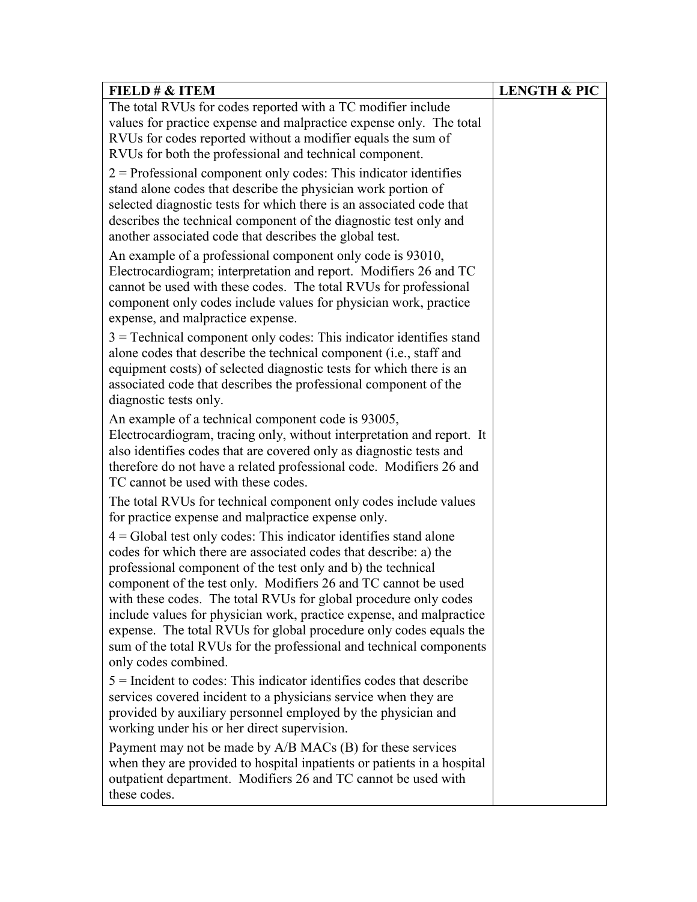| FIELD # & ITEM | LENGTH & PIC |
|---|---|
| The total RVUs for codes reported with a TC modifier include values for practice expense and malpractice expense only. The total RVUs for codes reported without a modifier equals the sum of RVUs for both the professional and technical component.<br><br>2 = Professional component only codes: This indicator identifies stand alone codes that describe the physician work portion of selected diagnostic tests for which there is an associated code that describes the technical component of the diagnostic test only and another associated code that describes the global test.<br><br>An example of a professional component only code is 93010, Electrocardiogram; interpretation and report. Modifiers 26 and TC cannot be used with these codes. The total RVUs for professional component only codes include values for physician work, practice expense, and malpractice expense.<br><br>3 = Technical component only codes: This indicator identifies stand alone codes that describe the technical component (i.e., staff and equipment costs) of selected diagnostic tests for which there is an associated code that describes the professional component of the diagnostic tests only.<br><br>An example of a technical component code is 93005, Electrocardiogram, tracing only, without interpretation and report. It also identifies codes that are covered only as diagnostic tests and therefore do not have a related professional code. Modifiers 26 and TC cannot be used with these codes.<br><br>The total RVUs for technical component only codes include values for practice expense and malpractice expense only.<br><br>4 = Global test only codes: This indicator identifies stand alone codes for which there are associated codes that describe: a) the professional component of the test only and b) the technical component of the test only. Modifiers 26 and TC cannot be used with these codes. The total RVUs for global procedure only codes include values for physician work, practice expense, and malpractice expense. The total RVUs for global procedure only codes equals the sum of the total RVUs for the professional and technical components only codes combined.<br><br>5 = Incident to codes: This indicator identifies codes that describe services covered incident to a physicians service when they are provided by auxiliary personnel employed by the physician and working under his or her direct supervision.<br><br>Payment may not be made by A/B MACs (B) for these services when they are provided to hospital inpatients or patients in a hospital outpatient department. Modifiers 26 and TC cannot be used with these codes. | |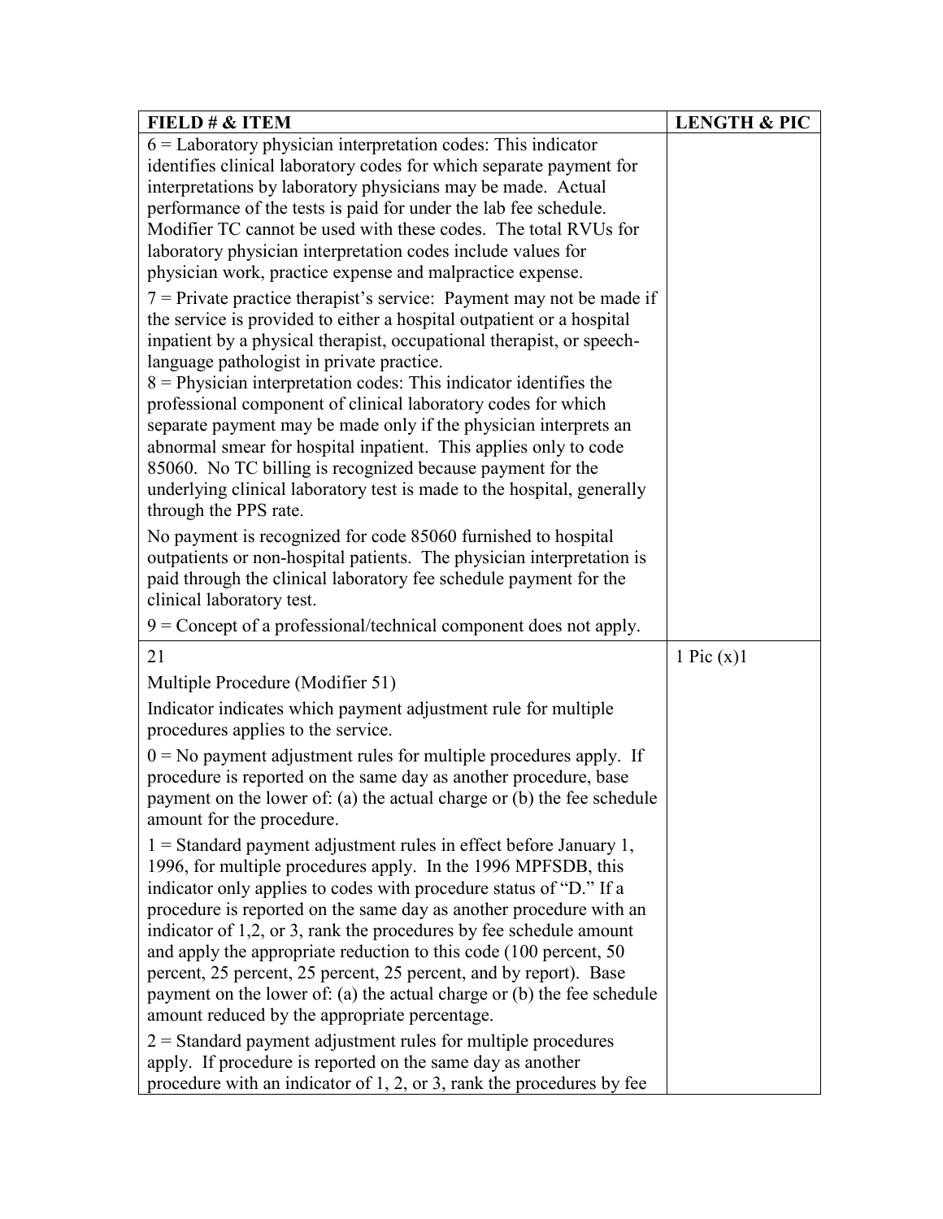| FIELD # & ITEM | LENGTH & PIC |
|---|---|
| 6 = Laboratory physician interpretation codes: This indicator identifies clinical laboratory codes for which separate payment for interpretations by laboratory physicians may be made. Actual performance of the tests is paid for under the lab fee schedule. Modifier TC cannot be used with these codes. The total RVUs for laboratory physician interpretation codes include values for physician work, practice expense and malpractice expense.<br><br>7 = Private practice therapist's service: Payment may not be made if the service is provided to either a hospital outpatient or a hospital inpatient by a physical therapist, occupational therapist, or speech-language pathologist in private practice.<br>8 = Physician interpretation codes: This indicator identifies the professional component of clinical laboratory codes for which separate payment may be made only if the physician interprets an abnormal smear for hospital inpatient. This applies only to code 85060. No TC billing is recognized because payment for the underlying clinical laboratory test is made to the hospital, generally through the PPS rate.<br><br>No payment is recognized for code 85060 furnished to hospital outpatients or non-hospital patients. The physician interpretation is paid through the clinical laboratory fee schedule payment for the clinical laboratory test.<br><br>9 = Concept of a professional/technical component does not apply. | |
| 21<br><br>Multiple Procedure (Modifier 51)<br><br>Indicator indicates which payment adjustment rule for multiple procedures applies to the service.<br><br>0 = No payment adjustment rules for multiple procedures apply. If procedure is reported on the same day as another procedure, base payment on the lower of: (a) the actual charge or (b) the fee schedule amount for the procedure.<br><br>1 = Standard payment adjustment rules in effect before January 1, 1996, for multiple procedures apply. In the 1996 MPFSDB, this indicator only applies to codes with procedure status of "D." If a procedure is reported on the same day as another procedure with an indicator of 1,2, or 3, rank the procedures by fee schedule amount and apply the appropriate reduction to this code (100 percent, 50 percent, 25 percent, 25 percent, 25 percent, and by report). Base payment on the lower of: (a) the actual charge or (b) the fee schedule amount reduced by the appropriate percentage.<br><br>2 = Standard payment adjustment rules for multiple procedures apply. If procedure is reported on the same day as another procedure with an indicator of 1, 2, or 3, rank the procedures by fee | 1 Pic (x)1 |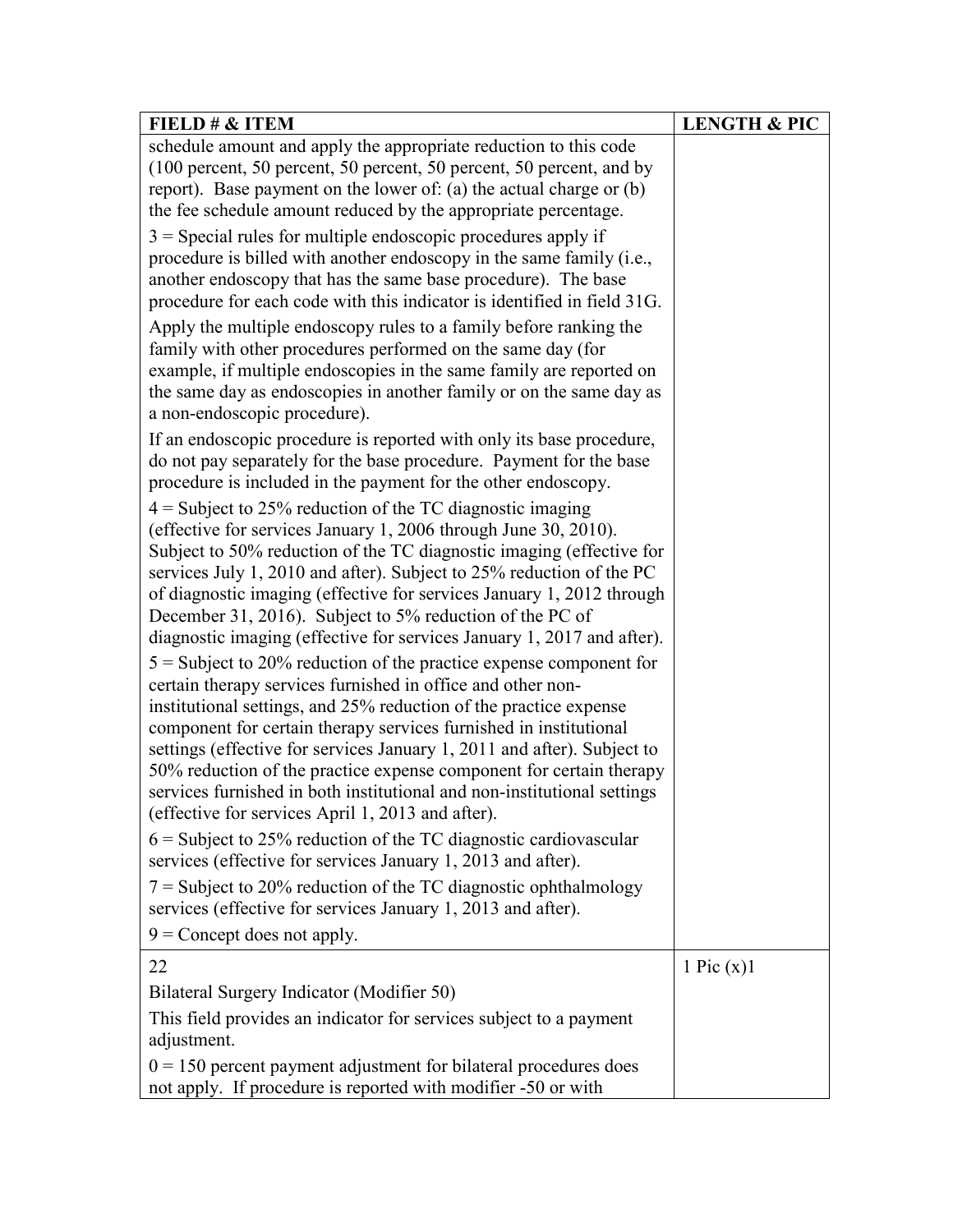| FIELD # & ITEM | LENGTH & PIC |
|---|---|
| schedule amount and apply the appropriate reduction to this code (100 percent, 50 percent, 50 percent, 50 percent, 50 percent, and by report). Base payment on the lower of: (a) the actual charge or (b) the fee schedule amount reduced by the appropriate percentage.<br><br>3 = Special rules for multiple endoscopic procedures apply if procedure is billed with another endoscopy in the same family (i.e., another endoscopy that has the same base procedure). The base procedure for each code with this indicator is identified in field 31G.<br><br>Apply the multiple endoscopy rules to a family before ranking the family with other procedures performed on the same day (for example, if multiple endoscopies in the same family are reported on the same day as endoscopies in another family or on the same day as a non-endoscopic procedure).<br><br>If an endoscopic procedure is reported with only its base procedure, do not pay separately for the base procedure. Payment for the base procedure is included in the payment for the other endoscopy.<br><br>4 = Subject to 25% reduction of the TC diagnostic imaging (effective for services January 1, 2006 through June 30, 2010). Subject to 50% reduction of the TC diagnostic imaging (effective for services July 1, 2010 and after). Subject to 25% reduction of the PC of diagnostic imaging (effective for services January 1, 2012 through December 31, 2016). Subject to 5% reduction of the PC of diagnostic imaging (effective for services January 1, 2017 and after).<br><br>5 = Subject to 20% reduction of the practice expense component for certain therapy services furnished in office and other non-institutional settings, and 25% reduction of the practice expense component for certain therapy services furnished in institutional settings (effective for services January 1, 2011 and after). Subject to 50% reduction of the practice expense component for certain therapy services furnished in both institutional and non-institutional settings (effective for services April 1, 2013 and after).<br><br>6 = Subject to 25% reduction of the TC diagnostic cardiovascular services (effective for services January 1, 2013 and after).<br><br>7 = Subject to 20% reduction of the TC diagnostic ophthalmology services (effective for services January 1, 2013 and after).<br><br>9 = Concept does not apply. | |
| 22<br><br>Bilateral Surgery Indicator (Modifier 50)<br><br>This field provides an indicator for services subject to a payment adjustment.<br><br>0 = 150 percent payment adjustment for bilateral procedures does not apply. If procedure is reported with modifier -50 or with | 1 Pic (x)1 |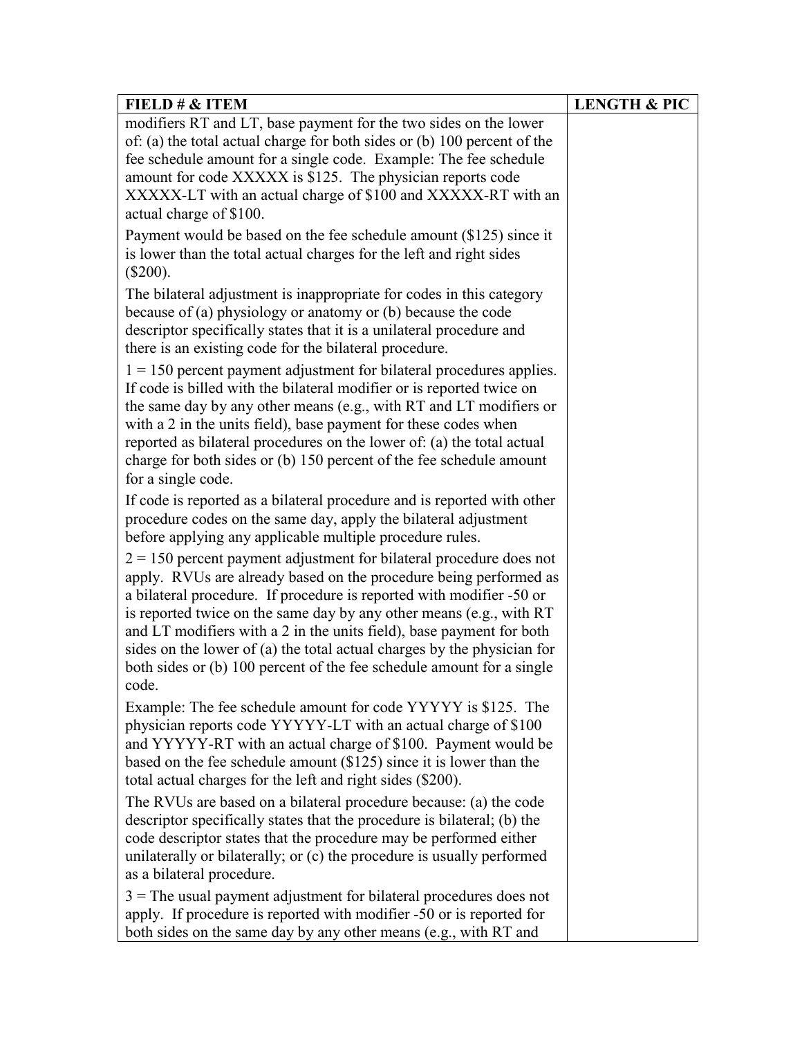| FIELD # & ITEM | LENGTH & PIC |
|---|---|
| modifiers RT and LT, base payment for the two sides on the lower of: (a) the total actual charge for both sides or (b) 100 percent of the fee schedule amount for a single code. Example: The fee schedule amount for code XXXXX is $125. The physician reports code XXXXX-LT with an actual charge of $100 and XXXXX-RT with an actual charge of $100.<br><br>Payment would be based on the fee schedule amount ($125) since it is lower than the total actual charges for the left and right sides ($200).<br><br>The bilateral adjustment is inappropriate for codes in this category because of (a) physiology or anatomy or (b) because the code descriptor specifically states that it is a unilateral procedure and there is an existing code for the bilateral procedure.<br><br>1 = 150 percent payment adjustment for bilateral procedures applies. If code is billed with the bilateral modifier or is reported twice on the same day by any other means (e.g., with RT and LT modifiers or with a 2 in the units field), base payment for these codes when reported as bilateral procedures on the lower of: (a) the total actual charge for both sides or (b) 150 percent of the fee schedule amount for a single code.<br><br>If code is reported as a bilateral procedure and is reported with other procedure codes on the same day, apply the bilateral adjustment before applying any applicable multiple procedure rules.<br><br>2 = 150 percent payment adjustment for bilateral procedure does not apply. RVUs are already based on the procedure being performed as a bilateral procedure. If procedure is reported with modifier -50 or is reported twice on the same day by any other means (e.g., with RT and LT modifiers with a 2 in the units field), base payment for both sides on the lower of (a) the total actual charges by the physician for both sides or (b) 100 percent of the fee schedule amount for a single code.<br><br>Example: The fee schedule amount for code YYYYY is $125. The physician reports code YYYYY-LT with an actual charge of $100 and YYYYY-RT with an actual charge of $100. Payment would be based on the fee schedule amount ($125) since it is lower than the total actual charges for the left and right sides ($200).<br><br>The RVUs are based on a bilateral procedure because: (a) the code descriptor specifically states that the procedure is bilateral; (b) the code descriptor states that the procedure may be performed either unilaterally or bilaterally; or (c) the procedure is usually performed as a bilateral procedure.<br><br>3 = The usual payment adjustment for bilateral procedures does not apply. If procedure is reported with modifier -50 or is reported for both sides on the same day by any other means (e.g., with RT and | |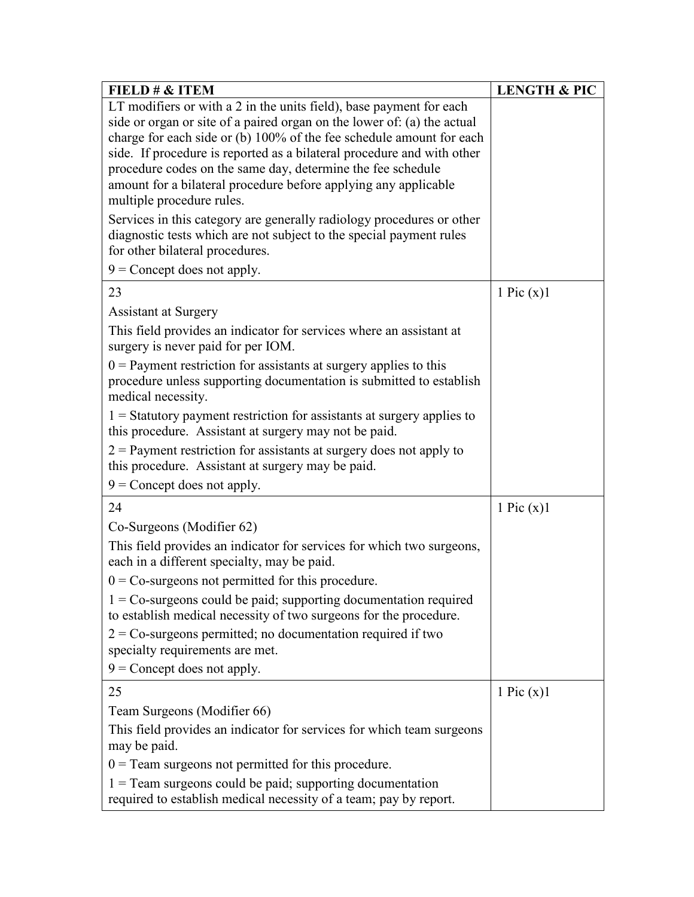| FIELD # & ITEM | LENGTH & PIC |
| --- | --- |
| LT modifiers or with a 2 in the units field), base payment for each side or organ or site of a paired organ on the lower of: (a) the actual charge for each side or (b) 100% of the fee schedule amount for each side. If procedure is reported as a bilateral procedure and with other procedure codes on the same day, determine the fee schedule amount for a bilateral procedure before applying any applicable multiple procedure rules.<br><br>Services in this category are generally radiology procedures or other diagnostic tests which are not subject to the special payment rules for other bilateral procedures.<br><br>9 = Concept does not apply. | |
| 23<br><br>Assistant at Surgery<br><br>This field provides an indicator for services where an assistant at surgery is never paid for per IOM.<br><br>0 = Payment restriction for assistants at surgery applies to this procedure unless supporting documentation is submitted to establish medical necessity.<br><br>1 = Statutory payment restriction for assistants at surgery applies to this procedure. Assistant at surgery may not be paid.<br><br>2 = Payment restriction for assistants at surgery does not apply to this procedure. Assistant at surgery may be paid.<br><br>9 = Concept does not apply. | 1 Pic (x)1 |
| 24<br><br>Co-Surgeons (Modifier 62)<br><br>This field provides an indicator for services for which two surgeons, each in a different specialty, may be paid.<br><br>0 = Co-surgeons not permitted for this procedure.<br><br>1 = Co-surgeons could be paid; supporting documentation required to establish medical necessity of two surgeons for the procedure.<br><br>2 = Co-surgeons permitted; no documentation required if two specialty requirements are met.<br><br>9 = Concept does not apply. | 1 Pic (x)1 |
| 25<br><br>Team Surgeons (Modifier 66)<br><br>This field provides an indicator for services for which team surgeons may be paid.<br><br>0 = Team surgeons not permitted for this procedure.<br><br>1 = Team surgeons could be paid; supporting documentation required to establish medical necessity of a team; pay by report. | 1 Pic (x)1 |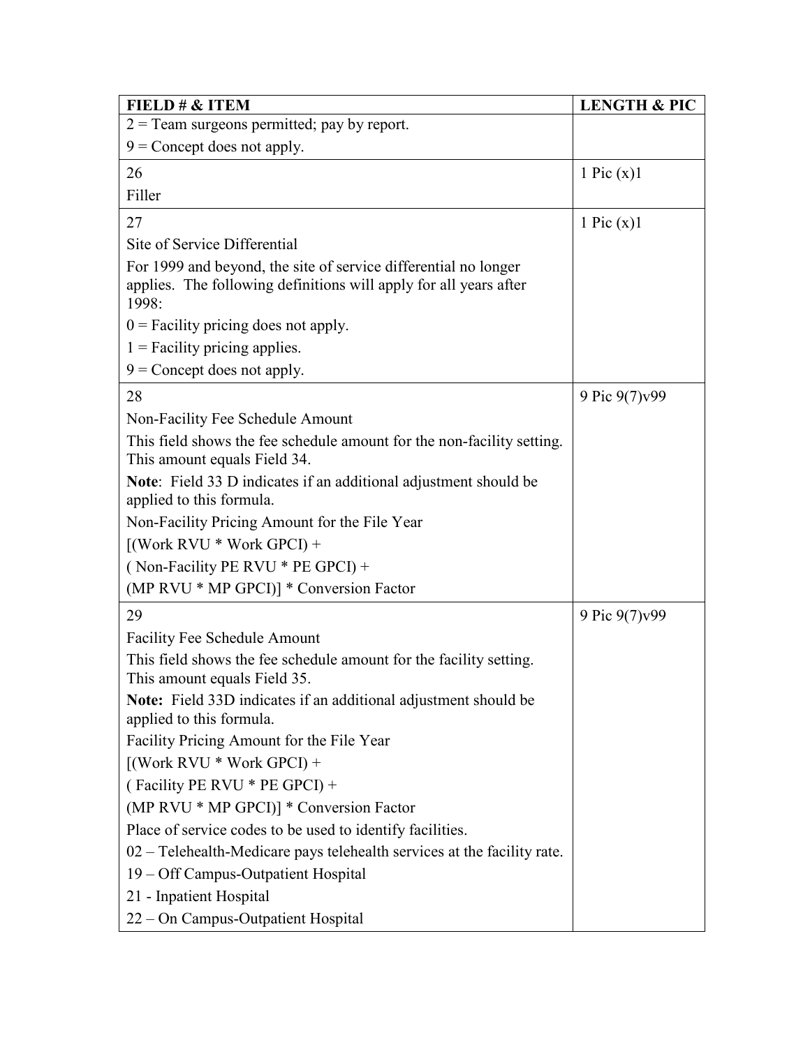| FIELD # & ITEM | LENGTH & PIC |
|---|---|
| 2 = Team surgeons permitted; pay by report.<br>9 = Concept does not apply. | |
| 26<br>Filler | 1 Pic (x)1 |
| 27<br>Site of Service Differential<br>For 1999 and beyond, the site of service differential no longer applies. The following definitions will apply for all years after 1998:<br>0 = Facility pricing does not apply.<br>1 = Facility pricing applies.<br>9 = Concept does not apply. | 1 Pic (x)1 |
| 28<br>Non-Facility Fee Schedule Amount<br>This field shows the fee schedule amount for the non-facility setting. This amount equals Field 34.<br>**Note**: Field 33 D indicates if an additional adjustment should be applied to this formula.<br>Non-Facility Pricing Amount for the File Year<br>[(Work RVU * Work GPCI) +<br>( Non-Facility PE RVU * PE GPCI) +<br>(MP RVU * MP GPCI)] * Conversion Factor | 9 Pic 9(7)v99 |
| 29<br>Facility Fee Schedule Amount<br>This field shows the fee schedule amount for the facility setting. This amount equals Field 35.<br>**Note:** Field 33D indicates if an additional adjustment should be applied to this formula.<br>Facility Pricing Amount for the File Year<br>[(Work RVU * Work GPCI) +<br>( Facility PE RVU * PE GPCI) +<br>(MP RVU * MP GPCI)] * Conversion Factor<br>Place of service codes to be used to identify facilities.<br>02 – Telehealth-Medicare pays telehealth services at the facility rate.<br>19 – Off Campus-Outpatient Hospital<br>21 - Inpatient Hospital<br>22 – On Campus-Outpatient Hospital | 9 Pic 9(7)v99 |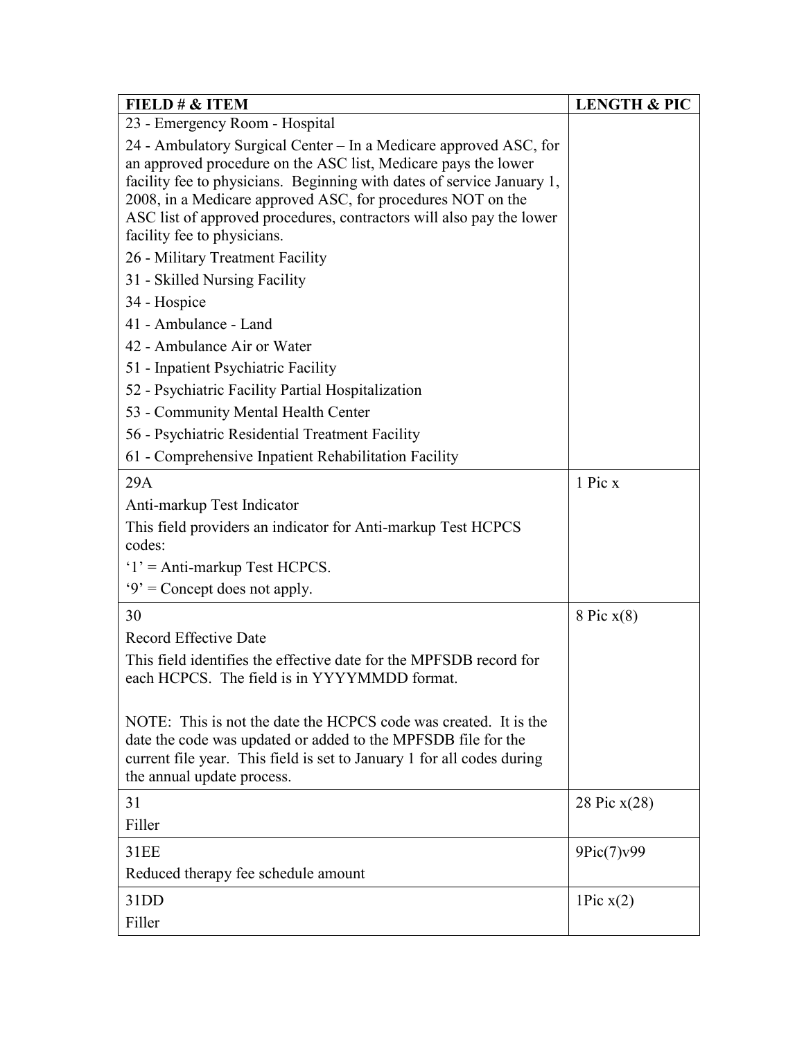| FIELD # & ITEM | LENGTH & PIC |
|---|---|
| 23 - Emergency Room - Hospital<br><br>24 - Ambulatory Surgical Center – In a Medicare approved ASC, for an approved procedure on the ASC list, Medicare pays the lower facility fee to physicians. Beginning with dates of service January 1, 2008, in a Medicare approved ASC, for procedures NOT on the ASC list of approved procedures, contractors will also pay the lower facility fee to physicians.<br><br>26 - Military Treatment Facility<br><br>31 - Skilled Nursing Facility<br><br>34 - Hospice<br><br>41 - Ambulance - Land<br><br>42 - Ambulance Air or Water<br><br>51 - Inpatient Psychiatric Facility<br><br>52 - Psychiatric Facility Partial Hospitalization<br><br>53 - Community Mental Health Center<br><br>56 - Psychiatric Residential Treatment Facility<br><br>61 - Comprehensive Inpatient Rehabilitation Facility | |
| 29A<br><br>Anti-markup Test Indicator<br><br>This field providers an indicator for Anti-markup Test HCPCS codes:<br><br>'1' = Anti-markup Test HCPCS.<br><br>'9' = Concept does not apply. | 1 Pic x |
| 30<br><br>Record Effective Date<br><br>This field identifies the effective date for the MPFSDB record for each HCPCS. The field is in YYYYMMDD format.<br><br>NOTE: This is not the date the HCPCS code was created. It is the date the code was updated or added to the MPFSDB file for the current file year. This field is set to January 1 for all codes during the annual update process. | 8 Pic x(8) |
| 31<br><br>Filler | 28 Pic x(28) |
| 31EE<br><br>Reduced therapy fee schedule amount | 9Pic(7)v99 |
| 31DD<br><br>Filler | 1Pic x(2) |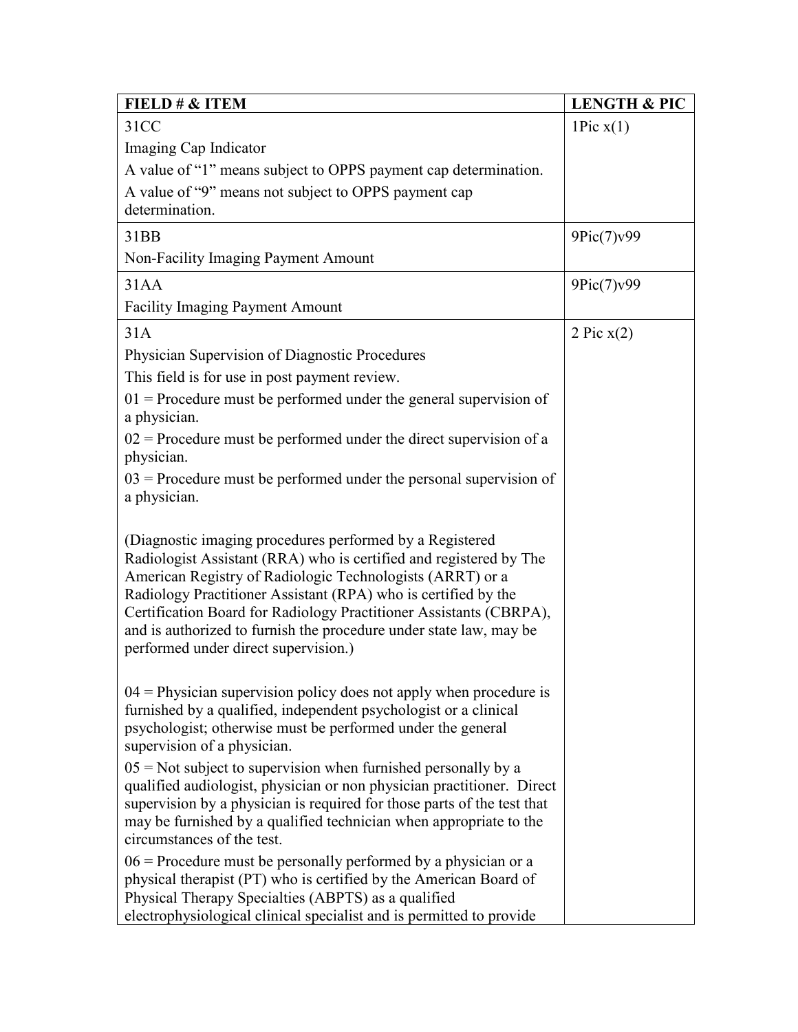| FIELD # & ITEM | LENGTH & PIC |
|---|---|
| 31CC<br>Imaging Cap Indicator<br>A value of "1" means subject to OPPS payment cap determination.<br>A value of "9" means not subject to OPPS payment cap determination. | 1Pic x(1) |
| 31BB<br>Non-Facility Imaging Payment Amount | 9Pic(7)v99 |
| 31AA<br>Facility Imaging Payment Amount | 9Pic(7)v99 |
| 31A<br>Physician Supervision of Diagnostic Procedures<br>This field is for use in post payment review.<br>01 = Procedure must be performed under the general supervision of a physician.<br>02 = Procedure must be performed under the direct supervision of a physician.<br>03 = Procedure must be performed under the personal supervision of a physician.<br><br>(Diagnostic imaging procedures performed by a Registered Radiologist Assistant (RRA) who is certified and registered by The American Registry of Radiologic Technologists (ARRT) or a Radiology Practitioner Assistant (RPA) who is certified by the Certification Board for Radiology Practitioner Assistants (CBRPA), and is authorized to furnish the procedure under state law, may be performed under direct supervision.)<br><br>04 = Physician supervision policy does not apply when procedure is furnished by a qualified, independent psychologist or a clinical psychologist; otherwise must be performed under the general supervision of a physician.<br>05 = Not subject to supervision when furnished personally by a qualified audiologist, physician or non physician practitioner. Direct supervision by a physician is required for those parts of the test that may be furnished by a qualified technician when appropriate to the circumstances of the test.<br>06 = Procedure must be personally performed by a physician or a physical therapist (PT) who is certified by the American Board of Physical Therapy Specialties (ABPTS) as a qualified electrophysiological clinical specialist and is permitted to provide | 2 Pic x(2) |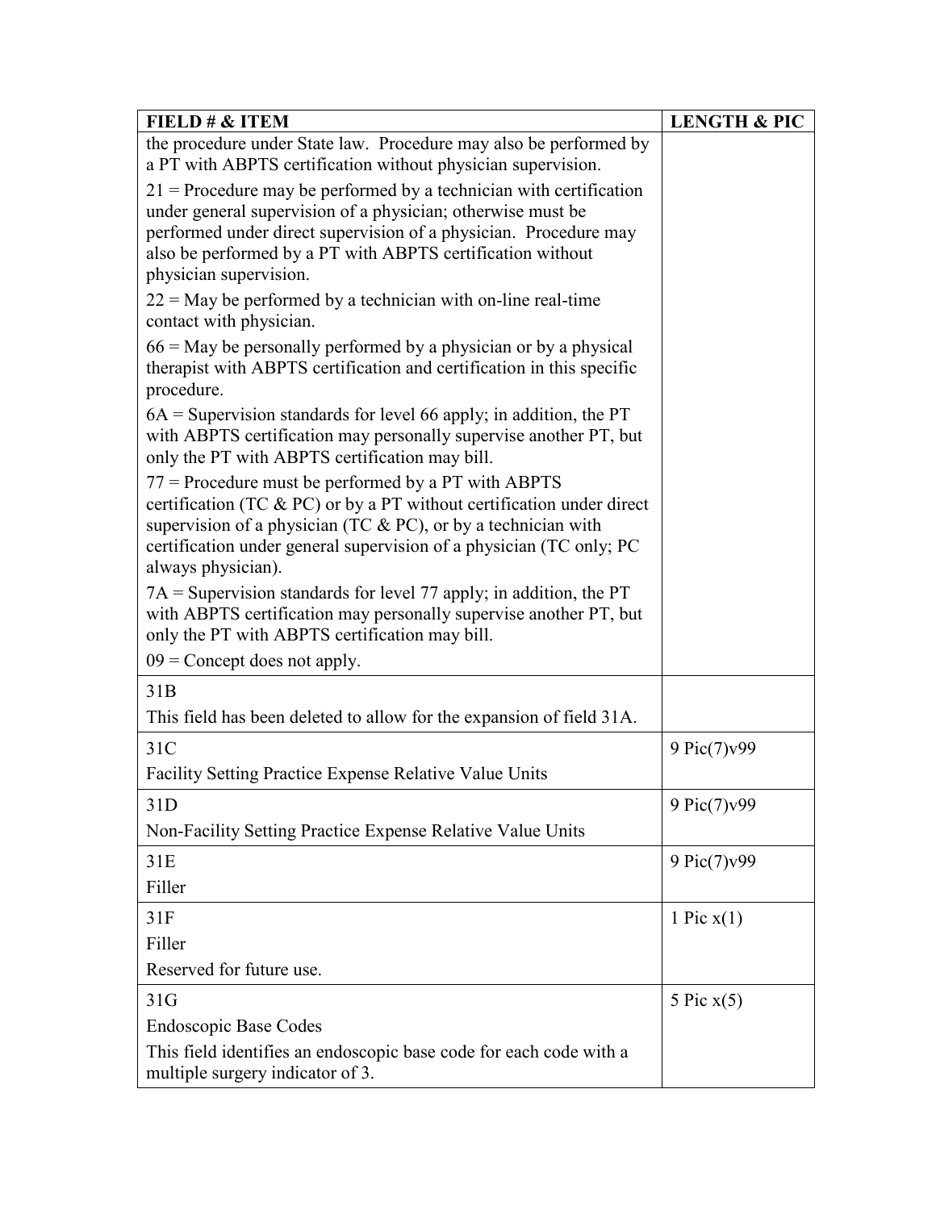| FIELD # & ITEM | LENGTH & PIC |
|---|---|
| the procedure under State law. Procedure may also be performed by a PT with ABPTS certification without physician supervision.<br><br>21 = Procedure may be performed by a technician with certification under general supervision of a physician; otherwise must be performed under direct supervision of a physician. Procedure may also be performed by a PT with ABPTS certification without physician supervision.<br><br>22 = May be performed by a technician with on-line real-time contact with physician.<br><br>66 = May be personally performed by a physician or by a physical therapist with ABPTS certification and certification in this specific procedure.<br><br>6A = Supervision standards for level 66 apply; in addition, the PT with ABPTS certification may personally supervise another PT, but only the PT with ABPTS certification may bill.<br><br>77 = Procedure must be performed by a PT with ABPTS certification (TC & PC) or by a PT without certification under direct supervision of a physician (TC & PC), or by a technician with certification under general supervision of a physician (TC only; PC always physician).<br><br>7A = Supervision standards for level 77 apply; in addition, the PT with ABPTS certification may personally supervise another PT, but only the PT with ABPTS certification may bill.<br><br>09 = Concept does not apply. | |
| 31B<br><br>This field has been deleted to allow for the expansion of field 31A. | |
| 31C<br><br>Facility Setting Practice Expense Relative Value Units | 9 Pic(7)v99 |
| 31D<br><br>Non-Facility Setting Practice Expense Relative Value Units | 9 Pic(7)v99 |
| 31E<br><br>Filler | 9 Pic(7)v99 |
| 31F<br><br>Filler<br><br>Reserved for future use. | 1 Pic x(1) |
| 31G<br><br>Endoscopic Base Codes<br><br>This field identifies an endoscopic base code for each code with a multiple surgery indicator of 3. | 5 Pic x(5) |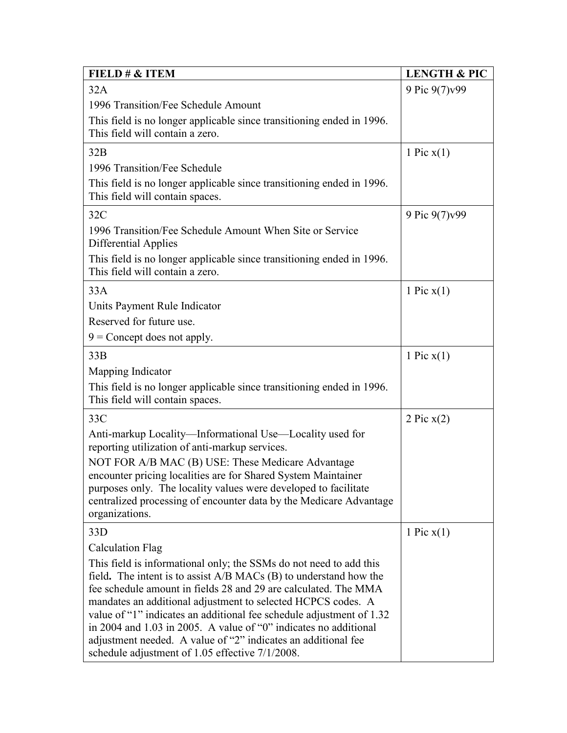| FIELD # & ITEM | LENGTH & PIC |
|---|---|
| 32A<br>1996 Transition/Fee Schedule Amount<br>This field is no longer applicable since transitioning ended in 1996. This field will contain a zero. | 9 Pic 9(7)v99 |
| 32B<br>1996 Transition/Fee Schedule<br>This field is no longer applicable since transitioning ended in 1996. This field will contain spaces. | 1 Pic x(1) |
| 32C<br>1996 Transition/Fee Schedule Amount When Site or Service Differential Applies<br>This field is no longer applicable since transitioning ended in 1996. This field will contain a zero. | 9 Pic 9(7)v99 |
| 33A<br>Units Payment Rule Indicator<br>Reserved for future use.<br>9 = Concept does not apply. | 1 Pic x(1) |
| 33B<br>Mapping Indicator<br>This field is no longer applicable since transitioning ended in 1996. This field will contain spaces. | 1 Pic x(1) |
| 33C<br>Anti-markup Locality—Informational Use—Locality used for reporting utilization of anti-markup services.<br>NOT FOR A/B MAC (B) USE: These Medicare Advantage encounter pricing localities are for Shared System Maintainer purposes only. The locality values were developed to facilitate centralized processing of encounter data by the Medicare Advantage organizations. | 2 Pic x(2) |
| 33D<br>Calculation Flag<br>This field is informational only; the SSMs do not need to add this field**.** The intent is to assist A/B MACs (B) to understand how the fee schedule amount in fields 28 and 29 are calculated. The MMA mandates an additional adjustment to selected HCPCS codes. A value of "1" indicates an additional fee schedule adjustment of 1.32 in 2004 and 1.03 in 2005. A value of "0" indicates no additional adjustment needed. A value of "2" indicates an additional fee schedule adjustment of 1.05 effective 7/1/2008. | 1 Pic x(1) |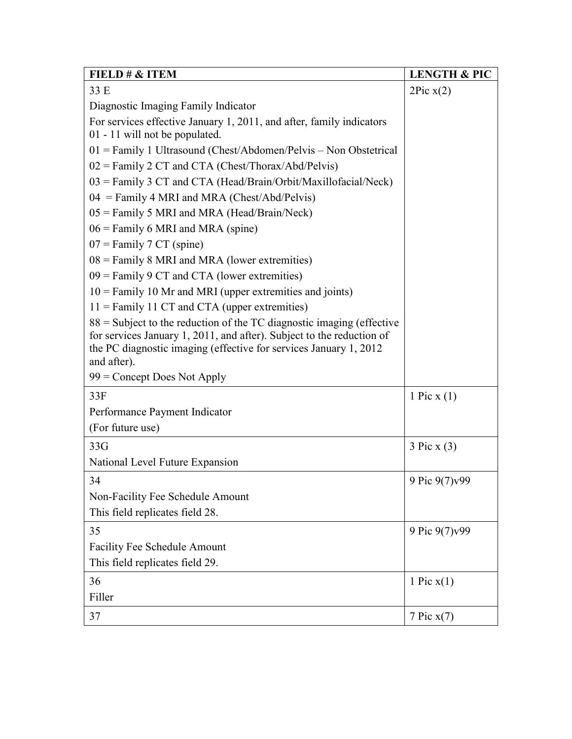| FIELD # & ITEM | LENGTH & PIC |
|---|---|
| 33 E<br>Diagnostic Imaging Family Indicator<br>For services effective January 1, 2011, and after, family indicators 01 - 11 will not be populated.<br>01 = Family 1 Ultrasound (Chest/Abdomen/Pelvis – Non Obstetrical<br>02 = Family 2 CT and CTA (Chest/Thorax/Abd/Pelvis)<br>03 = Family 3 CT and CTA (Head/Brain/Orbit/Maxillofacial/Neck)<br>04 = Family 4 MRI and MRA (Chest/Abd/Pelvis)<br>05 = Family 5 MRI and MRA (Head/Brain/Neck)<br>06 = Family 6 MRI and MRA (spine)<br>07 = Family 7 CT (spine)<br>08 = Family 8 MRI and MRA (lower extremities)<br>09 = Family 9 CT and CTA (lower extremities)<br>10 = Family 10 Mr and MRI (upper extremities and joints)<br>11 = Family 11 CT and CTA (upper extremities)<br>88 = Subject to the reduction of the TC diagnostic imaging (effective for services January 1, 2011, and after). Subject to the reduction of the PC diagnostic imaging (effective for services January 1, 2012 and after).<br>99 = Concept Does Not Apply | 2Pic x(2) |
| 33F<br>Performance Payment Indicator<br>(For future use) | 1 Pic x (1) |
| 33G<br>National Level Future Expansion | 3 Pic x (3) |
| 34<br>Non-Facility Fee Schedule Amount<br>This field replicates field 28. | 9 Pic 9(7)v99 |
| 35<br>Facility Fee Schedule Amount<br>This field replicates field 29. | 9 Pic 9(7)v99 |
| 36<br>Filler | 1 Pic x(1) |
| 37 | 7 Pic x(7) |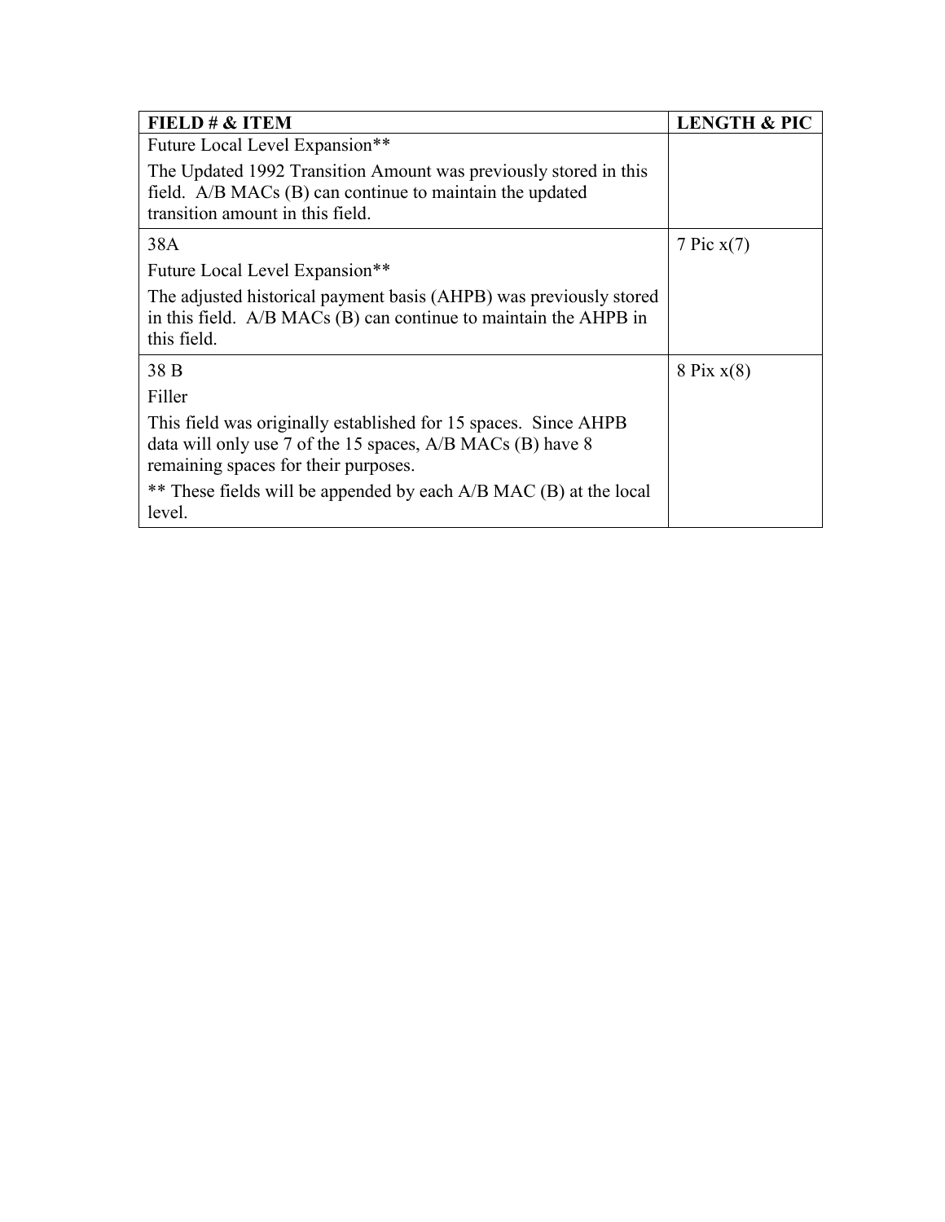| FIELD # & ITEM | LENGTH & PIC |
|---|---|
| Future Local Level Expansion** <br><br> The Updated 1992 Transition Amount was previously stored in this field. A/B MACs (B) can continue to maintain the updated transition amount in this field. | |
| 38A <br><br> Future Local Level Expansion** <br><br> The adjusted historical payment basis (AHPB) was previously stored in this field. A/B MACs (B) can continue to maintain the AHPB in this field. | 7 Pic x(7) |
| 38 B <br><br> Filler <br><br> This field was originally established for 15 spaces. Since AHPB data will only use 7 of the 15 spaces, A/B MACs (B) have 8 remaining spaces for their purposes. <br><br> ** These fields will be appended by each A/B MAC (B) at the local level. | 8 Pix x(8) |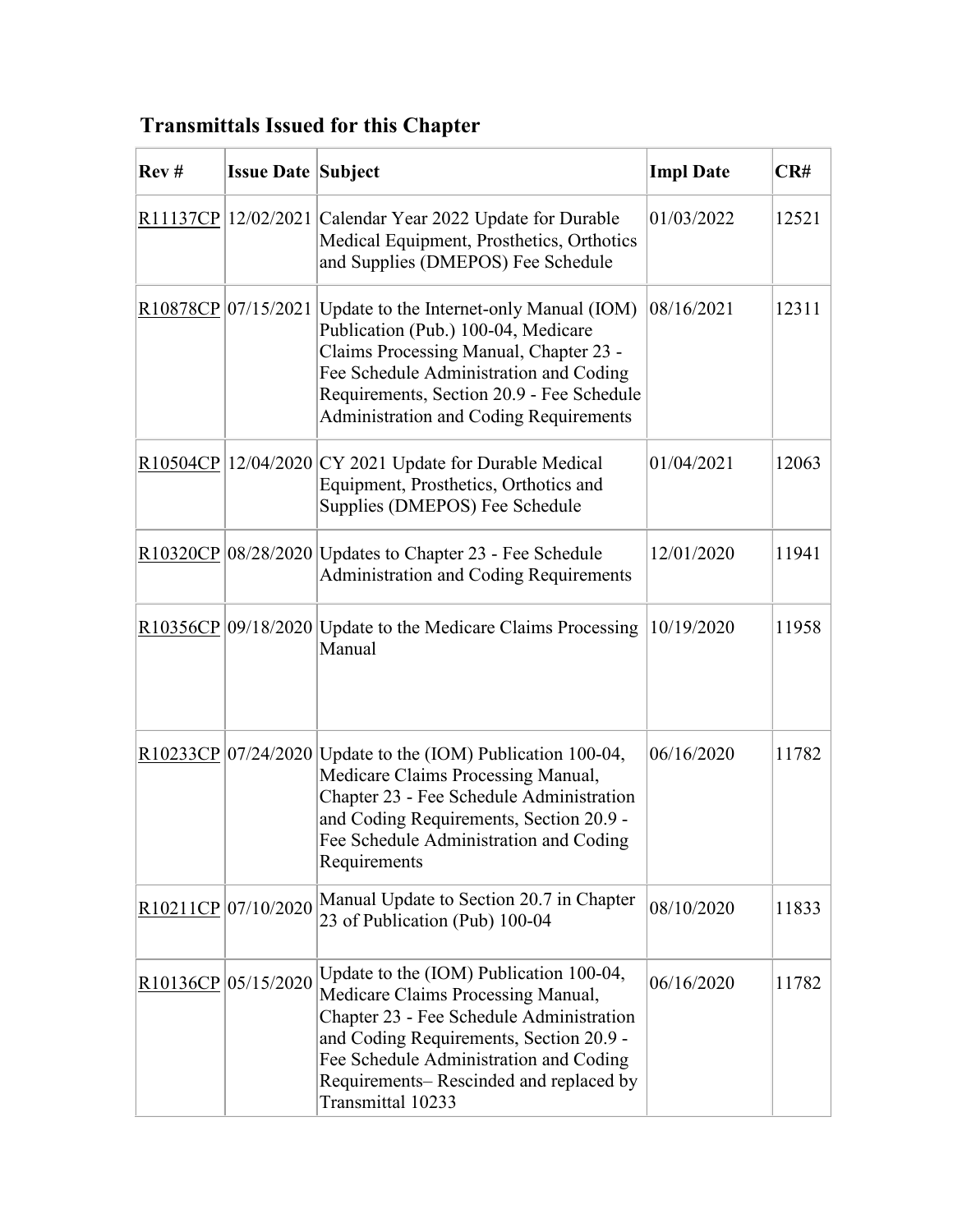## Transmittals Issued for this Chapter

| Rev # | Issue Date | Subject | Impl Date | CR# |
|---|---|---|---|---|
| R11137CP | 12/02/2021 | Calendar Year 2022 Update for Durable Medical Equipment, Prosthetics, Orthotics and Supplies (DMEPOS) Fee Schedule | 01/03/2022 | 12521 |
| R10878CP | 07/15/2021 | Update to the Internet-only Manual (IOM) Publication (Pub.) 100-04, Medicare Claims Processing Manual, Chapter 23 - Fee Schedule Administration and Coding Requirements, Section 20.9 - Fee Schedule Administration and Coding Requirements | 08/16/2021 | 12311 |
| R10504CP | 12/04/2020 | CY 2021 Update for Durable Medical Equipment, Prosthetics, Orthotics and Supplies (DMEPOS) Fee Schedule | 01/04/2021 | 12063 |
| R10320CP | 08/28/2020 | Updates to Chapter 23 - Fee Schedule Administration and Coding Requirements | 12/01/2020 | 11941 |
| R10356CP | 09/18/2020 | Update to the Medicare Claims Processing Manual | 10/19/2020 | 11958 |
| R10233CP | 07/24/2020 | Update to the (IOM) Publication 100-04, Medicare Claims Processing Manual, Chapter 23 - Fee Schedule Administration and Coding Requirements, Section 20.9 - Fee Schedule Administration and Coding Requirements | 06/16/2020 | 11782 |
| R10211CP | 07/10/2020 | Manual Update to Section 20.7 in Chapter 23 of Publication (Pub) 100-04 | 08/10/2020 | 11833 |
| R10136CP | 05/15/2020 | Update to the (IOM) Publication 100-04, Medicare Claims Processing Manual, Chapter 23 - Fee Schedule Administration and Coding Requirements, Section 20.9 - Fee Schedule Administration and Coding Requirements– Rescinded and replaced by Transmittal 10233 | 06/16/2020 | 11782 |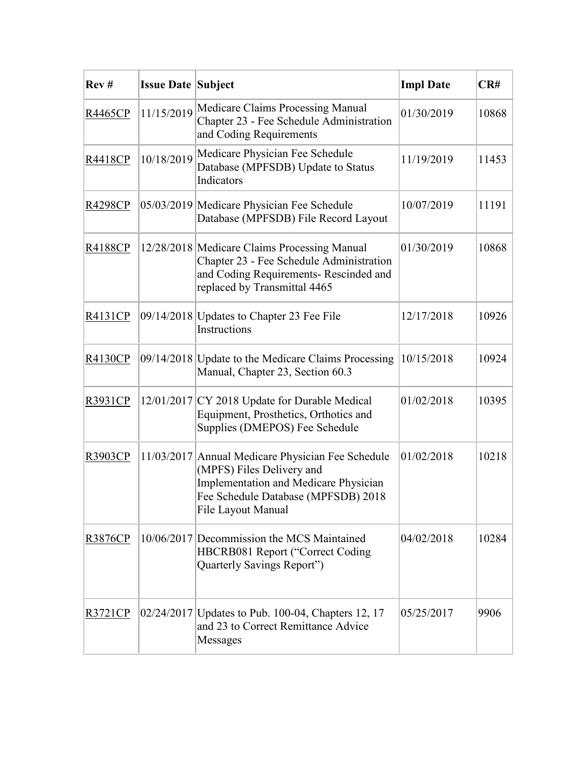| Rev # | Issue Date | Subject | Impl Date | CR# |
|---|---|---|---|---|
| R4465CP | 11/15/2019 | Medicare Claims Processing Manual Chapter 23 - Fee Schedule Administration and Coding Requirements | 01/30/2019 | 10868 |
| R4418CP | 10/18/2019 | Medicare Physician Fee Schedule Database (MPFSDB) Update to Status Indicators | 11/19/2019 | 11453 |
| R4298CP | 05/03/2019 | Medicare Physician Fee Schedule Database (MPFSDB) File Record Layout | 10/07/2019 | 11191 |
| R4188CP | 12/28/2018 | Medicare Claims Processing Manual Chapter 23 - Fee Schedule Administration and Coding Requirements- Rescinded and replaced by Transmittal 4465 | 01/30/2019 | 10868 |
| R4131CP | 09/14/2018 | Updates to Chapter 23 Fee File Instructions | 12/17/2018 | 10926 |
| R4130CP | 09/14/2018 | Update to the Medicare Claims Processing Manual, Chapter 23, Section 60.3 | 10/15/2018 | 10924 |
| R3931CP | 12/01/2017 | CY 2018 Update for Durable Medical Equipment, Prosthetics, Orthotics and Supplies (DMEPOS) Fee Schedule | 01/02/2018 | 10395 |
| R3903CP | 11/03/2017 | Annual Medicare Physician Fee Schedule (MPFS) Files Delivery and Implementation and Medicare Physician Fee Schedule Database (MPFSDB) 2018 File Layout Manual | 01/02/2018 | 10218 |
| R3876CP | 10/06/2017 | Decommission the MCS Maintained HBCRB081 Report ("Correct Coding Quarterly Savings Report") | 04/02/2018 | 10284 |
| R3721CP | 02/24/2017 | Updates to Pub. 100-04, Chapters 12, 17 and 23 to Correct Remittance Advice Messages | 05/25/2017 | 9906 |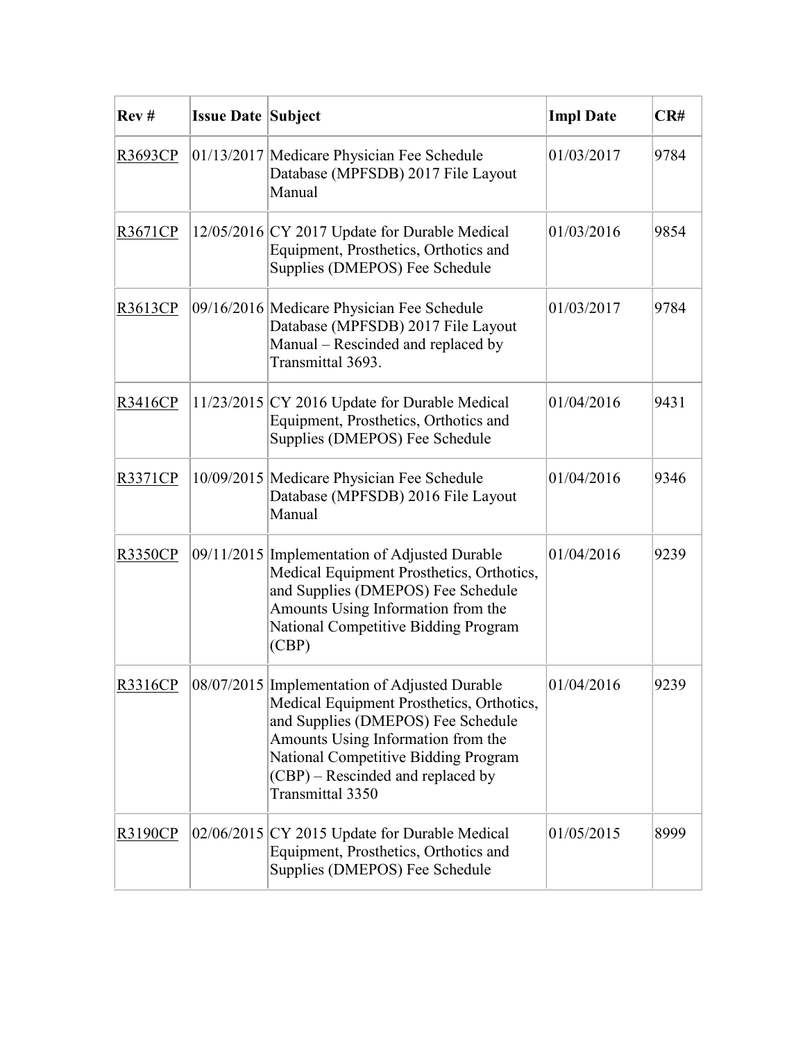| Rev # | Issue Date | Subject | Impl Date | CR# |
|---|---|---|---|---|
| R3693CP | 01/13/2017 | Medicare Physician Fee Schedule Database (MPFSDB) 2017 File Layout Manual | 01/03/2017 | 9784 |
| R3671CP | 12/05/2016 | CY 2017 Update for Durable Medical Equipment, Prosthetics, Orthotics and Supplies (DMEPOS) Fee Schedule | 01/03/2016 | 9854 |
| R3613CP | 09/16/2016 | Medicare Physician Fee Schedule Database (MPFSDB) 2017 File Layout Manual – Rescinded and replaced by Transmittal 3693. | 01/03/2017 | 9784 |
| R3416CP | 11/23/2015 | CY 2016 Update for Durable Medical Equipment, Prosthetics, Orthotics and Supplies (DMEPOS) Fee Schedule | 01/04/2016 | 9431 |
| R3371CP | 10/09/2015 | Medicare Physician Fee Schedule Database (MPFSDB) 2016 File Layout Manual | 01/04/2016 | 9346 |
| R3350CP | 09/11/2015 | Implementation of Adjusted Durable Medical Equipment Prosthetics, Orthotics, and Supplies (DMEPOS) Fee Schedule Amounts Using Information from the National Competitive Bidding Program (CBP) | 01/04/2016 | 9239 |
| R3316CP | 08/07/2015 | Implementation of Adjusted Durable Medical Equipment Prosthetics, Orthotics, and Supplies (DMEPOS) Fee Schedule Amounts Using Information from the National Competitive Bidding Program (CBP) – Rescinded and replaced by Transmittal 3350 | 01/04/2016 | 9239 |
| R3190CP | 02/06/2015 | CY 2015 Update for Durable Medical Equipment, Prosthetics, Orthotics and Supplies (DMEPOS) Fee Schedule | 01/05/2015 | 8999 |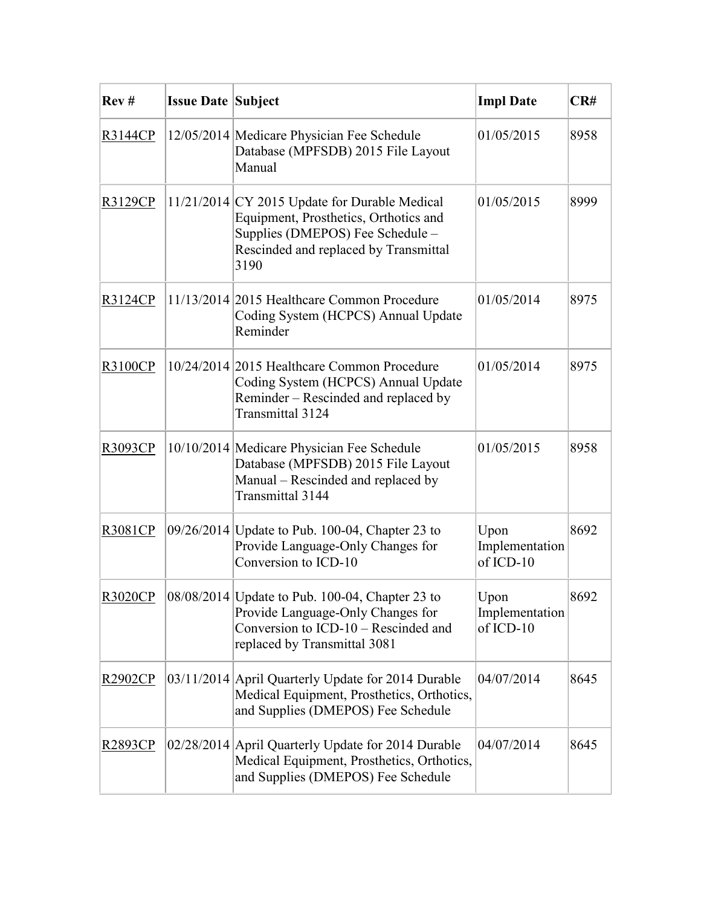| Rev # | Issue Date | Subject | Impl Date | CR# |
|---|---|---|---|---|
| R3144CP | 12/05/2014 | Medicare Physician Fee Schedule Database (MPFSDB) 2015 File Layout Manual | 01/05/2015 | 8958 |
| R3129CP | 11/21/2014 | CY 2015 Update for Durable Medical Equipment, Prosthetics, Orthotics and Supplies (DMEPOS) Fee Schedule – Rescinded and replaced by Transmittal 3190 | 01/05/2015 | 8999 |
| R3124CP | 11/13/2014 | 2015 Healthcare Common Procedure Coding System (HCPCS) Annual Update Reminder | 01/05/2014 | 8975 |
| R3100CP | 10/24/2014 | 2015 Healthcare Common Procedure Coding System (HCPCS) Annual Update Reminder – Rescinded and replaced by Transmittal 3124 | 01/05/2014 | 8975 |
| R3093CP | 10/10/2014 | Medicare Physician Fee Schedule Database (MPFSDB) 2015 File Layout Manual – Rescinded and replaced by Transmittal 3144 | 01/05/2015 | 8958 |
| R3081CP | 09/26/2014 | Update to Pub. 100-04, Chapter 23 to Provide Language-Only Changes for Conversion to ICD-10 | Upon Implementation of ICD-10 | 8692 |
| R3020CP | 08/08/2014 | Update to Pub. 100-04, Chapter 23 to Provide Language-Only Changes for Conversion to ICD-10 – Rescinded and replaced by Transmittal 3081 | Upon Implementation of ICD-10 | 8692 |
| R2902CP | 03/11/2014 | April Quarterly Update for 2014 Durable Medical Equipment, Prosthetics, Orthotics, and Supplies (DMEPOS) Fee Schedule | 04/07/2014 | 8645 |
| R2893CP | 02/28/2014 | April Quarterly Update for 2014 Durable Medical Equipment, Prosthetics, Orthotics, and Supplies (DMEPOS) Fee Schedule | 04/07/2014 | 8645 |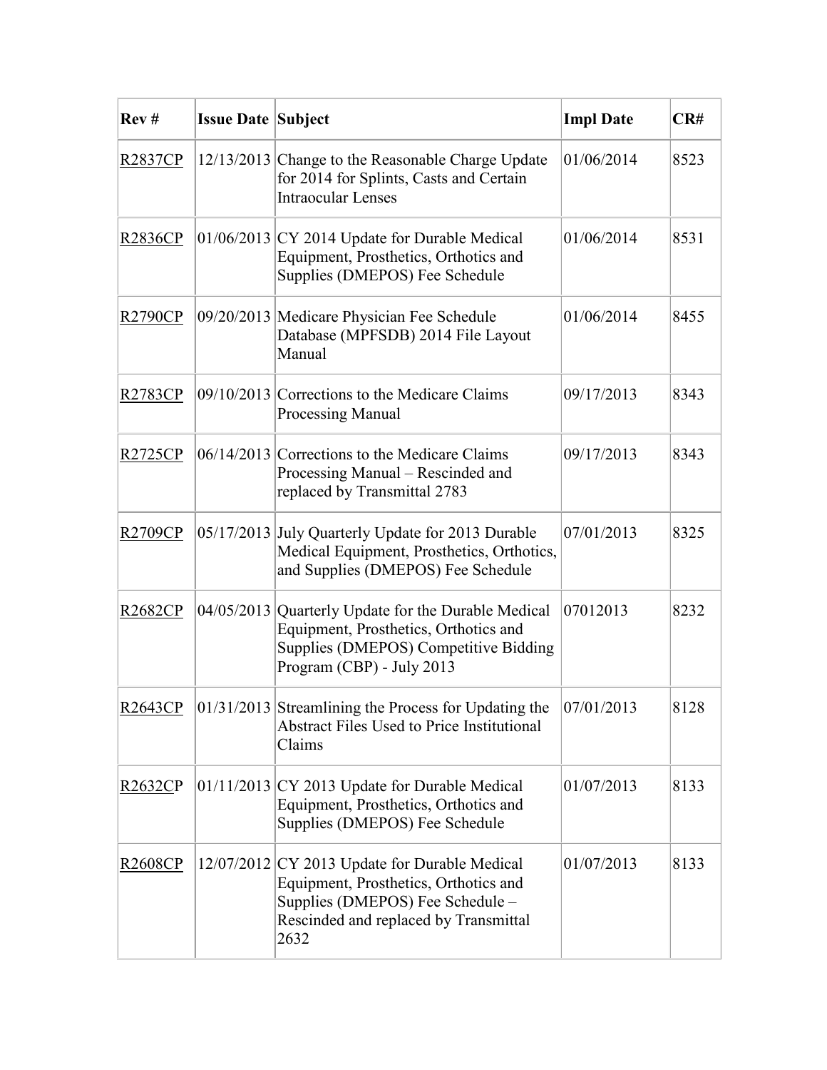| Rev # | Issue Date | Subject | Impl Date | CR# |
|---|---|---|---|---|
| R2837CP | 12/13/2013 | Change to the Reasonable Charge Update for 2014 for Splints, Casts and Certain Intraocular Lenses | 01/06/2014 | 8523 |
| R2836CP | 01/06/2013 | CY 2014 Update for Durable Medical Equipment, Prosthetics, Orthotics and Supplies (DMEPOS) Fee Schedule | 01/06/2014 | 8531 |
| R2790CP | 09/20/2013 | Medicare Physician Fee Schedule Database (MPFSDB) 2014 File Layout Manual | 01/06/2014 | 8455 |
| R2783CP | 09/10/2013 | Corrections to the Medicare Claims Processing Manual | 09/17/2013 | 8343 |
| R2725CP | 06/14/2013 | Corrections to the Medicare Claims Processing Manual – Rescinded and replaced by Transmittal 2783 | 09/17/2013 | 8343 |
| R2709CP | 05/17/2013 | July Quarterly Update for 2013 Durable Medical Equipment, Prosthetics, Orthotics, and Supplies (DMEPOS) Fee Schedule | 07/01/2013 | 8325 |
| R2682CP | 04/05/2013 | Quarterly Update for the Durable Medical Equipment, Prosthetics, Orthotics and Supplies (DMEPOS) Competitive Bidding Program (CBP) - July 2013 | 07012013 | 8232 |
| R2643CP | 01/31/2013 | Streamlining the Process for Updating the Abstract Files Used to Price Institutional Claims | 07/01/2013 | 8128 |
| R2632CP | 01/11/2013 | CY 2013 Update for Durable Medical Equipment, Prosthetics, Orthotics and Supplies (DMEPOS) Fee Schedule | 01/07/2013 | 8133 |
| R2608CP | 12/07/2012 | CY 2013 Update for Durable Medical Equipment, Prosthetics, Orthotics and Supplies (DMEPOS) Fee Schedule – Rescinded and replaced by Transmittal 2632 | 01/07/2013 | 8133 |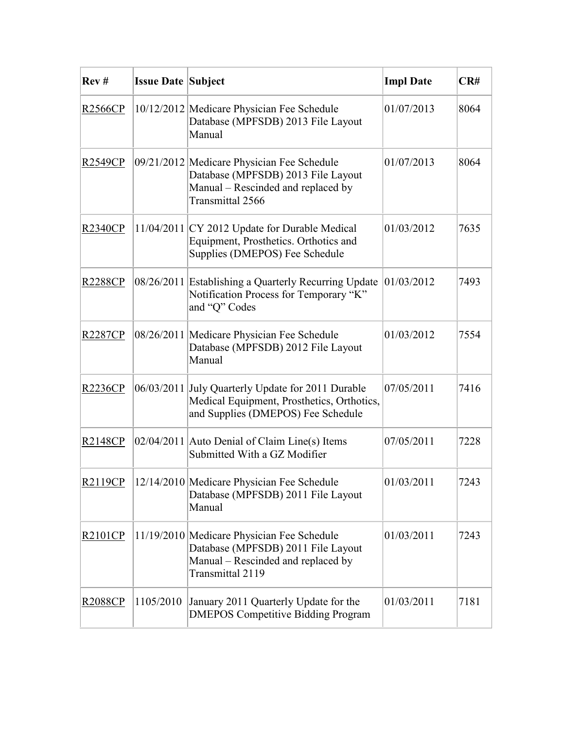| Rev # | Issue Date | Subject | Impl Date | CR# |
| --- | --- | --- | --- | --- |
| R2566CP | 10/12/2012 | Medicare Physician Fee Schedule Database (MPFSDB) 2013 File Layout Manual | 01/07/2013 | 8064 |
| R2549CP | 09/21/2012 | Medicare Physician Fee Schedule Database (MPFSDB) 2013 File Layout Manual – Rescinded and replaced by Transmittal 2566 | 01/07/2013 | 8064 |
| R2340CP | 11/04/2011 | CY 2012 Update for Durable Medical Equipment, Prosthetics. Orthotics and Supplies (DMEPOS) Fee Schedule | 01/03/2012 | 7635 |
| R2288CP | 08/26/2011 | Establishing a Quarterly Recurring Update Notification Process for Temporary "K" and "Q" Codes | 01/03/2012 | 7493 |
| R2287CP | 08/26/2011 | Medicare Physician Fee Schedule Database (MPFSDB) 2012 File Layout Manual | 01/03/2012 | 7554 |
| R2236CP | 06/03/2011 | July Quarterly Update for 2011 Durable Medical Equipment, Prosthetics, Orthotics, and Supplies (DMEPOS) Fee Schedule | 07/05/2011 | 7416 |
| R2148CP | 02/04/2011 | Auto Denial of Claim Line(s) Items Submitted With a GZ Modifier | 07/05/2011 | 7228 |
| R2119CP | 12/14/2010 | Medicare Physician Fee Schedule Database (MPFSDB) 2011 File Layout Manual | 01/03/2011 | 7243 |
| R2101CP | 11/19/2010 | Medicare Physician Fee Schedule Database (MPFSDB) 2011 File Layout Manual – Rescinded and replaced by Transmittal 2119 | 01/03/2011 | 7243 |
| R2088CP | 1105/2010 | January 2011 Quarterly Update for the DMEPOS Competitive Bidding Program | 01/03/2011 | 7181 |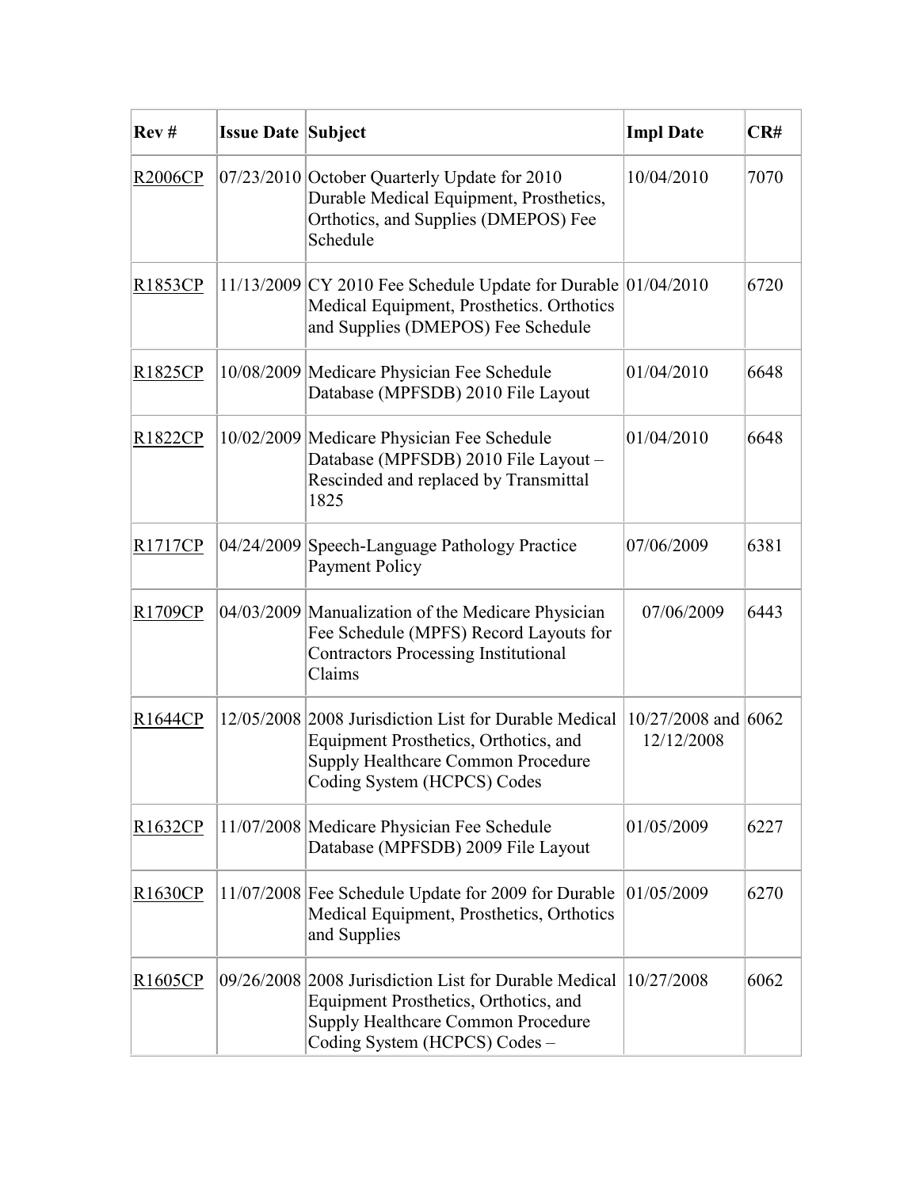| Rev # | Issue Date | Subject | Impl Date | CR# |
|---|---|---|---|---|
| R2006CP | 07/23/2010 | October Quarterly Update for 2010 Durable Medical Equipment, Prosthetics, Orthotics, and Supplies (DMEPOS) Fee Schedule | 10/04/2010 | 7070 |
| R1853CP | 11/13/2009 | CY 2010 Fee Schedule Update for Durable Medical Equipment, Prosthetics. Orthotics and Supplies (DMEPOS) Fee Schedule | 01/04/2010 | 6720 |
| R1825CP | 10/08/2009 | Medicare Physician Fee Schedule Database (MPFSDB) 2010 File Layout | 01/04/2010 | 6648 |
| R1822CP | 10/02/2009 | Medicare Physician Fee Schedule Database (MPFSDB) 2010 File Layout – Rescinded and replaced by Transmittal 1825 | 01/04/2010 | 6648 |
| R1717CP | 04/24/2009 | Speech-Language Pathology Practice Payment Policy | 07/06/2009 | 6381 |
| R1709CP | 04/03/2009 | Manualization of the Medicare Physician Fee Schedule (MPFS) Record Layouts for Contractors Processing Institutional Claims | 07/06/2009 | 6443 |
| R1644CP | 12/05/2008 | 2008 Jurisdiction List for Durable Medical Equipment Prosthetics, Orthotics, and Supply Healthcare Common Procedure Coding System (HCPCS) Codes | 10/27/2008 and 12/12/2008 | 6062 |
| R1632CP | 11/07/2008 | Medicare Physician Fee Schedule Database (MPFSDB) 2009 File Layout | 01/05/2009 | 6227 |
| R1630CP | 11/07/2008 | Fee Schedule Update for 2009 for Durable Medical Equipment, Prosthetics, Orthotics and Supplies | 01/05/2009 | 6270 |
| R1605CP | 09/26/2008 | 2008 Jurisdiction List for Durable Medical Equipment Prosthetics, Orthotics, and Supply Healthcare Common Procedure Coding System (HCPCS) Codes – | 10/27/2008 | 6062 |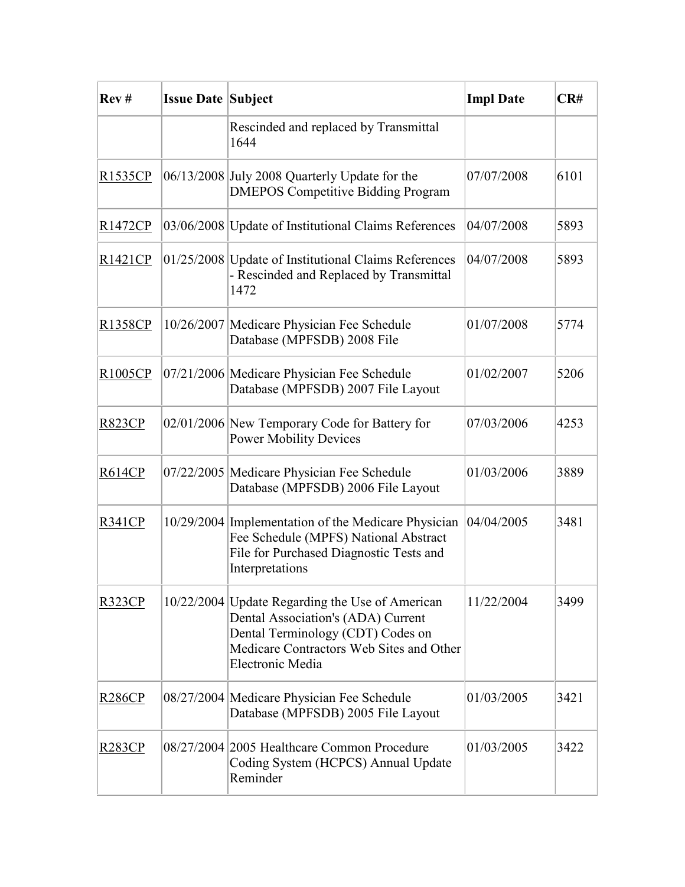| Rev # | Issue Date | Subject | Impl Date | CR# |
|---|---|---|---|---|
| | | Rescinded and replaced by Transmittal 1644 | | |
| R1535CP | 06/13/2008 | July 2008 Quarterly Update for the DMEPOS Competitive Bidding Program | 07/07/2008 | 6101 |
| R1472CP | 03/06/2008 | Update of Institutional Claims References | 04/07/2008 | 5893 |
| R1421CP | 01/25/2008 | Update of Institutional Claims References - Rescinded and Replaced by Transmittal 1472 | 04/07/2008 | 5893 |
| R1358CP | 10/26/2007 | Medicare Physician Fee Schedule Database (MPFSDB) 2008 File | 01/07/2008 | 5774 |
| R1005CP | 07/21/2006 | Medicare Physician Fee Schedule Database (MPFSDB) 2007 File Layout | 01/02/2007 | 5206 |
| R823CP | 02/01/2006 | New Temporary Code for Battery for Power Mobility Devices | 07/03/2006 | 4253 |
| R614CP | 07/22/2005 | Medicare Physician Fee Schedule Database (MPFSDB) 2006 File Layout | 01/03/2006 | 3889 |
| R341CP | 10/29/2004 | Implementation of the Medicare Physician Fee Schedule (MPFS) National Abstract File for Purchased Diagnostic Tests and Interpretations | 04/04/2005 | 3481 |
| R323CP | 10/22/2004 | Update Regarding the Use of American Dental Association's (ADA) Current Dental Terminology (CDT) Codes on Medicare Contractors Web Sites and Other Electronic Media | 11/22/2004 | 3499 |
| R286CP | 08/27/2004 | Medicare Physician Fee Schedule Database (MPFSDB) 2005 File Layout | 01/03/2005 | 3421 |
| R283CP | 08/27/2004 | 2005 Healthcare Common Procedure Coding System (HCPCS) Annual Update Reminder | 01/03/2005 | 3422 |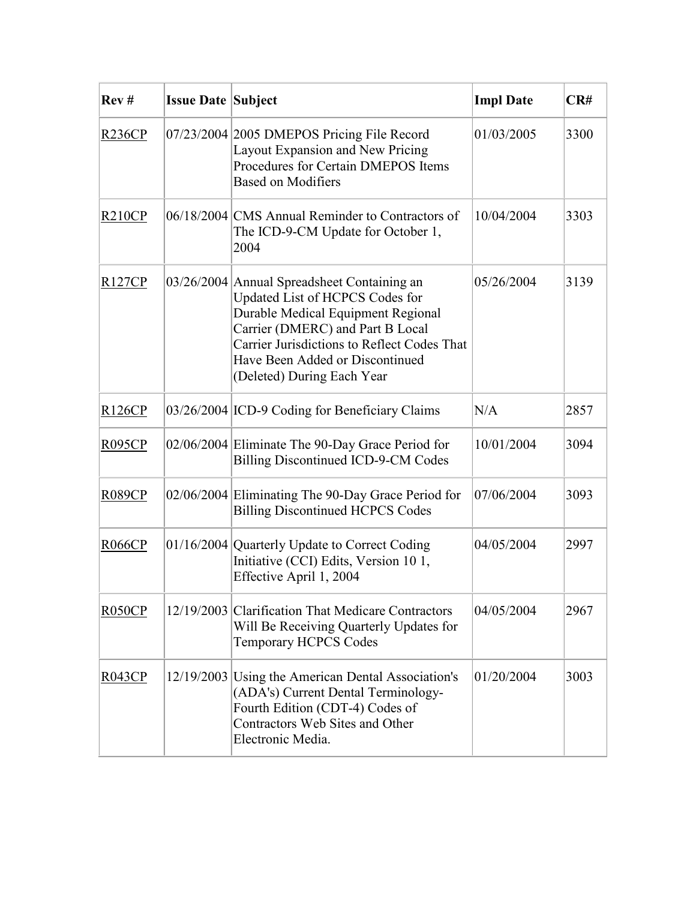| Rev # | Issue Date | Subject | Impl Date | CR# |
|---|---|---|---|---|
| R236CP | 07/23/2004 | 2005 DMEPOS Pricing File Record Layout Expansion and New Pricing Procedures for Certain DMEPOS Items Based on Modifiers | 01/03/2005 | 3300 |
| R210CP | 06/18/2004 | CMS Annual Reminder to Contractors of The ICD-9-CM Update for October 1, 2004 | 10/04/2004 | 3303 |
| R127CP | 03/26/2004 | Annual Spreadsheet Containing an Updated List of HCPCS Codes for Durable Medical Equipment Regional Carrier (DMERC) and Part B Local Carrier Jurisdictions to Reflect Codes That Have Been Added or Discontinued (Deleted) During Each Year | 05/26/2004 | 3139 |
| R126CP | 03/26/2004 | ICD-9 Coding for Beneficiary Claims | N/A | 2857 |
| R095CP | 02/06/2004 | Eliminate The 90-Day Grace Period for Billing Discontinued ICD-9-CM Codes | 10/01/2004 | 3094 |
| R089CP | 02/06/2004 | Eliminating The 90-Day Grace Period for Billing Discontinued HCPCS Codes | 07/06/2004 | 3093 |
| R066CP | 01/16/2004 | Quarterly Update to Correct Coding Initiative (CCI) Edits, Version 10 1, Effective April 1, 2004 | 04/05/2004 | 2997 |
| R050CP | 12/19/2003 | Clarification That Medicare Contractors Will Be Receiving Quarterly Updates for Temporary HCPCS Codes | 04/05/2004 | 2967 |
| R043CP | 12/19/2003 | Using the American Dental Association's (ADA's) Current Dental Terminology-Fourth Edition (CDT-4) Codes of Contractors Web Sites and Other Electronic Media. | 01/20/2004 | 3003 |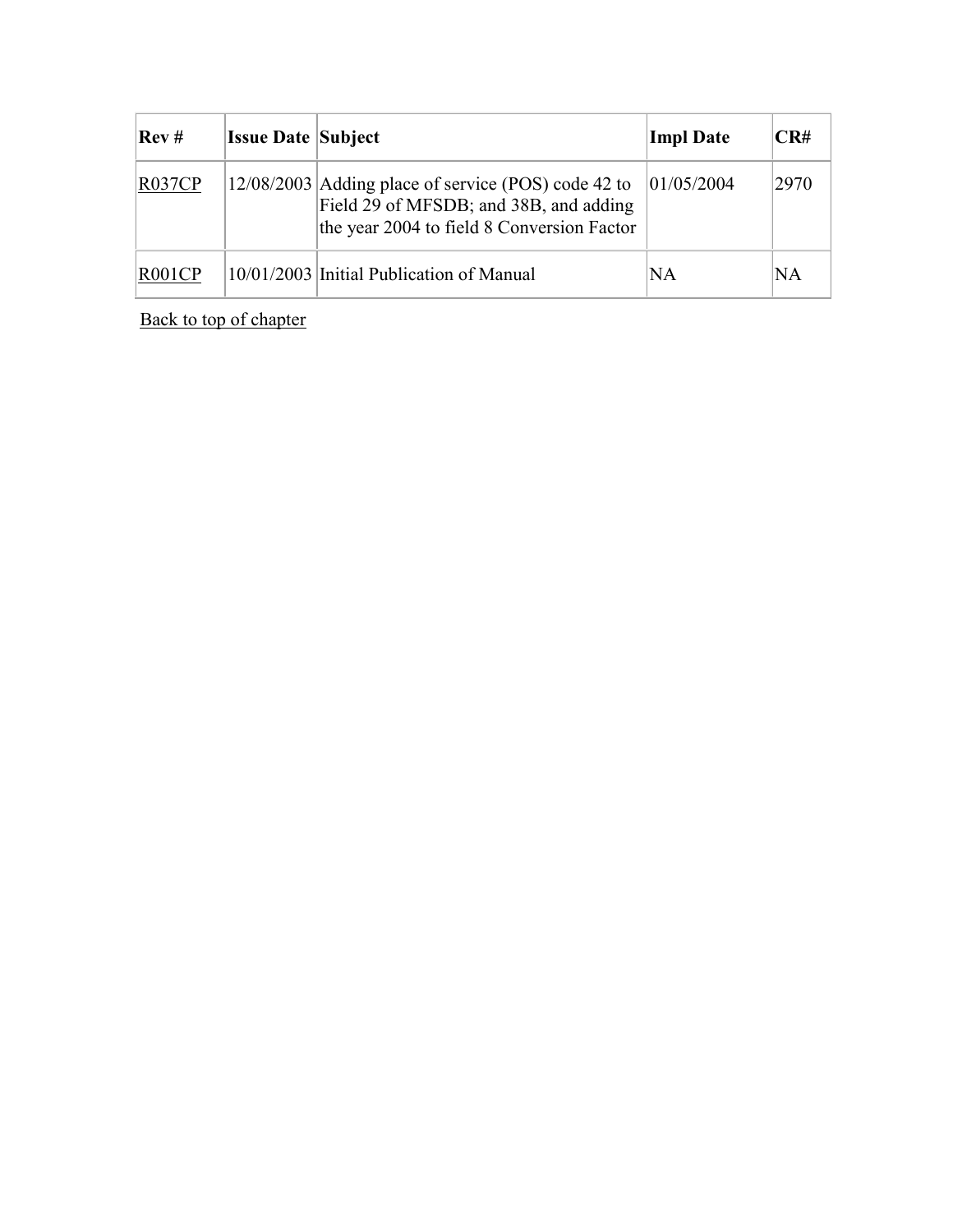| Rev # | Issue Date | Subject | Impl Date | CR# |
|---|---|---|---|---|
| R037CP | 12/08/2003 | Adding place of service (POS) code 42 to Field 29 of MFSDB; and 38B, and adding the year 2004 to field 8 Conversion Factor | 01/05/2004 | 2970 |
| R001CP | 10/01/2003 | Initial Publication of Manual | NA | NA |

Back to top of chapter